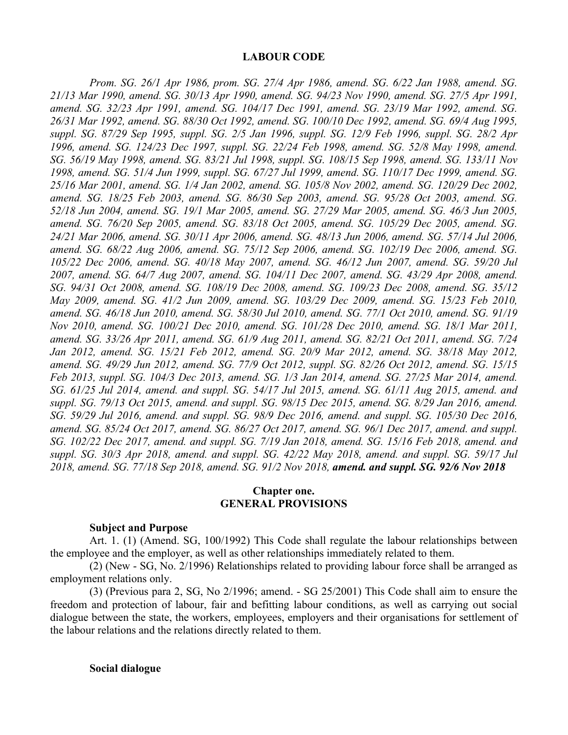# LABOUR CODE

*Prom. SG. 26/1 Apr 1986, prom. SG. 27/4 Apr 1986, amend. SG. 6/22 Jan 1988, amend. SG. 21/13 Mar 1990, amend. SG. 30/13 Apr 1990, amend. SG. 94/23 Nov 1990, amend. SG. 27/5 Apr 1991, amend. SG. 32/23 Apr 1991, amend. SG. 104/17 Dec 1991, amend. SG. 23/19 Mar 1992, amend. SG. 26/31 Mar 1992, amend. SG. 88/30 Oct 1992, amend. SG. 100/10 Dec 1992, amend. SG. 69/4 Aug 1995, suppl. SG. 87/29 Sep 1995, suppl. SG. 2/5 Jan 1996, suppl. SG. 12/9 Feb 1996, suppl. SG. 28/2 Apr 1996, amend. SG. 124/23 Dec 1997, suppl. SG. 22/24 Feb 1998, amend. SG. 52/8 May 1998, amend. SG. 56/19 May 1998, amend. SG. 83/21 Jul 1998, suppl. SG. 108/15 Sep 1998, amend. SG. 133/11 Nov 1998, amend. SG. 51/4 Jun 1999, suppl. SG. 67/27 Jul 1999, amend. SG. 110/17 Dec 1999, amend. SG. 25/16 Mar 2001, amend. SG. 1/4 Jan 2002, amend. SG. 105/8 Nov 2002, amend. SG. 120/29 Dec 2002, amend. SG. 18/25 Feb 2003, amend. SG. 86/30 Sep 2003, amend. SG. 95/28 Oct 2003, amend. SG. 52/18 Jun 2004, amend. SG. 19/1 Mar 2005, amend. SG. 27/29 Mar 2005, amend. SG. 46/3 Jun 2005, amend. SG. 76/20 Sep 2005, amend. SG. 83/18 Oct 2005, amend. SG. 105/29 Dec 2005, amend. SG. 24/21 Mar 2006, amend. SG. 30/11 Apr 2006, amend. SG. 48/13 Jun 2006, amend. SG. 57/14 Jul 2006, amend. SG. 68/22 Aug 2006, amend. SG. 75/12 Sep 2006, amend. SG. 102/19 Dec 2006, amend. SG. 105/22 Dec 2006, amend. SG. 40/18 May 2007, amend. SG. 46/12 Jun 2007, amend. SG. 59/20 Jul 2007, amend. SG. 64/7 Aug 2007, amend. SG. 104/11 Dec 2007, amend. SG. 43/29 Apr 2008, amend. SG. 94/31 Oct 2008, amend. SG. 108/19 Dec 2008, amend. SG. 109/23 Dec 2008, amend. SG. 35/12 May 2009, amend. SG. 41/2 Jun 2009, amend. SG. 103/29 Dec 2009, amend. SG. 15/23 Feb 2010, amend. SG. 46/18 Jun 2010, amend. SG. 58/30 Jul 2010, amend. SG. 77/1 Oct 2010, amend. SG. 91/19 Nov 2010, amend. SG. 100/21 Dec 2010, amend. SG. 101/28 Dec 2010, amend. SG. 18/1 Mar 2011, amend. SG. 33/26 Apr 2011, amend. SG. 61/9 Aug 2011, amend. SG. 82/21 Oct 2011, amend. SG. 7/24 Jan 2012, amend. SG. 15/21 Feb 2012, amend. SG. 20/9 Mar 2012, amend. SG. 38/18 May 2012, amend. SG. 49/29 Jun 2012, amend. SG. 77/9 Oct 2012, suppl. SG. 82/26 Oct 2012, amend. SG. 15/15 Feb 2013, suppl. SG. 104/3 Dec 2013, amend. SG. 1/3 Jan 2014, amend. SG. 27/25 Mar 2014, amend. SG. 61/25 Jul 2014, amend. and suppl. SG. 54/17 Jul 2015, amend. SG. 61/11 Aug 2015, amend. and suppl. SG. 79/13 Oct 2015, amend. and suppl. SG. 98/15 Dec 2015, amend. SG. 8/29 Jan 2016, amend. SG. 59/29 Jul 2016, amend. and suppl. SG. 98/9 Dec 2016, amend. and suppl. SG. 105/30 Dec 2016, amend. SG. 85/24 Oct 2017, amend. SG. 86/27 Oct 2017, amend. SG. 96/1 Dec 2017, amend. and suppl. SG. 102/22 Dec 2017, amend. and suppl. SG. 7/19 Jan 2018, amend. SG. 15/16 Feb 2018, amend. and suppl. SG. 30/3 Apr 2018, amend. and suppl. SG. 42/22 May 2018, amend. and suppl. SG. 59/17 Jul 2018, amend. SG. 77/18 Sep 2018, amend. SG. 91/2 Nov 2018,* ***amend. and suppl. SG. 92/6 Nov 2018***

## Chapter one.
## GENERAL PROVISIONS

**Subject and Purpose**

Art. 1. (1) (Amend. SG, 100/1992) This Code shall regulate the labour relationships between the employee and the employer, as well as other relationships immediately related to them.

(2) (New - SG, No. 2/1996) Relationships related to providing labour force shall be arranged as employment relations only.

(3) (Previous para 2, SG, No 2/1996; amend. - SG 25/2001) This Code shall aim to ensure the freedom and protection of labour, fair and befitting labour conditions, as well as carrying out social dialogue between the state, the workers, employees, employers and their organisations for settlement of the labour relations and the relations directly related to them.

**Social dialogue**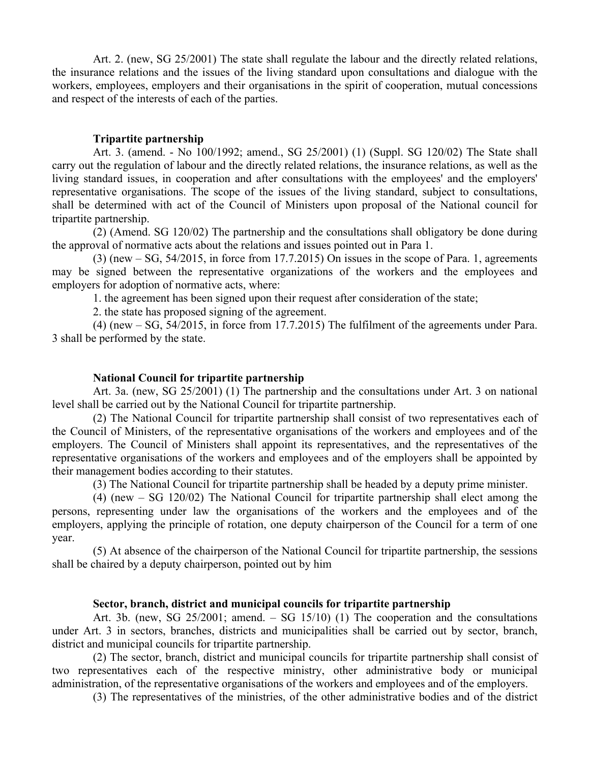Art. 2. (new, SG 25/2001) The state shall regulate the labour and the directly related relations, the insurance relations and the issues of the living standard upon consultations and dialogue with the workers, employees, employers and their organisations in the spirit of cooperation, mutual concessions and respect of the interests of each of the parties.

**Tripartite partnership**

Art. 3. (amend. - No 100/1992; amend., SG 25/2001) (1) (Suppl. SG 120/02) The State shall carry out the regulation of labour and the directly related relations, the insurance relations, as well as the living standard issues, in cooperation and after consultations with the employees' and the employers' representative organisations. The scope of the issues of the living standard, subject to consultations, shall be determined with act of the Council of Ministers upon proposal of the National council for tripartite partnership.

(2) (Amend. SG 120/02) The partnership and the consultations shall obligatory be done during the approval of normative acts about the relations and issues pointed out in Para 1.

(3) (new – SG, 54/2015, in force from 17.7.2015) On issues in the scope of Para. 1, agreements may be signed between the representative organizations of the workers and the employees and employers for adoption of normative acts, where:

1. the agreement has been signed upon their request after consideration of the state;

2. the state has proposed signing of the agreement.

(4) (new – SG, 54/2015, in force from 17.7.2015) The fulfilment of the agreements under Para. 3 shall be performed by the state.

**National Council for tripartite partnership**

Art. 3a. (new, SG 25/2001) (1) The partnership and the consultations under Art. 3 on national level shall be carried out by the National Council for tripartite partnership.

(2) The National Council for tripartite partnership shall consist of two representatives each of the Council of Ministers, of the representative organisations of the workers and employees and of the employers. The Council of Ministers shall appoint its representatives, and the representatives of the representative organisations of the workers and employees and of the employers shall be appointed by their management bodies according to their statutes.

(3) The National Council for tripartite partnership shall be headed by a deputy prime minister.

(4) (new – SG 120/02) The National Council for tripartite partnership shall elect among the persons, representing under law the organisations of the workers and the employees and of the employers, applying the principle of rotation, one deputy chairperson of the Council for a term of one year.

(5) At absence of the chairperson of the National Council for tripartite partnership, the sessions shall be chaired by a deputy chairperson, pointed out by him

**Sector, branch, district and municipal councils for tripartite partnership**

Art. 3b. (new, SG 25/2001; amend. – SG 15/10) (1) The cooperation and the consultations under Art. 3 in sectors, branches, districts and municipalities shall be carried out by sector, branch, district and municipal councils for tripartite partnership.

(2) The sector, branch, district and municipal councils for tripartite partnership shall consist of two representatives each of the respective ministry, other administrative body or municipal administration, of the representative organisations of the workers and employees and of the employers.

(3) The representatives of the ministries, of the other administrative bodies and of the district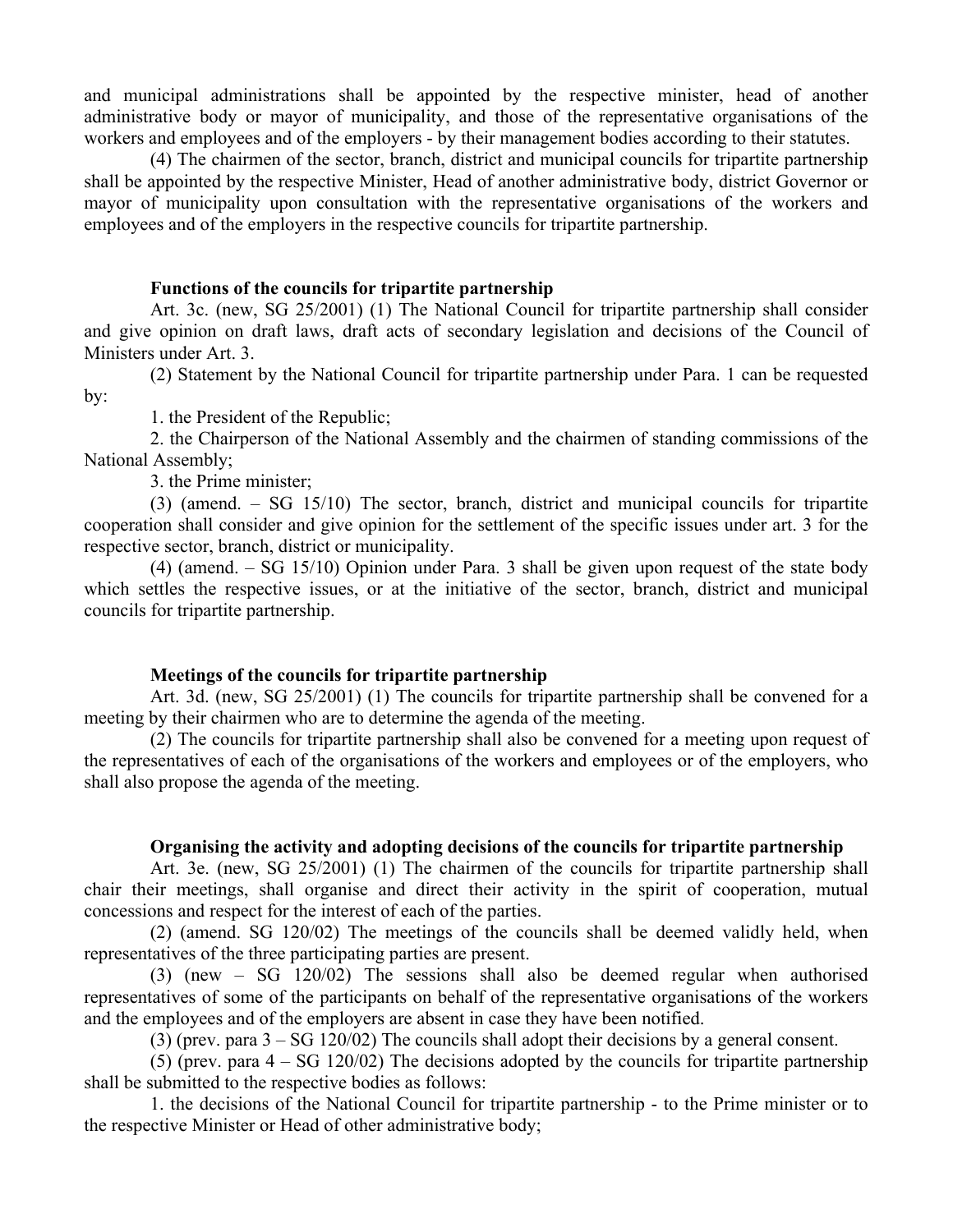and municipal administrations shall be appointed by the respective minister, head of another administrative body or mayor of municipality, and those of the representative organisations of the workers and employees and of the employers - by their management bodies according to their statutes.

(4) The chairmen of the sector, branch, district and municipal councils for tripartite partnership shall be appointed by the respective Minister, Head of another administrative body, district Governor or mayor of municipality upon consultation with the representative organisations of the workers and employees and of the employers in the respective councils for tripartite partnership.

**Functions of the councils for tripartite partnership**

Art. 3c. (new, SG 25/2001) (1) The National Council for tripartite partnership shall consider and give opinion on draft laws, draft acts of secondary legislation and decisions of the Council of Ministers under Art. 3.

(2) Statement by the National Council for tripartite partnership under Para. 1 can be requested by:

1. the President of the Republic;

2. the Chairperson of the National Assembly and the chairmen of standing commissions of the National Assembly;

3. the Prime minister;

(3) (amend. – SG 15/10) The sector, branch, district and municipal councils for tripartite cooperation shall consider and give opinion for the settlement of the specific issues under art. 3 for the respective sector, branch, district or municipality.

(4) (amend. – SG 15/10) Opinion under Para. 3 shall be given upon request of the state body which settles the respective issues, or at the initiative of the sector, branch, district and municipal councils for tripartite partnership.

**Meetings of the councils for tripartite partnership**

Art. 3d. (new, SG 25/2001) (1) The councils for tripartite partnership shall be convened for a meeting by their chairmen who are to determine the agenda of the meeting.

(2) The councils for tripartite partnership shall also be convened for a meeting upon request of the representatives of each of the organisations of the workers and employees or of the employers, who shall also propose the agenda of the meeting.

**Organising the activity and adopting decisions of the councils for tripartite partnership**

Art. 3e. (new, SG 25/2001) (1) The chairmen of the councils for tripartite partnership shall chair their meetings, shall organise and direct their activity in the spirit of cooperation, mutual concessions and respect for the interest of each of the parties.

(2) (amend. SG 120/02) The meetings of the councils shall be deemed validly held, when representatives of the three participating parties are present.

(3) (new – SG 120/02) The sessions shall also be deemed regular when authorised representatives of some of the participants on behalf of the representative organisations of the workers and the employees and of the employers are absent in case they have been notified.

(3) (prev. para 3 – SG 120/02) The councils shall adopt their decisions by a general consent.

(5) (prev. para 4 – SG 120/02) The decisions adopted by the councils for tripartite partnership shall be submitted to the respective bodies as follows:

1. the decisions of the National Council for tripartite partnership - to the Prime minister or to the respective Minister or Head of other administrative body;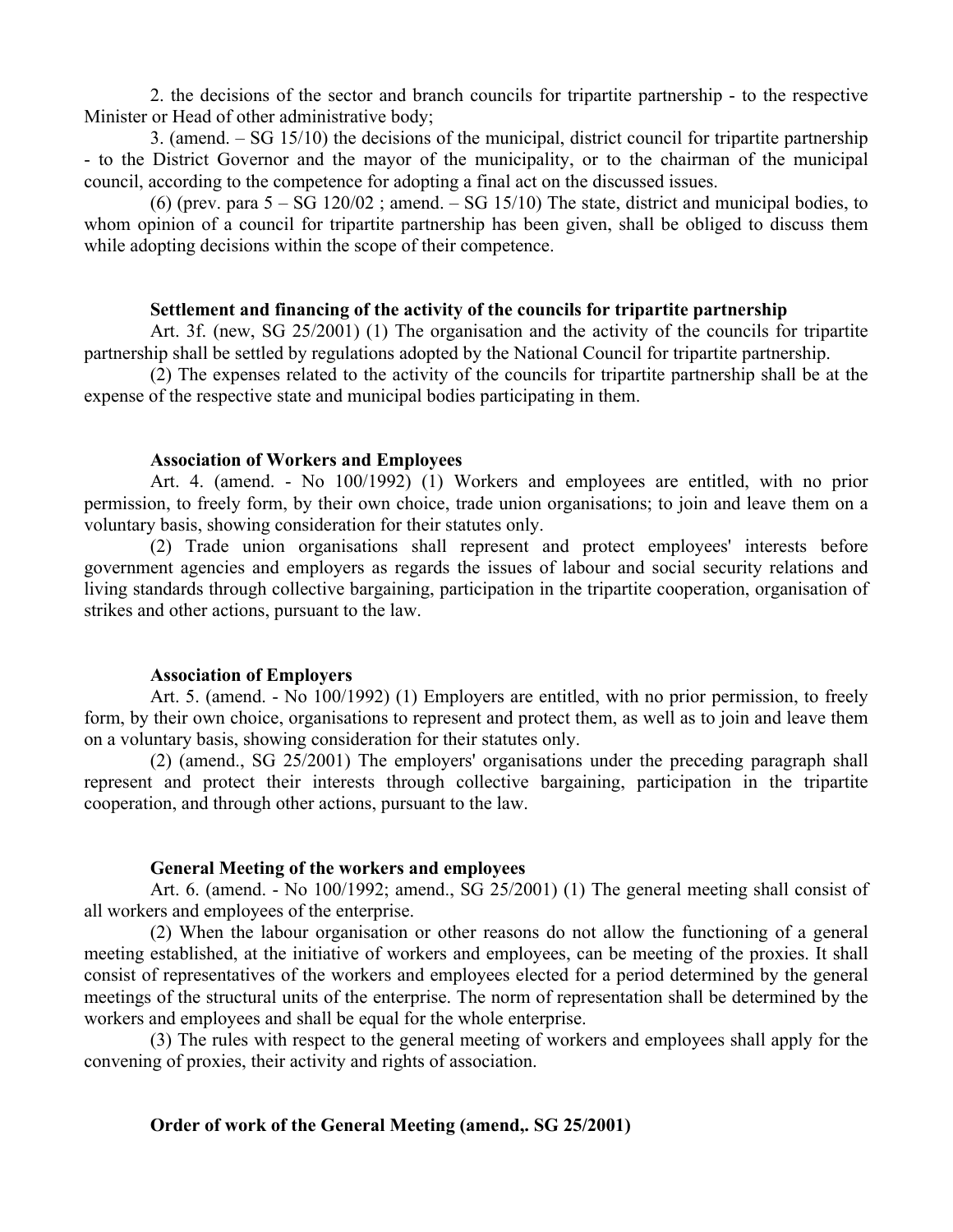2. the decisions of the sector and branch councils for tripartite partnership - to the respective Minister or Head of other administrative body;

3. (amend. – SG 15/10) the decisions of the municipal, district council for tripartite partnership - to the District Governor and the mayor of the municipality, or to the chairman of the municipal council, according to the competence for adopting a final act on the discussed issues.

(6) (prev. para 5 – SG 120/02 ; amend. – SG 15/10) The state, district and municipal bodies, to whom opinion of a council for tripartite partnership has been given, shall be obliged to discuss them while adopting decisions within the scope of their competence.

**Settlement and financing of the activity of the councils for tripartite partnership**

Art. 3f. (new, SG 25/2001) (1) The organisation and the activity of the councils for tripartite partnership shall be settled by regulations adopted by the National Council for tripartite partnership.

(2) The expenses related to the activity of the councils for tripartite partnership shall be at the expense of the respective state and municipal bodies participating in them.

**Association of Workers and Employees**

Art. 4. (amend. - No 100/1992) (1) Workers and employees are entitled, with no prior permission, to freely form, by their own choice, trade union organisations; to join and leave them on a voluntary basis, showing consideration for their statutes only.

(2) Trade union organisations shall represent and protect employees' interests before government agencies and employers as regards the issues of labour and social security relations and living standards through collective bargaining, participation in the tripartite cooperation, organisation of strikes and other actions, pursuant to the law.

**Association of Employers**

Art. 5. (amend. - No 100/1992) (1) Employers are entitled, with no prior permission, to freely form, by their own choice, organisations to represent and protect them, as well as to join and leave them on a voluntary basis, showing consideration for their statutes only.

(2) (amend., SG 25/2001) The employers' organisations under the preceding paragraph shall represent and protect their interests through collective bargaining, participation in the tripartite cooperation, and through other actions, pursuant to the law.

**General Meeting of the workers and employees**

Art. 6. (amend. - No 100/1992; amend., SG 25/2001) (1) The general meeting shall consist of all workers and employees of the enterprise.

(2) When the labour organisation or other reasons do not allow the functioning of a general meeting established, at the initiative of workers and employees, can be meeting of the proxies. It shall consist of representatives of the workers and employees elected for a period determined by the general meetings of the structural units of the enterprise. The norm of representation shall be determined by the workers and employees and shall be equal for the whole enterprise.

(3) The rules with respect to the general meeting of workers and employees shall apply for the convening of proxies, their activity and rights of association.

**Order of work of the General Meeting (amend,. SG 25/2001)**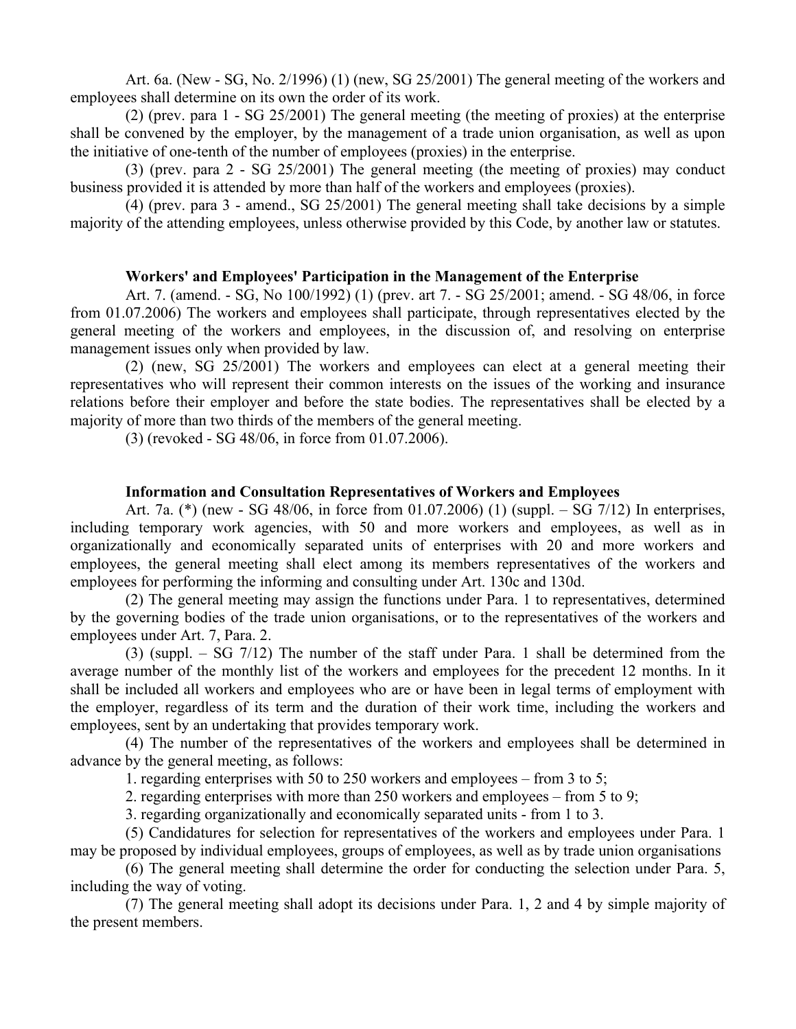Art. 6a. (New - SG, No. 2/1996) (1) (new, SG 25/2001) The general meeting of the workers and employees shall determine on its own the order of its work.

(2) (prev. para 1 - SG 25/2001) The general meeting (the meeting of proxies) at the enterprise shall be convened by the employer, by the management of a trade union organisation, as well as upon the initiative of one-tenth of the number of employees (proxies) in the enterprise.

(3) (prev. para 2 - SG 25/2001) The general meeting (the meeting of proxies) may conduct business provided it is attended by more than half of the workers and employees (proxies).

(4) (prev. para 3 - amend., SG 25/2001) The general meeting shall take decisions by a simple majority of the attending employees, unless otherwise provided by this Code, by another law or statutes.

**Workers' and Employees' Participation in the Management of the Enterprise**

Art. 7. (amend. - SG, No 100/1992) (1) (prev. art 7. - SG 25/2001; amend. - SG 48/06, in force from 01.07.2006) The workers and employees shall participate, through representatives elected by the general meeting of the workers and employees, in the discussion of, and resolving on enterprise management issues only when provided by law.

(2) (new, SG 25/2001) The workers and employees can elect at a general meeting their representatives who will represent their common interests on the issues of the working and insurance relations before their employer and before the state bodies. The representatives shall be elected by a majority of more than two thirds of the members of the general meeting.

(3) (revoked - SG 48/06, in force from 01.07.2006).

**Information and Consultation Representatives of Workers and Employees**

Art. 7a. (*) (new - SG 48/06, in force from 01.07.2006) (1) (suppl. – SG 7/12) In enterprises, including temporary work agencies, with 50 and more workers and employees, as well as in organizationally and economically separated units of enterprises with 20 and more workers and employees, the general meeting shall elect among its members representatives of the workers and employees for performing the informing and consulting under Art. 130c and 130d.

(2) The general meeting may assign the functions under Para. 1 to representatives, determined by the governing bodies of the trade union organisations, or to the representatives of the workers and employees under Art. 7, Para. 2.

(3) (suppl. – SG 7/12) The number of the staff under Para. 1 shall be determined from the average number of the monthly list of the workers and employees for the precedent 12 months. In it shall be included all workers and employees who are or have been in legal terms of employment with the employer, regardless of its term and the duration of their work time, including the workers and employees, sent by an undertaking that provides temporary work.

(4) The number of the representatives of the workers and employees shall be determined in advance by the general meeting, as follows:

1. regarding enterprises with 50 to 250 workers and employees – from 3 to 5;
2. regarding enterprises with more than 250 workers and employees – from 5 to 9;
3. regarding organizationally and economically separated units - from 1 to 3.

(5) Candidatures for selection for representatives of the workers and employees under Para. 1 may be proposed by individual employees, groups of employees, as well as by trade union organisations

(6) The general meeting shall determine the order for conducting the selection under Para. 5, including the way of voting.

(7) The general meeting shall adopt its decisions under Para. 1, 2 and 4 by simple majority of the present members.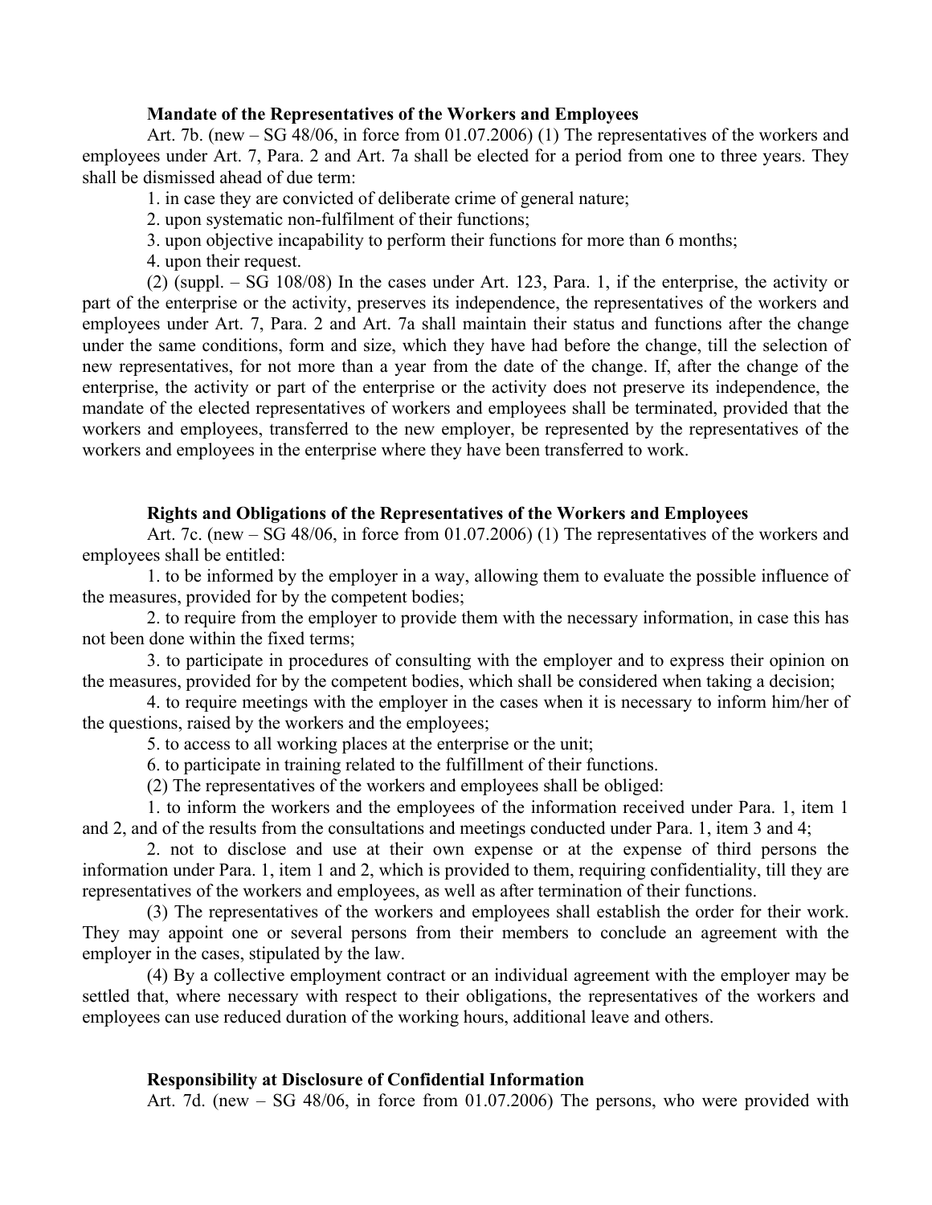### Mandate of the Representatives of the Workers and Employees

Art. 7b. (new – SG 48/06, in force from 01.07.2006) (1) The representatives of the workers and employees under Art. 7, Para. 2 and Art. 7a shall be elected for a period from one to three years. They shall be dismissed ahead of due term:

1. in case they are convicted of deliberate crime of general nature;
2. upon systematic non-fulfilment of their functions;
3. upon objective incapability to perform their functions for more than 6 months;
4. upon their request.

(2) (suppl. – SG 108/08) In the cases under Art. 123, Para. 1, if the enterprise, the activity or part of the enterprise or the activity, preserves its independence, the representatives of the workers and employees under Art. 7, Para. 2 and Art. 7a shall maintain their status and functions after the change under the same conditions, form and size, which they have had before the change, till the selection of new representatives, for not more than a year from the date of the change. If, after the change of the enterprise, the activity or part of the enterprise or the activity does not preserve its independence, the mandate of the elected representatives of workers and employees shall be terminated, provided that the workers and employees, transferred to the new employer, be represented by the representatives of the workers and employees in the enterprise where they have been transferred to work.

### Rights and Obligations of the Representatives of the Workers and Employees

Art. 7c. (new – SG 48/06, in force from 01.07.2006) (1) The representatives of the workers and employees shall be entitled:

1. to be informed by the employer in a way, allowing them to evaluate the possible influence of the measures, provided for by the competent bodies;
2. to require from the employer to provide them with the necessary information, in case this has not been done within the fixed terms;
3. to participate in procedures of consulting with the employer and to express their opinion on the measures, provided for by the competent bodies, which shall be considered when taking a decision;
4. to require meetings with the employer in the cases when it is necessary to inform him/her of the questions, raised by the workers and the employees;
5. to access to all working places at the enterprise or the unit;
6. to participate in training related to the fulfillment of their functions.

(2) The representatives of the workers and employees shall be obliged:

1. to inform the workers and the employees of the information received under Para. 1, item 1 and 2, and of the results from the consultations and meetings conducted under Para. 1, item 3 and 4;
2. not to disclose and use at their own expense or at the expense of third persons the information under Para. 1, item 1 and 2, which is provided to them, requiring confidentiality, till they are representatives of the workers and employees, as well as after termination of their functions.

(3) The representatives of the workers and employees shall establish the order for their work. They may appoint one or several persons from their members to conclude an agreement with the employer in the cases, stipulated by the law.

(4) By a collective employment contract or an individual agreement with the employer may be settled that, where necessary with respect to their obligations, the representatives of the workers and employees can use reduced duration of the working hours, additional leave and others.

### Responsibility at Disclosure of Confidential Information

Art. 7d. (new – SG 48/06, in force from 01.07.2006) The persons, who were provided with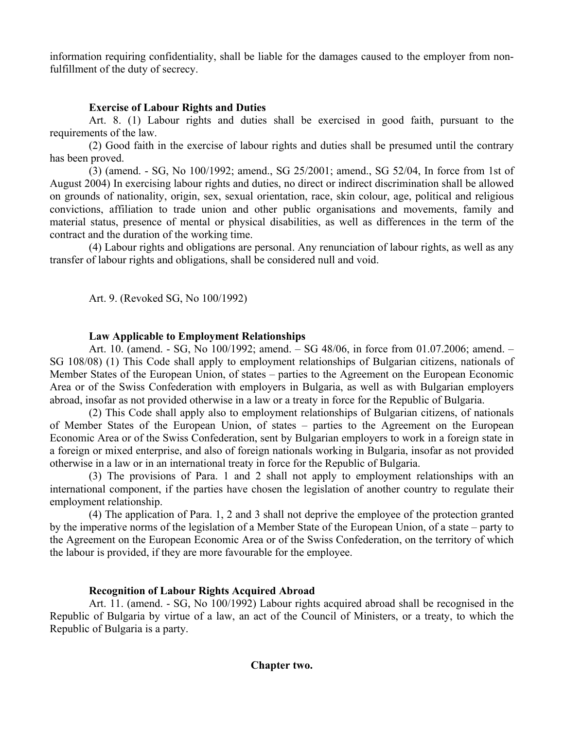information requiring confidentiality, shall be liable for the damages caused to the employer from non-fulfillment of the duty of secrecy.

**Exercise of Labour Rights and Duties**

Art. 8. (1) Labour rights and duties shall be exercised in good faith, pursuant to the requirements of the law.

(2) Good faith in the exercise of labour rights and duties shall be presumed until the contrary has been proved.

(3) (amend. - SG, No 100/1992; amend., SG 25/2001; amend., SG 52/04, In force from 1st of August 2004) In exercising labour rights and duties, no direct or indirect discrimination shall be allowed on grounds of nationality, origin, sex, sexual orientation, race, skin colour, age, political and religious convictions, affiliation to trade union and other public organisations and movements, family and material status, presence of mental or physical disabilities, as well as differences in the term of the contract and the duration of the working time.

(4) Labour rights and obligations are personal. Any renunciation of labour rights, as well as any transfer of labour rights and obligations, shall be considered null and void.

Art. 9. (Revoked SG, No 100/1992)

**Law Applicable to Employment Relationships**

Art. 10. (amend. - SG, No 100/1992; amend. – SG 48/06, in force from 01.07.2006; amend. – SG 108/08) (1) This Code shall apply to employment relationships of Bulgarian citizens, nationals of Member States of the European Union, of states – parties to the Agreement on the European Economic Area or of the Swiss Confederation with employers in Bulgaria, as well as with Bulgarian employers abroad, insofar as not provided otherwise in a law or a treaty in force for the Republic of Bulgaria.

(2) This Code shall apply also to employment relationships of Bulgarian citizens, of nationals of Member States of the European Union, of states – parties to the Agreement on the European Economic Area or of the Swiss Confederation, sent by Bulgarian employers to work in a foreign state in a foreign or mixed enterprise, and also of foreign nationals working in Bulgaria, insofar as not provided otherwise in a law or in an international treaty in force for the Republic of Bulgaria.

(3) The provisions of Para. 1 and 2 shall not apply to employment relationships with an international component, if the parties have chosen the legislation of another country to regulate their employment relationship.

(4) The application of Para. 1, 2 and 3 shall not deprive the employee of the protection granted by the imperative norms of the legislation of a Member State of the European Union, of a state – party to the Agreement on the European Economic Area or of the Swiss Confederation, on the territory of which the labour is provided, if they are more favourable for the employee.

**Recognition of Labour Rights Acquired Abroad**

Art. 11. (amend. - SG, No 100/1992) Labour rights acquired abroad shall be recognised in the Republic of Bulgaria by virtue of a law, an act of the Council of Ministers, or a treaty, to which the Republic of Bulgaria is a party.

## Chapter two.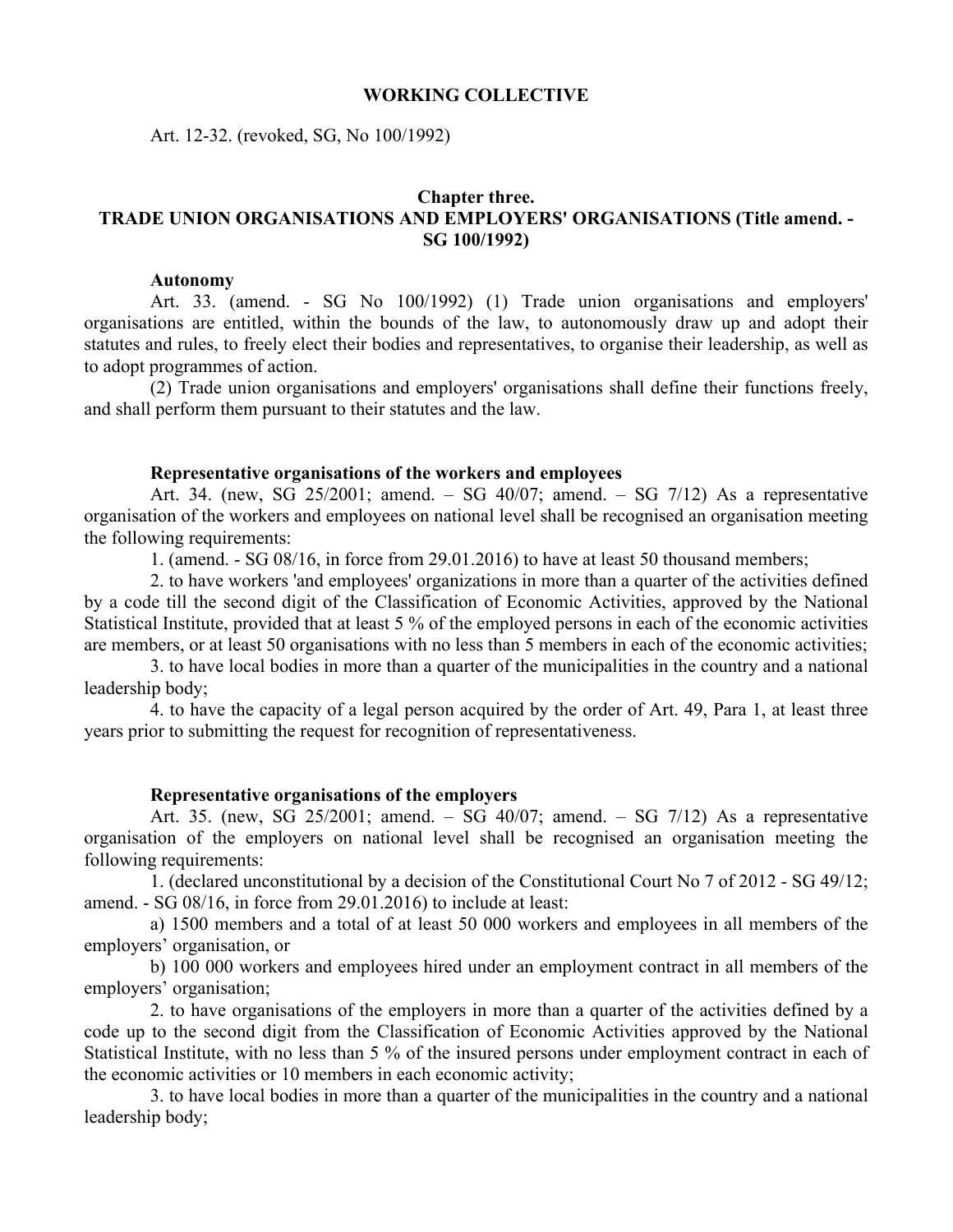**WORKING COLLECTIVE**

Art. 12-32. (revoked, SG, No 100/1992)

## Chapter three. TRADE UNION ORGANISATIONS AND EMPLOYERS' ORGANISATIONS (Title amend. - SG 100/1992)

**Autonomy**

Art. 33. (amend. - SG No 100/1992) (1) Trade union organisations and employers' organisations are entitled, within the bounds of the law, to autonomously draw up and adopt their statutes and rules, to freely elect their bodies and representatives, to organise their leadership, as well as to adopt programmes of action.

(2) Trade union organisations and employers' organisations shall define their functions freely, and shall perform them pursuant to their statutes and the law.

**Representative organisations of the workers and employees**

Art. 34. (new, SG 25/2001; amend. – SG 40/07; amend. – SG 7/12) As a representative organisation of the workers and employees on national level shall be recognised an organisation meeting the following requirements:

1. (amend. - SG 08/16, in force from 29.01.2016) to have at least 50 thousand members;

2. to have workers 'and employees' organizations in more than a quarter of the activities defined by a code till the second digit of the Classification of Economic Activities, approved by the National Statistical Institute, provided that at least 5 % of the employed persons in each of the economic activities are members, or at least 50 organisations with no less than 5 members in each of the economic activities;

3. to have local bodies in more than a quarter of the municipalities in the country and a national leadership body;

4. to have the capacity of a legal person acquired by the order of Art. 49, Para 1, at least three years prior to submitting the request for recognition of representativeness.

**Representative organisations of the employers**

Art. 35. (new, SG 25/2001; amend. – SG 40/07; amend. – SG 7/12) As a representative organisation of the employers on national level shall be recognised an organisation meeting the following requirements:

1. (declared unconstitutional by a decision of the Constitutional Court No 7 of 2012 - SG 49/12; amend. - SG 08/16, in force from 29.01.2016) to include at least:

a) 1500 members and a total of at least 50 000 workers and employees in all members of the employers' organisation, or

b) 100 000 workers and employees hired under an employment contract in all members of the employers' organisation;

2. to have organisations of the employers in more than a quarter of the activities defined by a code up to the second digit from the Classification of Economic Activities approved by the National Statistical Institute, with no less than 5 % of the insured persons under employment contract in each of the economic activities or 10 members in each economic activity;

3. to have local bodies in more than a quarter of the municipalities in the country and a national leadership body;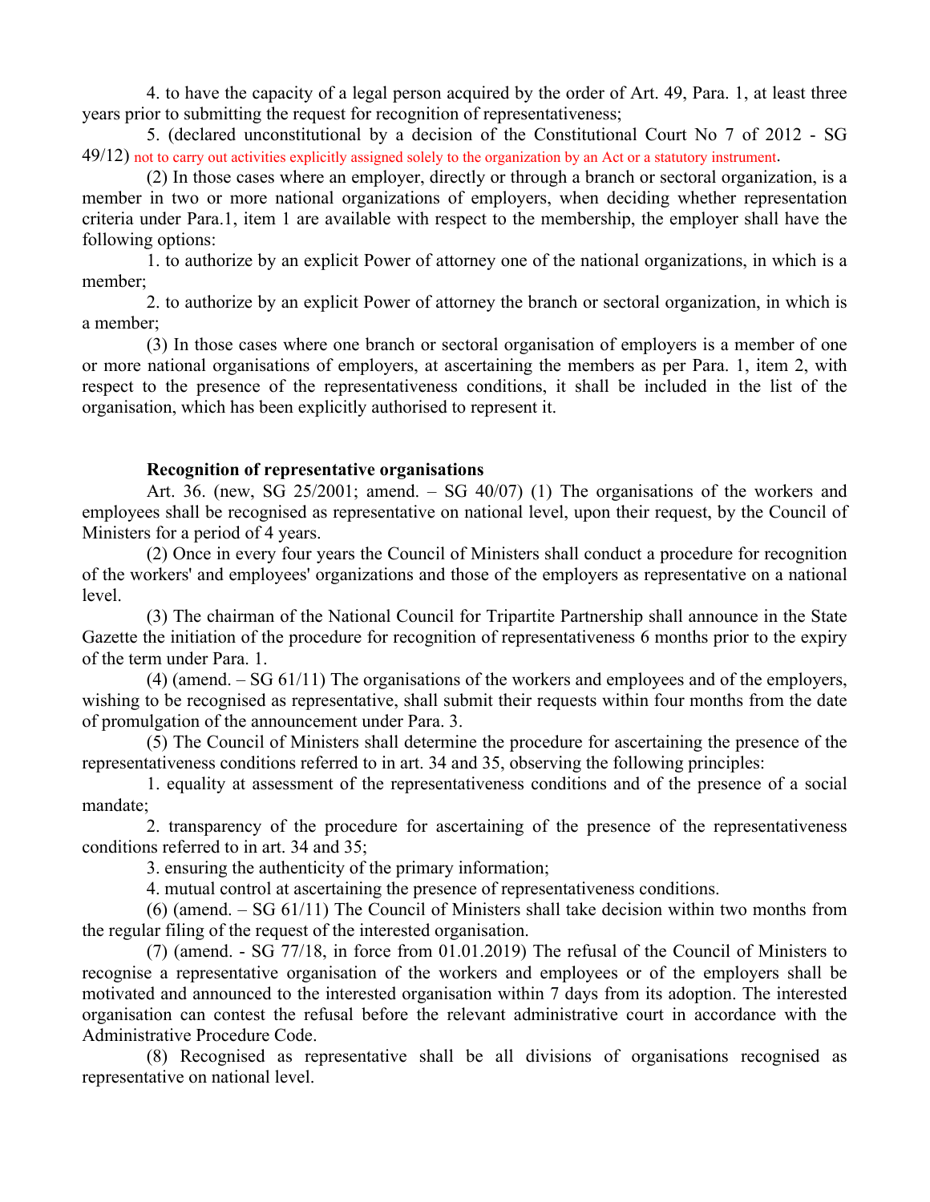4. to have the capacity of a legal person acquired by the order of Art. 49, Para. 1, at least three years prior to submitting the request for recognition of representativeness;

5. (declared unconstitutional by a decision of the Constitutional Court No 7 of 2012 - SG 49/12) not to carry out activities explicitly assigned solely to the organization by an Act or a statutory instrument.

(2) In those cases where an employer, directly or through a branch or sectoral organization, is a member in two or more national organizations of employers, when deciding whether representation criteria under Para.1, item 1 are available with respect to the membership, the employer shall have the following options:

1. to authorize by an explicit Power of attorney one of the national organizations, in which is a member;

2. to authorize by an explicit Power of attorney the branch or sectoral organization, in which is a member;

(3) In those cases where one branch or sectoral organisation of employers is a member of one or more national organisations of employers, at ascertaining the members as per Para. 1, item 2, with respect to the presence of the representativeness conditions, it shall be included in the list of the organisation, which has been explicitly authorised to represent it.

**Recognition of representative organisations**

Art. 36. (new, SG 25/2001; amend. – SG 40/07) (1) The organisations of the workers and employees shall be recognised as representative on national level, upon their request, by the Council of Ministers for a period of 4 years.

(2) Once in every four years the Council of Ministers shall conduct a procedure for recognition of the workers' and employees' organizations and those of the employers as representative on a national level.

(3) The chairman of the National Council for Tripartite Partnership shall announce in the State Gazette the initiation of the procedure for recognition of representativeness 6 months prior to the expiry of the term under Para. 1.

(4) (amend. – SG 61/11) The organisations of the workers and employees and of the employers, wishing to be recognised as representative, shall submit their requests within four months from the date of promulgation of the announcement under Para. 3.

(5) The Council of Ministers shall determine the procedure for ascertaining the presence of the representativeness conditions referred to in art. 34 and 35, observing the following principles:

1. equality at assessment of the representativeness conditions and of the presence of a social mandate;

2. transparency of the procedure for ascertaining of the presence of the representativeness conditions referred to in art. 34 and 35;

3. ensuring the authenticity of the primary information;

4. mutual control at ascertaining the presence of representativeness conditions.

(6) (amend. – SG 61/11) The Council of Ministers shall take decision within two months from the regular filing of the request of the interested organisation.

(7) (amend. - SG 77/18, in force from 01.01.2019) The refusal of the Council of Ministers to recognise a representative organisation of the workers and employees or of the employers shall be motivated and announced to the interested organisation within 7 days from its adoption. The interested organisation can contest the refusal before the relevant administrative court in accordance with the Administrative Procedure Code.

(8) Recognised as representative shall be all divisions of organisations recognised as representative on national level.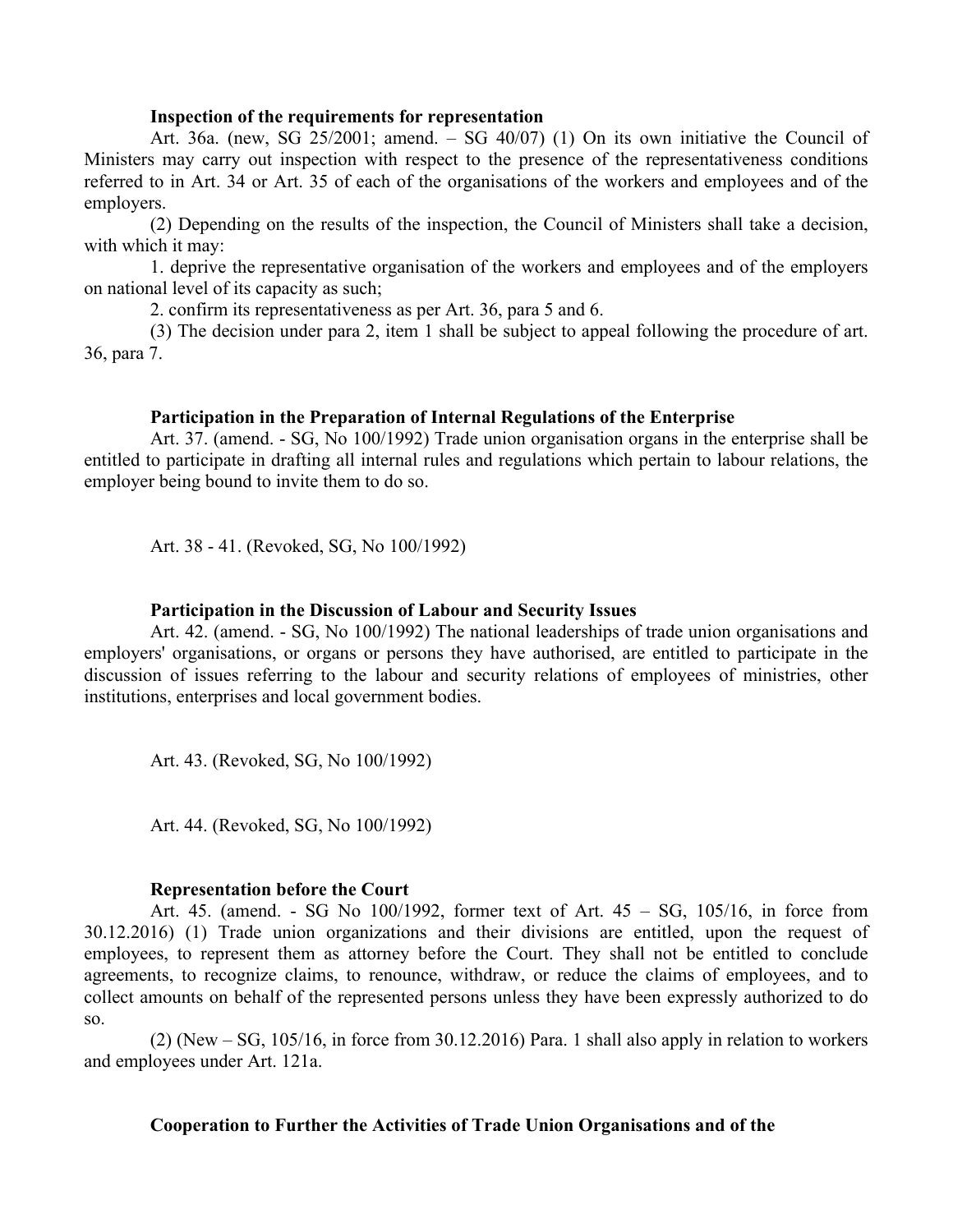**Inspection of the requirements for representation**

Art. 36a. (new, SG 25/2001; amend. – SG 40/07) (1) On its own initiative the Council of Ministers may carry out inspection with respect to the presence of the representativeness conditions referred to in Art. 34 or Art. 35 of each of the organisations of the workers and employees and of the employers.

(2) Depending on the results of the inspection, the Council of Ministers shall take a decision, with which it may:

1. deprive the representative organisation of the workers and employees and of the employers on national level of its capacity as such;

2. confirm its representativeness as per Art. 36, para 5 and 6.

(3) The decision under para 2, item 1 shall be subject to appeal following the procedure of art. 36, para 7.

**Participation in the Preparation of Internal Regulations of the Enterprise**

Art. 37. (amend. - SG, No 100/1992) Trade union organisation organs in the enterprise shall be entitled to participate in drafting all internal rules and regulations which pertain to labour relations, the employer being bound to invite them to do so.

Art. 38 - 41. (Revoked, SG, No 100/1992)

**Participation in the Discussion of Labour and Security Issues**

Art. 42. (amend. - SG, No 100/1992) The national leaderships of trade union organisations and employers' organisations, or organs or persons they have authorised, are entitled to participate in the discussion of issues referring to the labour and security relations of employees of ministries, other institutions, enterprises and local government bodies.

Art. 43. (Revoked, SG, No 100/1992)

Art. 44. (Revoked, SG, No 100/1992)

**Representation before the Court**

Art. 45. (amend. - SG No 100/1992, former text of Art. 45 – SG, 105/16, in force from 30.12.2016) (1) Trade union organizations and their divisions are entitled, upon the request of employees, to represent them as attorney before the Court. They shall not be entitled to conclude agreements, to recognize claims, to renounce, withdraw, or reduce the claims of employees, and to collect amounts on behalf of the represented persons unless they have been expressly authorized to do so.

(2) (New – SG, 105/16, in force from 30.12.2016) Para. 1 shall also apply in relation to workers and employees under Art. 121a.

**Cooperation to Further the Activities of Trade Union Organisations and of the**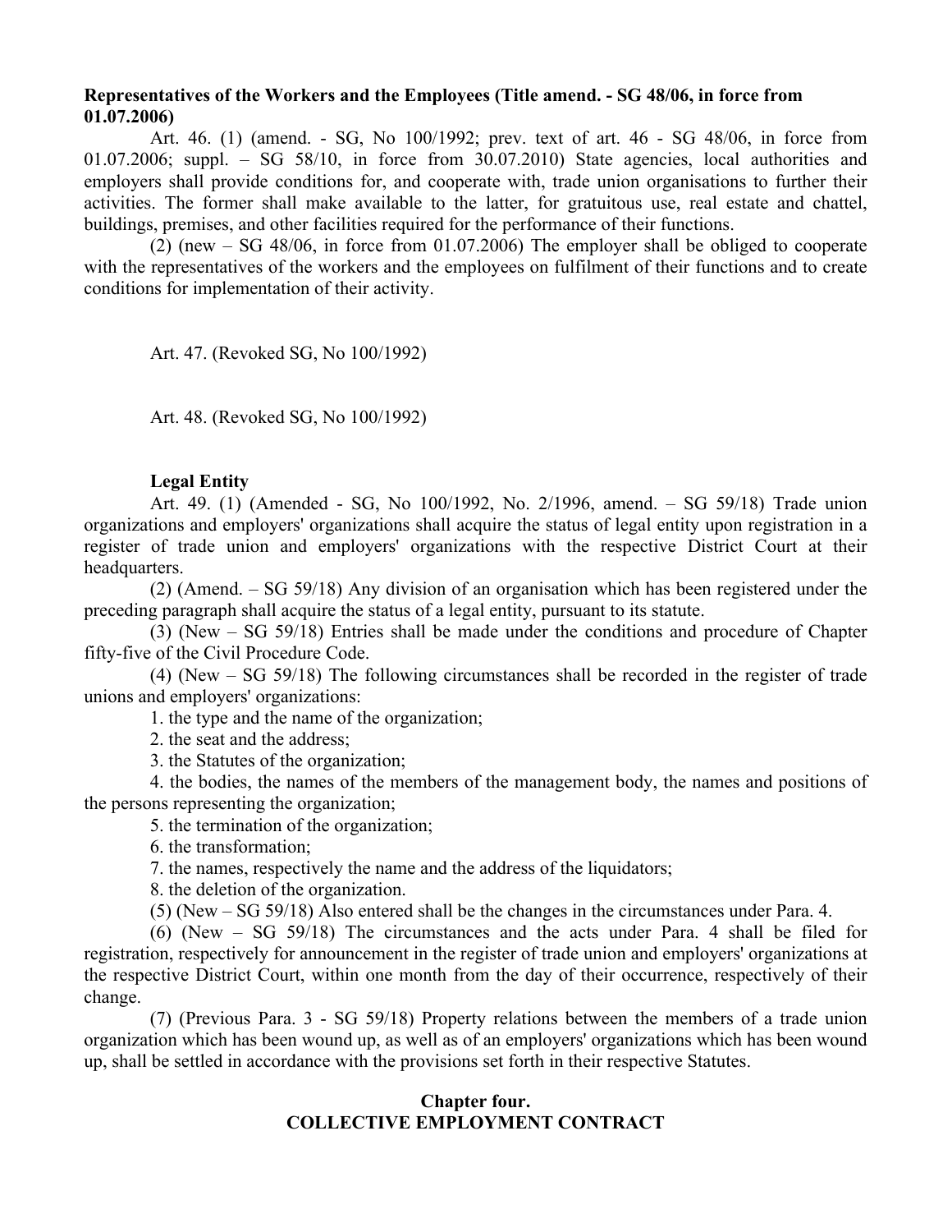**Representatives of the Workers and the Employees (Title amend. - SG 48/06, in force from 01.07.2006)**

Art. 46. (1) (amend. - SG, No 100/1992; prev. text of art. 46 - SG 48/06, in force from 01.07.2006; suppl. – SG 58/10, in force from 30.07.2010) State agencies, local authorities and employers shall provide conditions for, and cooperate with, trade union organisations to further their activities. The former shall make available to the latter, for gratuitous use, real estate and chattel, buildings, premises, and other facilities required for the performance of their functions.

(2) (new – SG 48/06, in force from 01.07.2006) The employer shall be obliged to cooperate with the representatives of the workers and the employees on fulfilment of their functions and to create conditions for implementation of their activity.

Art. 47. (Revoked SG, No 100/1992)

Art. 48. (Revoked SG, No 100/1992)

**Legal Entity**

Art. 49. (1) (Amended - SG, No 100/1992, No. 2/1996, amend. – SG 59/18) Trade union organizations and employers' organizations shall acquire the status of legal entity upon registration in a register of trade union and employers' organizations with the respective District Court at their headquarters.

(2) (Amend. – SG 59/18) Any division of an organisation which has been registered under the preceding paragraph shall acquire the status of a legal entity, pursuant to its statute.

(3) (New – SG 59/18) Entries shall be made under the conditions and procedure of Chapter fifty-five of the Civil Procedure Code.

(4) (New – SG 59/18) The following circumstances shall be recorded in the register of trade unions and employers' organizations:

1. the type and the name of the organization;
2. the seat and the address;
3. the Statutes of the organization;
4. the bodies, the names of the members of the management body, the names and positions of the persons representing the organization;
5. the termination of the organization;
6. the transformation;
7. the names, respectively the name and the address of the liquidators;
8. the deletion of the organization.

(5) (New – SG 59/18) Also entered shall be the changes in the circumstances under Para. 4.

(6) (New – SG 59/18) The circumstances and the acts under Para. 4 shall be filed for registration, respectively for announcement in the register of trade union and employers' organizations at the respective District Court, within one month from the day of their occurrence, respectively of their change.

(7) (Previous Para. 3 - SG 59/18) Property relations between the members of a trade union organization which has been wound up, as well as of an employers' organizations which has been wound up, shall be settled in accordance with the provisions set forth in their respective Statutes.

## Chapter four.
## COLLECTIVE EMPLOYMENT CONTRACT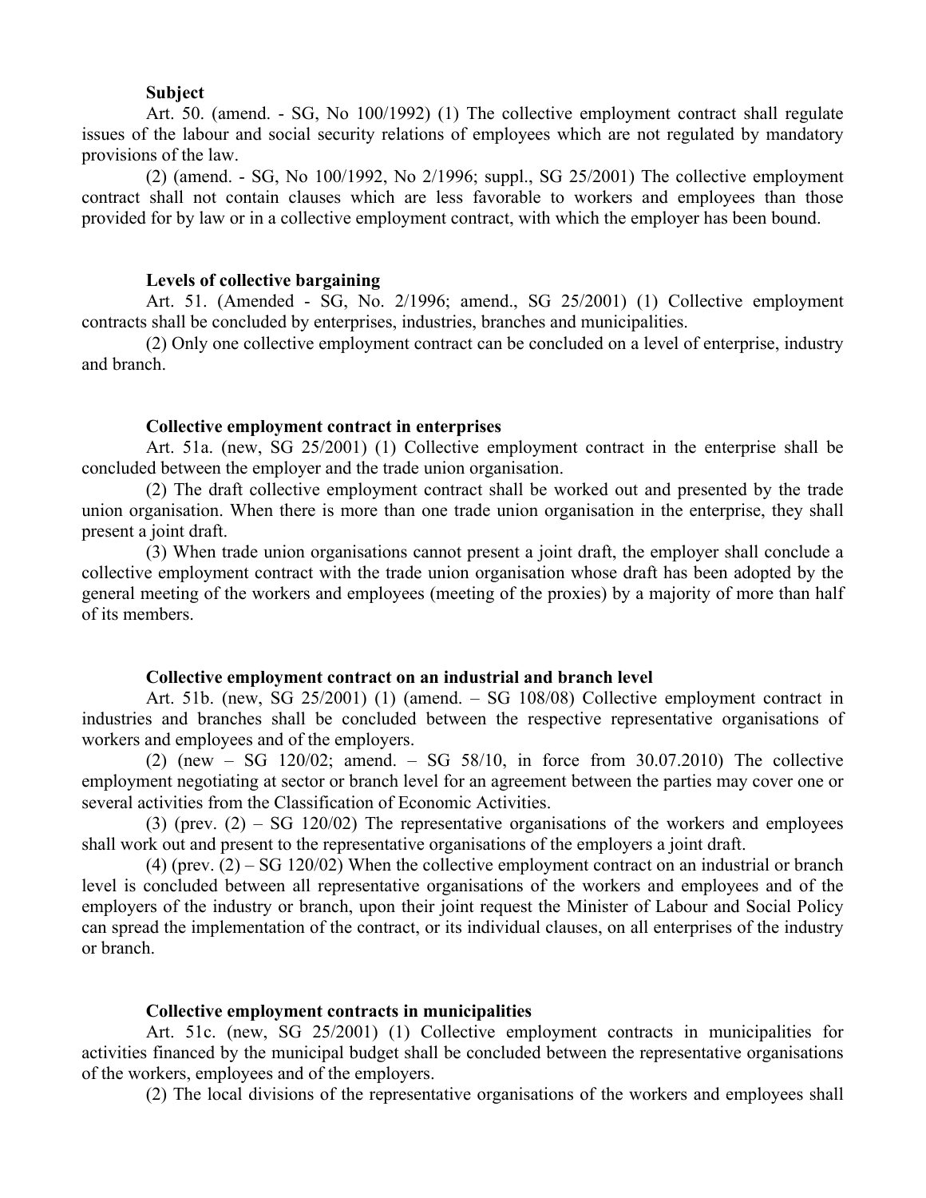**Subject**

Art. 50. (amend. - SG, No 100/1992) (1) The collective employment contract shall regulate issues of the labour and social security relations of employees which are not regulated by mandatory provisions of the law.

(2) (amend. - SG, No 100/1992, No 2/1996; suppl., SG 25/2001) The collective employment contract shall not contain clauses which are less favorable to workers and employees than those provided for by law or in a collective employment contract, with which the employer has been bound.

**Levels of collective bargaining**

Art. 51. (Amended - SG, No. 2/1996; amend., SG 25/2001) (1) Collective employment contracts shall be concluded by enterprises, industries, branches and municipalities.

(2) Only one collective employment contract can be concluded on a level of enterprise, industry and branch.

**Collective employment contract in enterprises**

Art. 51a. (new, SG 25/2001) (1) Collective employment contract in the enterprise shall be concluded between the employer and the trade union organisation.

(2) The draft collective employment contract shall be worked out and presented by the trade union organisation. When there is more than one trade union organisation in the enterprise, they shall present a joint draft.

(3) When trade union organisations cannot present a joint draft, the employer shall conclude a collective employment contract with the trade union organisation whose draft has been adopted by the general meeting of the workers and employees (meeting of the proxies) by a majority of more than half of its members.

**Collective employment contract on an industrial and branch level**

Art. 51b. (new, SG 25/2001) (1) (amend. – SG 108/08) Collective employment contract in industries and branches shall be concluded between the respective representative organisations of workers and employees and of the employers.

(2) (new – SG 120/02; amend. – SG 58/10, in force from 30.07.2010) The collective employment negotiating at sector or branch level for an agreement between the parties may cover one or several activities from the Classification of Economic Activities.

(3) (prev. (2) – SG 120/02) The representative organisations of the workers and employees shall work out and present to the representative organisations of the employers a joint draft.

(4) (prev. (2) – SG 120/02) When the collective employment contract on an industrial or branch level is concluded between all representative organisations of the workers and employees and of the employers of the industry or branch, upon their joint request the Minister of Labour and Social Policy can spread the implementation of the contract, or its individual clauses, on all enterprises of the industry or branch.

**Collective employment contracts in municipalities**

Art. 51c. (new, SG 25/2001) (1) Collective employment contracts in municipalities for activities financed by the municipal budget shall be concluded between the representative organisations of the workers, employees and of the employers.

(2) The local divisions of the representative organisations of the workers and employees shall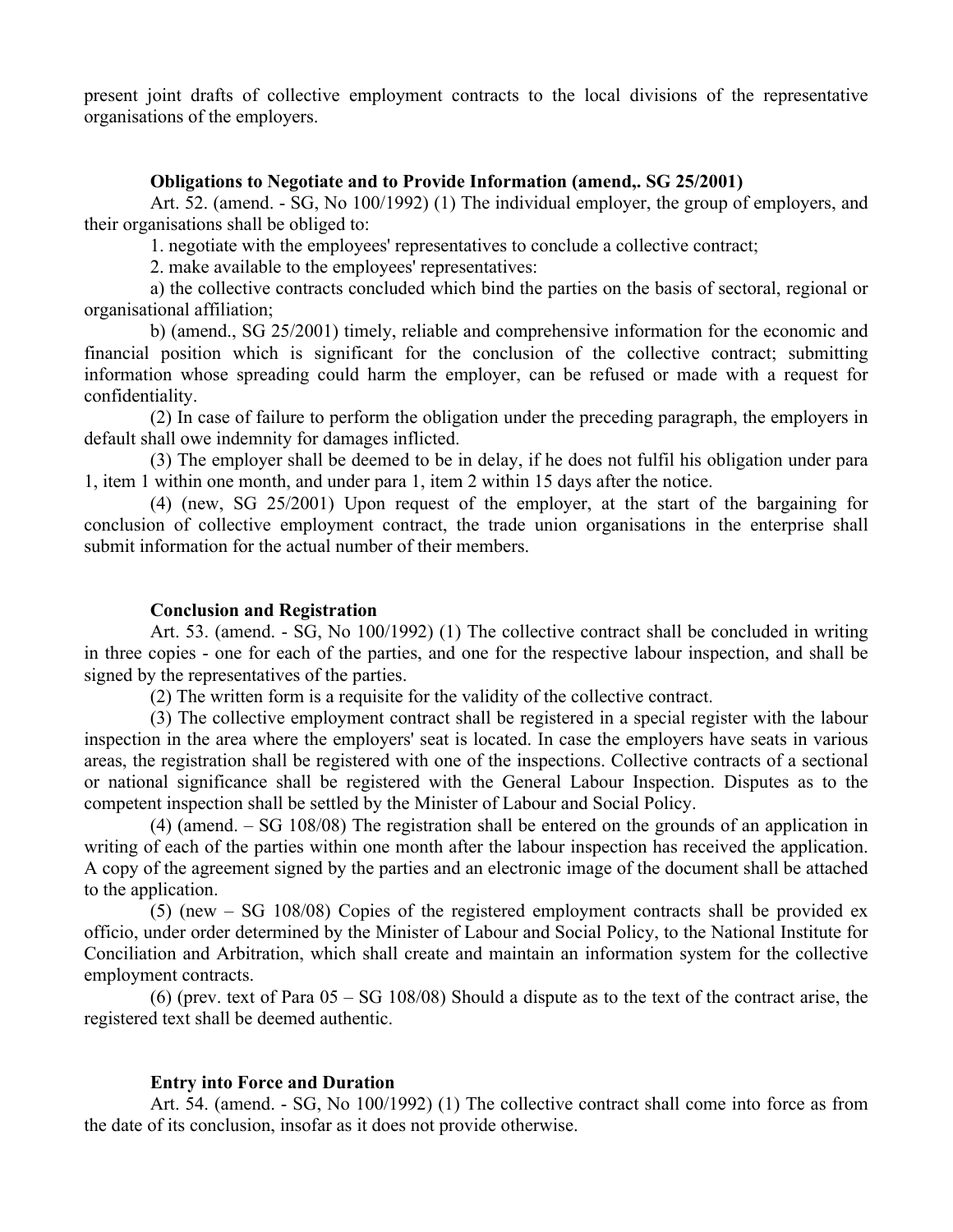present joint drafts of collective employment contracts to the local divisions of the representative organisations of the employers.

**Obligations to Negotiate and to Provide Information (amend,. SG 25/2001)**

Art. 52. (amend. - SG, No 100/1992) (1) The individual employer, the group of employers, and their organisations shall be obliged to:

1. negotiate with the employees' representatives to conclude a collective contract;

2. make available to the employees' representatives:

a) the collective contracts concluded which bind the parties on the basis of sectoral, regional or organisational affiliation;

b) (amend., SG 25/2001) timely, reliable and comprehensive information for the economic and financial position which is significant for the conclusion of the collective contract; submitting information whose spreading could harm the employer, can be refused or made with a request for confidentiality.

(2) In case of failure to perform the obligation under the preceding paragraph, the employers in default shall owe indemnity for damages inflicted.

(3) The employer shall be deemed to be in delay, if he does not fulfil his obligation under para 1, item 1 within one month, and under para 1, item 2 within 15 days after the notice.

(4) (new, SG 25/2001) Upon request of the employer, at the start of the bargaining for conclusion of collective employment contract, the trade union organisations in the enterprise shall submit information for the actual number of their members.

**Conclusion and Registration**

Art. 53. (amend. - SG, No 100/1992) (1) The collective contract shall be concluded in writing in three copies - one for each of the parties, and one for the respective labour inspection, and shall be signed by the representatives of the parties.

(2) The written form is a requisite for the validity of the collective contract.

(3) The collective employment contract shall be registered in a special register with the labour inspection in the area where the employers' seat is located. In case the employers have seats in various areas, the registration shall be registered with one of the inspections. Collective contracts of a sectional or national significance shall be registered with the General Labour Inspection. Disputes as to the competent inspection shall be settled by the Minister of Labour and Social Policy.

(4) (amend. – SG 108/08) The registration shall be entered on the grounds of an application in writing of each of the parties within one month after the labour inspection has received the application. A copy of the agreement signed by the parties and an electronic image of the document shall be attached to the application.

(5) (new – SG 108/08) Copies of the registered employment contracts shall be provided ex officio, under order determined by the Minister of Labour and Social Policy, to the National Institute for Conciliation and Arbitration, which shall create and maintain an information system for the collective employment contracts.

(6) (prev. text of Para 05 – SG 108/08) Should a dispute as to the text of the contract arise, the registered text shall be deemed authentic.

**Entry into Force and Duration**

Art. 54. (amend. - SG, No 100/1992) (1) The collective contract shall come into force as from the date of its conclusion, insofar as it does not provide otherwise.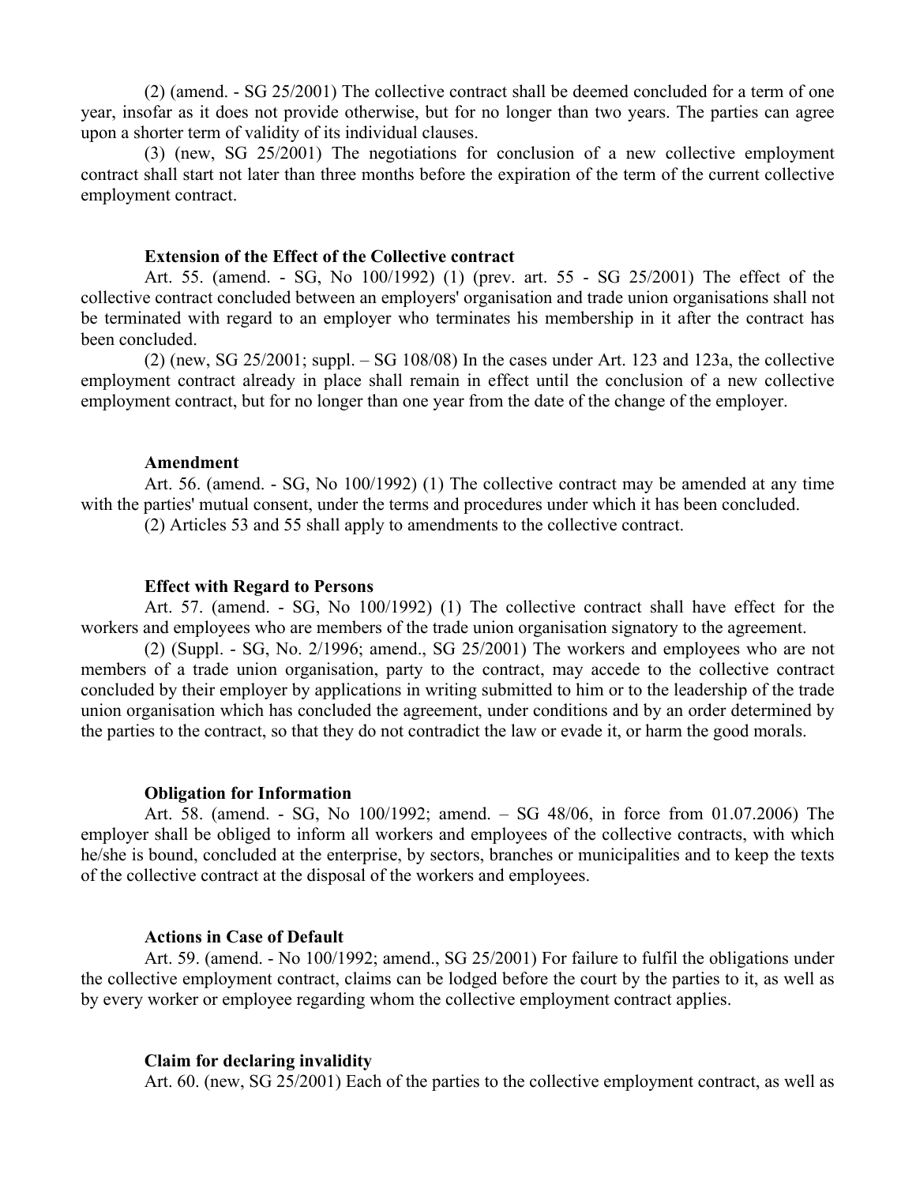(2) (amend. - SG 25/2001) The collective contract shall be deemed concluded for a term of one year, insofar as it does not provide otherwise, but for no longer than two years. The parties can agree upon a shorter term of validity of its individual clauses.

(3) (new, SG 25/2001) The negotiations for conclusion of a new collective employment contract shall start not later than three months before the expiration of the term of the current collective employment contract.

**Extension of the Effect of the Collective contract**

Art. 55. (amend. - SG, No 100/1992) (1) (prev. art. 55 - SG 25/2001) The effect of the collective contract concluded between an employers' organisation and trade union organisations shall not be terminated with regard to an employer who terminates his membership in it after the contract has been concluded.

(2) (new, SG 25/2001; suppl. – SG 108/08) In the cases under Art. 123 and 123a, the collective employment contract already in place shall remain in effect until the conclusion of a new collective employment contract, but for no longer than one year from the date of the change of the employer.

**Amendment**

Art. 56. (amend. - SG, No 100/1992) (1) The collective contract may be amended at any time with the parties' mutual consent, under the terms and procedures under which it has been concluded.

(2) Articles 53 and 55 shall apply to amendments to the collective contract.

**Effect with Regard to Persons**

Art. 57. (amend. - SG, No 100/1992) (1) The collective contract shall have effect for the workers and employees who are members of the trade union organisation signatory to the agreement.

(2) (Suppl. - SG, No. 2/1996; amend., SG 25/2001) The workers and employees who are not members of a trade union organisation, party to the contract, may accede to the collective contract concluded by their employer by applications in writing submitted to him or to the leadership of the trade union organisation which has concluded the agreement, under conditions and by an order determined by the parties to the contract, so that they do not contradict the law or evade it, or harm the good morals.

**Obligation for Information**

Art. 58. (amend. - SG, No 100/1992; amend. – SG 48/06, in force from 01.07.2006) The employer shall be obliged to inform all workers and employees of the collective contracts, with which he/she is bound, concluded at the enterprise, by sectors, branches or municipalities and to keep the texts of the collective contract at the disposal of the workers and employees.

**Actions in Case of Default**

Art. 59. (amend. - No 100/1992; amend., SG 25/2001) For failure to fulfil the obligations under the collective employment contract, claims can be lodged before the court by the parties to it, as well as by every worker or employee regarding whom the collective employment contract applies.

**Claim for declaring invalidity**

Art. 60. (new, SG 25/2001) Each of the parties to the collective employment contract, as well as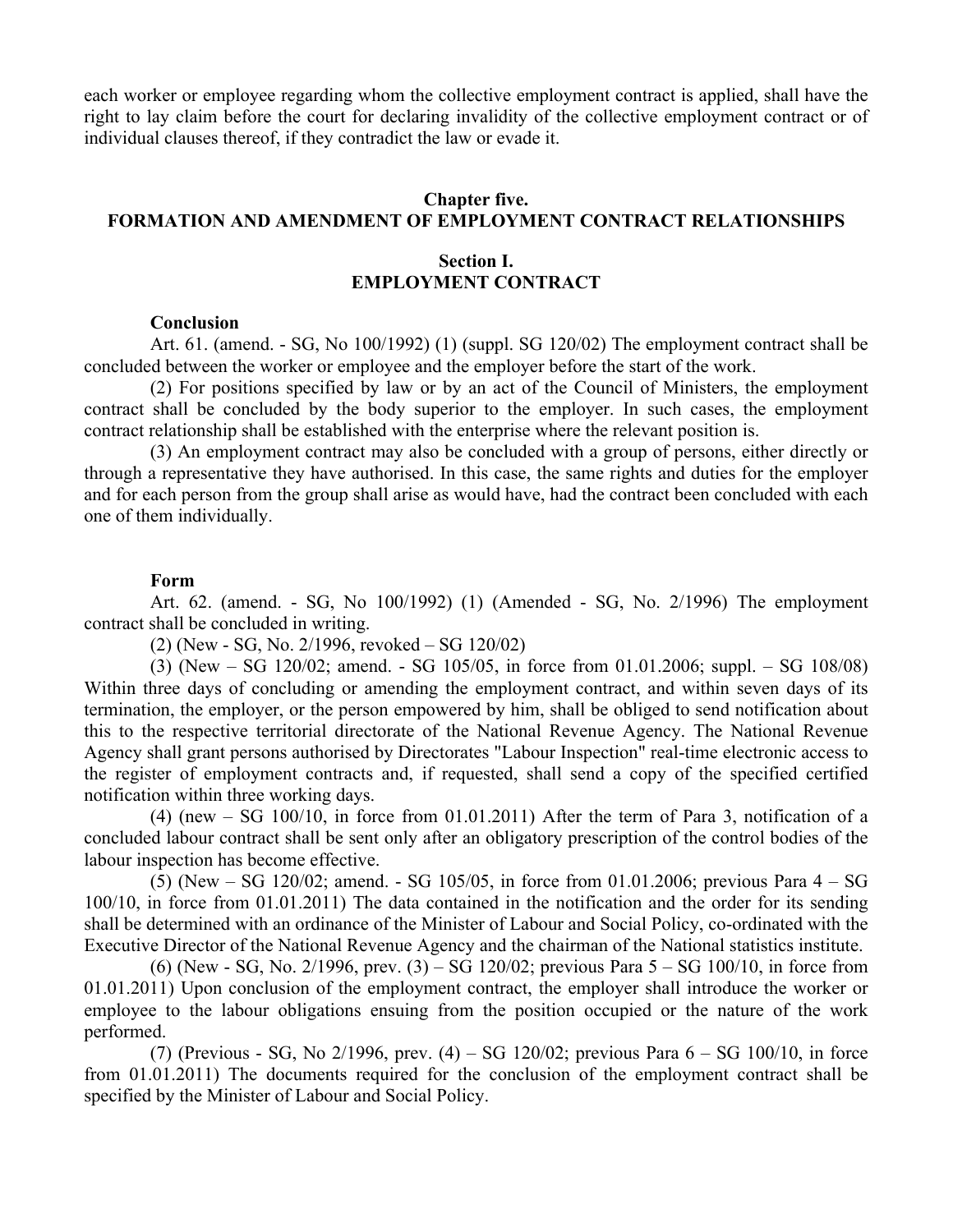each worker or employee regarding whom the collective employment contract is applied, shall have the right to lay claim before the court for declaring invalidity of the collective employment contract or of individual clauses thereof, if they contradict the law or evade it.

## Chapter five.
## FORMATION AND AMENDMENT OF EMPLOYMENT CONTRACT RELATIONSHIPS

### Section I.
### EMPLOYMENT CONTRACT

**Conclusion**

Art. 61. (amend. - SG, No 100/1992) (1) (suppl. SG 120/02) The employment contract shall be concluded between the worker or employee and the employer before the start of the work.

(2) For positions specified by law or by an act of the Council of Ministers, the employment contract shall be concluded by the body superior to the employer. In such cases, the employment contract relationship shall be established with the enterprise where the relevant position is.

(3) An employment contract may also be concluded with a group of persons, either directly or through a representative they have authorised. In this case, the same rights and duties for the employer and for each person from the group shall arise as would have, had the contract been concluded with each one of them individually.

**Form**

Art. 62. (amend. - SG, No 100/1992) (1) (Amended - SG, No. 2/1996) The employment contract shall be concluded in writing.

(2) (New - SG, No. 2/1996, revoked – SG 120/02)

(3) (New – SG 120/02; amend. - SG 105/05, in force from 01.01.2006; suppl. – SG 108/08) Within three days of concluding or amending the employment contract, and within seven days of its termination, the employer, or the person empowered by him, shall be obliged to send notification about this to the respective territorial directorate of the National Revenue Agency. The National Revenue Agency shall grant persons authorised by Directorates "Labour Inspection" real-time electronic access to the register of employment contracts and, if requested, shall send a copy of the specified certified notification within three working days.

(4) (new – SG 100/10, in force from 01.01.2011) After the term of Para 3, notification of a concluded labour contract shall be sent only after an obligatory prescription of the control bodies of the labour inspection has become effective.

(5) (New – SG 120/02; amend. - SG 105/05, in force from 01.01.2006; previous Para 4 – SG 100/10, in force from 01.01.2011) The data contained in the notification and the order for its sending shall be determined with an ordinance of the Minister of Labour and Social Policy, co-ordinated with the Executive Director of the National Revenue Agency and the chairman of the National statistics institute.

(6) (New - SG, No. 2/1996, prev. (3) – SG 120/02; previous Para 5 – SG 100/10, in force from 01.01.2011) Upon conclusion of the employment contract, the employer shall introduce the worker or employee to the labour obligations ensuing from the position occupied or the nature of the work performed.

(7) (Previous - SG, No 2/1996, prev. (4) – SG 120/02; previous Para 6 – SG 100/10, in force from 01.01.2011) The documents required for the conclusion of the employment contract shall be specified by the Minister of Labour and Social Policy.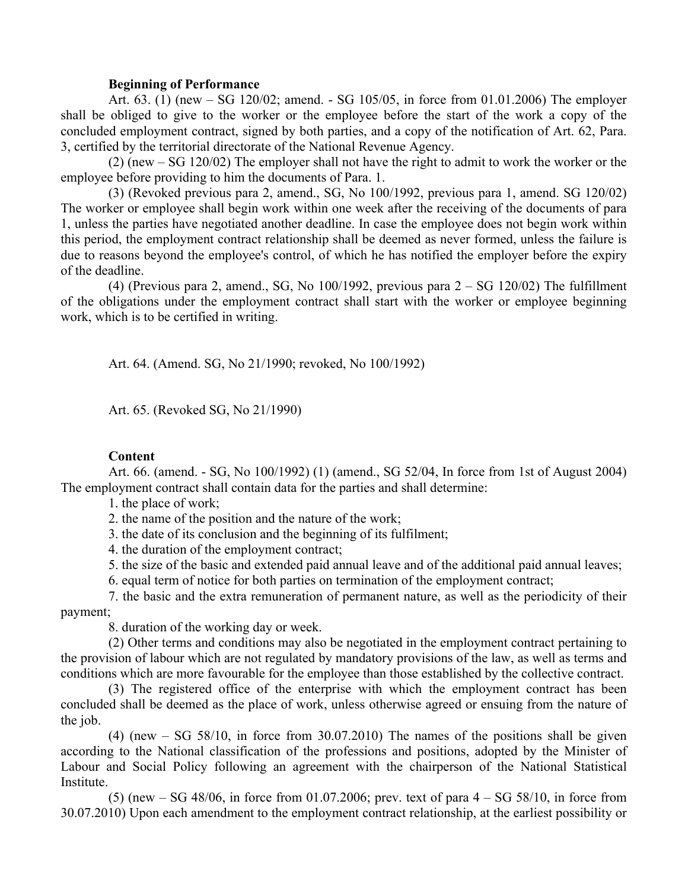**Beginning of Performance**

Art. 63. (1) (new – SG 120/02; amend. - SG 105/05, in force from 01.01.2006) The employer shall be obliged to give to the worker or the employee before the start of the work a copy of the concluded employment contract, signed by both parties, and a copy of the notification of Art. 62, Para. 3, certified by the territorial directorate of the National Revenue Agency.

(2) (new – SG 120/02) The employer shall not have the right to admit to work the worker or the employee before providing to him the documents of Para. 1.

(3) (Revoked previous para 2, amend., SG, No 100/1992, previous para 1, amend. SG 120/02) The worker or employee shall begin work within one week after the receiving of the documents of para 1, unless the parties have negotiated another deadline. In case the employee does not begin work within this period, the employment contract relationship shall be deemed as never formed, unless the failure is due to reasons beyond the employee's control, of which he has notified the employer before the expiry of the deadline.

(4) (Previous para 2, amend., SG, No 100/1992, previous para 2 – SG 120/02) The fulfillment of the obligations under the employment contract shall start with the worker or employee beginning work, which is to be certified in writing.

Art. 64. (Amend. SG, No 21/1990; revoked, No 100/1992)

Art. 65. (Revoked SG, No 21/1990)

**Content**

Art. 66. (amend. - SG, No 100/1992) (1) (amend., SG 52/04, In force from 1st of August 2004) The employment contract shall contain data for the parties and shall determine:

1. the place of work;
2. the name of the position and the nature of the work;
3. the date of its conclusion and the beginning of its fulfilment;
4. the duration of the employment contract;
5. the size of the basic and extended paid annual leave and of the additional paid annual leaves;
6. equal term of notice for both parties on termination of the employment contract;
7. the basic and the extra remuneration of permanent nature, as well as the periodicity of their payment;
8. duration of the working day or week.

(2) Other terms and conditions may also be negotiated in the employment contract pertaining to the provision of labour which are not regulated by mandatory provisions of the law, as well as terms and conditions which are more favourable for the employee than those established by the collective contract.

(3) The registered office of the enterprise with which the employment contract has been concluded shall be deemed as the place of work, unless otherwise agreed or ensuing from the nature of the job.

(4) (new – SG 58/10, in force from 30.07.2010) The names of the positions shall be given according to the National classification of the professions and positions, adopted by the Minister of Labour and Social Policy following an agreement with the chairperson of the National Statistical Institute.

(5) (new – SG 48/06, in force from 01.07.2006; prev. text of para 4 – SG 58/10, in force from 30.07.2010) Upon each amendment to the employment contract relationship, at the earliest possibility or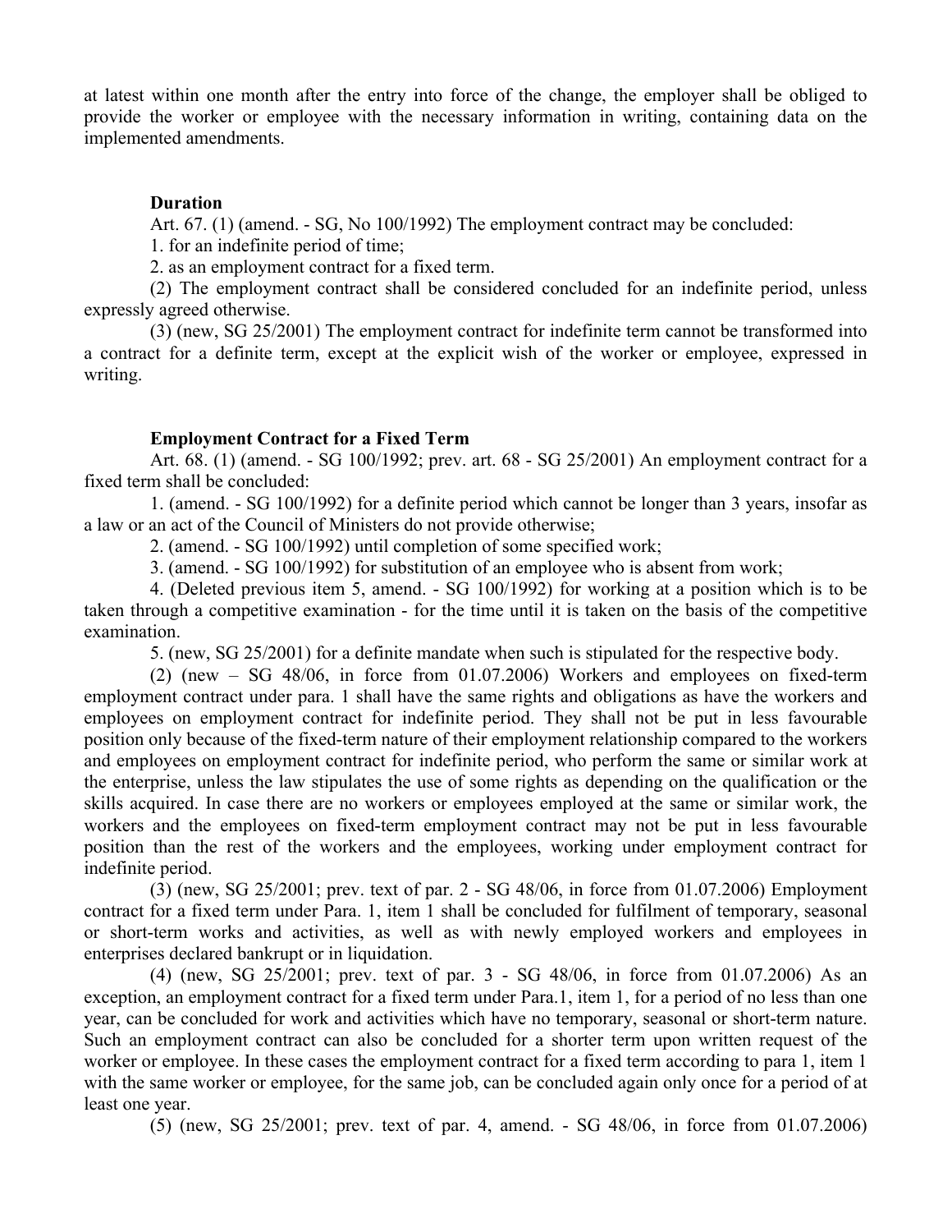at latest within one month after the entry into force of the change, the employer shall be obliged to provide the worker or employee with the necessary information in writing, containing data on the implemented amendments.

**Duration**

Art. 67. (1) (amend. - SG, No 100/1992) The employment contract may be concluded:

1. for an indefinite period of time;

2. as an employment contract for a fixed term.

(2) The employment contract shall be considered concluded for an indefinite period, unless expressly agreed otherwise.

(3) (new, SG 25/2001) The employment contract for indefinite term cannot be transformed into a contract for a definite term, except at the explicit wish of the worker or employee, expressed in writing.

**Employment Contract for a Fixed Term**

Art. 68. (1) (amend. - SG 100/1992; prev. art. 68 - SG 25/2001) An employment contract for a fixed term shall be concluded:

1. (amend. - SG 100/1992) for a definite period which cannot be longer than 3 years, insofar as a law or an act of the Council of Ministers do not provide otherwise;

2. (amend. - SG 100/1992) until completion of some specified work;

3. (amend. - SG 100/1992) for substitution of an employee who is absent from work;

4. (Deleted previous item 5, amend. - SG 100/1992) for working at a position which is to be taken through a competitive examination - for the time until it is taken on the basis of the competitive examination.

5. (new, SG 25/2001) for a definite mandate when such is stipulated for the respective body.

(2) (new – SG 48/06, in force from 01.07.2006) Workers and employees on fixed-term employment contract under para. 1 shall have the same rights and obligations as have the workers and employees on employment contract for indefinite period. They shall not be put in less favourable position only because of the fixed-term nature of their employment relationship compared to the workers and employees on employment contract for indefinite period, who perform the same or similar work at the enterprise, unless the law stipulates the use of some rights as depending on the qualification or the skills acquired. In case there are no workers or employees employed at the same or similar work, the workers and the employees on fixed-term employment contract may not be put in less favourable position than the rest of the workers and the employees, working under employment contract for indefinite period.

(3) (new, SG 25/2001; prev. text of par. 2 - SG 48/06, in force from 01.07.2006) Employment contract for a fixed term under Para. 1, item 1 shall be concluded for fulfilment of temporary, seasonal or short-term works and activities, as well as with newly employed workers and employees in enterprises declared bankrupt or in liquidation.

(4) (new, SG 25/2001; prev. text of par. 3 - SG 48/06, in force from 01.07.2006) As an exception, an employment contract for a fixed term under Para.1, item 1, for a period of no less than one year, can be concluded for work and activities which have no temporary, seasonal or short-term nature. Such an employment contract can also be concluded for a shorter term upon written request of the worker or employee. In these cases the employment contract for a fixed term according to para 1, item 1 with the same worker or employee, for the same job, can be concluded again only once for a period of at least one year.

(5) (new, SG 25/2001; prev. text of par. 4, amend. - SG 48/06, in force from 01.07.2006)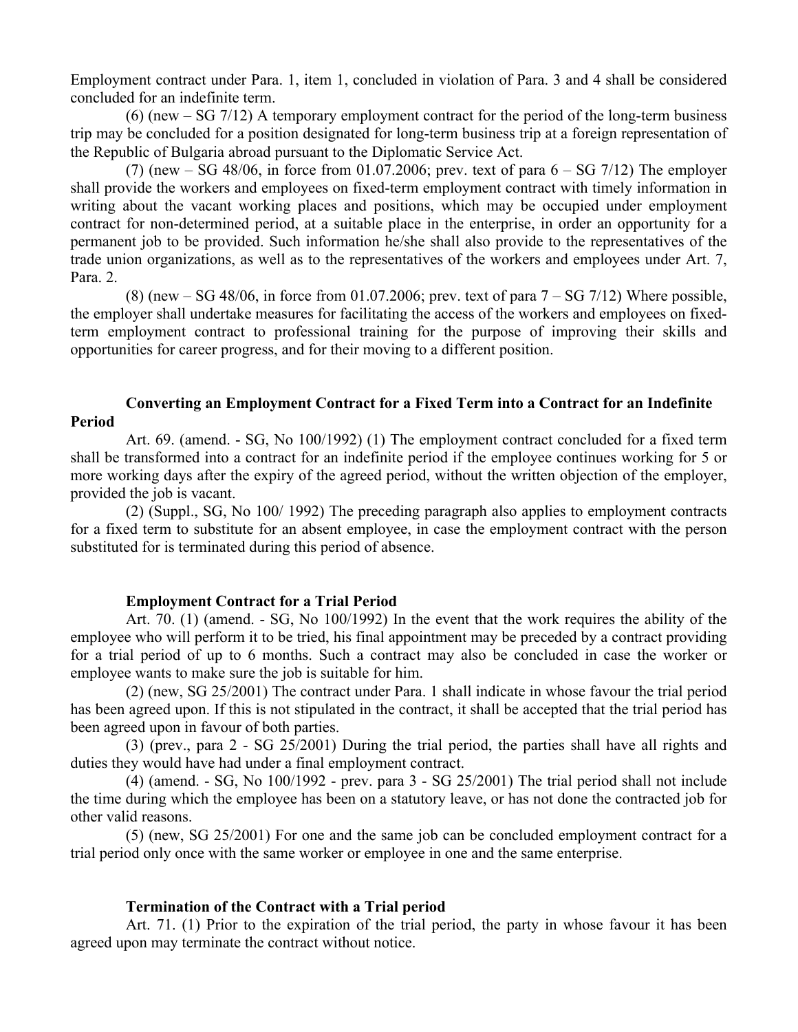Employment contract under Para. 1, item 1, concluded in violation of Para. 3 and 4 shall be considered concluded for an indefinite term.

(6) (new – SG 7/12) A temporary employment contract for the period of the long-term business trip may be concluded for a position designated for long-term business trip at a foreign representation of the Republic of Bulgaria abroad pursuant to the Diplomatic Service Act.

(7) (new – SG 48/06, in force from 01.07.2006; prev. text of para 6 – SG 7/12) The employer shall provide the workers and employees on fixed-term employment contract with timely information in writing about the vacant working places and positions, which may be occupied under employment contract for non-determined period, at a suitable place in the enterprise, in order an opportunity for a permanent job to be provided. Such information he/she shall also provide to the representatives of the trade union organizations, as well as to the representatives of the workers and employees under Art. 7, Para. 2.

(8) (new – SG 48/06, in force from 01.07.2006; prev. text of para 7 – SG 7/12) Where possible, the employer shall undertake measures for facilitating the access of the workers and employees on fixed-term employment contract to professional training for the purpose of improving their skills and opportunities for career progress, and for their moving to a different position.

**Converting an Employment Contract for a Fixed Term into a Contract for an Indefinite Period**

Art. 69. (amend. - SG, No 100/1992) (1) The employment contract concluded for a fixed term shall be transformed into a contract for an indefinite period if the employee continues working for 5 or more working days after the expiry of the agreed period, without the written objection of the employer, provided the job is vacant.

(2) (Suppl., SG, No 100/ 1992) The preceding paragraph also applies to employment contracts for a fixed term to substitute for an absent employee, in case the employment contract with the person substituted for is terminated during this period of absence.

**Employment Contract for a Trial Period**

Art. 70. (1) (amend. - SG, No 100/1992) In the event that the work requires the ability of the employee who will perform it to be tried, his final appointment may be preceded by a contract providing for a trial period of up to 6 months. Such a contract may also be concluded in case the worker or employee wants to make sure the job is suitable for him.

(2) (new, SG 25/2001) The contract under Para. 1 shall indicate in whose favour the trial period has been agreed upon. If this is not stipulated in the contract, it shall be accepted that the trial period has been agreed upon in favour of both parties.

(3) (prev., para 2 - SG 25/2001) During the trial period, the parties shall have all rights and duties they would have had under a final employment contract.

(4) (amend. - SG, No 100/1992 - prev. para 3 - SG 25/2001) The trial period shall not include the time during which the employee has been on a statutory leave, or has not done the contracted job for other valid reasons.

(5) (new, SG 25/2001) For one and the same job can be concluded employment contract for a trial period only once with the same worker or employee in one and the same enterprise.

**Termination of the Contract with a Trial period**

Art. 71. (1) Prior to the expiration of the trial period, the party in whose favour it has been agreed upon may terminate the contract without notice.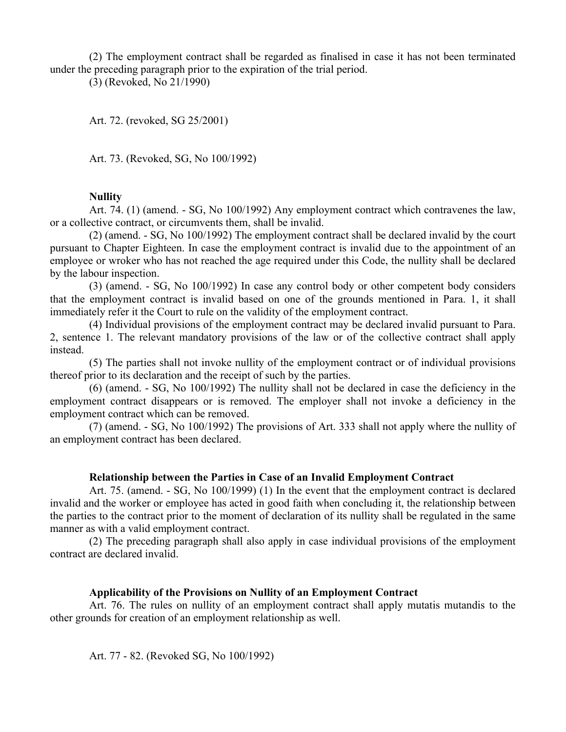(2) The employment contract shall be regarded as finalised in case it has not been terminated under the preceding paragraph prior to the expiration of the trial period.

(3) (Revoked, No 21/1990)

Art. 72. (revoked, SG 25/2001)

Art. 73. (Revoked, SG, No 100/1992)

**Nullity**

Art. 74. (1) (amend. - SG, No 100/1992) Any employment contract which contravenes the law, or a collective contract, or circumvents them, shall be invalid.

(2) (amend. - SG, No 100/1992) The employment contract shall be declared invalid by the court pursuant to Chapter Eighteen. In case the employment contract is invalid due to the appointment of an employee or wroker who has not reached the age required under this Code, the nullity shall be declared by the labour inspection.

(3) (amend. - SG, No 100/1992) In case any control body or other competent body considers that the employment contract is invalid based on one of the grounds mentioned in Para. 1, it shall immediately refer it the Court to rule on the validity of the employment contract.

(4) Individual provisions of the employment contract may be declared invalid pursuant to Para. 2, sentence 1. The relevant mandatory provisions of the law or of the collective contract shall apply instead.

(5) The parties shall not invoke nullity of the employment contract or of individual provisions thereof prior to its declaration and the receipt of such by the parties.

(6) (amend. - SG, No 100/1992) The nullity shall not be declared in case the deficiency in the employment contract disappears or is removed. The employer shall not invoke a deficiency in the employment contract which can be removed.

(7) (amend. - SG, No 100/1992) The provisions of Art. 333 shall not apply where the nullity of an employment contract has been declared.

**Relationship between the Parties in Case of an Invalid Employment Contract**

Art. 75. (amend. - SG, No 100/1999) (1) In the event that the employment contract is declared invalid and the worker or employee has acted in good faith when concluding it, the relationship between the parties to the contract prior to the moment of declaration of its nullity shall be regulated in the same manner as with a valid employment contract.

(2) The preceding paragraph shall also apply in case individual provisions of the employment contract are declared invalid.

**Applicability of the Provisions on Nullity of an Employment Contract**

Art. 76. The rules on nullity of an employment contract shall apply mutatis mutandis to the other grounds for creation of an employment relationship as well.

Art. 77 - 82. (Revoked SG, No 100/1992)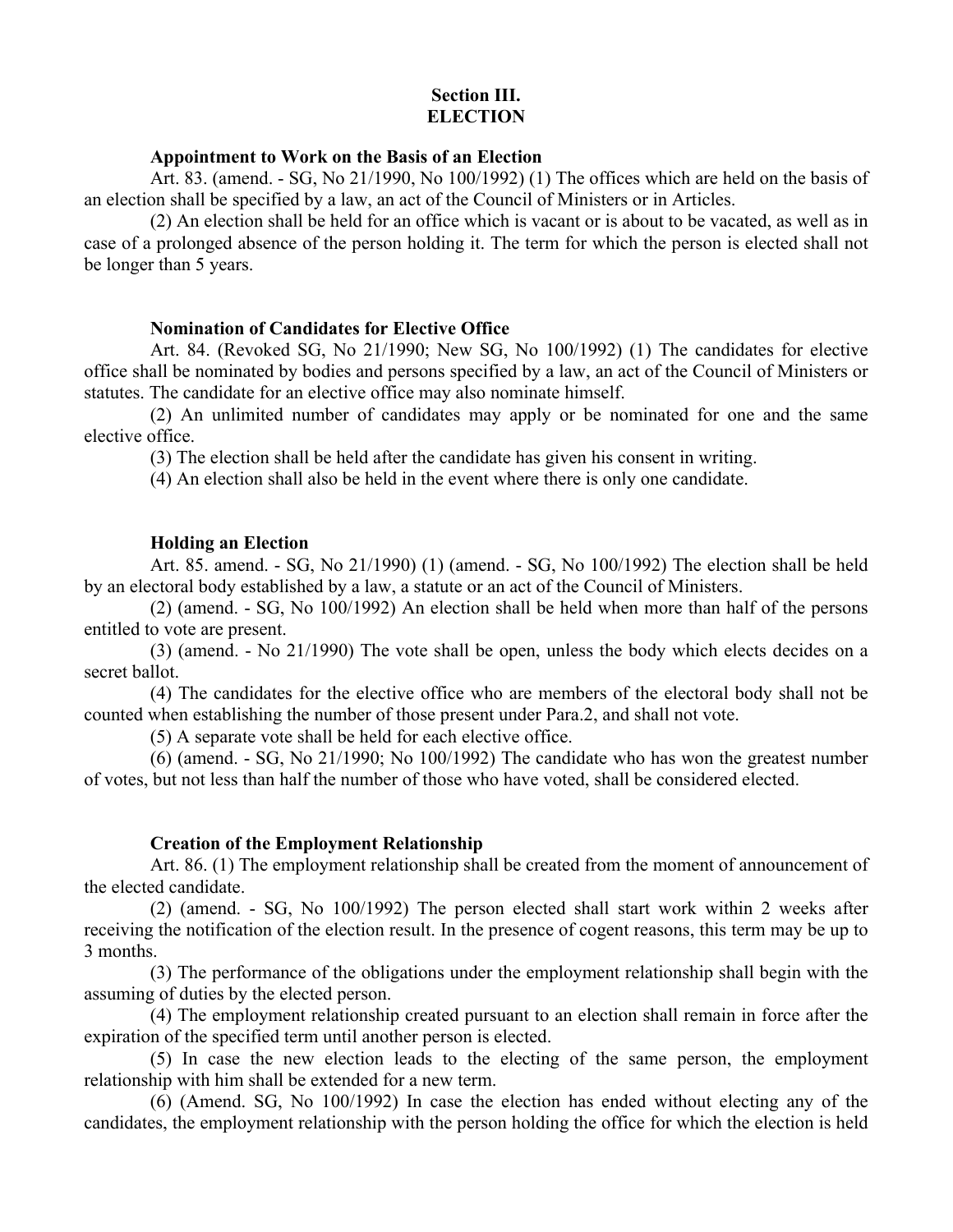## Section III.
## ELECTION

### Appointment to Work on the Basis of an Election

Art. 83. (amend. - SG, No 21/1990, No 100/1992) (1) The offices which are held on the basis of an election shall be specified by a law, an act of the Council of Ministers or in Articles.

(2) An election shall be held for an office which is vacant or is about to be vacated, as well as in case of a prolonged absence of the person holding it. The term for which the person is elected shall not be longer than 5 years.

### Nomination of Candidates for Elective Office

Art. 84. (Revoked SG, No 21/1990; New SG, No 100/1992) (1) The candidates for elective office shall be nominated by bodies and persons specified by a law, an act of the Council of Ministers or statutes. The candidate for an elective office may also nominate himself.

(2) An unlimited number of candidates may apply or be nominated for one and the same elective office.

(3) The election shall be held after the candidate has given his consent in writing.

(4) An election shall also be held in the event where there is only one candidate.

### Holding an Election

Art. 85. amend. - SG, No 21/1990) (1) (amend. - SG, No 100/1992) The election shall be held by an electoral body established by a law, a statute or an act of the Council of Ministers.

(2) (amend. - SG, No 100/1992) An election shall be held when more than half of the persons entitled to vote are present.

(3) (amend. - No 21/1990) The vote shall be open, unless the body which elects decides on a secret ballot.

(4) The candidates for the elective office who are members of the electoral body shall not be counted when establishing the number of those present under Para.2, and shall not vote.

(5) A separate vote shall be held for each elective office.

(6) (amend. - SG, No 21/1990; No 100/1992) The candidate who has won the greatest number of votes, but not less than half the number of those who have voted, shall be considered elected.

### Creation of the Employment Relationship

Art. 86. (1) The employment relationship shall be created from the moment of announcement of the elected candidate.

(2) (amend. - SG, No 100/1992) The person elected shall start work within 2 weeks after receiving the notification of the election result. In the presence of cogent reasons, this term may be up to 3 months.

(3) The performance of the obligations under the employment relationship shall begin with the assuming of duties by the elected person.

(4) The employment relationship created pursuant to an election shall remain in force after the expiration of the specified term until another person is elected.

(5) In case the new election leads to the electing of the same person, the employment relationship with him shall be extended for a new term.

(6) (Amend. SG, No 100/1992) In case the election has ended without electing any of the candidates, the employment relationship with the person holding the office for which the election is held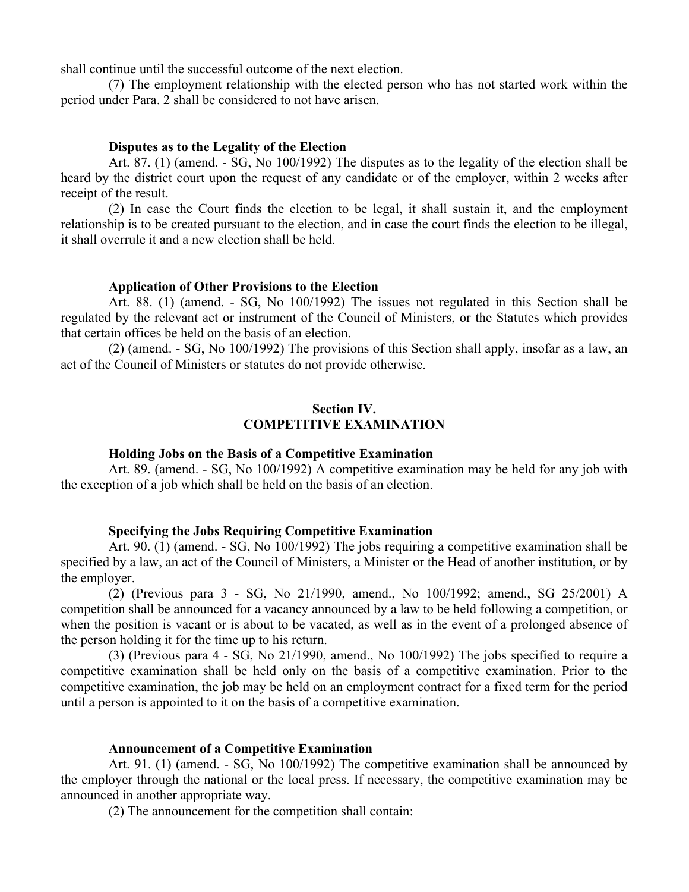shall continue until the successful outcome of the next election.

(7) The employment relationship with the elected person who has not started work within the period under Para. 2 shall be considered to not have arisen.

**Disputes as to the Legality of the Election**

Art. 87. (1) (amend. - SG, No 100/1992) The disputes as to the legality of the election shall be heard by the district court upon the request of any candidate or of the employer, within 2 weeks after receipt of the result.

(2) In case the Court finds the election to be legal, it shall sustain it, and the employment relationship is to be created pursuant to the election, and in case the court finds the election to be illegal, it shall overrule it and a new election shall be held.

**Application of Other Provisions to the Election**

Art. 88. (1) (amend. - SG, No 100/1992) The issues not regulated in this Section shall be regulated by the relevant act or instrument of the Council of Ministers, or the Statutes which provides that certain offices be held on the basis of an election.

(2) (amend. - SG, No 100/1992) The provisions of this Section shall apply, insofar as a law, an act of the Council of Ministers or statutes do not provide otherwise.

## Section IV. COMPETITIVE EXAMINATION

**Holding Jobs on the Basis of a Competitive Examination**

Art. 89. (amend. - SG, No 100/1992) A competitive examination may be held for any job with the exception of a job which shall be held on the basis of an election.

**Specifying the Jobs Requiring Competitive Examination**

Art. 90. (1) (amend. - SG, No 100/1992) The jobs requiring a competitive examination shall be specified by a law, an act of the Council of Ministers, a Minister or the Head of another institution, or by the employer.

(2) (Previous para 3 - SG, No 21/1990, amend., No 100/1992; amend., SG 25/2001) A competition shall be announced for a vacancy announced by a law to be held following a competition, or when the position is vacant or is about to be vacated, as well as in the event of a prolonged absence of the person holding it for the time up to his return.

(3) (Previous para 4 - SG, No 21/1990, amend., No 100/1992) The jobs specified to require a competitive examination shall be held only on the basis of a competitive examination. Prior to the competitive examination, the job may be held on an employment contract for a fixed term for the period until a person is appointed to it on the basis of a competitive examination.

**Announcement of a Competitive Examination**

Art. 91. (1) (amend. - SG, No 100/1992) The competitive examination shall be announced by the employer through the national or the local press. If necessary, the competitive examination may be announced in another appropriate way.

(2) The announcement for the competition shall contain: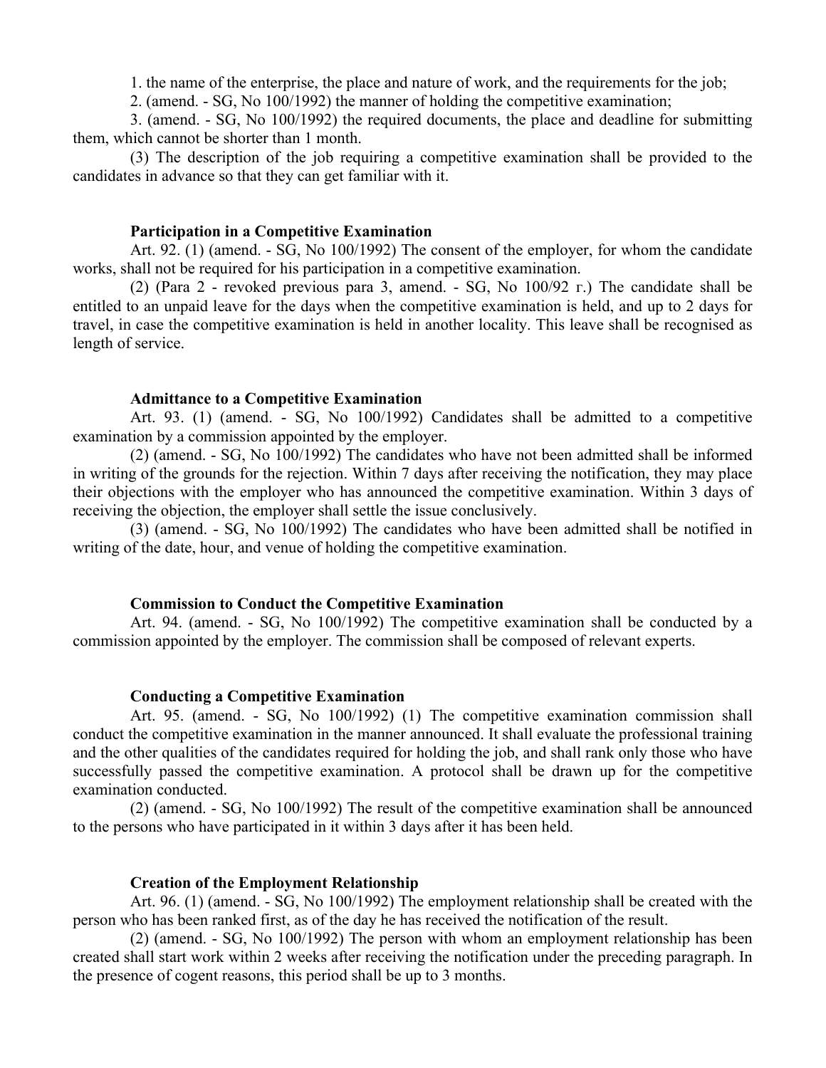1. the name of the enterprise, the place and nature of work, and the requirements for the job;

2. (amend. - SG, No 100/1992) the manner of holding the competitive examination;

3. (amend. - SG, No 100/1992) the required documents, the place and deadline for submitting them, which cannot be shorter than 1 month.

(3) The description of the job requiring a competitive examination shall be provided to the candidates in advance so that they can get familiar with it.

**Participation in a Competitive Examination**

Art. 92. (1) (amend. - SG, No 100/1992) The consent of the employer, for whom the candidate works, shall not be required for his participation in a competitive examination.

(2) (Para 2 - revoked previous para 3, amend. - SG, No 100/92 г.) The candidate shall be entitled to an unpaid leave for the days when the competitive examination is held, and up to 2 days for travel, in case the competitive examination is held in another locality. This leave shall be recognised as length of service.

**Admittance to a Competitive Examination**

Art. 93. (1) (amend. - SG, No 100/1992) Candidates shall be admitted to a competitive examination by a commission appointed by the employer.

(2) (amend. - SG, No 100/1992) The candidates who have not been admitted shall be informed in writing of the grounds for the rejection. Within 7 days after receiving the notification, they may place their objections with the employer who has announced the competitive examination. Within 3 days of receiving the objection, the employer shall settle the issue conclusively.

(3) (amend. - SG, No 100/1992) The candidates who have been admitted shall be notified in writing of the date, hour, and venue of holding the competitive examination.

**Commission to Conduct the Competitive Examination**

Art. 94. (amend. - SG, No 100/1992) The competitive examination shall be conducted by a commission appointed by the employer. The commission shall be composed of relevant experts.

**Conducting a Competitive Examination**

Art. 95. (amend. - SG, No 100/1992) (1) The competitive examination commission shall conduct the competitive examination in the manner announced. It shall evaluate the professional training and the other qualities of the candidates required for holding the job, and shall rank only those who have successfully passed the competitive examination. A protocol shall be drawn up for the competitive examination conducted.

(2) (amend. - SG, No 100/1992) The result of the competitive examination shall be announced to the persons who have participated in it within 3 days after it has been held.

**Creation of the Employment Relationship**

Art. 96. (1) (amend. - SG, No 100/1992) The employment relationship shall be created with the person who has been ranked first, as of the day he has received the notification of the result.

(2) (amend. - SG, No 100/1992) The person with whom an employment relationship has been created shall start work within 2 weeks after receiving the notification under the preceding paragraph. In the presence of cogent reasons, this period shall be up to 3 months.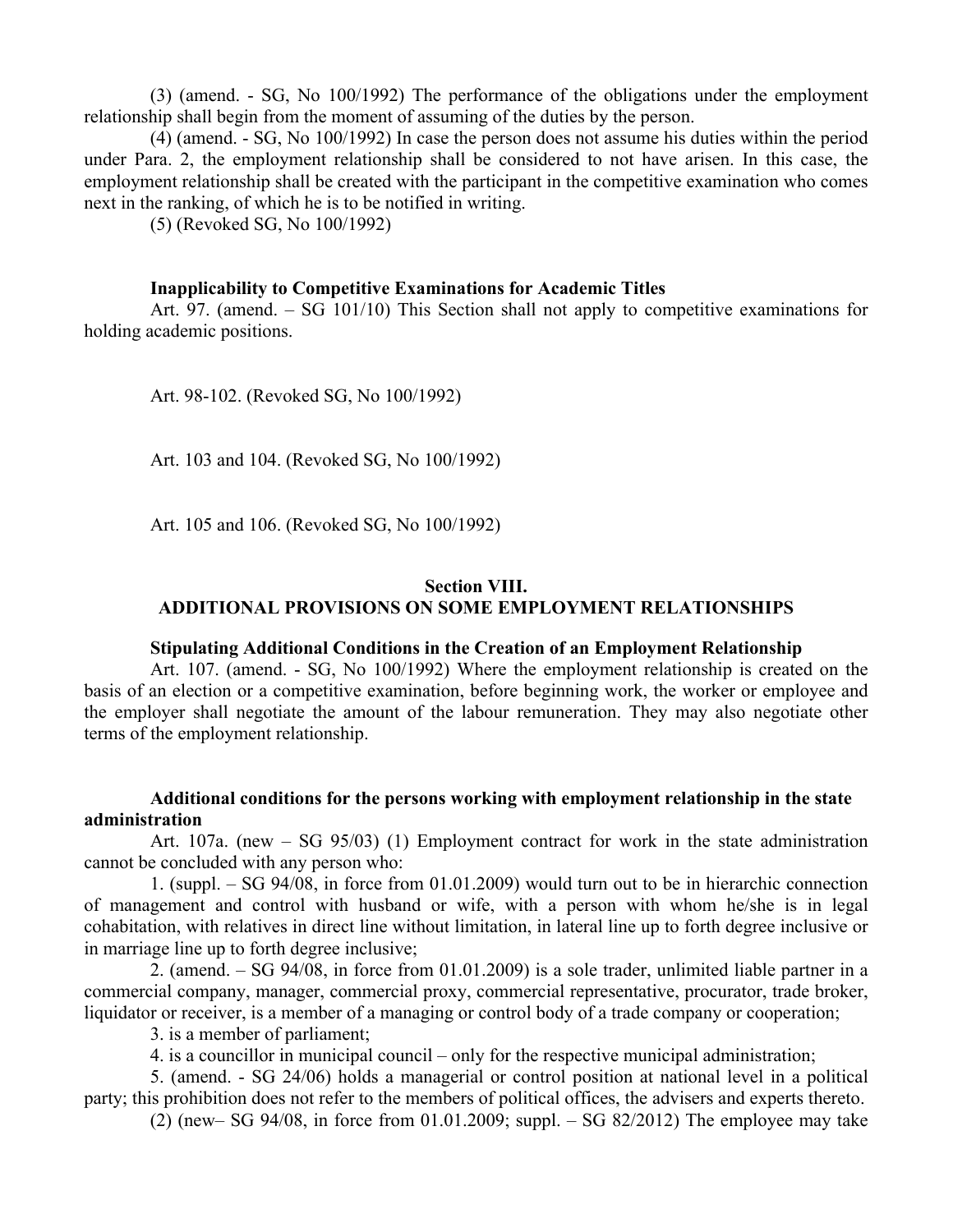(3) (amend. - SG, No 100/1992) The performance of the obligations under the employment relationship shall begin from the moment of assuming of the duties by the person.

(4) (amend. - SG, No 100/1992) In case the person does not assume his duties within the period under Para. 2, the employment relationship shall be considered to not have arisen. In this case, the employment relationship shall be created with the participant in the competitive examination who comes next in the ranking, of which he is to be notified in writing.

(5) (Revoked SG, No 100/1992)

**Inapplicability to Competitive Examinations for Academic Titles**

Art. 97. (amend. – SG 101/10) This Section shall not apply to competitive examinations for holding academic positions.

Art. 98-102. (Revoked SG, No 100/1992)

Art. 103 and 104. (Revoked SG, No 100/1992)

Art. 105 and 106. (Revoked SG, No 100/1992)

## Section VIII.
## ADDITIONAL PROVISIONS ON SOME EMPLOYMENT RELATIONSHIPS

**Stipulating Additional Conditions in the Creation of an Employment Relationship**

Art. 107. (amend. - SG, No 100/1992) Where the employment relationship is created on the basis of an election or a competitive examination, before beginning work, the worker or employee and the employer shall negotiate the amount of the labour remuneration. They may also negotiate other terms of the employment relationship.

**Additional conditions for the persons working with employment relationship in the state administration**

Art. 107a. (new – SG 95/03) (1) Employment contract for work in the state administration cannot be concluded with any person who:

1. (suppl. – SG 94/08, in force from 01.01.2009) would turn out to be in hierarchic connection of management and control with husband or wife, with a person with whom he/she is in legal cohabitation, with relatives in direct line without limitation, in lateral line up to forth degree inclusive or in marriage line up to forth degree inclusive;

2. (amend. – SG 94/08, in force from 01.01.2009) is a sole trader, unlimited liable partner in a commercial company, manager, commercial proxy, commercial representative, procurator, trade broker, liquidator or receiver, is a member of a managing or control body of a trade company or cooperation;

3. is a member of parliament;

4. is a councillor in municipal council – only for the respective municipal administration;

5. (amend. - SG 24/06) holds a managerial or control position at national level in a political party; this prohibition does not refer to the members of political offices, the advisers and experts thereto.

(2) (new– SG 94/08, in force from 01.01.2009; suppl. – SG 82/2012) The employee may take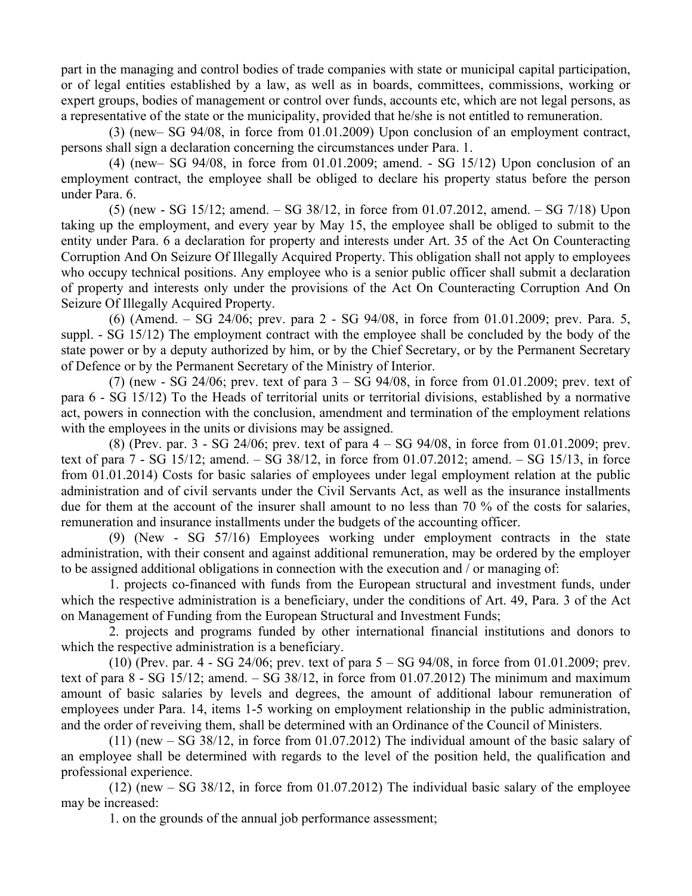part in the managing and control bodies of trade companies with state or municipal capital participation, or of legal entities established by a law, as well as in boards, committees, commissions, working or expert groups, bodies of management or control over funds, accounts etc, which are not legal persons, as a representative of the state or the municipality, provided that he/she is not entitled to remuneration.

(3) (new– SG 94/08, in force from 01.01.2009) Upon conclusion of an employment contract, persons shall sign a declaration concerning the circumstances under Para. 1.

(4) (new– SG 94/08, in force from 01.01.2009; amend. - SG 15/12) Upon conclusion of an employment contract, the employee shall be obliged to declare his property status before the person under Para. 6.

(5) (new - SG 15/12; amend. – SG 38/12, in force from 01.07.2012, amend. – SG 7/18) Upon taking up the employment, and every year by May 15, the employee shall be obliged to submit to the entity under Para. 6 a declaration for property and interests under Art. 35 of the Act On Counteracting Corruption And On Seizure Of Illegally Acquired Property. This obligation shall not apply to employees who occupy technical positions. Any employee who is a senior public officer shall submit a declaration of property and interests only under the provisions of the Act On Counteracting Corruption And On Seizure Of Illegally Acquired Property.

(6) (Amend. – SG 24/06; prev. para 2 - SG 94/08, in force from 01.01.2009; prev. Para. 5, suppl. - SG 15/12) The employment contract with the employee shall be concluded by the body of the state power or by a deputy authorized by him, or by the Chief Secretary, or by the Permanent Secretary of Defence or by the Permanent Secretary of the Ministry of Interior.

(7) (new - SG 24/06; prev. text of para 3 – SG 94/08, in force from 01.01.2009; prev. text of para 6 - SG 15/12) To the Heads of territorial units or territorial divisions, established by a normative act, powers in connection with the conclusion, amendment and termination of the employment relations with the employees in the units or divisions may be assigned.

(8) (Prev. par. 3 - SG 24/06; prev. text of para 4 – SG 94/08, in force from 01.01.2009; prev. text of para 7 - SG 15/12; amend. – SG 38/12, in force from 01.07.2012; amend. – SG 15/13, in force from 01.01.2014) Costs for basic salaries of employees under legal employment relation at the public administration and of civil servants under the Civil Servants Act, as well as the insurance installments due for them at the account of the insurer shall amount to no less than 70 % of the costs for salaries, remuneration and insurance installments under the budgets of the accounting officer.

(9) (New - SG 57/16) Employees working under employment contracts in the state administration, with their consent and against additional remuneration, may be ordered by the employer to be assigned additional obligations in connection with the execution and / or managing of:

1. projects co-financed with funds from the European structural and investment funds, under which the respective administration is a beneficiary, under the conditions of Art. 49, Para. 3 of the Act on Management of Funding from the European Structural and Investment Funds;

2. projects and programs funded by other international financial institutions and donors to which the respective administration is a beneficiary.

(10) (Prev. par. 4 - SG 24/06; prev. text of para 5 – SG 94/08, in force from 01.01.2009; prev. text of para 8 - SG 15/12; amend. – SG 38/12, in force from 01.07.2012) The minimum and maximum amount of basic salaries by levels and degrees, the amount of additional labour remuneration of employees under Para. 14, items 1-5 working on employment relationship in the public administration, and the order of reveiving them, shall be determined with an Ordinance of the Council of Ministers.

(11) (new – SG 38/12, in force from 01.07.2012) The individual amount of the basic salary of an employee shall be determined with regards to the level of the position held, the qualification and professional experience.

(12) (new – SG 38/12, in force from 01.07.2012) The individual basic salary of the employee may be increased:

1. on the grounds of the annual job performance assessment;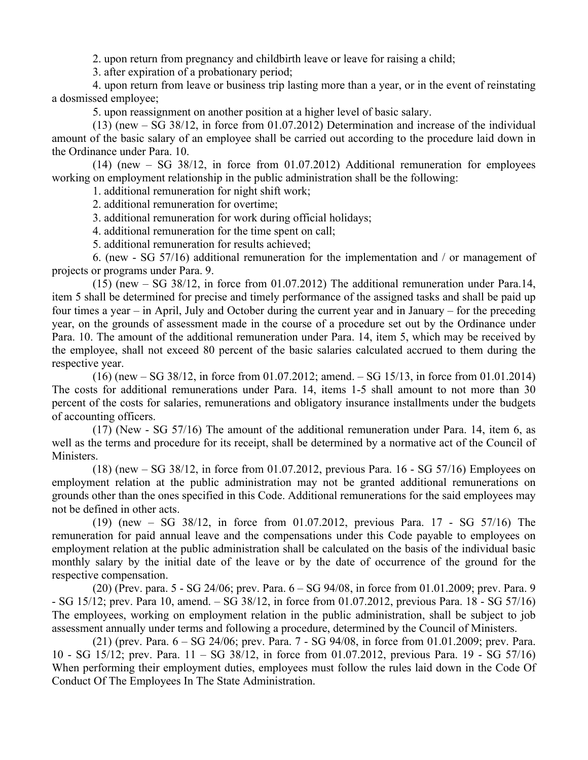2. upon return from pregnancy and childbirth leave or leave for raising a child;

3. after expiration of a probationary period;

4. upon return from leave or business trip lasting more than a year, or in the event of reinstating a dosmissed employee;

5. upon reassignment on another position at a higher level of basic salary.

(13) (new – SG 38/12, in force from 01.07.2012) Determination and increase of the individual amount of the basic salary of an employee shall be carried out according to the procedure laid down in the Ordinance under Para. 10.

(14) (new – SG 38/12, in force from 01.07.2012) Additional remuneration for employees working on employment relationship in the public administration shall be the following:

1. additional remuneration for night shift work;

2. additional remuneration for overtime;

3. additional remuneration for work during official holidays;

4. additional remuneration for the time spent on call;

5. additional remuneration for results achieved;

6. (new - SG 57/16) additional remuneration for the implementation and / or management of projects or programs under Para. 9.

(15) (new – SG 38/12, in force from 01.07.2012) The additional remuneration under Para.14, item 5 shall be determined for precise and timely performance of the assigned tasks and shall be paid up four times a year – in April, July and October during the current year and in January – for the preceding year, on the grounds of assessment made in the course of a procedure set out by the Ordinance under Para. 10. The amount of the additional remuneration under Para. 14, item 5, which may be received by the employee, shall not exceed 80 percent of the basic salaries calculated accrued to them during the respective year.

(16) (new – SG 38/12, in force from 01.07.2012; amend. – SG 15/13, in force from 01.01.2014) The costs for additional remunerations under Para. 14, items 1-5 shall amount to not more than 30 percent of the costs for salaries, remunerations and obligatory insurance installments under the budgets of accounting officers.

(17) (New - SG 57/16) The amount of the additional remuneration under Para. 14, item 6, as well as the terms and procedure for its receipt, shall be determined by a normative act of the Council of Ministers.

(18) (new – SG 38/12, in force from 01.07.2012, previous Para. 16 - SG 57/16) Employees on employment relation at the public administration may not be granted additional remunerations on grounds other than the ones specified in this Code. Additional remunerations for the said employees may not be defined in other acts.

(19) (new – SG 38/12, in force from 01.07.2012, previous Para. 17 - SG 57/16) The remuneration for paid annual leave and the compensations under this Code payable to employees on employment relation at the public administration shall be calculated on the basis of the individual basic monthly salary by the initial date of the leave or by the date of occurrence of the ground for the respective compensation.

(20) (Prev. para. 5 - SG 24/06; prev. Para. 6 – SG 94/08, in force from 01.01.2009; prev. Para. 9 - SG 15/12; prev. Para 10, amend. – SG 38/12, in force from 01.07.2012, previous Para. 18 - SG 57/16) The employees, working on employment relation in the public administration, shall be subject to job assessment annually under terms and following a procedure, determined by the Council of Ministers.

(21) (prev. Para. 6 – SG 24/06; prev. Para. 7 - SG 94/08, in force from 01.01.2009; prev. Para. 10 - SG 15/12; prev. Para. 11 – SG 38/12, in force from 01.07.2012, previous Para. 19 - SG 57/16) When performing their employment duties, employees must follow the rules laid down in the Code Of Conduct Of The Employees In The State Administration.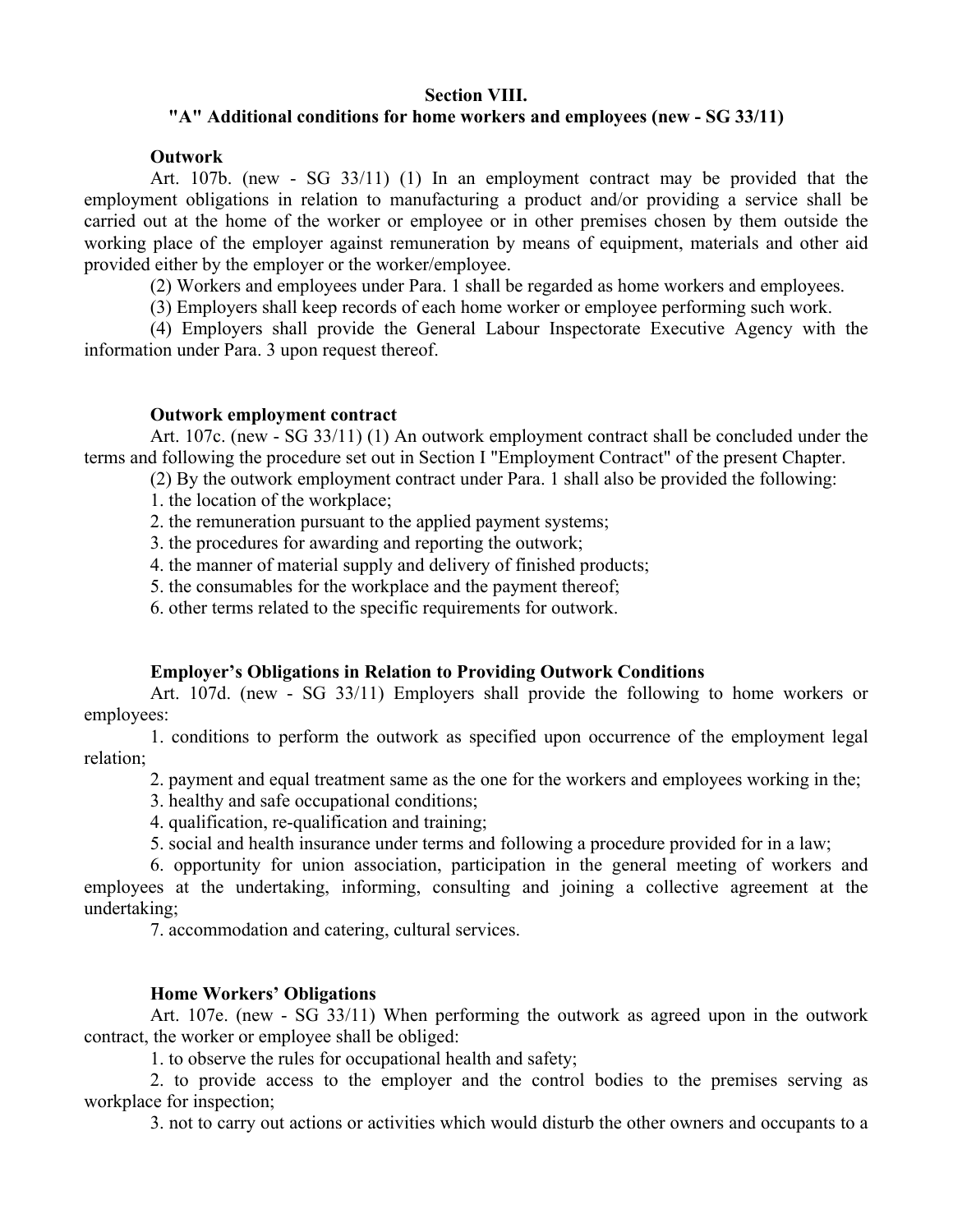## Section VIII.

## "A" Additional conditions for home workers and employees (new - SG 33/11)

**Outwork**

Art. 107b. (new - SG 33/11) (1) In an employment contract may be provided that the employment obligations in relation to manufacturing a product and/or providing a service shall be carried out at the home of the worker or employee or in other premises chosen by them outside the working place of the employer against remuneration by means of equipment, materials and other aid provided either by the employer or the worker/employee.

(2) Workers and employees under Para. 1 shall be regarded as home workers and employees.

(3) Employers shall keep records of each home worker or employee performing such work.

(4) Employers shall provide the General Labour Inspectorate Executive Agency with the information under Para. 3 upon request thereof.

**Outwork employment contract**

Art. 107c. (new - SG 33/11) (1) An outwork employment contract shall be concluded under the terms and following the procedure set out in Section I "Employment Contract" of the present Chapter.

(2) By the outwork employment contract under Para. 1 shall also be provided the following:

1. the location of the workplace;
2. the remuneration pursuant to the applied payment systems;
3. the procedures for awarding and reporting the outwork;
4. the manner of material supply and delivery of finished products;
5. the consumables for the workplace and the payment thereof;
6. other terms related to the specific requirements for outwork.

**Employer's Obligations in Relation to Providing Outwork Conditions**

Art. 107d. (new - SG 33/11) Employers shall provide the following to home workers or employees:

1. conditions to perform the outwork as specified upon occurrence of the employment legal relation;
2. payment and equal treatment same as the one for the workers and employees working in the;
3. healthy and safe occupational conditions;
4. qualification, re-qualification and training;
5. social and health insurance under terms and following a procedure provided for in a law;
6. opportunity for union association, participation in the general meeting of workers and employees at the undertaking, informing, consulting and joining a collective agreement at the undertaking;
7. accommodation and catering, cultural services.

**Home Workers' Obligations**

Art. 107e. (new - SG 33/11) When performing the outwork as agreed upon in the outwork contract, the worker or employee shall be obliged:

1. to observe the rules for occupational health and safety;
2. to provide access to the employer and the control bodies to the premises serving as workplace for inspection;
3. not to carry out actions or activities which would disturb the other owners and occupants to a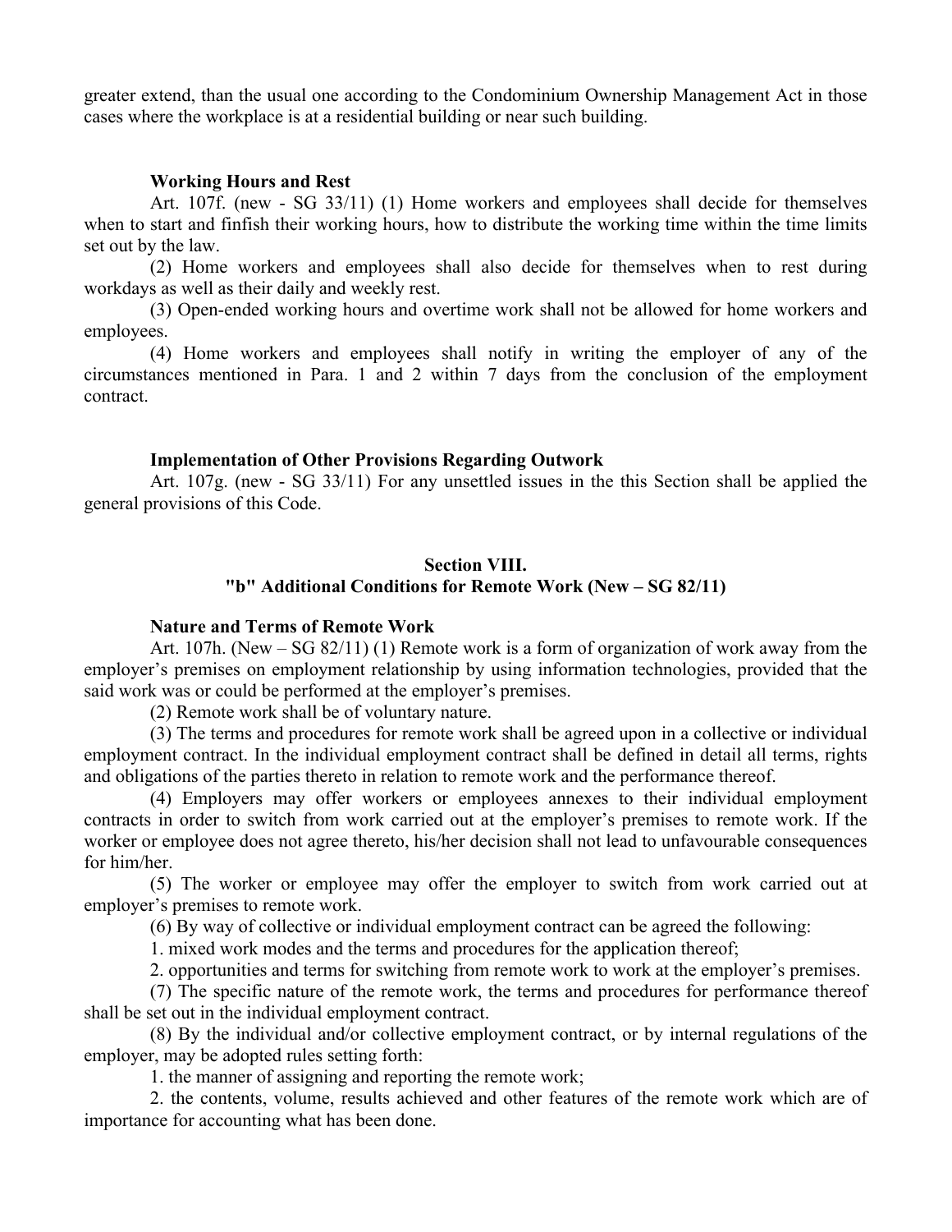greater extend, than the usual one according to the Condominium Ownership Management Act in those cases where the workplace is at a residential building or near such building.

**Working Hours and Rest**

Art. 107f. (new - SG 33/11) (1) Home workers and employees shall decide for themselves when to start and finfish their working hours, how to distribute the working time within the time limits set out by the law.

(2) Home workers and employees shall also decide for themselves when to rest during workdays as well as their daily and weekly rest.

(3) Open-ended working hours and overtime work shall not be allowed for home workers and employees.

(4) Home workers and employees shall notify in writing the employer of any of the circumstances mentioned in Para. 1 and 2 within 7 days from the conclusion of the employment contract.

**Implementation of Other Provisions Regarding Outwork**

Art. 107g. (new - SG 33/11) For any unsettled issues in the this Section shall be applied the general provisions of this Code.

## Section VIII.
## "b" Additional Conditions for Remote Work (New – SG 82/11)

**Nature and Terms of Remote Work**

Art. 107h. (New – SG 82/11) (1) Remote work is a form of organization of work away from the employer's premises on employment relationship by using information technologies, provided that the said work was or could be performed at the employer's premises.

(2) Remote work shall be of voluntary nature.

(3) The terms and procedures for remote work shall be agreed upon in a collective or individual employment contract. In the individual employment contract shall be defined in detail all terms, rights and obligations of the parties thereto in relation to remote work and the performance thereof.

(4) Employers may offer workers or employees annexes to their individual employment contracts in order to switch from work carried out at the employer's premises to remote work. If the worker or employee does not agree thereto, his/her decision shall not lead to unfavourable consequences for him/her.

(5) The worker or employee may offer the employer to switch from work carried out at employer's premises to remote work.

(6) By way of collective or individual employment contract can be agreed the following:

1. mixed work modes and the terms and procedures for the application thereof;

2. opportunities and terms for switching from remote work to work at the employer's premises.

(7) The specific nature of the remote work, the terms and procedures for performance thereof shall be set out in the individual employment contract.

(8) By the individual and/or collective employment contract, or by internal regulations of the employer, may be adopted rules setting forth:

1. the manner of assigning and reporting the remote work;

2. the contents, volume, results achieved and other features of the remote work which are of importance for accounting what has been done.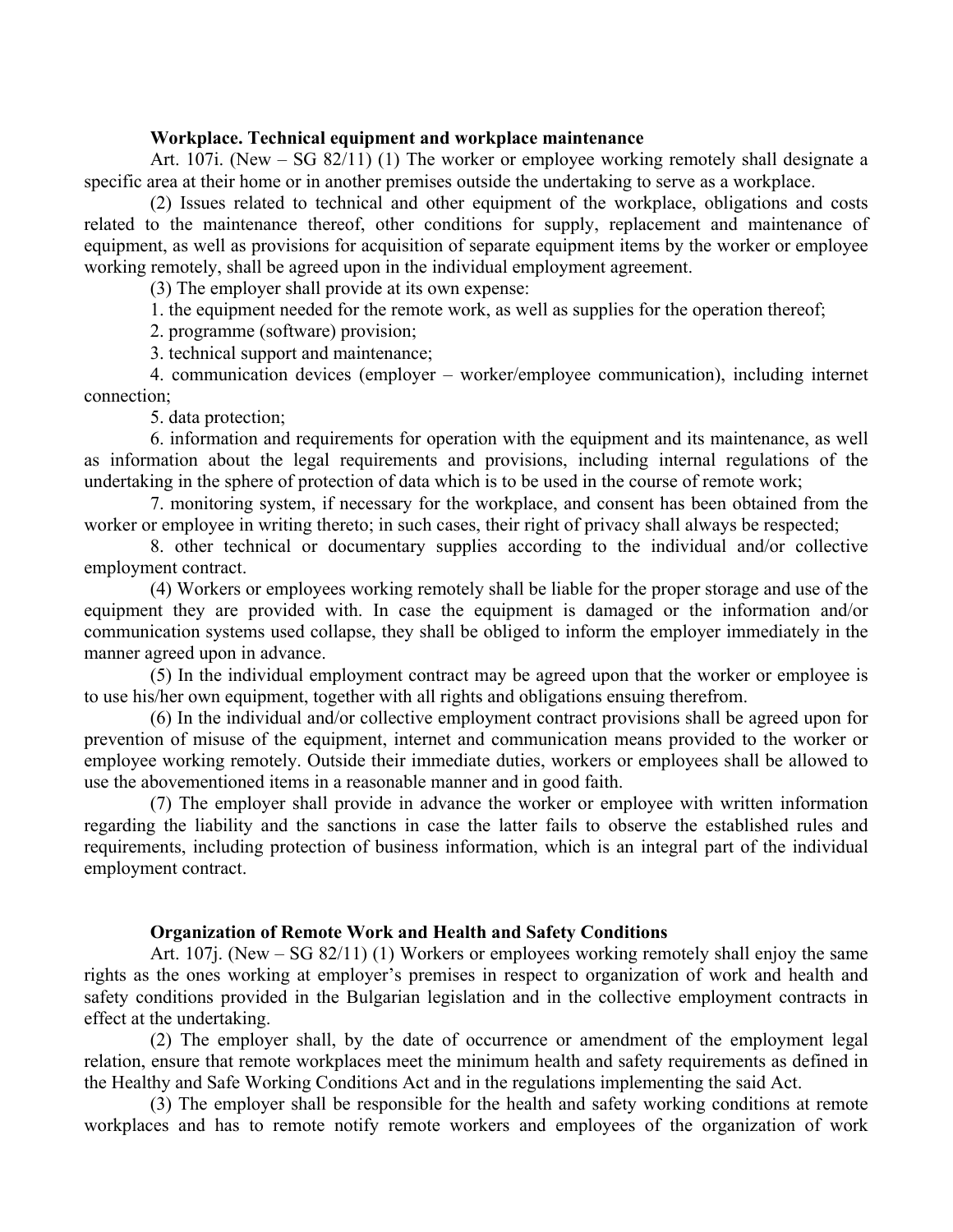**Workplace. Technical equipment and workplace maintenance**

Art. 107i. (New – SG 82/11) (1) The worker or employee working remotely shall designate a specific area at their home or in another premises outside the undertaking to serve as a workplace.

(2) Issues related to technical and other equipment of the workplace, obligations and costs related to the maintenance thereof, other conditions for supply, replacement and maintenance of equipment, as well as provisions for acquisition of separate equipment items by the worker or employee working remotely, shall be agreed upon in the individual employment agreement.

(3) The employer shall provide at its own expense:

1. the equipment needed for the remote work, as well as supplies for the operation thereof;

2. programme (software) provision;

3. technical support and maintenance;

4. communication devices (employer – worker/employee communication), including internet connection;

5. data protection;

6. information and requirements for operation with the equipment and its maintenance, as well as information about the legal requirements and provisions, including internal regulations of the undertaking in the sphere of protection of data which is to be used in the course of remote work;

7. monitoring system, if necessary for the workplace, and consent has been obtained from the worker or employee in writing thereto; in such cases, their right of privacy shall always be respected;

8. other technical or documentary supplies according to the individual and/or collective employment contract.

(4) Workers or employees working remotely shall be liable for the proper storage and use of the equipment they are provided with. In case the equipment is damaged or the information and/or communication systems used collapse, they shall be obliged to inform the employer immediately in the manner agreed upon in advance.

(5) In the individual employment contract may be agreed upon that the worker or employee is to use his/her own equipment, together with all rights and obligations ensuing therefrom.

(6) In the individual and/or collective employment contract provisions shall be agreed upon for prevention of misuse of the equipment, internet and communication means provided to the worker or employee working remotely. Outside their immediate duties, workers or employees shall be allowed to use the abovementioned items in a reasonable manner and in good faith.

(7) The employer shall provide in advance the worker or employee with written information regarding the liability and the sanctions in case the latter fails to observe the established rules and requirements, including protection of business information, which is an integral part of the individual employment contract.

**Organization of Remote Work and Health and Safety Conditions**

Art. 107j. (New – SG 82/11) (1) Workers or employees working remotely shall enjoy the same rights as the ones working at employer's premises in respect to organization of work and health and safety conditions provided in the Bulgarian legislation and in the collective employment contracts in effect at the undertaking.

(2) The employer shall, by the date of occurrence or amendment of the employment legal relation, ensure that remote workplaces meet the minimum health and safety requirements as defined in the Healthy and Safe Working Conditions Act and in the regulations implementing the said Act.

(3) The employer shall be responsible for the health and safety working conditions at remote workplaces and has to remote notify remote workers and employees of the organization of work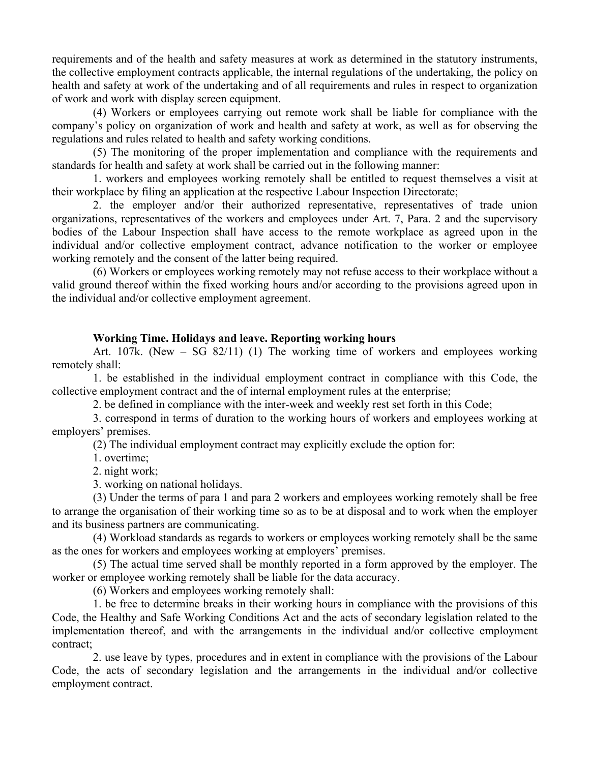requirements and of the health and safety measures at work as determined in the statutory instruments, the collective employment contracts applicable, the internal regulations of the undertaking, the policy on health and safety at work of the undertaking and of all requirements and rules in respect to organization of work and work with display screen equipment.

(4) Workers or employees carrying out remote work shall be liable for compliance with the company's policy on organization of work and health and safety at work, as well as for observing the regulations and rules related to health and safety working conditions.

(5) The monitoring of the proper implementation and compliance with the requirements and standards for health and safety at work shall be carried out in the following manner:

1. workers and employees working remotely shall be entitled to request themselves a visit at their workplace by filing an application at the respective Labour Inspection Directorate;

2. the employer and/or their authorized representative, representatives of trade union organizations, representatives of the workers and employees under Art. 7, Para. 2 and the supervisory bodies of the Labour Inspection shall have access to the remote workplace as agreed upon in the individual and/or collective employment contract, advance notification to the worker or employee working remotely and the consent of the latter being required.

(6) Workers or employees working remotely may not refuse access to their workplace without a valid ground thereof within the fixed working hours and/or according to the provisions agreed upon in the individual and/or collective employment agreement.

**Working Time. Holidays and leave. Reporting working hours**

Art. 107k. (New – SG 82/11) (1) The working time of workers and employees working remotely shall:

1. be established in the individual employment contract in compliance with this Code, the collective employment contract and the of internal employment rules at the enterprise;

2. be defined in compliance with the inter-week and weekly rest set forth in this Code;

3. correspond in terms of duration to the working hours of workers and employees working at employers' premises.

(2) The individual employment contract may explicitly exclude the option for:

1. overtime;

2. night work;

3. working on national holidays.

(3) Under the terms of para 1 and para 2 workers and employees working remotely shall be free to arrange the organisation of their working time so as to be at disposal and to work when the employer and its business partners are communicating.

(4) Workload standards as regards to workers or employees working remotely shall be the same as the ones for workers and employees working at employers' premises.

(5) The actual time served shall be monthly reported in a form approved by the employer. The worker or employee working remotely shall be liable for the data accuracy.

(6) Workers and employees working remotely shall:

1. be free to determine breaks in their working hours in compliance with the provisions of this Code, the Healthy and Safe Working Conditions Act and the acts of secondary legislation related to the implementation thereof, and with the arrangements in the individual and/or collective employment contract;

2. use leave by types, procedures and in extent in compliance with the provisions of the Labour Code, the acts of secondary legislation and the arrangements in the individual and/or collective employment contract.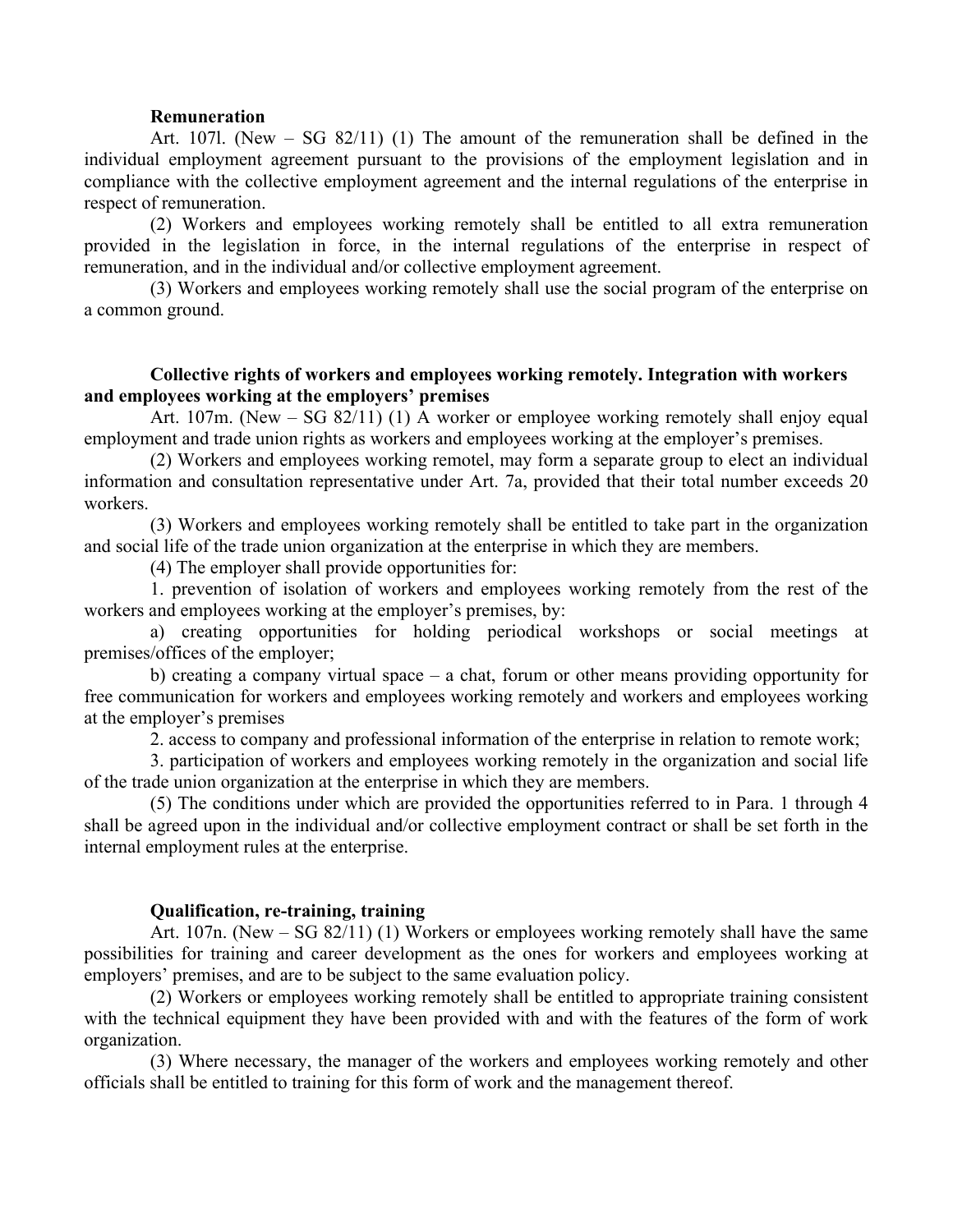**Remuneration**

Art. 107l. (New – SG 82/11) (1) The amount of the remuneration shall be defined in the individual employment agreement pursuant to the provisions of the employment legislation and in compliance with the collective employment agreement and the internal regulations of the enterprise in respect of remuneration.

(2) Workers and employees working remotely shall be entitled to all extra remuneration provided in the legislation in force, in the internal regulations of the enterprise in respect of remuneration, and in the individual and/or collective employment agreement.

(3) Workers and employees working remotely shall use the social program of the enterprise on a common ground.

**Collective rights of workers and employees working remotely. Integration with workers and employees working at the employers' premises**

Art. 107m. (New – SG 82/11) (1) A worker or employee working remotely shall enjoy equal employment and trade union rights as workers and employees working at the employer's premises.

(2) Workers and employees working remotel, may form a separate group to elect an individual information and consultation representative under Art. 7a, provided that their total number exceeds 20 workers.

(3) Workers and employees working remotely shall be entitled to take part in the organization and social life of the trade union organization at the enterprise in which they are members.

(4) The employer shall provide opportunities for:

1. prevention of isolation of workers and employees working remotely from the rest of the workers and employees working at the employer's premises, by:

a) creating opportunities for holding periodical workshops or social meetings at premises/offices of the employer;

b) creating a company virtual space – a chat, forum or other means providing opportunity for free communication for workers and employees working remotely and workers and employees working at the employer's premises

2. access to company and professional information of the enterprise in relation to remote work;

3. participation of workers and employees working remotely in the organization and social life of the trade union organization at the enterprise in which they are members.

(5) The conditions under which are provided the opportunities referred to in Para. 1 through 4 shall be agreed upon in the individual and/or collective employment contract or shall be set forth in the internal employment rules at the enterprise.

**Qualification, re-training, training**

Art. 107n. (New – SG 82/11) (1) Workers or employees working remotely shall have the same possibilities for training and career development as the ones for workers and employees working at employers' premises, and are to be subject to the same evaluation policy.

(2) Workers or employees working remotely shall be entitled to appropriate training consistent with the technical equipment they have been provided with and with the features of the form of work organization.

(3) Where necessary, the manager of the workers and employees working remotely and other officials shall be entitled to training for this form of work and the management thereof.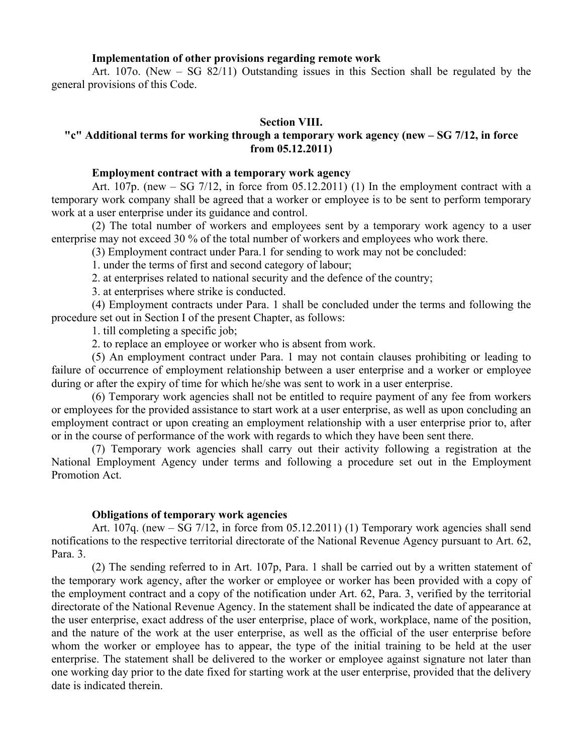**Implementation of other provisions regarding remote work**

Art. 107o. (New – SG 82/11) Outstanding issues in this Section shall be regulated by the general provisions of this Code.

## Section VIII.
## "c" Additional terms for working through a temporary work agency (new – SG 7/12, in force from 05.12.2011)

**Employment contract with a temporary work agency**

Art. 107p. (new – SG 7/12, in force from 05.12.2011) (1) In the employment contract with a temporary work company shall be agreed that a worker or employee is to be sent to perform temporary work at a user enterprise under its guidance and control.

(2) The total number of workers and employees sent by a temporary work agency to a user enterprise may not exceed 30 % of the total number of workers and employees who work there.

(3) Employment contract under Para.1 for sending to work may not be concluded:

1. under the terms of first and second category of labour;

2. at enterprises related to national security and the defence of the country;

3. at enterprises where strike is conducted.

(4) Employment contracts under Para. 1 shall be concluded under the terms and following the procedure set out in Section I of the present Chapter, as follows:

1. till completing a specific job;

2. to replace an employee or worker who is absent from work.

(5) An employment contract under Para. 1 may not contain clauses prohibiting or leading to failure of occurrence of employment relationship between a user enterprise and a worker or employee during or after the expiry of time for which he/she was sent to work in a user enterprise.

(6) Temporary work agencies shall not be entitled to require payment of any fee from workers or employees for the provided assistance to start work at a user enterprise, as well as upon concluding an employment contract or upon creating an employment relationship with a user enterprise prior to, after or in the course of performance of the work with regards to which they have been sent there.

(7) Temporary work agencies shall carry out their activity following a registration at the National Employment Agency under terms and following a procedure set out in the Employment Promotion Act.

**Obligations of temporary work agencies**

Art. 107q. (new – SG 7/12, in force from 05.12.2011) (1) Temporary work agencies shall send notifications to the respective territorial directorate of the National Revenue Agency pursuant to Art. 62, Para. 3.

(2) The sending referred to in Art. 107p, Para. 1 shall be carried out by a written statement of the temporary work agency, after the worker or employee or worker has been provided with a copy of the employment contract and a copy of the notification under Art. 62, Para. 3, verified by the territorial directorate of the National Revenue Agency. In the statement shall be indicated the date of appearance at the user enterprise, exact address of the user enterprise, place of work, workplace, name of the position, and the nature of the work at the user enterprise, as well as the official of the user enterprise before whom the worker or employee has to appear, the type of the initial training to be held at the user enterprise. The statement shall be delivered to the worker or employee against signature not later than one working day prior to the date fixed for starting work at the user enterprise, provided that the delivery date is indicated therein.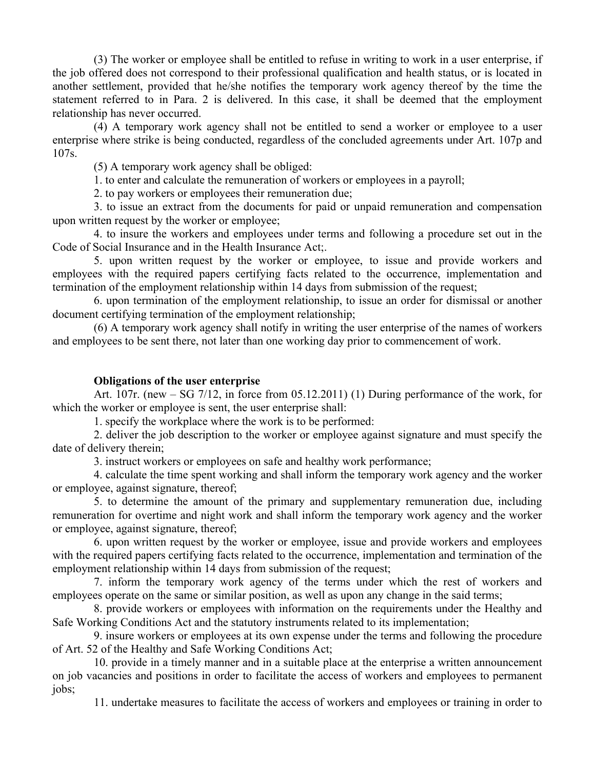(3) The worker or employee shall be entitled to refuse in writing to work in a user enterprise, if the job offered does not correspond to their professional qualification and health status, or is located in another settlement, provided that he/she notifies the temporary work agency thereof by the time the statement referred to in Para. 2 is delivered. In this case, it shall be deemed that the employment relationship has never occurred.

(4) A temporary work agency shall not be entitled to send a worker or employee to a user enterprise where strike is being conducted, regardless of the concluded agreements under Art. 107p and 107s.

(5) A temporary work agency shall be obliged:

1. to enter and calculate the remuneration of workers or employees in a payroll;

2. to pay workers or employees their remuneration due;

3. to issue an extract from the documents for paid or unpaid remuneration and compensation upon written request by the worker or employee;

4. to insure the workers and employees under terms and following a procedure set out in the Code of Social Insurance and in the Health Insurance Act;.

5. upon written request by the worker or employee, to issue and provide workers and employees with the required papers certifying facts related to the occurrence, implementation and termination of the employment relationship within 14 days from submission of the request;

6. upon termination of the employment relationship, to issue an order for dismissal or another document certifying termination of the employment relationship;

(6) A temporary work agency shall notify in writing the user enterprise of the names of workers and employees to be sent there, not later than one working day prior to commencement of work.

**Obligations of the user enterprise**

Art. 107r. (new – SG 7/12, in force from 05.12.2011) (1) During performance of the work, for which the worker or employee is sent, the user enterprise shall:

1. specify the workplace where the work is to be performed:

2. deliver the job description to the worker or employee against signature and must specify the date of delivery therein;

3. instruct workers or employees on safe and healthy work performance;

4. calculate the time spent working and shall inform the temporary work agency and the worker or employee, against signature, thereof;

5. to determine the amount of the primary and supplementary remuneration due, including remuneration for overtime and night work and shall inform the temporary work agency and the worker or employee, against signature, thereof;

6. upon written request by the worker or employee, issue and provide workers and employees with the required papers certifying facts related to the occurrence, implementation and termination of the employment relationship within 14 days from submission of the request;

7. inform the temporary work agency of the terms under which the rest of workers and employees operate on the same or similar position, as well as upon any change in the said terms;

8. provide workers or employees with information on the requirements under the Healthy and Safe Working Conditions Act and the statutory instruments related to its implementation;

9. insure workers or employees at its own expense under the terms and following the procedure of Art. 52 of the Healthy and Safe Working Conditions Act;

10. provide in a timely manner and in a suitable place at the enterprise a written announcement on job vacancies and positions in order to facilitate the access of workers and employees to permanent jobs;

11. undertake measures to facilitate the access of workers and employees or training in order to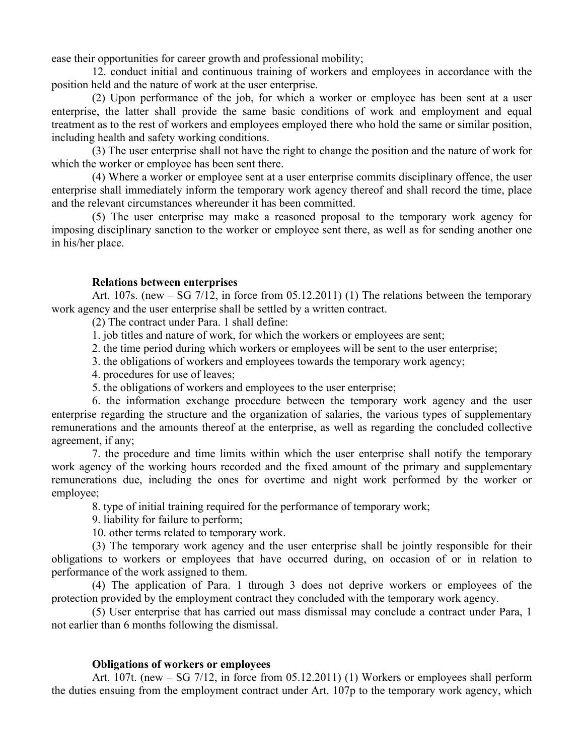ease their opportunities for career growth and professional mobility;

12. conduct initial and continuous training of workers and employees in accordance with the position held and the nature of work at the user enterprise.

(2) Upon performance of the job, for which a worker or employee has been sent at a user enterprise, the latter shall provide the same basic conditions of work and employment and equal treatment as to the rest of workers and employees employed there who hold the same or similar position, including health and safety working conditions.

(3) The user enterprise shall not have the right to change the position and the nature of work for which the worker or employee has been sent there.

(4) Where a worker or employee sent at a user enterprise commits disciplinary offence, the user enterprise shall immediately inform the temporary work agency thereof and shall record the time, place and the relevant circumstances whereunder it has been committed.

(5) The user enterprise may make a reasoned proposal to the temporary work agency for imposing disciplinary sanction to the worker or employee sent there, as well as for sending another one in his/her place.

**Relations between enterprises**

Art. 107s. (new – SG 7/12, in force from 05.12.2011) (1) The relations between the temporary work agency and the user enterprise shall be settled by a written contract.

(2) The contract under Para. 1 shall define:

1. job titles and nature of work, for which the workers or employees are sent;

2. the time period during which workers or employees will be sent to the user enterprise;

3. the obligations of workers and employees towards the temporary work agency;

4. procedures for use of leaves;

5. the obligations of workers and employees to the user enterprise;

6. the information exchange procedure between the temporary work agency and the user enterprise regarding the structure and the organization of salaries, the various types of supplementary remunerations and the amounts thereof at the enterprise, as well as regarding the concluded collective agreement, if any;

7. the procedure and time limits within which the user enterprise shall notify the temporary work agency of the working hours recorded and the fixed amount of the primary and supplementary remunerations due, including the ones for overtime and night work performed by the worker or employee;

8. type of initial training required for the performance of temporary work;

9. liability for failure to perform;

10. other terms related to temporary work.

(3) The temporary work agency and the user enterprise shall be jointly responsible for their obligations to workers or employees that have occurred during, on occasion of or in relation to performance of the work assigned to them.

(4) The application of Para. 1 through 3 does not deprive workers or employees of the protection provided by the employment contract they concluded with the temporary work agency.

(5) User enterprise that has carried out mass dismissal may conclude a contract under Para, 1 not earlier than 6 months following the dismissal.

**Obligations of workers or employees**

Art. 107t. (new – SG 7/12, in force from 05.12.2011) (1) Workers or employees shall perform the duties ensuing from the employment contract under Art. 107p to the temporary work agency, which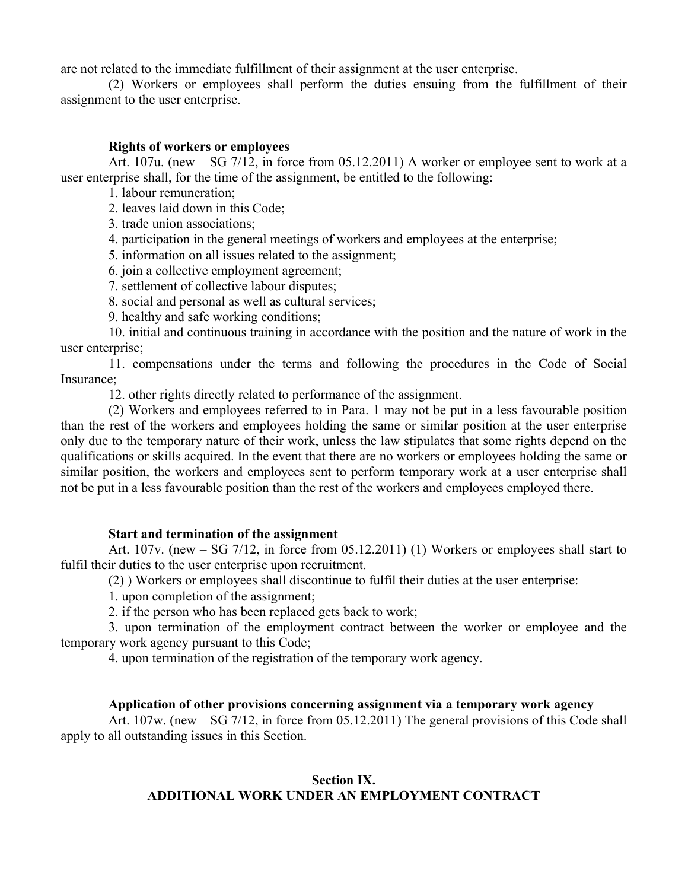are not related to the immediate fulfillment of their assignment at the user enterprise.

(2) Workers or employees shall perform the duties ensuing from the fulfillment of their assignment to the user enterprise.

**Rights of workers or employees**

Art. 107u. (new – SG 7/12, in force from 05.12.2011) A worker or employee sent to work at a user enterprise shall, for the time of the assignment, be entitled to the following:

1. labour remuneration;
2. leaves laid down in this Code;
3. trade union associations;
4. participation in the general meetings of workers and employees at the enterprise;
5. information on all issues related to the assignment;
6. join a collective employment agreement;
7. settlement of collective labour disputes;
8. social and personal as well as cultural services;
9. healthy and safe working conditions;
10. initial and continuous training in accordance with the position and the nature of work in the user enterprise;
11. compensations under the terms and following the procedures in the Code of Social Insurance;
12. other rights directly related to performance of the assignment.

(2) Workers and employees referred to in Para. 1 may not be put in a less favourable position than the rest of the workers and employees holding the same or similar position at the user enterprise only due to the temporary nature of their work, unless the law stipulates that some rights depend on the qualifications or skills acquired. In the event that there are no workers or employees holding the same or similar position, the workers and employees sent to perform temporary work at a user enterprise shall not be put in a less favourable position than the rest of the workers and employees employed there.

**Start and termination of the assignment**

Art. 107v. (new – SG 7/12, in force from 05.12.2011) (1) Workers or employees shall start to fulfil their duties to the user enterprise upon recruitment.

(2) ) Workers or employees shall discontinue to fulfil their duties at the user enterprise:

1. upon completion of the assignment;
2. if the person who has been replaced gets back to work;
3. upon termination of the employment contract between the worker or employee and the temporary work agency pursuant to this Code;
4. upon termination of the registration of the temporary work agency.

**Application of other provisions concerning assignment via a temporary work agency**

Art. 107w. (new – SG 7/12, in force from 05.12.2011) The general provisions of this Code shall apply to all outstanding issues in this Section.

## Section IX.
## ADDITIONAL WORK UNDER AN EMPLOYMENT CONTRACT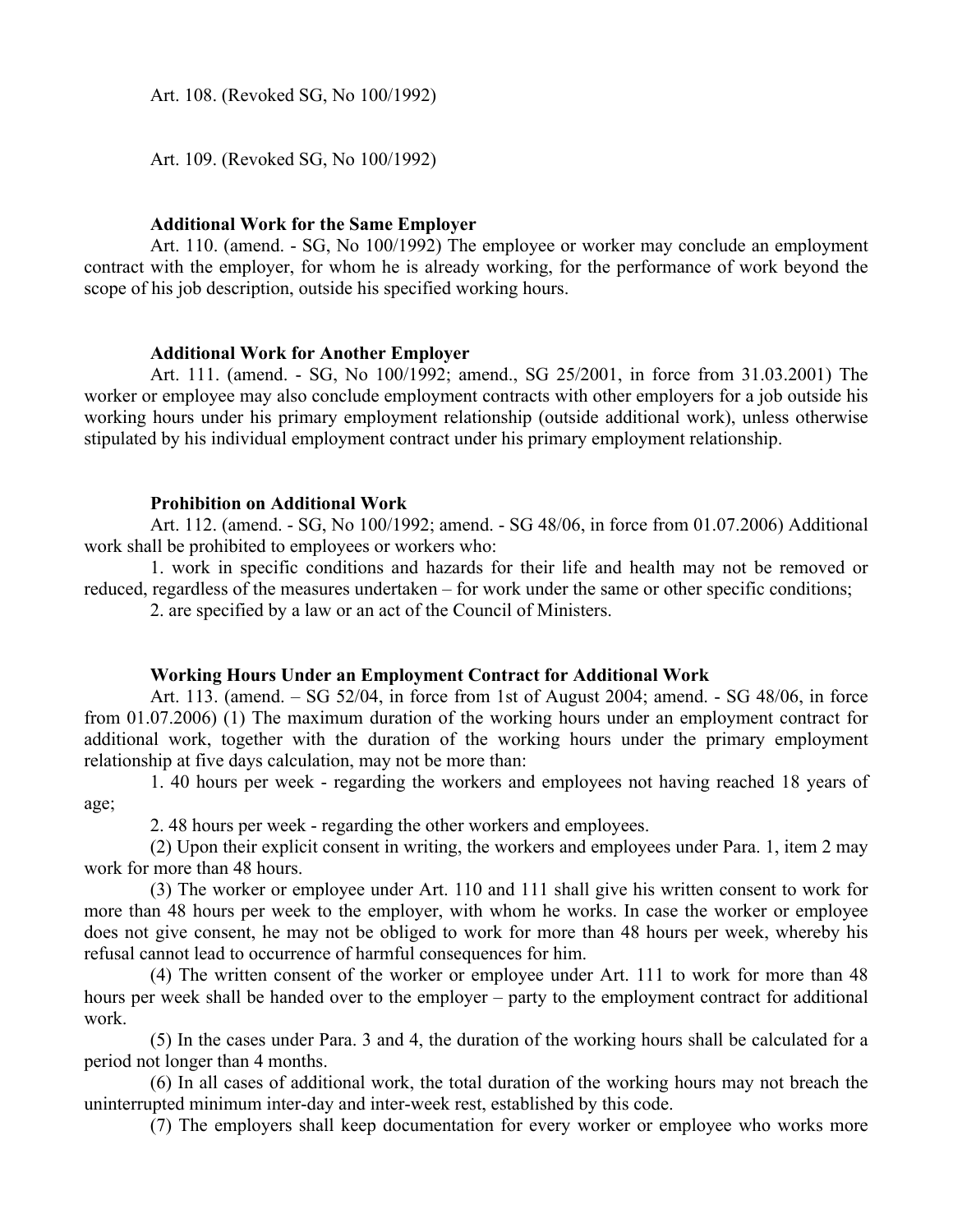Art. 108. (Revoked SG, No 100/1992)

Art. 109. (Revoked SG, No 100/1992)

**Additional Work for the Same Employer**

Art. 110. (amend. - SG, No 100/1992) The employee or worker may conclude an employment contract with the employer, for whom he is already working, for the performance of work beyond the scope of his job description, outside his specified working hours.

**Additional Work for Another Employer**

Art. 111. (amend. - SG, No 100/1992; amend., SG 25/2001, in force from 31.03.2001) The worker or employee may also conclude employment contracts with other employers for a job outside his working hours under his primary employment relationship (outside additional work), unless otherwise stipulated by his individual employment contract under his primary employment relationship.

**Prohibition on Additional Work**

Art. 112. (amend. - SG, No 100/1992; amend. - SG 48/06, in force from 01.07.2006) Additional work shall be prohibited to employees or workers who:

1. work in specific conditions and hazards for their life and health may not be removed or reduced, regardless of the measures undertaken – for work under the same or other specific conditions;

2. are specified by a law or an act of the Council of Ministers.

**Working Hours Under an Employment Contract for Additional Work**

Art. 113. (amend. – SG 52/04, in force from 1st of August 2004; amend. - SG 48/06, in force from 01.07.2006) (1) The maximum duration of the working hours under an employment contract for additional work, together with the duration of the working hours under the primary employment relationship at five days calculation, may not be more than:

1. 40 hours per week - regarding the workers and employees not having reached 18 years of age;

2. 48 hours per week - regarding the other workers and employees.

(2) Upon their explicit consent in writing, the workers and employees under Para. 1, item 2 may work for more than 48 hours.

(3) The worker or employee under Art. 110 and 111 shall give his written consent to work for more than 48 hours per week to the employer, with whom he works. In case the worker or employee does not give consent, he may not be obliged to work for more than 48 hours per week, whereby his refusal cannot lead to occurrence of harmful consequences for him.

(4) The written consent of the worker or employee under Art. 111 to work for more than 48 hours per week shall be handed over to the employer – party to the employment contract for additional work.

(5) In the cases under Para. 3 and 4, the duration of the working hours shall be calculated for a period not longer than 4 months.

(6) In all cases of additional work, the total duration of the working hours may not breach the uninterrupted minimum inter-day and inter-week rest, established by this code.

(7) The employers shall keep documentation for every worker or employee who works more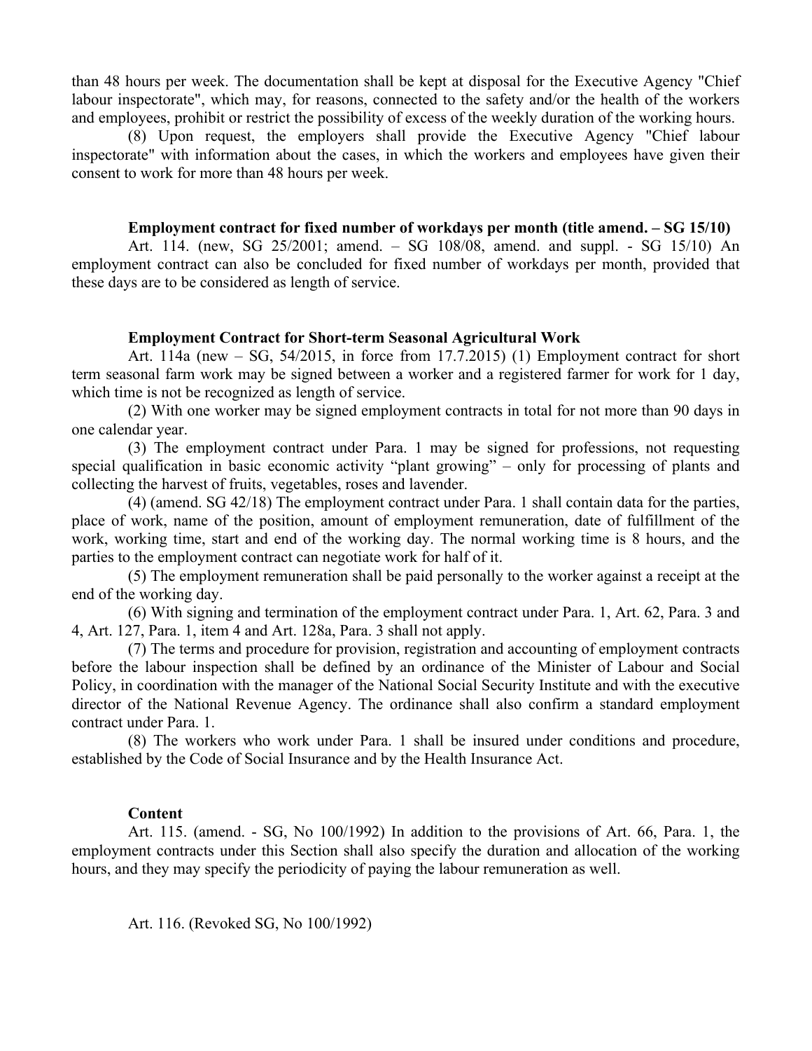than 48 hours per week. The documentation shall be kept at disposal for the Executive Agency "Chief labour inspectoratе", which may, for reasons, connected to the safety and/or the health of the workers and employees, prohibit or restrict the possibility of excess of the weekly duration of the working hours.

(8) Upon request, the employers shall provide the Executive Agency "Chief labour inspectorate" with information about the cases, in which the workers and employees have given their consent to work for more than 48 hours per week.

**Employment contract for fixed number of workdays per month (title amend. – SG 15/10)**

Art. 114. (new, SG 25/2001; amend. – SG 108/08, amend. and suppl. - SG 15/10) An employment contract can also be concluded for fixed number of workdays per month, provided that these days are to be considered as length of service.

**Employment Contract for Short-term Seasonal Agricultural Work**

Art. 114a (new – SG, 54/2015, in force from 17.7.2015) (1) Employment contract for short term seasonal farm work may be signed between a worker and a registered farmer for work for 1 day, which time is not be recognized as length of service.

(2) With one worker may be signed employment contracts in total for not more than 90 days in one calendar year.

(3) The employment contract under Para. 1 may be signed for professions, not requesting special qualification in basic economic activity “plant growing” – only for processing of plants and collecting the harvest of fruits, vegetables, roses and lavender.

(4) (amend. SG 42/18) The employment contract under Para. 1 shall contain data for the parties, place of work, name of the position, amount of employment remuneration, date of fulfillment of the work, working time, start and end of the working day. The normal working time is 8 hours, and the parties to the employment contract can negotiate work for half of it.

(5) The employment remuneration shall be paid personally to the worker against a receipt at the end of the working day.

(6) With signing and termination of the employment contract under Para. 1, Art. 62, Para. 3 and 4, Art. 127, Para. 1, item 4 and Art. 128a, Para. 3 shall not apply.

(7) The terms and procedure for provision, registration and accounting of employment contracts before the labour inspection shall be defined by an ordinance of the Minister of Labour and Social Policy, in coordination with the manager of the National Social Security Institute and with the executive director of the National Revenue Agency. The ordinance shall also confirm a standard employment contract under Para. 1.

(8) The workers who work under Para. 1 shall be insured under conditions and procedure, established by the Code of Social Insurance and by the Health Insurance Act.

**Content**

Art. 115. (amend. - SG, No 100/1992) In addition to the provisions of Art. 66, Para. 1, the employment contracts under this Section shall also specify the duration and allocation of the working hours, and they may specify the periodicity of paying the labour remuneration as well.

Art. 116. (Revoked SG, No 100/1992)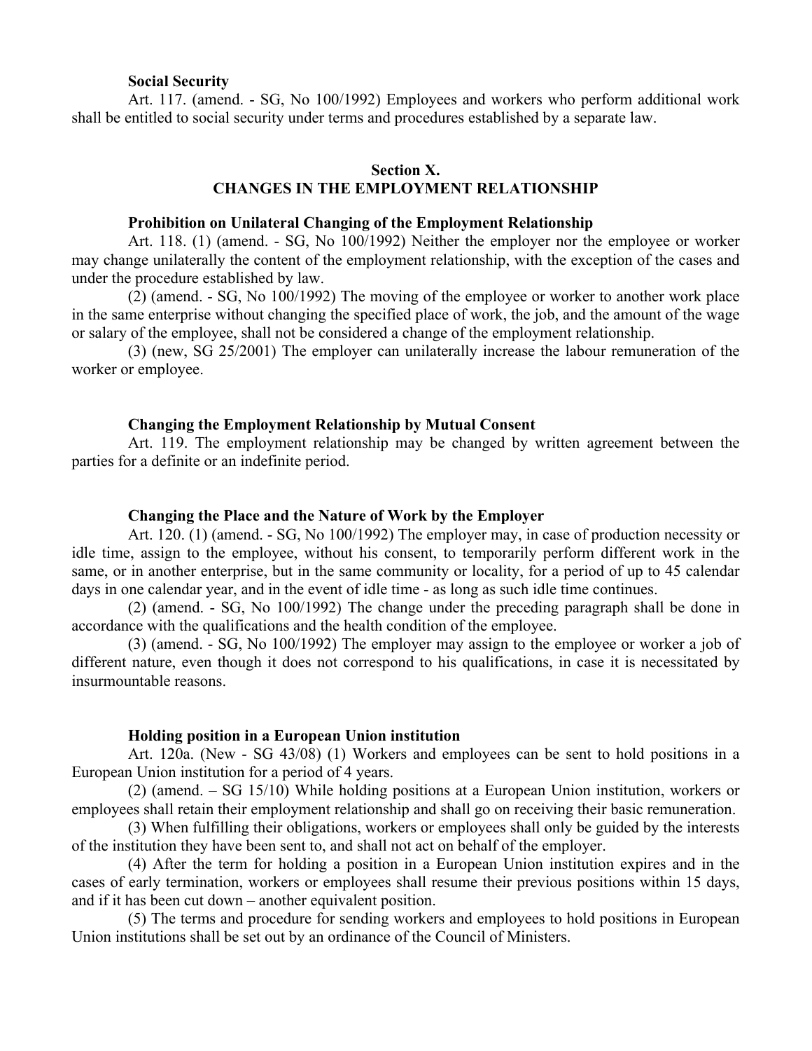**Social Security**

Art. 117. (amend. - SG, No 100/1992) Employees and workers who perform additional work shall be entitled to social security under terms and procedures established by a separate law.

## Section X.
## CHANGES IN THE EMPLOYMENT RELATIONSHIP

**Prohibition on Unilateral Changing of the Employment Relationship**

Art. 118. (1) (amend. - SG, No 100/1992) Neither the employer nor the employee or worker may change unilaterally the content of the employment relationship, with the exception of the cases and under the procedure established by law.

(2) (amend. - SG, No 100/1992) The moving of the employee or worker to another work place in the same enterprise without changing the specified place of work, the job, and the amount of the wage or salary of the employee, shall not be considered a change of the employment relationship.

(3) (new, SG 25/2001) The employer can unilaterally increase the labour remuneration of the worker or employee.

**Changing the Employment Relationship by Mutual Consent**

Art. 119. The employment relationship may be changed by written agreement between the parties for a definite or an indefinite period.

**Changing the Place and the Nature of Work by the Employer**

Art. 120. (1) (amend. - SG, No 100/1992) The employer may, in case of production necessity or idle time, assign to the employee, without his consent, to temporarily perform different work in the same, or in another enterprise, but in the same community or locality, for a period of up to 45 calendar days in one calendar year, and in the event of idle time - as long as such idle time continues.

(2) (amend. - SG, No 100/1992) The change under the preceding paragraph shall be done in accordance with the qualifications and the health condition of the employee.

(3) (amend. - SG, No 100/1992) The employer may assign to the employee or worker a job of different nature, even though it does not correspond to his qualifications, in case it is necessitated by insurmountable reasons.

**Holding position in a European Union institution**

Art. 120a. (New - SG 43/08) (1) Workers and employees can be sent to hold positions in a European Union institution for a period of 4 years.

(2) (amend. – SG 15/10) While holding positions at a European Union institution, workers or employees shall retain their employment relationship and shall go on receiving their basic remuneration.

(3) When fulfilling their obligations, workers or employees shall only be guided by the interests of the institution they have been sent to, and shall not act on behalf of the employer.

(4) After the term for holding a position in a European Union institution expires and in the cases of early termination, workers or employees shall resume their previous positions within 15 days, and if it has been cut down – another equivalent position.

(5) The terms and procedure for sending workers and employees to hold positions in European Union institutions shall be set out by an ordinance of the Council of Ministers.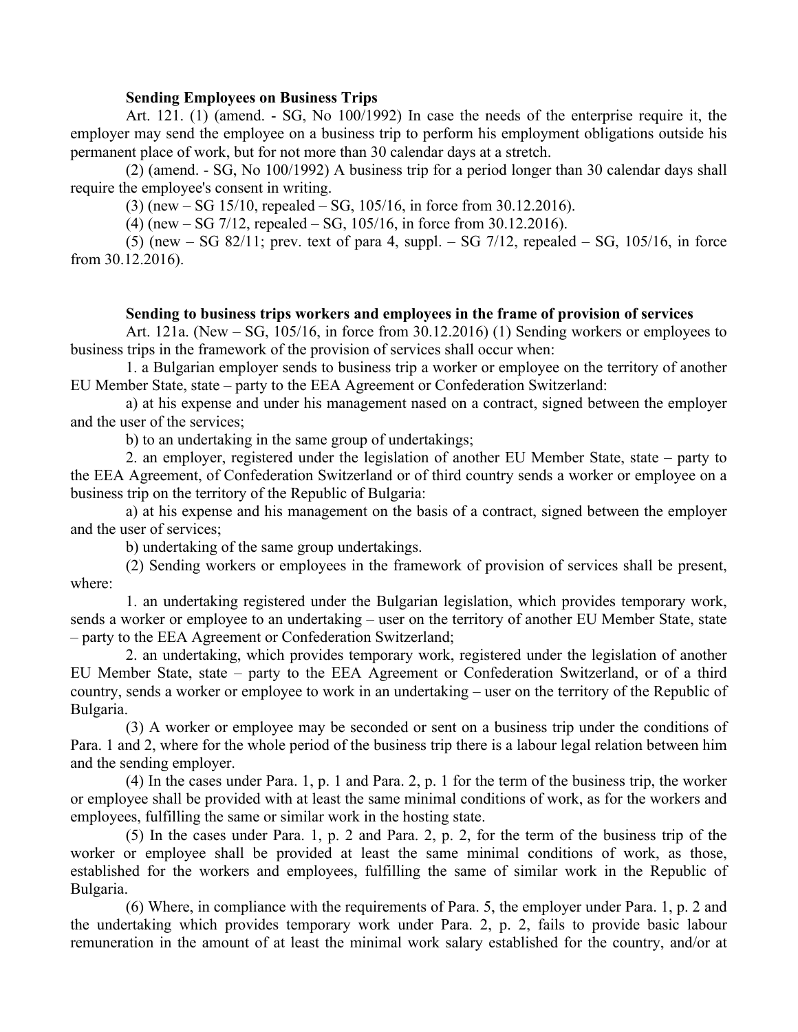**Sending Employees on Business Trips**

Art. 121. (1) (amend. - SG, No 100/1992) In case the needs of the enterprise require it, the employer may send the employee on a business trip to perform his employment obligations outside his permanent place of work, but for not more than 30 calendar days at a stretch.

(2) (amend. - SG, No 100/1992) A business trip for a period longer than 30 calendar days shall require the employee's consent in writing.

(3) (new – SG 15/10, repealed – SG, 105/16, in force from 30.12.2016).

(4) (new – SG 7/12, repealed – SG, 105/16, in force from 30.12.2016).

(5) (new – SG 82/11; prev. text of para 4, suppl. – SG 7/12, repealed – SG, 105/16, in force from 30.12.2016).

**Sending to business trips workers and employees in the frame of provision of services**

Art. 121a. (New – SG, 105/16, in force from 30.12.2016) (1) Sending workers or employees to business trips in the framework of the provision of services shall occur when:

1. a Bulgarian employer sends to business trip a worker or employee on the territory of another EU Member State, state – party to the EEA Agreement or Confederation Switzerland:

a) at his expense and under his management nased on a contract, signed between the employer and the user of the services;

b) to an undertaking in the same group of undertakings;

2. an employer, registered under the legislation of another EU Member State, state – party to the EEA Agreement, of Confederation Switzerland or of third country sends a worker or employee on a business trip on the territory of the Republic of Bulgaria:

a) at his expense and his management on the basis of a contract, signed between the employer and the user of services;

b) undertaking of the same group undertakings.

(2) Sending workers or employees in the framework of provision of services shall be present, where:

1. an undertaking registered under the Bulgarian legislation, which provides temporary work, sends a worker or employee to an undertaking – user on the territory of another EU Member State, state – party to the EEA Agreement or Confederation Switzerland;

2. an undertaking, which provides temporary work, registered under the legislation of another EU Member State, state – party to the EEA Agreement or Confederation Switzerland, or of a third country, sends a worker or employee to work in an undertaking – user on the territory of the Republic of Bulgaria.

(3) A worker or employee may be seconded or sent on a business trip under the conditions of Para. 1 and 2, where for the whole period of the business trip there is a labour legal relation between him and the sending employer.

(4) In the cases under Para. 1, p. 1 and Para. 2, p. 1 for the term of the business trip, the worker or employee shall be provided with at least the same minimal conditions of work, as for the workers and employees, fulfilling the same or similar work in the hosting state.

(5) In the cases under Para. 1, p. 2 and Para. 2, p. 2, for the term of the business trip of the worker or employee shall be provided at least the same minimal conditions of work, as those, established for the workers and employees, fulfilling the same of similar work in the Republic of Bulgaria.

(6) Where, in compliance with the requirements of Para. 5, the employer under Para. 1, p. 2 and the undertaking which provides temporary work under Para. 2, p. 2, fails to provide basic labour remuneration in the amount of at least the minimal work salary established for the country, and/or at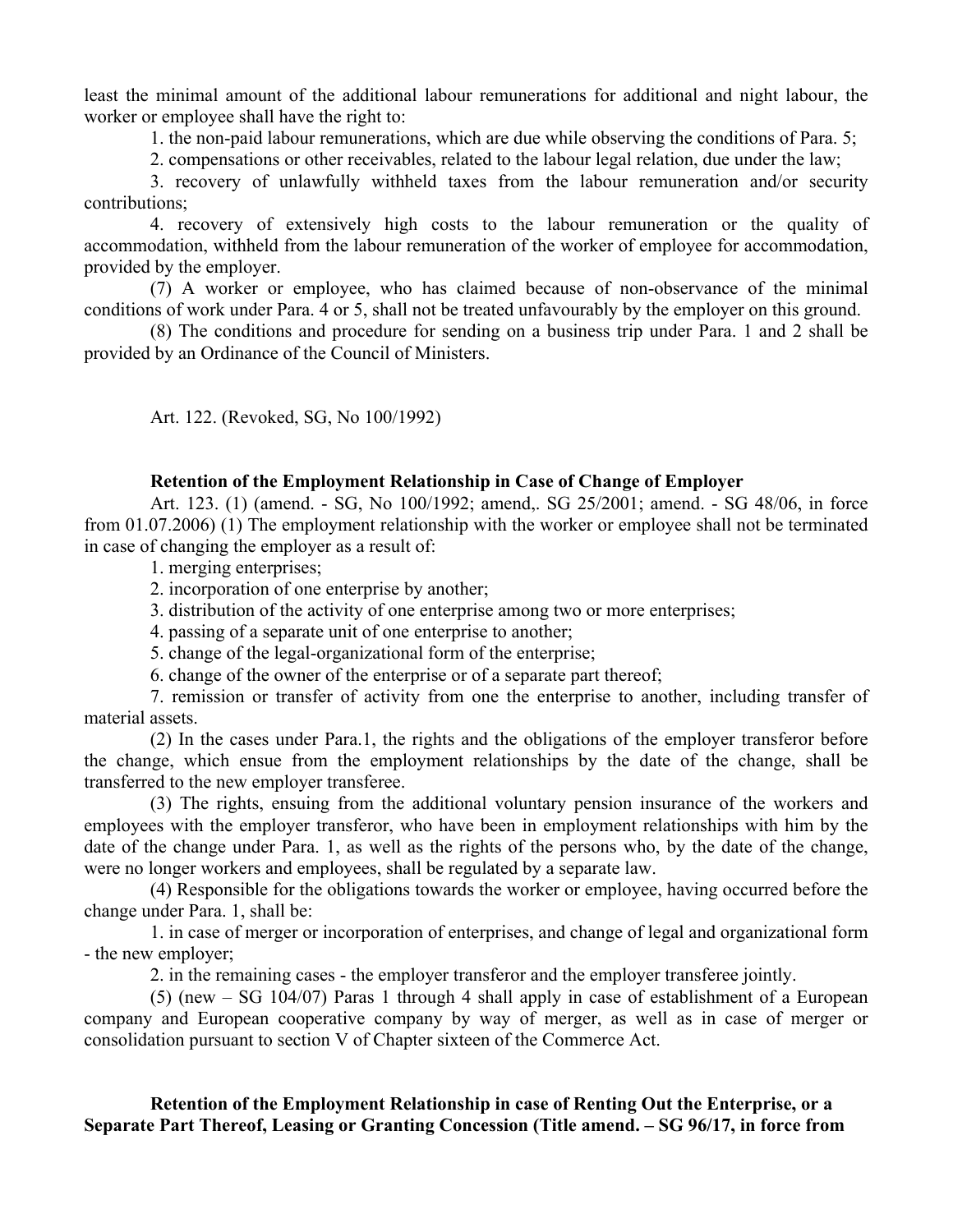least the minimal amount of the additional labour remunerations for additional and night labour, the worker or employee shall have the right to:

1. the non-paid labour remunerations, which are due while observing the conditions of Para. 5;

2. compensations or other receivables, related to the labour legal relation, due under the law;

3. recovery of unlawfully withheld taxes from the labour remuneration and/or security contributions;

4. recovery of extensively high costs to the labour remuneration or the quality of accommodation, withheld from the labour remuneration of the worker of employee for accommodation, provided by the employer.

(7) A worker or employee, who has claimed because of non-observance of the minimal conditions of work under Para. 4 or 5, shall not be treated unfavourably by the employer on this ground.

(8) The conditions and procedure for sending on a business trip under Para. 1 and 2 shall be provided by an Ordinance of the Council of Ministers.

Art. 122. (Revoked, SG, No 100/1992)

**Retention of the Employment Relationship in Case of Change of Employer**

Art. 123. (1) (amend. - SG, No 100/1992; amend,. SG 25/2001; amend. - SG 48/06, in force from 01.07.2006) (1) The employment relationship with the worker or employee shall not be terminated in case of changing the employer as a result of:

1. merging enterprises;

2. incorporation of one enterprise by another;

3. distribution of the activity of one enterprise among two or more enterprises;

4. passing of a separate unit of one enterprise to another;

5. change of the legal-organizational form of the enterprise;

6. change of the owner of the enterprise or of a separate part thereof;

7. remission or transfer of activity from one the enterprise to another, including transfer of material assets.

(2) In the cases under Para.1, the rights and the obligations of the employer transferor before the change, which ensue from the employment relationships by the date of the change, shall be transferred to the new employer transferee.

(3) The rights, ensuing from the additional voluntary pension insurance of the workers and employees with the employer transferor, who have been in employment relationships with him by the date of the change under Para. 1, as well as the rights of the persons who, by the date of the change, were no longer workers and employees, shall be regulated by a separate law.

(4) Responsible for the obligations towards the worker or employee, having occurred before the change under Para. 1, shall be:

1. in case of merger or incorporation of enterprises, and change of legal and organizational form - the new employer;

2. in the remaining cases - the employer transferor and the employer transferee jointly.

(5) (new – SG 104/07) Paras 1 through 4 shall apply in case of establishment of a European company and European cooperative company by way of merger, as well as in case of merger or consolidation pursuant to section V of Chapter sixteen of the Commerce Act.

**Retention of the Employment Relationship in case of Renting Out the Enterprise, or a Separate Part Thereof, Leasing or Granting Concession (Title amend. – SG 96/17, in force from**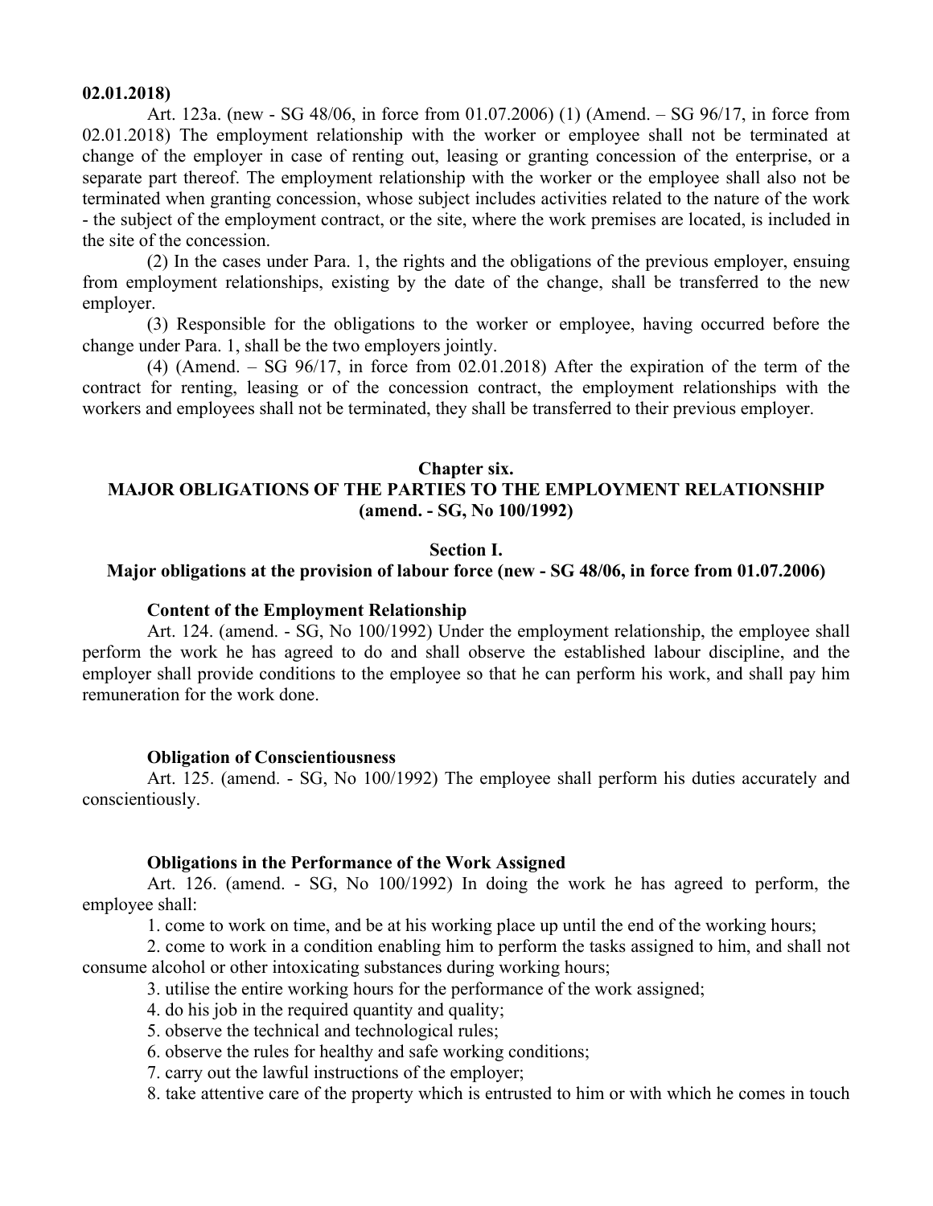**02.01.2018)**

Art. 123a. (new - SG 48/06, in force from 01.07.2006) (1) (Amend. – SG 96/17, in force from 02.01.2018) The employment relationship with the worker or employee shall not be terminated at change of the employer in case of renting out, leasing or granting concession of the enterprise, or a separate part thereof. The employment relationship with the worker or the employee shall also not be terminated when granting concession, whose subject includes activities related to the nature of the work - the subject of the employment contract, or the site, where the work premises are located, is included in the site of the concession.

(2) In the cases under Para. 1, the rights and the obligations of the previous employer, ensuing from employment relationships, existing by the date of the change, shall be transferred to the new employer.

(3) Responsible for the obligations to the worker or employee, having occurred before the change under Para. 1, shall be the two employers jointly.

(4) (Amend. – SG 96/17, in force from 02.01.2018) After the expiration of the term of the contract for renting, leasing or of the concession contract, the employment relationships with the workers and employees shall not be terminated, they shall be transferred to their previous employer.

## Chapter six.
## MAJOR OBLIGATIONS OF THE PARTIES TO THE EMPLOYMENT RELATIONSHIP (amend. - SG, No 100/1992)

### Section I.
### Major obligations at the provision of labour force (new - SG 48/06, in force from 01.07.2006)

**Content of the Employment Relationship**

Art. 124. (amend. - SG, No 100/1992) Under the employment relationship, the employee shall perform the work he has agreed to do and shall observe the established labour discipline, and the employer shall provide conditions to the employee so that he can perform his work, and shall pay him remuneration for the work done.

**Obligation of Conscientiousness**

Art. 125. (amend. - SG, No 100/1992) The employee shall perform his duties accurately and conscientiously.

**Obligations in the Performance of the Work Assigned**

Art. 126. (amend. - SG, No 100/1992) In doing the work he has agreed to perform, the employee shall:

1. come to work on time, and be at his working place up until the end of the working hours;
2. come to work in a condition enabling him to perform the tasks assigned to him, and shall not consume alcohol or other intoxicating substances during working hours;
3. utilise the entire working hours for the performance of the work assigned;
4. do his job in the required quantity and quality;
5. observe the technical and technological rules;
6. observe the rules for healthy and safe working conditions;
7. carry out the lawful instructions of the employer;
8. take attentive care of the property which is entrusted to him or with which he comes in touch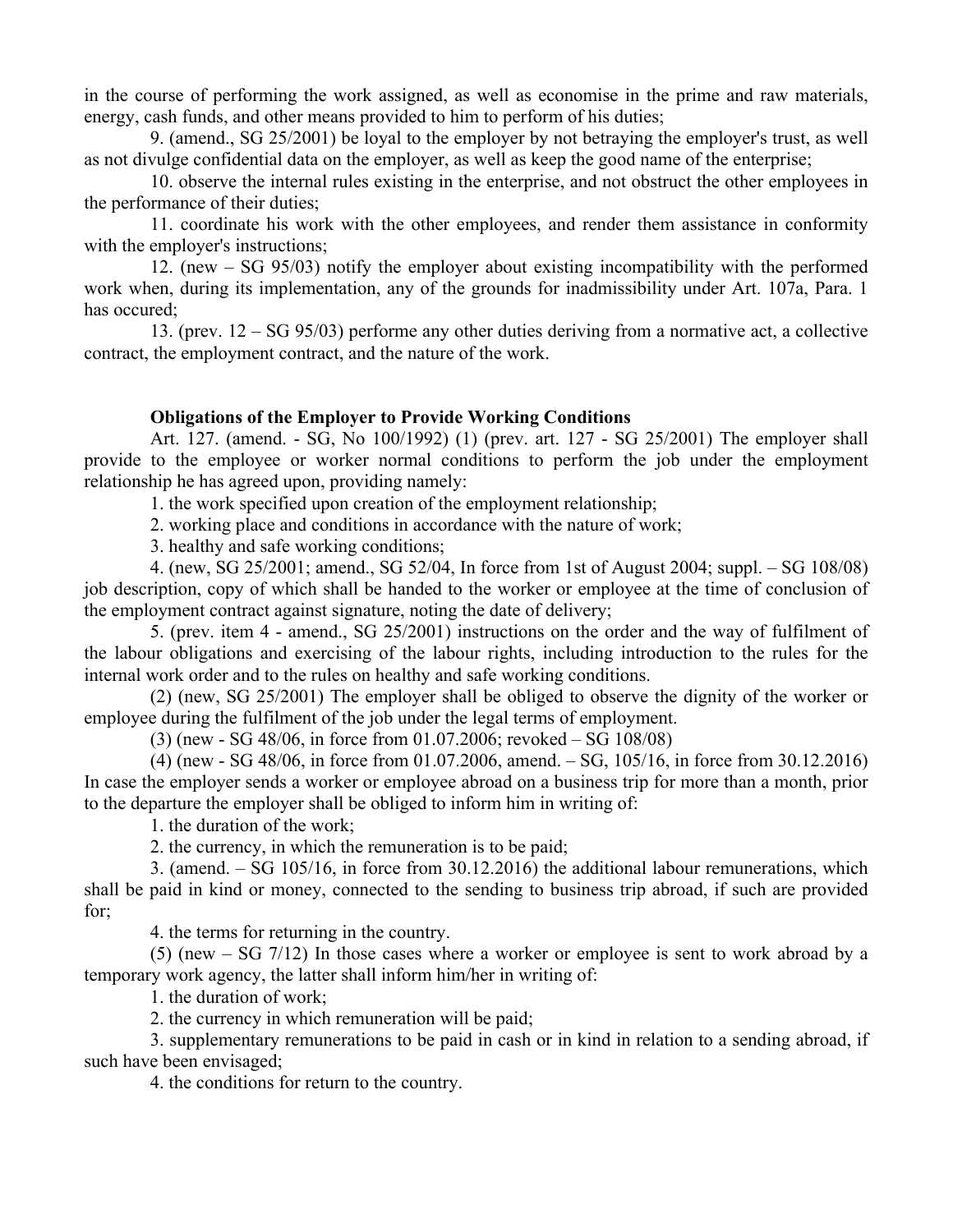in the course of performing the work assigned, as well as economise in the prime and raw materials, energy, cash funds, and other means provided to him to perform of his duties;

9. (amend., SG 25/2001) be loyal to the employer by not betraying the employer's trust, as well as not divulge confidential data on the employer, as well as keep the good name of the enterprise;

10. observe the internal rules existing in the enterprise, and not obstruct the other employees in the performance of their duties;

11. coordinate his work with the other employees, and render them assistance in conformity with the employer's instructions;

12. (new – SG 95/03) notify the employer about existing incompatibility with the performed work when, during its implementation, any of the grounds for inadmissibility under Art. 107a, Para. 1 has occured;

13. (prev. 12 – SG 95/03) performe any other duties deriving from a normative act, a collective contract, the employment contract, and the nature of the work.

**Obligations of the Employer to Provide Working Conditions**

Art. 127. (amend. - SG, No 100/1992) (1) (prev. art. 127 - SG 25/2001) The employer shall provide to the employee or worker normal conditions to perform the job under the employment relationship he has agreed upon, providing namely:

1. the work specified upon creation of the employment relationship;

2. working place and conditions in accordance with the nature of work;

3. healthy and safe working conditions;

4. (new, SG 25/2001; amend., SG 52/04, In force from 1st of August 2004; suppl. – SG 108/08) job description, copy of which shall be handed to the worker or employee at the time of conclusion of the employment contract against signature, noting the date of delivery;

5. (prev. item 4 - amend., SG 25/2001) instructions on the order and the way of fulfilment of the labour obligations and exercising of the labour rights, including introduction to the rules for the internal work order and to the rules on healthy and safe working conditions.

(2) (new, SG 25/2001) The employer shall be obliged to observe the dignity of the worker or employee during the fulfilment of the job under the legal terms of employment.

(3) (new - SG 48/06, in force from 01.07.2006; revoked – SG 108/08)

(4) (new - SG 48/06, in force from 01.07.2006, amend. – SG, 105/16, in force from 30.12.2016) In case the employer sends a worker or employee abroad on a business trip for more than a month, prior to the departure the employer shall be obliged to inform him in writing of:

1. the duration of the work;

2. the currency, in which the remuneration is to be paid;

3. (amend. – SG 105/16, in force from 30.12.2016) the additional labour remunerations, which shall be paid in kind or money, connected to the sending to business trip abroad, if such are provided for;

4. the terms for returning in the country.

(5) (new – SG 7/12) In those cases where a worker or employee is sent to work abroad by a temporary work agency, the latter shall inform him/her in writing of:

1. the duration of work;

2. the currency in which remuneration will be paid;

3. supplementary remunerations to be paid in cash or in kind in relation to a sending abroad, if such have been envisaged;

4. the conditions for return to the country.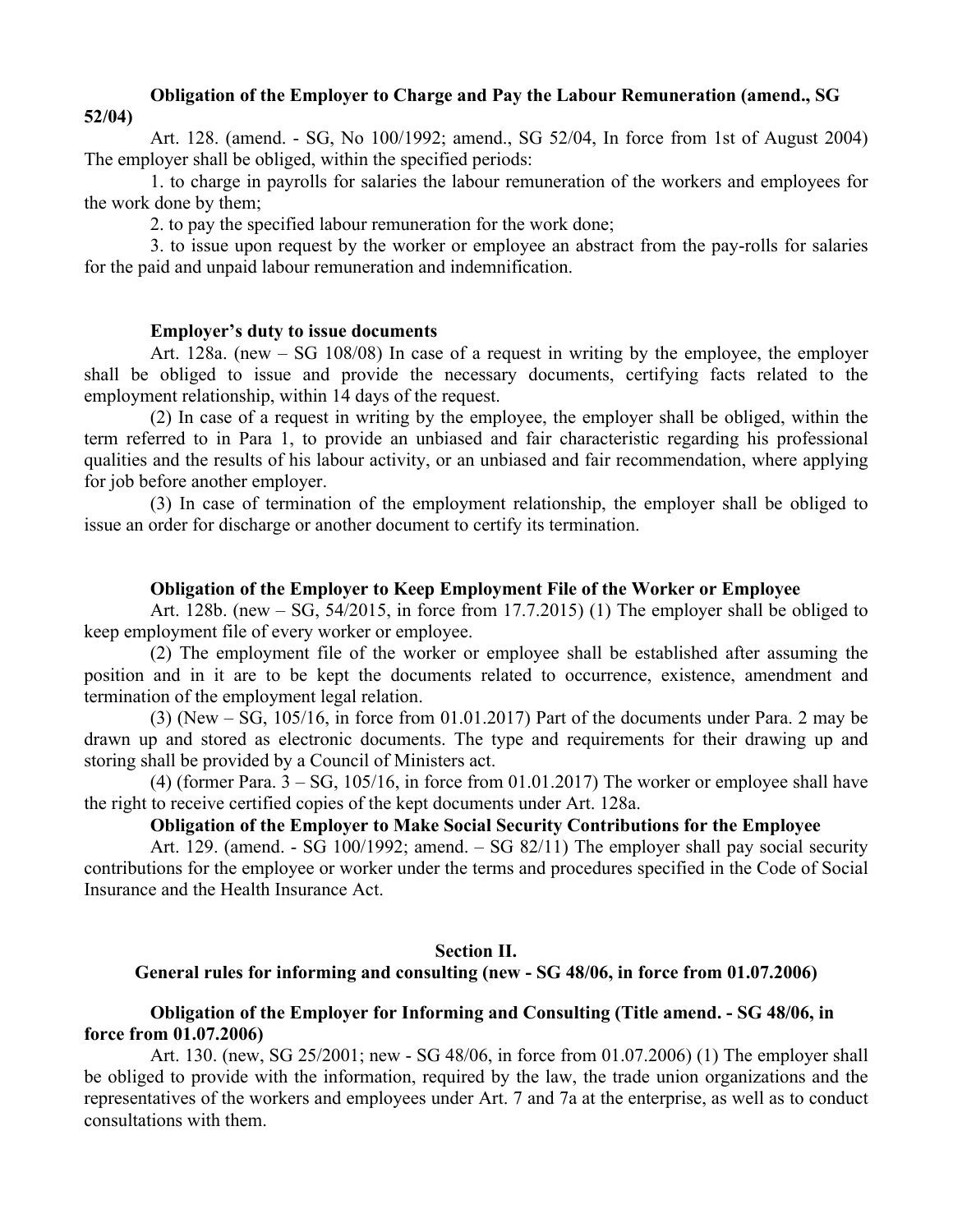**Obligation of the Employer to Charge and Pay the Labour Remuneration (amend., SG 52/04)**

Art. 128. (amend. - SG, No 100/1992; amend., SG 52/04, In force from 1st of August 2004) The employer shall be obliged, within the specified periods:

1. to charge in payrolls for salaries the labour remuneration of the workers and employees for the work done by them;

2. to pay the specified labour remuneration for the work done;

3. to issue upon request by the worker or employee an abstract from the pay-rolls for salaries for the paid and unpaid labour remuneration and indemnification.

**Employer's duty to issue documents**

Art. 128a. (new – SG 108/08) In case of a request in writing by the employee, the employer shall be obliged to issue and provide the necessary documents, certifying facts related to the employment relationship, within 14 days of the request.

(2) In case of a request in writing by the employee, the employer shall be obliged, within the term referred to in Para 1, to provide an unbiased and fair characteristic regarding his professional qualities and the results of his labour activity, or an unbiased and fair recommendation, where applying for job before another employer.

(3) In case of termination of the employment relationship, the employer shall be obliged to issue an order for discharge or another document to certify its termination.

**Obligation of the Employer to Keep Employment File of the Worker or Employee**

Art. 128b. (new – SG, 54/2015, in force from 17.7.2015) (1) The employer shall be obliged to keep employment file of every worker or employee.

(2) The employment file of the worker or employee shall be established after assuming the position and in it are to be kept the documents related to occurrence, existence, amendment and termination of the employment legal relation.

(3) (New – SG, 105/16, in force from 01.01.2017) Part of the documents under Para. 2 may be drawn up and stored as electronic documents. The type and requirements for their drawing up and storing shall be provided by a Council of Ministers act.

(4) (former Para. 3 – SG, 105/16, in force from 01.01.2017) The worker or employee shall have the right to receive certified copies of the kept documents under Art. 128a.

**Obligation of the Employer to Make Social Security Contributions for the Employee**

Art. 129. (amend. - SG 100/1992; amend. – SG 82/11) The employer shall pay social security contributions for the employee or worker under the terms and procedures specified in the Code of Social Insurance and the Health Insurance Act.

## Section II.
## General rules for informing and consulting (new - SG 48/06, in force from 01.07.2006)

**Obligation of the Employer for Informing and Consulting (Title amend. - SG 48/06, in force from 01.07.2006)**

Art. 130. (new, SG 25/2001; new - SG 48/06, in force from 01.07.2006) (1) The employer shall be obliged to provide with the information, required by the law, the trade union organizations and the representatives of the workers and employees under Art. 7 and 7a at the enterprise, as well as to conduct consultations with them.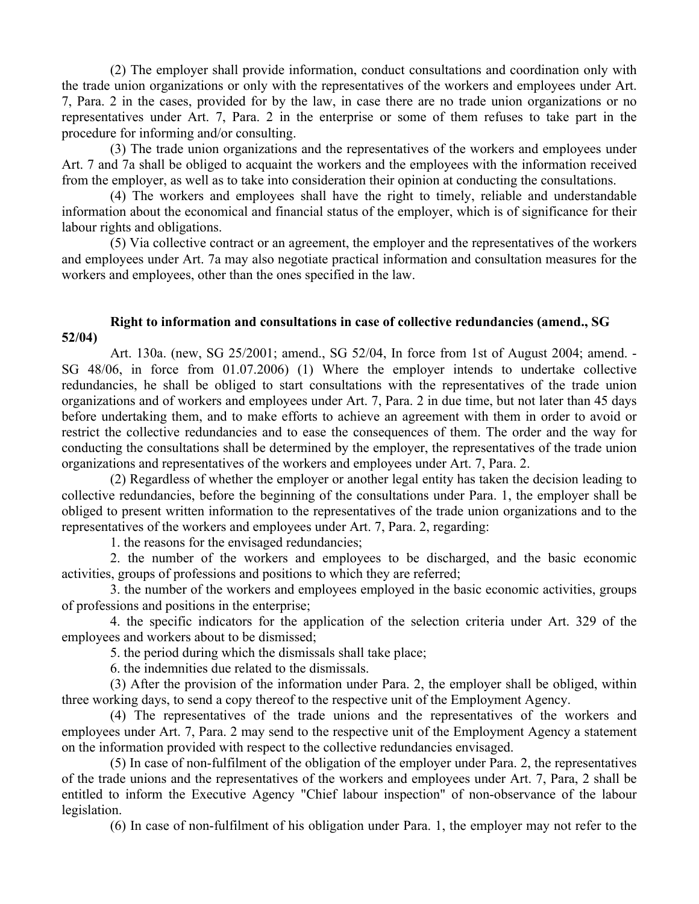(2) The employer shall provide information, conduct consultations and coordination only with the trade union organizations or only with the representatives of the workers and employees under Art. 7, Para. 2 in the cases, provided for by the law, in case there are no trade union organizations or no representatives under Art. 7, Para. 2 in the enterprise or some of them refuses to take part in the procedure for informing and/or consulting.

(3) The trade union organizations and the representatives of the workers and employees under Art. 7 and 7a shall be obliged to acquaint the workers and the employees with the information received from the employer, as well as to take into consideration their opinion at conducting the consultations.

(4) The workers and employees shall have the right to timely, reliable and understandable information about the economical and financial status of the employer, which is of significance for their labour rights and obligations.

(5) Via collective contract or an agreement, the employer and the representatives of the workers and employees under Art. 7a may also negotiate practical information and consultation measures for the workers and employees, other than the ones specified in the law.

**Right to information and consultations in case of collective redundancies (amend., SG 52/04)**

Art. 130a. (new, SG 25/2001; amend., SG 52/04, In force from 1st of August 2004; amend. - SG 48/06, in force from 01.07.2006) (1) Where the employer intends to undertake collective redundancies, he shall be obliged to start consultations with the representatives of the trade union organizations and of workers and employees under Art. 7, Para. 2 in due time, but not later than 45 days before undertaking them, and to make efforts to achieve an agreement with them in order to avoid or restrict the collective redundancies and to ease the consequences of them. The order and the way for conducting the consultations shall be determined by the employer, the representatives of the trade union organizations and representatives of the workers and employees under Art. 7, Para. 2.

(2) Regardless of whether the employer or another legal entity has taken the decision leading to collective redundancies, before the beginning of the consultations under Para. 1, the employer shall be obliged to present written information to the representatives of the trade union organizations and to the representatives of the workers and employees under Art. 7, Para. 2, regarding:

1. the reasons for the envisaged redundancies;

2. the number of the workers and employees to be discharged, and the basic economic activities, groups of professions and positions to which they are referred;

3. the number of the workers and employees employed in the basic economic activities, groups of professions and positions in the enterprise;

4. the specific indicators for the application of the selection criteria under Art. 329 of the employees and workers about to be dismissed;

5. the period during which the dismissals shall take place;

6. the indemnities due related to the dismissals.

(3) After the provision of the information under Para. 2, the employer shall be obliged, within three working days, to send a copy thereof to the respective unit of the Employment Agency.

(4) The representatives of the trade unions and the representatives of the workers and employees under Art. 7, Para. 2 may send to the respective unit of the Employment Agency a statement on the information provided with respect to the collective redundancies envisaged.

(5) In case of non-fulfilment of the obligation of the employer under Para. 2, the representatives of the trade unions and the representatives of the workers and employees under Art. 7, Para, 2 shall be entitled to inform the Executive Agency "Chief labour inspection" of non-observance of the labour legislation.

(6) In case of non-fulfilment of his obligation under Para. 1, the employer may not refer to the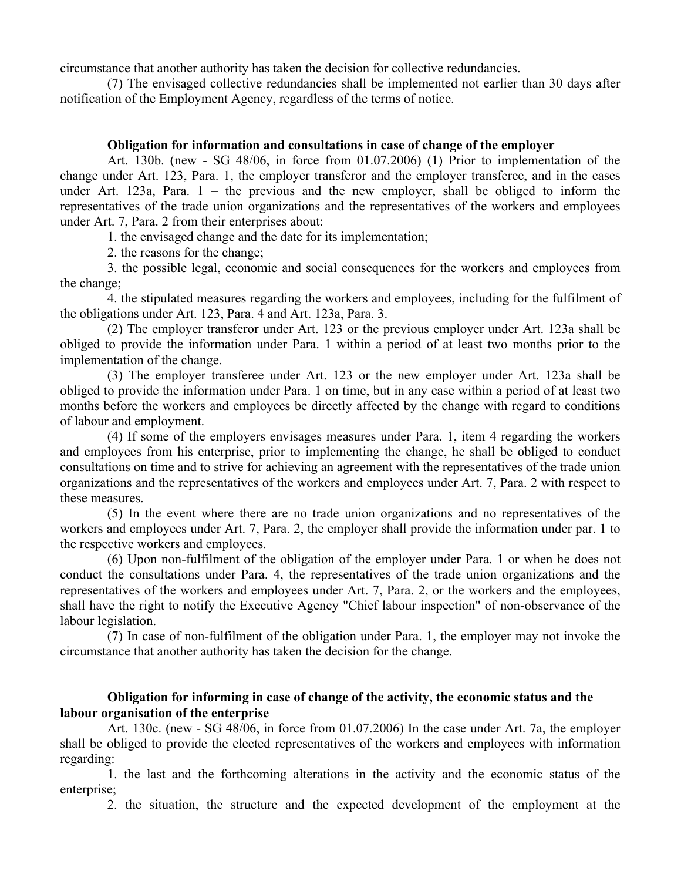circumstance that another authority has taken the decision for collective redundancies.

(7) The envisaged collective redundancies shall be implemented not earlier than 30 days after notification of the Employment Agency, regardless of the terms of notice.

**Obligation for information and consultations in case of change of the employer**

Art. 130b. (new - SG 48/06, in force from 01.07.2006) (1) Prior to implementation of the change under Art. 123, Para. 1, the employer transferor and the employer transferee, and in the cases under Art. 123a, Para. 1 – the previous and the new employer, shall be obliged to inform the representatives of the trade union organizations and the representatives of the workers and employees under Art. 7, Para. 2 from their enterprises about:

1. the envisaged change and the date for its implementation;

2. the reasons for the change;

3. the possible legal, economic and social consequences for the workers and employees from the change;

4. the stipulated measures regarding the workers and employees, including for the fulfilment of the obligations under Art. 123, Para. 4 and Art. 123a, Para. 3.

(2) The employer transferor under Art. 123 or the previous employer under Art. 123a shall be obliged to provide the information under Para. 1 within a period of at least two months prior to the implementation of the change.

(3) The employer transferee under Art. 123 or the new employer under Art. 123a shall be obliged to provide the information under Para. 1 on time, but in any case within a period of at least two months before the workers and employees be directly affected by the change with regard to conditions of labour and employment.

(4) If some of the employers envisages measures under Para. 1, item 4 regarding the workers and employees from his enterprise, prior to implementing the change, he shall be obliged to conduct consultations on time and to strive for achieving an agreement with the representatives of the trade union organizations and the representatives of the workers and employees under Art. 7, Para. 2 with respect to these measures.

(5) In the event where there are no trade union organizations and no representatives of the workers and employees under Art. 7, Para. 2, the employer shall provide the information under par. 1 to the respective workers and employees.

(6) Upon non-fulfilment of the obligation of the employer under Para. 1 or when he does not conduct the consultations under Para. 4, the representatives of the trade union organizations and the representatives of the workers and employees under Art. 7, Para. 2, or the workers and the employees, shall have the right to notify the Executive Agency "Chief labour inspection" of non-observance of the labour legislation.

(7) In case of non-fulfilment of the obligation under Para. 1, the employer may not invoke the circumstance that another authority has taken the decision for the change.

**Obligation for informing in case of change of the activity, the economic status and the labour organisation of the enterprise**

Art. 130c. (new - SG 48/06, in force from 01.07.2006) In the case under Art. 7a, the employer shall be obliged to provide the elected representatives of the workers and employees with information regarding:

1. the last and the forthcoming alterations in the activity and the economic status of the enterprise;

2. the situation, the structure and the expected development of the employment at the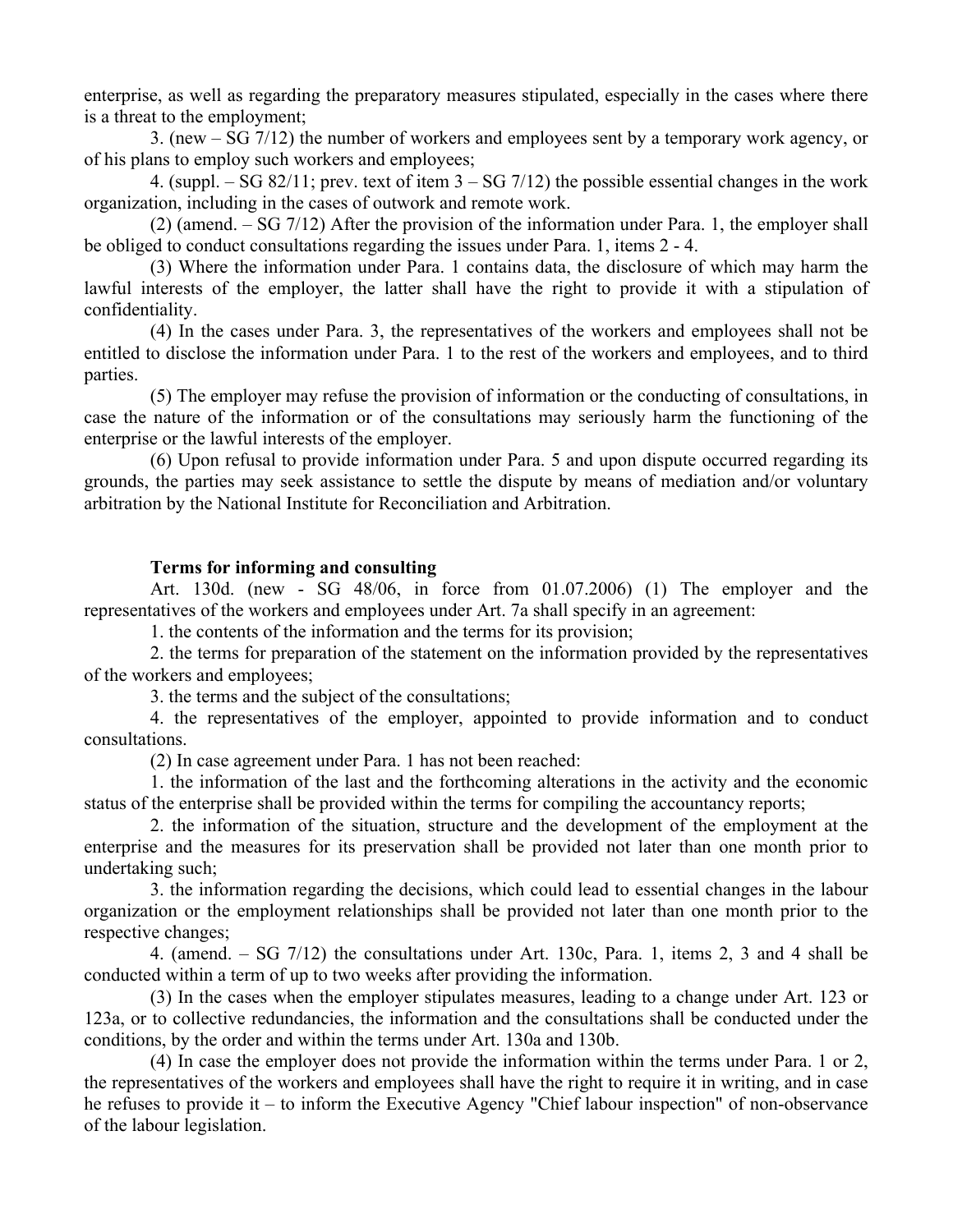enterprise, as well as regarding the preparatory measures stipulated, especially in the cases where there is a threat to the employment;

3. (new – SG 7/12) the number of workers and employees sent by a temporary work agency, or of his plans to employ such workers and employees;

4. (suppl. – SG 82/11; prev. text of item 3 – SG 7/12) the possible essential changes in the work organization, including in the cases of outwork and remote work.

(2) (amend. – SG 7/12) After the provision of the information under Para. 1, the employer shall be obliged to conduct consultations regarding the issues under Para. 1, items 2 - 4.

(3) Where the information under Para. 1 contains data, the disclosure of which may harm the lawful interests of the employer, the latter shall have the right to provide it with a stipulation of confidentiality.

(4) In the cases under Para. 3, the representatives of the workers and employees shall not be entitled to disclose the information under Para. 1 to the rest of the workers and employees, and to third parties.

(5) The employer may refuse the provision of information or the conducting of consultations, in case the nature of the information or of the consultations may seriously harm the functioning of the enterprise or the lawful interests of the employer.

(6) Upon refusal to provide information under Para. 5 and upon dispute occurred regarding its grounds, the parties may seek assistance to settle the dispute by means of mediation and/or voluntary arbitration by the National Institute for Reconciliation and Arbitration.

**Terms for informing and consulting**

Art. 130d. (new - SG 48/06, in force from 01.07.2006) (1) The employer and the representatives of the workers and employees under Art. 7a shall specify in an agreement:

1. the contents of the information and the terms for its provision;

2. the terms for preparation of the statement on the information provided by the representatives of the workers and employees;

3. the terms and the subject of the consultations;

4. the representatives of the employer, appointed to provide information and to conduct consultations.

(2) In case agreement under Para. 1 has not been reached:

1. the information of the last and the forthcoming alterations in the activity and the economic status of the enterprise shall be provided within the terms for compiling the accountancy reports;

2. the information of the situation, structure and the development of the employment at the enterprise and the measures for its preservation shall be provided not later than one month prior to undertaking such;

3. the information regarding the decisions, which could lead to essential changes in the labour organization or the employment relationships shall be provided not later than one month prior to the respective changes;

4. (amend. – SG 7/12) the consultations under Art. 130c, Para. 1, items 2, 3 and 4 shall be conducted within a term of up to two weeks after providing the information.

(3) In the cases when the employer stipulates measures, leading to a change under Art. 123 or 123a, or to collective redundancies, the information and the consultations shall be conducted under the conditions, by the order and within the terms under Art. 130a and 130b.

(4) In case the employer does not provide the information within the terms under Para. 1 or 2, the representatives of the workers and employees shall have the right to require it in writing, and in case he refuses to provide it – to inform the Executive Agency "Chief labour inspection" of non-observance of the labour legislation.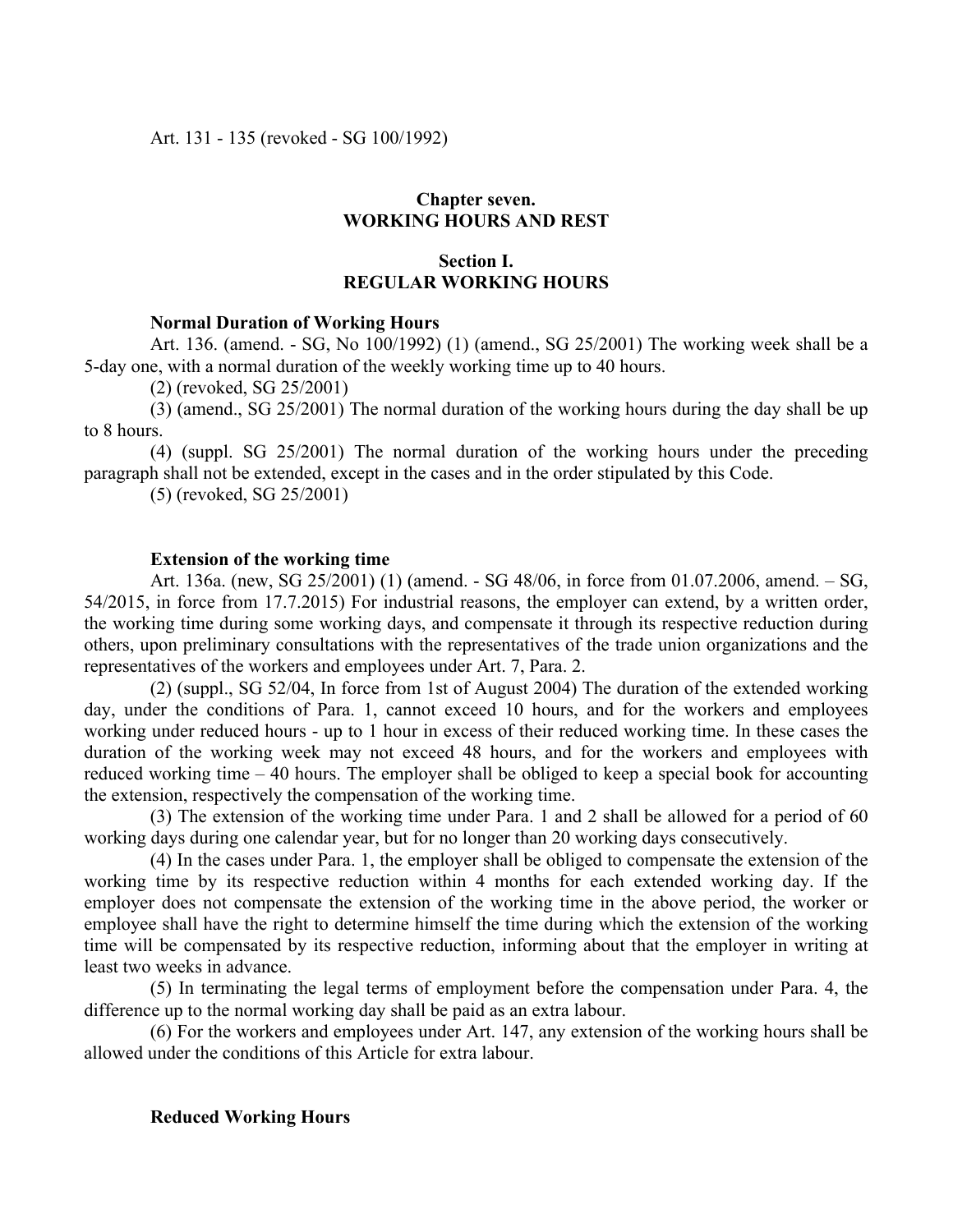Art. 131 - 135 (revoked - SG 100/1992)

## Chapter seven.
## WORKING HOURS AND REST

### Section I.
### REGULAR WORKING HOURS

**Normal Duration of Working Hours**

Art. 136. (amend. - SG, No 100/1992) (1) (amend., SG 25/2001) The working week shall be a 5-day one, with a normal duration of the weekly working time up to 40 hours.

(2) (revoked, SG 25/2001)

(3) (amend., SG 25/2001) The normal duration of the working hours during the day shall be up to 8 hours.

(4) (suppl. SG 25/2001) The normal duration of the working hours under the preceding paragraph shall not be extended, except in the cases and in the order stipulated by this Code.

(5) (revoked, SG 25/2001)

**Extension of the working time**

Art. 136a. (new, SG 25/2001) (1) (amend. - SG 48/06, in force from 01.07.2006, amend. – SG, 54/2015, in force from 17.7.2015) For industrial reasons, the employer can extend, by a written order, the working time during some working days, and compensate it through its respective reduction during others, upon preliminary consultations with the representatives of the trade union organizations and the representatives of the workers and employees under Art. 7, Para. 2.

(2) (suppl., SG 52/04, In force from 1st of August 2004) The duration of the extended working day, under the conditions of Para. 1, cannot exceed 10 hours, and for the workers and employees working under reduced hours - up to 1 hour in excess of their reduced working time. In these cases the duration of the working week may not exceed 48 hours, and for the workers and employees with reduced working time – 40 hours. The employer shall be obliged to keep a special book for accounting the extension, respectively the compensation of the working time.

(3) The extension of the working time under Para. 1 and 2 shall be allowed for a period of 60 working days during one calendar year, but for no longer than 20 working days consecutively.

(4) In the cases under Para. 1, the employer shall be obliged to compensate the extension of the working time by its respective reduction within 4 months for each extended working day. If the employer does not compensate the extension of the working time in the above period, the worker or employee shall have the right to determine himself the time during which the extension of the working time will be compensated by its respective reduction, informing about that the employer in writing at least two weeks in advance.

(5) In terminating the legal terms of employment before the compensation under Para. 4, the difference up to the normal working day shall be paid as an extra labour.

(6) For the workers and employees under Art. 147, any extension of the working hours shall be allowed under the conditions of this Article for extra labour.

**Reduced Working Hours**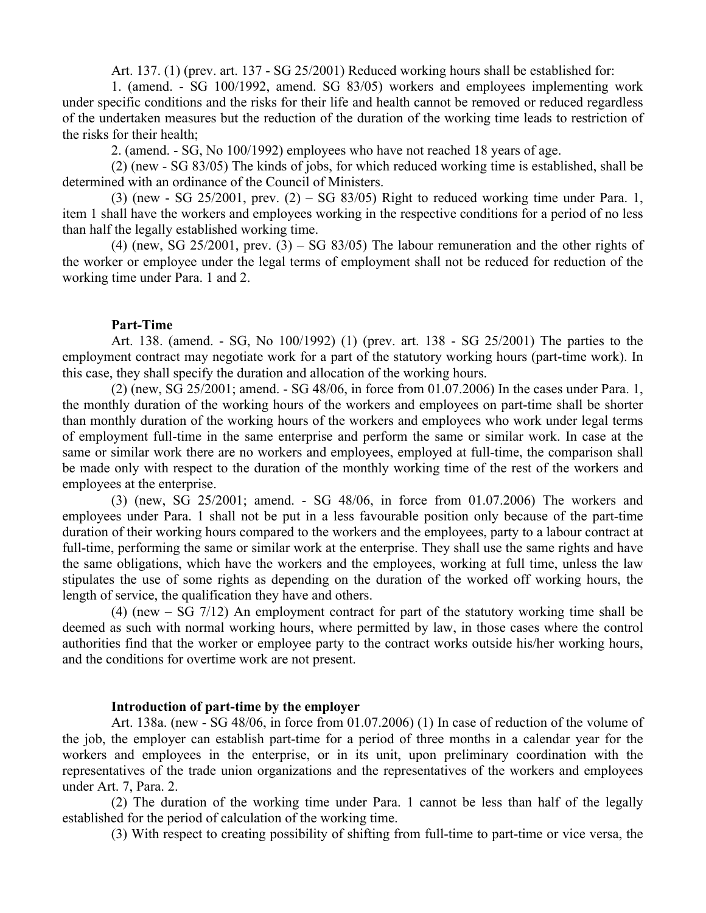Art. 137. (1) (prev. art. 137 - SG 25/2001) Reduced working hours shall be established for:

1. (amend. - SG 100/1992, amend. SG 83/05) workers and employees implementing work under specific conditions and the risks for their life and health cannot be removed or reduced regardless of the undertaken measures but the reduction of the duration of the working time leads to restriction of the risks for their health;

2. (amend. - SG, No 100/1992) employees who have not reached 18 years of age.

(2) (new - SG 83/05) The kinds of jobs, for which reduced working time is established, shall be determined with an ordinance of the Council of Ministers.

(3) (new - SG 25/2001, prev. (2) – SG 83/05) Right to reduced working time under Para. 1, item 1 shall have the workers and employees working in the respective conditions for a period of no less than half the legally established working time.

(4) (new, SG 25/2001, prev. (3) – SG 83/05) The labour remuneration and the other rights of the worker or employee under the legal terms of employment shall not be reduced for reduction of the working time under Para. 1 and 2.

**Part-Time**

Art. 138. (amend. - SG, No 100/1992) (1) (prev. art. 138 - SG 25/2001) The parties to the employment contract may negotiate work for a part of the statutory working hours (part-time work). In this case, they shall specify the duration and allocation of the working hours.

(2) (new, SG 25/2001; amend. - SG 48/06, in force from 01.07.2006) In the cases under Para. 1, the monthly duration of the working hours of the workers and employees on part-time shall be shorter than monthly duration of the working hours of the workers and employees who work under legal terms of employment full-time in the same enterprise and perform the same or similar work. In case at the same or similar work there are no workers and employees, employed at full-time, the comparison shall be made only with respect to the duration of the monthly working time of the rest of the workers and employees at the enterprise.

(3) (new, SG 25/2001; amend. - SG 48/06, in force from 01.07.2006) The workers and employees under Para. 1 shall not be put in a less favourable position only because of the part-time duration of their working hours compared to the workers and the employees, party to a labour contract at full-time, performing the same or similar work at the enterprise. They shall use the same rights and have the same obligations, which have the workers and the employees, working at full time, unless the law stipulates the use of some rights as depending on the duration of the worked off working hours, the length of service, the qualification they have and others.

(4) (new – SG 7/12) An employment contract for part of the statutory working time shall be deemed as such with normal working hours, where permitted by law, in those cases where the control authorities find that the worker or employee party to the contract works outside his/her working hours, and the conditions for overtime work are not present.

**Introduction of part-time by the employer**

Art. 138a. (new - SG 48/06, in force from 01.07.2006) (1) In case of reduction of the volume of the job, the employer can establish part-time for a period of three months in a calendar year for the workers and employees in the enterprise, or in its unit, upon preliminary coordination with the representatives of the trade union organizations and the representatives of the workers and employees under Art. 7, Para. 2.

(2) The duration of the working time under Para. 1 cannot be less than half of the legally established for the period of calculation of the working time.

(3) With respect to creating possibility of shifting from full-time to part-time or vice versa, the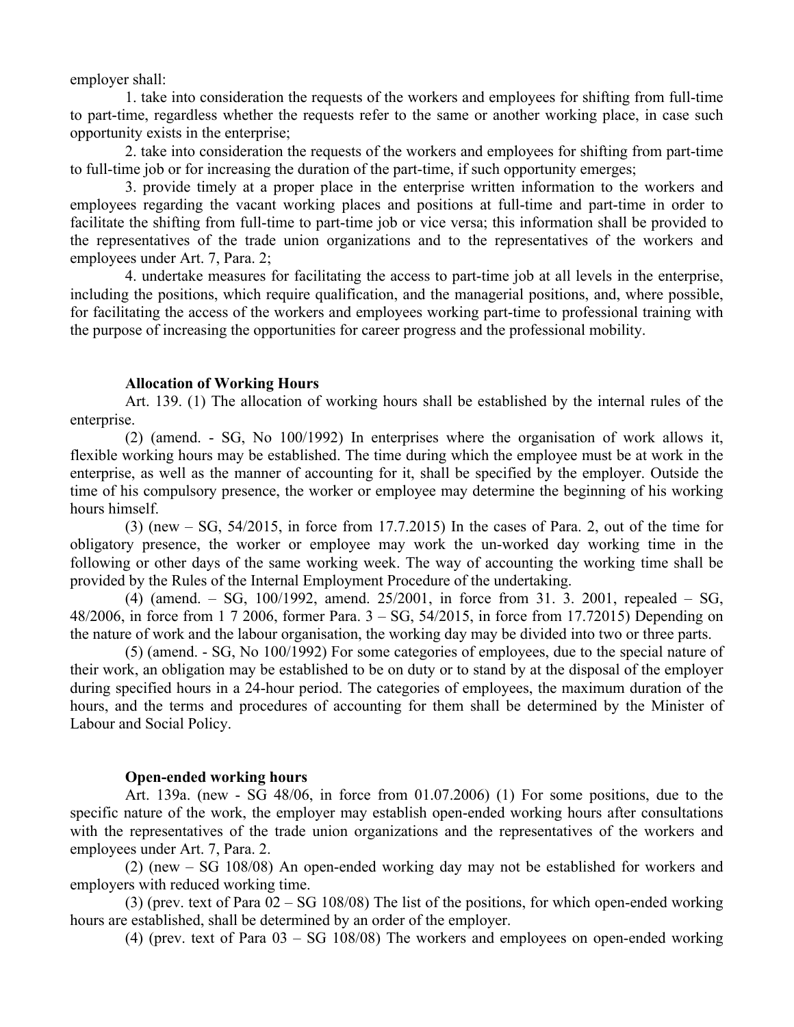employer shall:

1. take into consideration the requests of the workers and employees for shifting from full-time to part-time, regardless whether the requests refer to the same or another working place, in case such opportunity exists in the enterprise;

2. take into consideration the requests of the workers and employees for shifting from part-time to full-time job or for increasing the duration of the part-time, if such opportunity emerges;

3. provide timely at a proper place in the enterprise written information to the workers and employees regarding the vacant working places and positions at full-time and part-time in order to facilitate the shifting from full-time to part-time job or vice versa; this information shall be provided to the representatives of the trade union organizations and to the representatives of the workers and employees under Art. 7, Para. 2;

4. undertake measures for facilitating the access to part-time job at all levels in the enterprise, including the positions, which require qualification, and the managerial positions, and, where possible, for facilitating the access of the workers and employees working part-time to professional training with the purpose of increasing the opportunities for career progress and the professional mobility.

**Allocation of Working Hours**

Art. 139. (1) The allocation of working hours shall be established by the internal rules of the enterprise.

(2) (amend. - SG, No 100/1992) In enterprises where the organisation of work allows it, flexible working hours may be established. The time during which the employee must be at work in the enterprise, as well as the manner of accounting for it, shall be specified by the employer. Outside the time of his compulsory presence, the worker or employee may determine the beginning of his working hours himself.

(3) (new – SG, 54/2015, in force from 17.7.2015) In the cases of Para. 2, out of the time for obligatory presence, the worker or employee may work the un-worked day working time in the following or other days of the same working week. The way of accounting the working time shall be provided by the Rules of the Internal Employment Procedure of the undertaking.

(4) (amend. – SG, 100/1992, amend. 25/2001, in force from 31. 3. 2001, repealed – SG, 48/2006, in force from 1 7 2006, former Para. 3 – SG, 54/2015, in force from 17.72015) Depending on the nature of work and the labour organisation, the working day may be divided into two or three parts.

(5) (amend. - SG, No 100/1992) For some categories of employees, due to the special nature of their work, an obligation may be established to be on duty or to stand by at the disposal of the employer during specified hours in a 24-hour period. The categories of employees, the maximum duration of the hours, and the terms and procedures of accounting for them shall be determined by the Minister of Labour and Social Policy.

**Open-ended working hours**

Art. 139a. (new - SG 48/06, in force from 01.07.2006) (1) For some positions, due to the specific nature of the work, the employer may establish open-ended working hours after consultations with the representatives of the trade union organizations and the representatives of the workers and employees under Art. 7, Para. 2.

(2) (new – SG 108/08) An open-ended working day may not be established for workers and employers with reduced working time.

(3) (prev. text of Para 02 – SG 108/08) The list of the positions, for which open-ended working hours are established, shall be determined by an order of the employer.

(4) (prev. text of Para 03 – SG 108/08) The workers and employees on open-ended working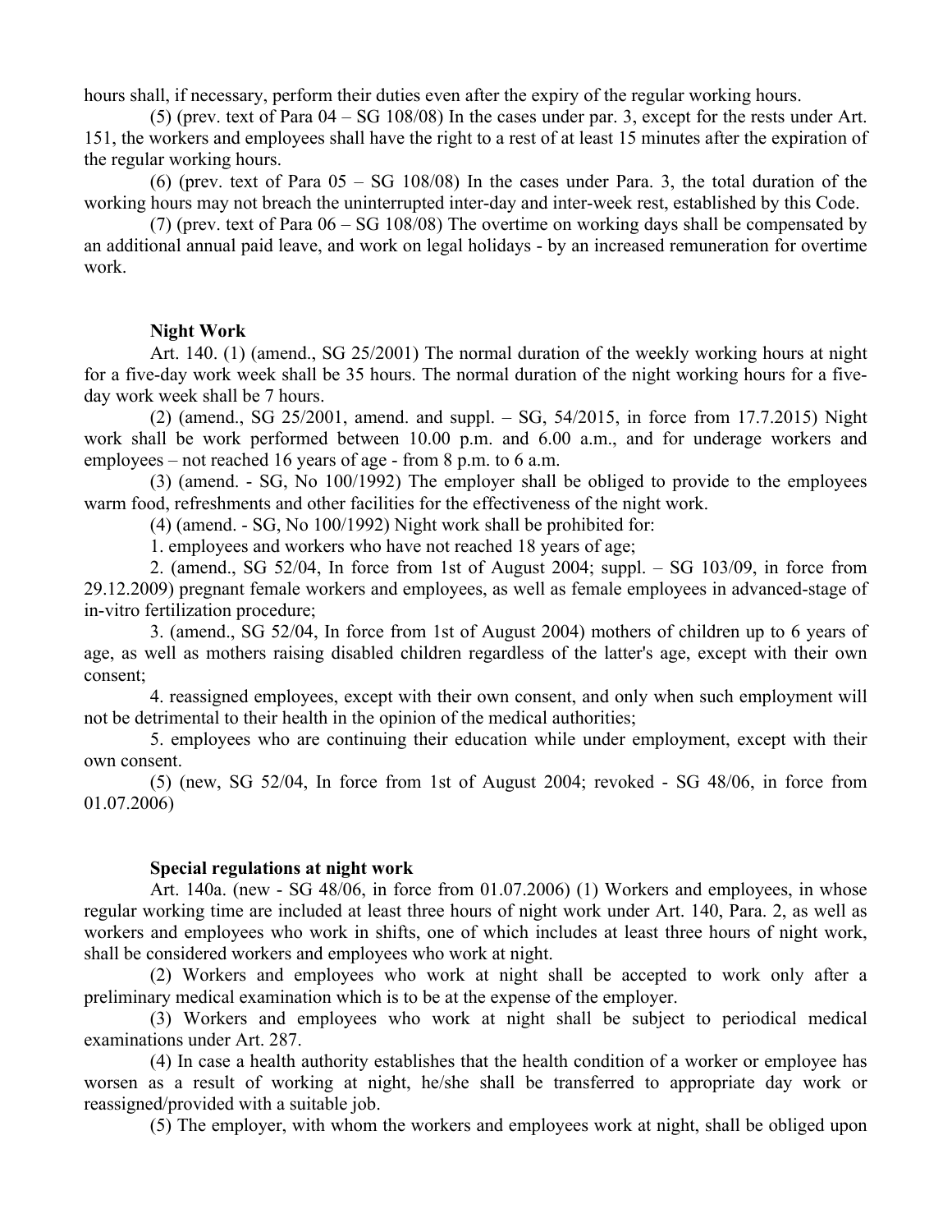hours shall, if necessary, perform their duties even after the expiry of the regular working hours.

(5) (prev. text of Para 04 – SG 108/08) In the cases under par. 3, except for the rests under Art. 151, the workers and employees shall have the right to a rest of at least 15 minutes after the expiration of the regular working hours.

(6) (prev. text of Para 05 – SG 108/08) In the cases under Para. 3, the total duration of the working hours may not breach the uninterrupted inter-day and inter-week rest, established by this Code.

(7) (prev. text of Para 06 – SG 108/08) The overtime on working days shall be compensated by an additional annual paid leave, and work on legal holidays - by an increased remuneration for overtime work.

**Night Work**

Art. 140. (1) (amend., SG 25/2001) The normal duration of the weekly working hours at night for a five-day work week shall be 35 hours. The normal duration of the night working hours for a five-day work week shall be 7 hours.

(2) (amend., SG 25/2001, amend. and suppl. – SG, 54/2015, in force from 17.7.2015) Night work shall be work performed between 10.00 p.m. and 6.00 a.m., and for underage workers and employees – not reached 16 years of age - from 8 p.m. to 6 a.m.

(3) (amend. - SG, No 100/1992) The employer shall be obliged to provide to the employees warm food, refreshments and other facilities for the effectiveness of the night work.

(4) (amend. - SG, No 100/1992) Night work shall be prohibited for:

1. employees and workers who have not reached 18 years of age;

2. (amend., SG 52/04, In force from 1st of August 2004; suppl. – SG 103/09, in force from 29.12.2009) pregnant female workers and employees, as well as female employees in advanced-stage of in-vitro fertilization procedure;

3. (amend., SG 52/04, In force from 1st of August 2004) mothers of children up to 6 years of age, as well as mothers raising disabled children regardless of the latter's age, except with their own consent;

4. reassigned employees, except with their own consent, and only when such employment will not be detrimental to their health in the opinion of the medical authorities;

5. employees who are continuing their education while under employment, except with their own consent.

(5) (new, SG 52/04, In force from 1st of August 2004; revoked - SG 48/06, in force from 01.07.2006)

**Special regulations at night work**

Art. 140a. (new - SG 48/06, in force from 01.07.2006) (1) Workers and employees, in whose regular working time are included at least three hours of night work under Art. 140, Para. 2, as well as workers and employees who work in shifts, one of which includes at least three hours of night work, shall be considered workers and employees who work at night.

(2) Workers and employees who work at night shall be accepted to work only after a preliminary medical examination which is to be at the expense of the employer.

(3) Workers and employees who work at night shall be subject to periodical medical examinations under Art. 287.

(4) In case a health authority establishes that the health condition of a worker or employee has worsen as a result of working at night, he/she shall be transferred to appropriate day work or reassigned/provided with a suitable job.

(5) The employer, with whom the workers and employees work at night, shall be obliged upon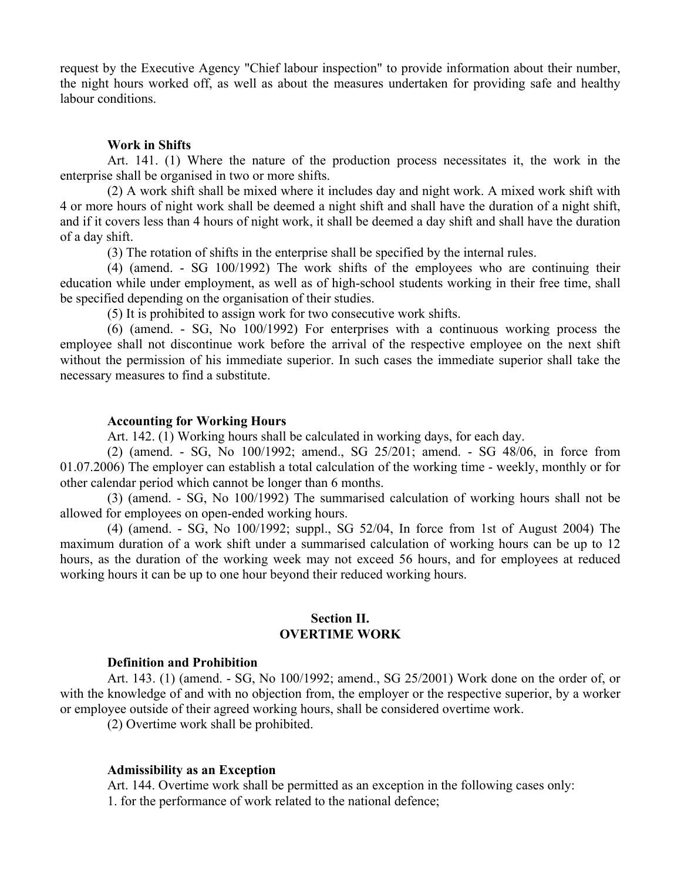request by the Executive Agency "Chief labour inspection" to provide information about their number, the night hours worked off, as well as about the measures undertaken for providing safe and healthy labour conditions.

#### Work in Shifts

Art. 141. (1) Where the nature of the production process necessitates it, the work in the enterprise shall be organised in two or more shifts.

(2) A work shift shall be mixed where it includes day and night work. A mixed work shift with 4 or more hours of night work shall be deemed a night shift and shall have the duration of a night shift, and if it covers less than 4 hours of night work, it shall be deemed a day shift and shall have the duration of a day shift.

(3) The rotation of shifts in the enterprise shall be specified by the internal rules.

(4) (amend. - SG 100/1992) The work shifts of the employees who are continuing their education while under employment, as well as of high-school students working in their free time, shall be specified depending on the organisation of their studies.

(5) It is prohibited to assign work for two consecutive work shifts.

(6) (amend. - SG, No 100/1992) For enterprises with a continuous working process the employee shall not discontinue work before the arrival of the respective employee on the next shift without the permission of his immediate superior. In such cases the immediate superior shall take the necessary measures to find a substitute.

#### Accounting for Working Hours

Art. 142. (1) Working hours shall be calculated in working days, for each day.

(2) (amend. - SG, No 100/1992; amend., SG 25/201; amend. - SG 48/06, in force from 01.07.2006) The employer can establish a total calculation of the working time - weekly, monthly or for other calendar period which cannot be longer than 6 months.

(3) (amend. - SG, No 100/1992) The summarised calculation of working hours shall not be allowed for employees on open-ended working hours.

(4) (amend. - SG, No 100/1992; suppl., SG 52/04, In force from 1st of August 2004) The maximum duration of a work shift under a summarised calculation of working hours can be up to 12 hours, as the duration of the working week may not exceed 56 hours, and for employees at reduced working hours it can be up to one hour beyond their reduced working hours.

## Section II.
## OVERTIME WORK

#### Definition and Prohibition

Art. 143. (1) (amend. - SG, No 100/1992; amend., SG 25/2001) Work done on the order of, or with the knowledge of and with no objection from, the employer or the respective superior, by a worker or employee outside of their agreed working hours, shall be considered overtime work.

(2) Overtime work shall be prohibited.

#### Admissibility as an Exception

Art. 144. Overtime work shall be permitted as an exception in the following cases only:

1. for the performance of work related to the national defence;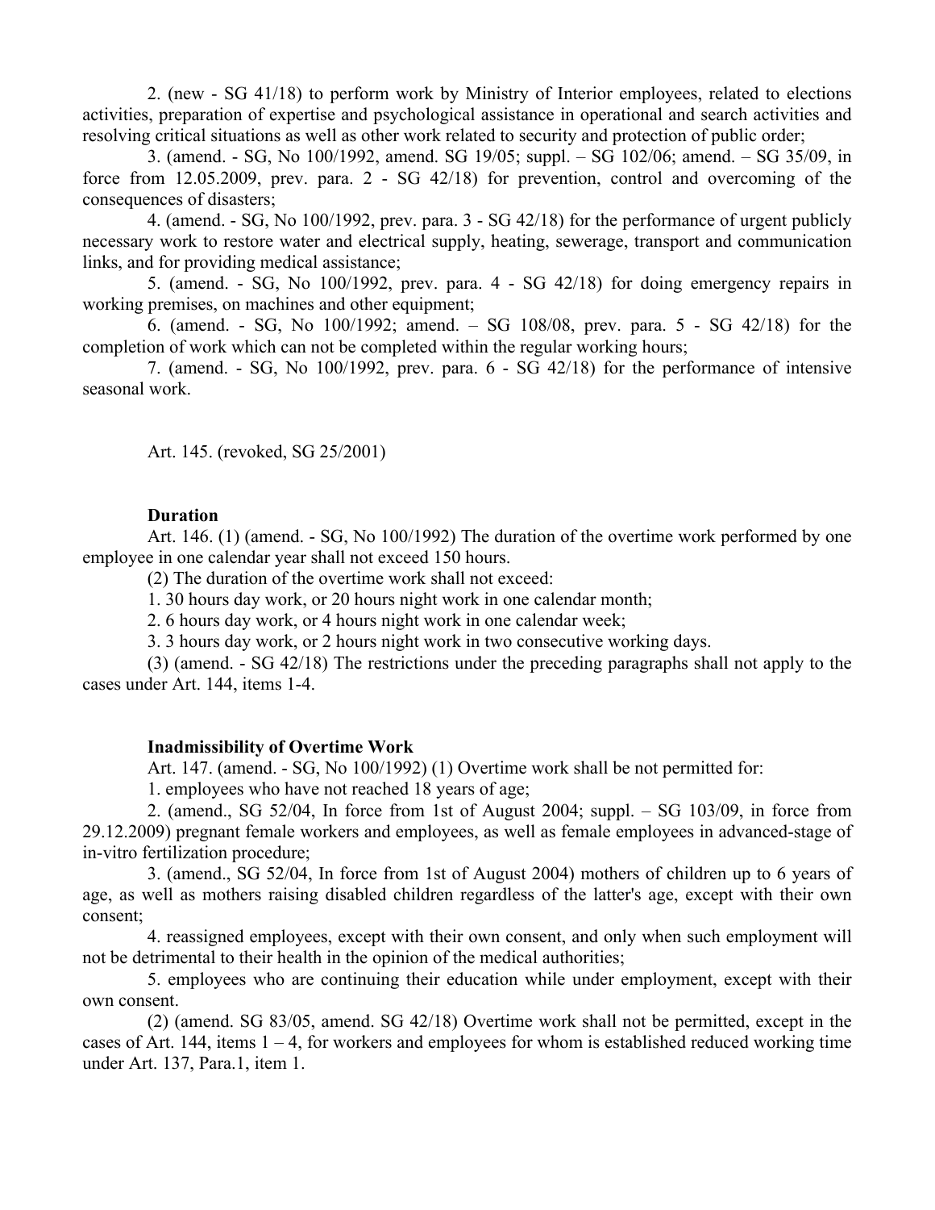2. (new - SG 41/18) to perform work by Ministry of Interior employees, related to elections activities, preparation of expertise and psychological assistance in operational and search activities and resolving critical situations as well as other work related to security and protection of public order;

3. (amend. - SG, No 100/1992, amend. SG 19/05; suppl. – SG 102/06; amend. – SG 35/09, in force from 12.05.2009, prev. para. 2 - SG 42/18) for prevention, control and overcoming of the consequences of disasters;

4. (amend. - SG, No 100/1992, prev. para. 3 - SG 42/18) for the performance of urgent publicly necessary work to restore water and electrical supply, heating, sewerage, transport and communication links, and for providing medical assistance;

5. (amend. - SG, No 100/1992, prev. para. 4 - SG 42/18) for doing emergency repairs in working premises, on machines and other equipment;

6. (amend. - SG, No 100/1992; amend. – SG 108/08, prev. para. 5 - SG 42/18) for the completion of work which can not be completed within the regular working hours;

7. (amend. - SG, No 100/1992, prev. para. 6 - SG 42/18) for the performance of intensive seasonal work.

Art. 145. (revoked, SG 25/2001)

**Duration**

Art. 146. (1) (amend. - SG, No 100/1992) The duration of the overtime work performed by one employee in one calendar year shall not exceed 150 hours.

(2) The duration of the overtime work shall not exceed:

1. 30 hours day work, or 20 hours night work in one calendar month;

2. 6 hours day work, or 4 hours night work in one calendar week;

3. 3 hours day work, or 2 hours night work in two consecutive working days.

(3) (amend. - SG 42/18) The restrictions under the preceding paragraphs shall not apply to the cases under Art. 144, items 1-4.

**Inadmissibility of Overtime Work**

Art. 147. (amend. - SG, No 100/1992) (1) Overtime work shall be not permitted for:

1. employees who have not reached 18 years of age;

2. (amend., SG 52/04, In force from 1st of August 2004; suppl. – SG 103/09, in force from 29.12.2009) pregnant female workers and employees, as well as female employees in advanced-stage of in-vitro fertilization procedure;

3. (amend., SG 52/04, In force from 1st of August 2004) mothers of children up to 6 years of age, as well as mothers raising disabled children regardless of the latter's age, except with their own consent;

4. reassigned employees, except with their own consent, and only when such employment will not be detrimental to their health in the opinion of the medical authorities;

5. employees who are continuing their education while under employment, except with their own consent.

(2) (amend. SG 83/05, amend. SG 42/18) Overtime work shall not be permitted, except in the cases of Art. 144, items 1 – 4, for workers and employees for whom is established reduced working time under Art. 137, Para.1, item 1.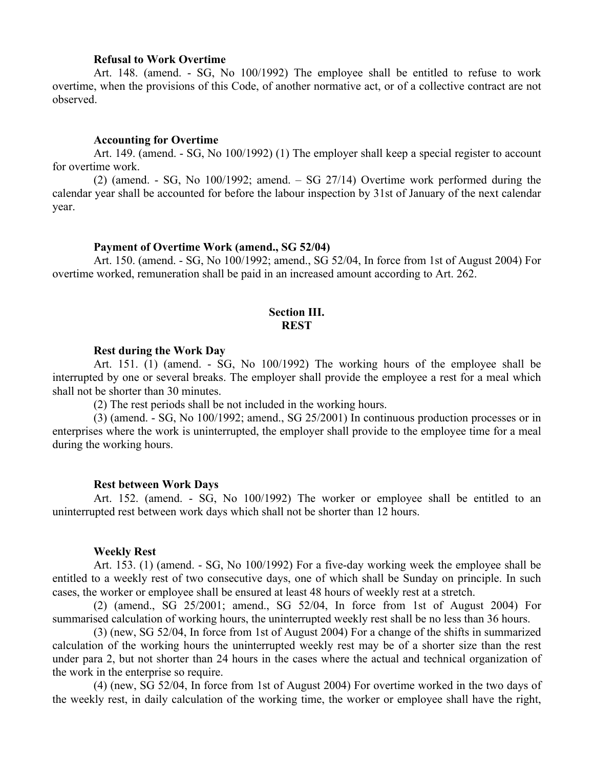**Refusal to Work Overtime**

Art. 148. (amend. - SG, No 100/1992) The employee shall be entitled to refuse to work overtime, when the provisions of this Code, of another normative act, or of a collective contract are not observed.

**Accounting for Overtime**

Art. 149. (amend. - SG, No 100/1992) (1) The employer shall keep a special register to account for overtime work.

(2) (amend. - SG, No 100/1992; amend. – SG 27/14) Overtime work performed during the calendar year shall be accounted for before the labour inspection by 31st of January of the next calendar year.

**Payment of Overtime Work (amend., SG 52/04)**

Art. 150. (amend. - SG, No 100/1992; amend., SG 52/04, In force from 1st of August 2004) For overtime worked, remuneration shall be paid in an increased amount according to Art. 262.

## Section III.
## REST

**Rest during the Work Day**

Art. 151. (1) (amend. - SG, No 100/1992) The working hours of the employee shall be interrupted by one or several breaks. The employer shall provide the employee a rest for a meal which shall not be shorter than 30 minutes.

(2) The rest periods shall be not included in the working hours.

(3) (amend. - SG, No 100/1992; amend., SG 25/2001) In continuous production processes or in enterprises where the work is uninterrupted, the employer shall provide to the employee time for a meal during the working hours.

**Rest between Work Days**

Art. 152. (amend. - SG, No 100/1992) The worker or employee shall be entitled to an uninterrupted rest between work days which shall not be shorter than 12 hours.

**Weekly Rest**

Art. 153. (1) (amend. - SG, No 100/1992) For a five-day working week the employee shall be entitled to a weekly rest of two consecutive days, one of which shall be Sunday on principle. In such cases, the worker or employee shall be ensured at least 48 hours of weekly rest at a stretch.

(2) (amend., SG 25/2001; amend., SG 52/04, In force from 1st of August 2004) For summarised calculation of working hours, the uninterrupted weekly rest shall be no less than 36 hours.

(3) (new, SG 52/04, In force from 1st of August 2004) For a change of the shifts in summarized calculation of the working hours the uninterrupted weekly rest may be of a shorter size than the rest under para 2, but not shorter than 24 hours in the cases where the actual and technical organization of the work in the enterprise so require.

(4) (new, SG 52/04, In force from 1st of August 2004) For overtime worked in the two days of the weekly rest, in daily calculation of the working time, the worker or employee shall have the right,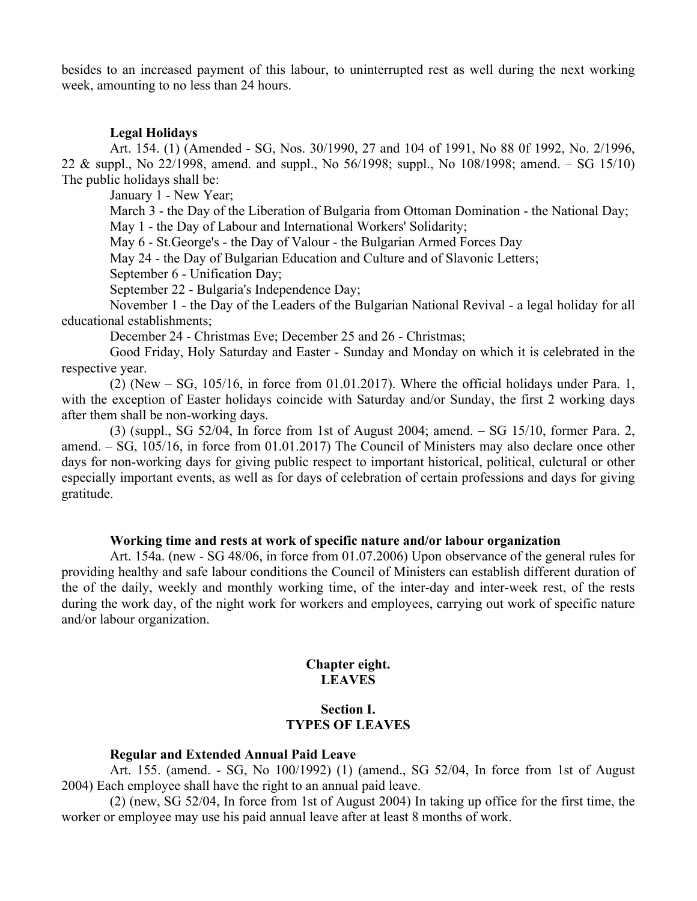besides to an increased payment of this labour, to uninterrupted rest as well during the next working week, amounting to no less than 24 hours.

**Legal Holidays**

Art. 154. (1) (Amended - SG, Nos. 30/1990, 27 and 104 of 1991, No 88 0f of 1992, No. 2/1996, 22 & suppl., No 22/1998, amend. and suppl., No 56/1998; suppl., No 108/1998; amend. – SG 15/10) The public holidays shall be:

January 1 - New Year;

March 3 - the Day of the Liberation of Bulgaria from Ottoman Domination - the National Day;

May 1 - the Day of Labour and International Workers' Solidarity;

May 6 - St.George's - the Day of Valour - the Bulgarian Armed Forces Day

May 24 - the Day of Bulgarian Education and Culture and of Slavonic Letters;

September 6 - Unification Day;

September 22 - Bulgaria's Independence Day;

November 1 - the Day of the Leaders of the Bulgarian National Revival - a legal holiday for all educational establishments;

December 24 - Christmas Eve; December 25 and 26 - Christmas;

Good Friday, Holy Saturday and Easter - Sunday and Monday on which it is celebrated in the respective year.

(2) (New – SG, 105/16, in force from 01.01.2017). Where the official holidays under Para. 1, with the exception of Easter holidays coincide with Saturday and/or Sunday, the first 2 working days after them shall be non-working days.

(3) (suppl., SG 52/04, In force from 1st of August 2004; amend. – SG 15/10, former Para. 2, amend. – SG, 105/16, in force from 01.01.2017) The Council of Ministers may also declare once other days for non-working days for giving public respect to important historical, political, culctural or other especially important events, as well as for days of celebration of certain professions and days for giving gratitude.

**Working time and rests at work of specific nature and/or labour organization**

Art. 154a. (new - SG 48/06, in force from 01.07.2006) Upon observance of the general rules for providing healthy and safe labour conditions the Council of Ministers can establish different duration of the of the daily, weekly and monthly working time, of the inter-day and inter-week rest, of the rests during the work day, of the night work for workers and employees, carrying out work of specific nature and/or labour organization.

## Chapter eight.
## LEAVES

### Section I.
### TYPES OF LEAVES

**Regular and Extended Annual Paid Leave**

Art. 155. (amend. - SG, No 100/1992) (1) (amend., SG 52/04, In force from 1st of August 2004) Each employee shall have the right to an annual paid leave.

(2) (new, SG 52/04, In force from 1st of August 2004) In taking up office for the first time, the worker or employee may use his paid annual leave after at least 8 months of work.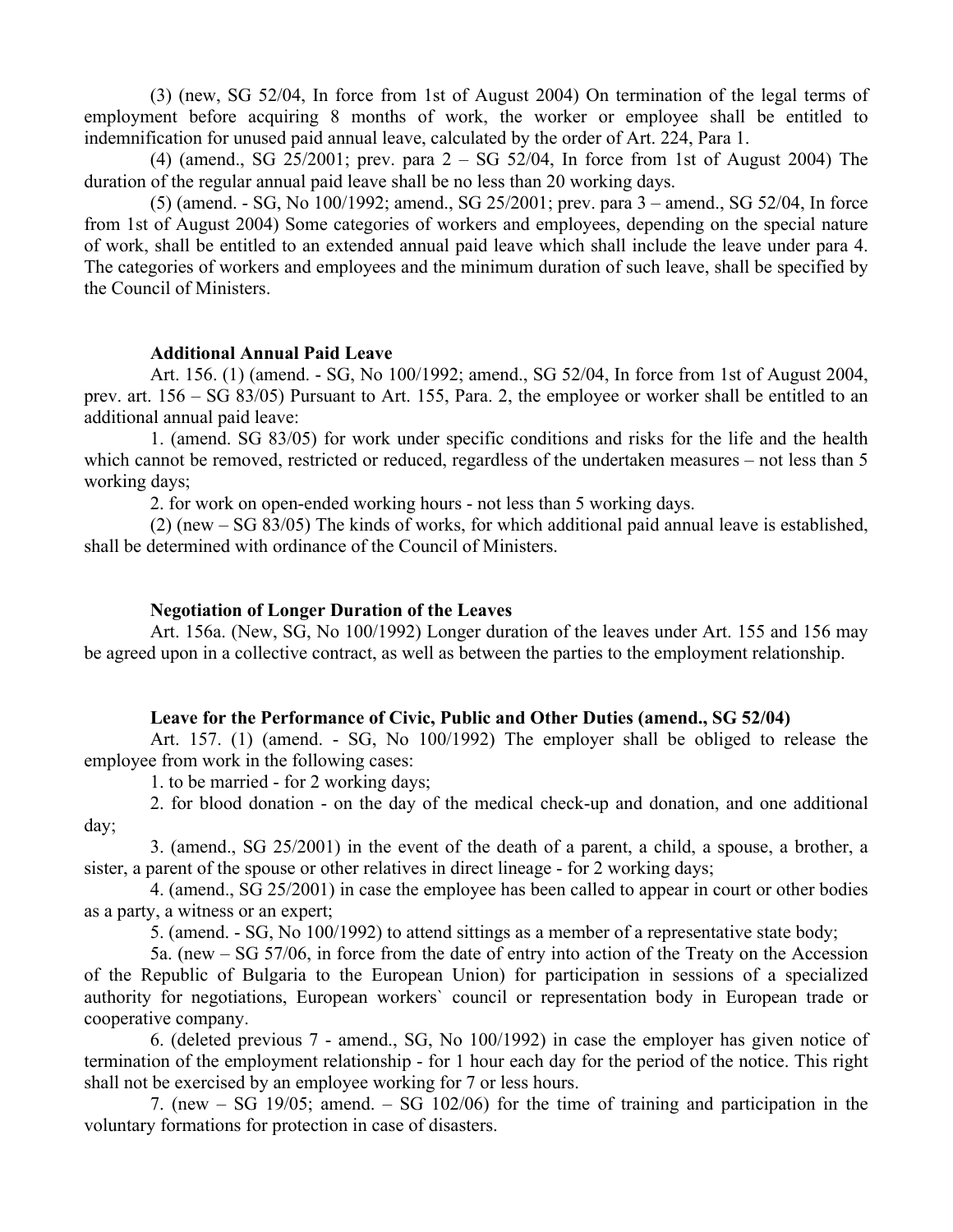(3) (new, SG 52/04, In force from 1st of August 2004) On termination of the legal terms of employment before acquiring 8 months of work, the worker or employee shall be entitled to indemnification for unused paid annual leave, calculated by the order of Art. 224, Para 1.

(4) (amend., SG 25/2001; prev. para 2 – SG 52/04, In force from 1st of August 2004) The duration of the regular annual paid leave shall be no less than 20 working days.

(5) (amend. - SG, No 100/1992; amend., SG 25/2001; prev. para 3 – amend., SG 52/04, In force from 1st of August 2004) Some categories of workers and employees, depending on the special nature of work, shall be entitled to an extended annual paid leave which shall include the leave under para 4. The categories of workers and employees and the minimum duration of such leave, shall be specified by the Council of Ministers.

**Additional Annual Paid Leave**

Art. 156. (1) (amend. - SG, No 100/1992; amend., SG 52/04, In force from 1st of August 2004, prev. art. 156 – SG 83/05) Pursuant to Art. 155, Para. 2, the employee or worker shall be entitled to an additional annual paid leave:

1. (amend. SG 83/05) for work under specific conditions and risks for the life and the health which cannot be removed, restricted or reduced, regardless of the undertaken measures – not less than 5 working days;

2. for work on open-ended working hours - not less than 5 working days.

(2) (new – SG 83/05) The kinds of works, for which additional paid annual leave is established, shall be determined with ordinance of the Council of Ministers.

**Negotiation of Longer Duration of the Leaves**

Art. 156a. (New, SG, No 100/1992) Longer duration of the leaves under Art. 155 and 156 may be agreed upon in a collective contract, as well as between the parties to the employment relationship.

**Leave for the Performance of Civic, Public and Other Duties (amend., SG 52/04)**

Art. 157. (1) (amend. - SG, No 100/1992) The employer shall be obliged to release the employee from work in the following cases:

1. to be married - for 2 working days;

2. for blood donation - on the day of the medical check-up and donation, and one additional day;

3. (amend., SG 25/2001) in the event of the death of a parent, a child, a spouse, a brother, a sister, a parent of the spouse or other relatives in direct lineage - for 2 working days;

4. (amend., SG 25/2001) in case the employee has been called to appear in court or other bodies as a party, a witness or an expert;

5. (amend. - SG, No 100/1992) to attend sittings as a member of a representative state body;

5a. (new – SG 57/06, in force from the date of entry into action of the Treaty on the Accession of the Republic of Bulgaria to the European Union) for participation in sessions of a specialized authority for negotiations, European workers` council or representation body in European trade or cooperative company.

6. (deleted previous 7 - amend., SG, No 100/1992) in case the employer has given notice of termination of the employment relationship - for 1 hour each day for the period of the notice. This right shall not be exercised by an employee working for 7 or less hours.

7. (new – SG 19/05; amend. – SG 102/06) for the time of training and participation in the voluntary formations for protection in case of disasters.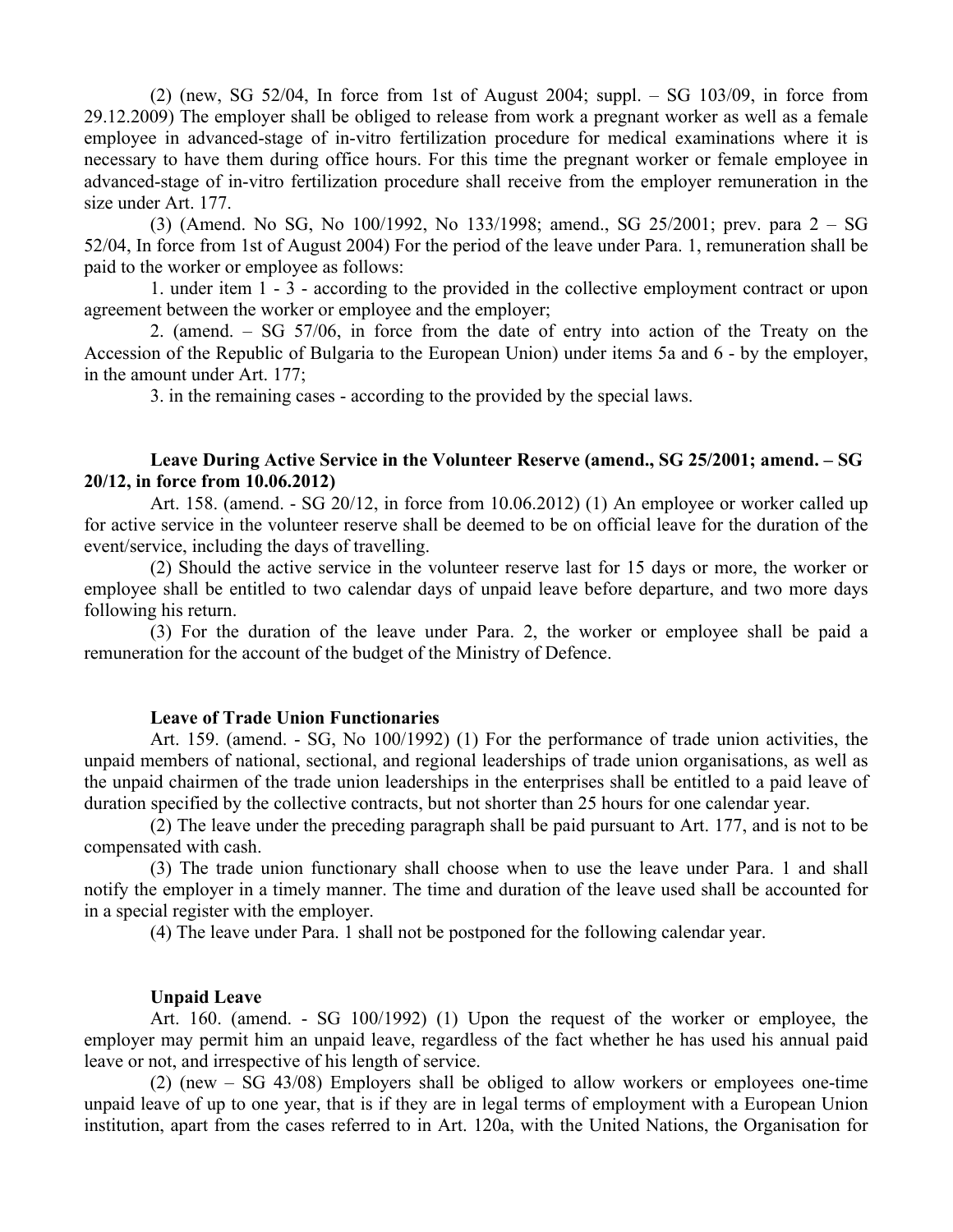(2) (new, SG 52/04, In force from 1st of August 2004; suppl. – SG 103/09, in force from 29.12.2009) The employer shall be obliged to release from work a pregnant worker as well as a female employee in advanced-stage of in-vitro fertilization procedure for medical examinations where it is necessary to have them during office hours. For this time the pregnant worker or female employee in advanced-stage of in-vitro fertilization procedure shall receive from the employer remuneration in the size under Art. 177.

(3) (Amend. No SG, No 100/1992, No 133/1998; amend., SG 25/2001; prev. para 2 – SG 52/04, In force from 1st of August 2004) For the period of the leave under Para. 1, remuneration shall be paid to the worker or employee as follows:

1. under item 1 - 3 - according to the provided in the collective employment contract or upon agreement between the worker or employee and the employer;

2. (amend. – SG 57/06, in force from the date of entry into action of the Treaty on the Accession of the Republic of Bulgaria to the European Union) under items 5a and 6 - by the employer, in the amount under Art. 177;

3. in the remaining cases - according to the provided by the special laws.

**Leave During Active Service in the Volunteer Reserve (amend., SG 25/2001; amend. – SG 20/12, in force from 10.06.2012)**

Art. 158. (amend. - SG 20/12, in force from 10.06.2012) (1) An employee or worker called up for active service in the volunteer reserve shall be deemed to be on official leave for the duration of the event/service, including the days of travelling.

(2) Should the active service in the volunteer reserve last for 15 days or more, the worker or employee shall be entitled to two calendar days of unpaid leave before departure, and two more days following his return.

(3) For the duration of the leave under Para. 2, the worker or employee shall be paid a remuneration for the account of the budget of the Ministry of Defence.

**Leave of Trade Union Functionaries**

Art. 159. (amend. - SG, No 100/1992) (1) For the performance of trade union activities, the unpaid members of national, sectional, and regional leaderships of trade union organisations, as well as the unpaid chairmen of the trade union leaderships in the enterprises shall be entitled to a paid leave of duration specified by the collective contracts, but not shorter than 25 hours for one calendar year.

(2) The leave under the preceding paragraph shall be paid pursuant to Art. 177, and is not to be compensated with cash.

(3) The trade union functionary shall choose when to use the leave under Para. 1 and shall notify the employer in a timely manner. The time and duration of the leave used shall be accounted for in a special register with the employer.

(4) The leave under Para. 1 shall not be postponed for the following calendar year.

**Unpaid Leave**

Art. 160. (amend. - SG 100/1992) (1) Upon the request of the worker or employee, the employer may permit him an unpaid leave, regardless of the fact whether he has used his annual paid leave or not, and irrespective of his length of service.

(2) (new – SG 43/08) Employers shall be obliged to allow workers or employees one-time unpaid leave of up to one year, that is if they are in legal terms of employment with a European Union institution, apart from the cases referred to in Art. 120a, with the United Nations, the Organisation for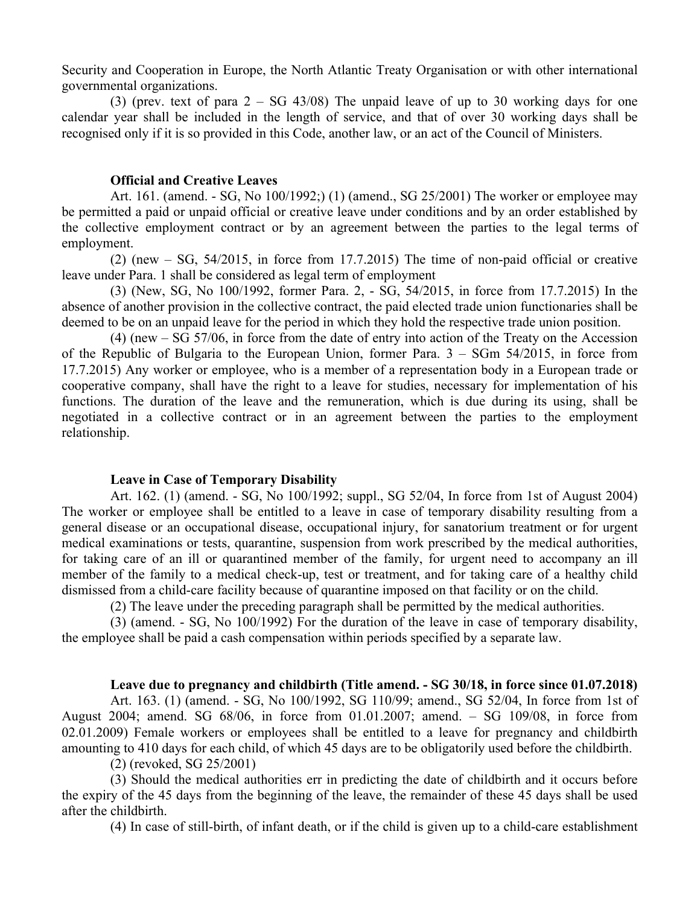Security and Cooperation in Europe, the North Atlantic Treaty Organisation or with other international governmental organizations.

(3) (prev. text of para 2 – SG 43/08) The unpaid leave of up to 30 working days for one calendar year shall be included in the length of service, and that of over 30 working days shall be recognised only if it is so provided in this Code, another law, or an act of the Council of Ministers.

**Official and Creative Leaves**

Art. 161. (amend. - SG, No 100/1992;) (1) (amend., SG 25/2001) The worker or employee may be permitted a paid or unpaid official or creative leave under conditions and by an order established by the collective employment contract or by an agreement between the parties to the legal terms of employment.

(2) (new – SG, 54/2015, in force from 17.7.2015) The time of non-paid official or creative leave under Para. 1 shall be considered as legal term of employment

(3) (New, SG, No 100/1992, former Para. 2, - SG, 54/2015, in force from 17.7.2015) In the absence of another provision in the collective contract, the paid elected trade union functionaries shall be deemed to be on an unpaid leave for the period in which they hold the respective trade union position.

(4) (new – SG 57/06, in force from the date of entry into action of the Treaty on the Accession of the Republic of Bulgaria to the European Union, former Para. 3 – SGm 54/2015, in force from 17.7.2015) Any worker or employee, who is a member of a representation body in a European trade or cooperative company, shall have the right to a leave for studies, necessary for implementation of his functions. The duration of the leave and the remuneration, which is due during its using, shall be negotiated in a collective contract or in an agreement between the parties to the employment relationship.

**Leave in Case of Temporary Disability**

Art. 162. (1) (amend. - SG, No 100/1992; suppl., SG 52/04, In force from 1st of August 2004) The worker or employee shall be entitled to a leave in case of temporary disability resulting from a general disease or an occupational disease, occupational injury, for sanatorium treatment or for urgent medical examinations or tests, quarantine, suspension from work prescribed by the medical authorities, for taking care of an ill or quarantined member of the family, for urgent need to accompany an ill member of the family to a medical check-up, test or treatment, and for taking care of a healthy child dismissed from a child-care facility because of quarantine imposed on that facility or on the child.

(2) The leave under the preceding paragraph shall be permitted by the medical authorities.

(3) (amend. - SG, No 100/1992) For the duration of the leave in case of temporary disability, the employee shall be paid a cash compensation within periods specified by a separate law.

**Leave due to pregnancy and childbirth (Title amend. - SG 30/18, in force since 01.07.2018)**

Art. 163. (1) (amend. - SG, No 100/1992, SG 110/99; amend., SG 52/04, In force from 1st of August 2004; amend. SG 68/06, in force from 01.01.2007; amend. – SG 109/08, in force from 02.01.2009) Female workers or employees shall be entitled to a leave for pregnancy and childbirth amounting to 410 days for each child, of which 45 days are to be obligatorily used before the childbirth.

(2) (revoked, SG 25/2001)

(3) Should the medical authorities err in predicting the date of childbirth and it occurs before the expiry of the 45 days from the beginning of the leave, the remainder of these 45 days shall be used after the childbirth.

(4) In case of still-birth, of infant death, or if the child is given up to a child-care establishment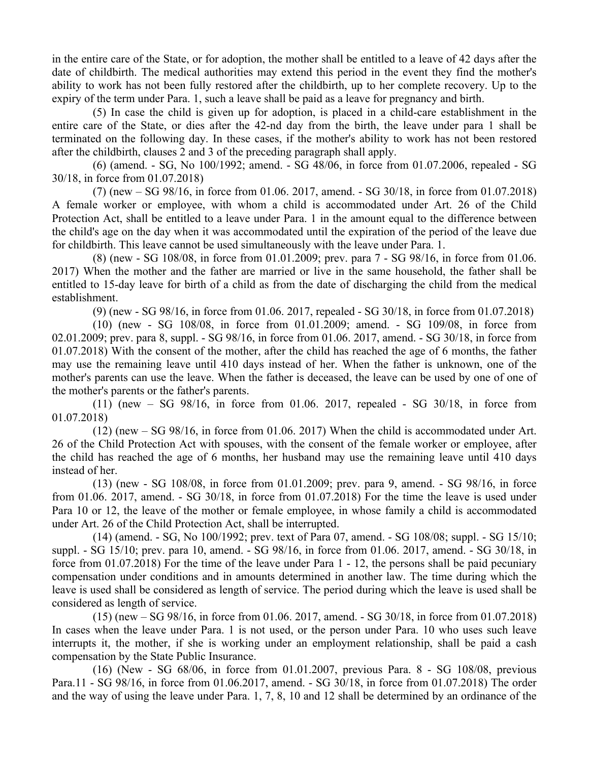in the entire care of the State, or for adoption, the mother shall be entitled to a leave of 42 days after the date of childbirth. The medical authorities may extend this period in the event they find the mother's ability to work has not been fully restored after the childbirth, up to her complete recovery. Up to the expiry of the term under Para. 1, such a leave shall be paid as a leave for pregnancy and birth.

(5) In case the child is given up for adoption, is placed in a child-care establishment in the entire care of the State, or dies after the 42-nd day from the birth, the leave under para 1 shall be terminated on the following day. In these cases, if the mother's ability to work has not been restored after the childbirth, clauses 2 and 3 of the preceding paragraph shall apply.

(6) (amend. - SG, No 100/1992; amend. - SG 48/06, in force from 01.07.2006, repealed - SG 30/18, in force from 01.07.2018)

(7) (new – SG 98/16, in force from 01.06. 2017, amend. - SG 30/18, in force from 01.07.2018) A female worker or employee, with whom a child is accommodated under Art. 26 of the Child Protection Act, shall be entitled to a leave under Para. 1 in the amount equal to the difference between the child's age on the day when it was accommodated until the expiration of the period of the leave due for childbirth. This leave cannot be used simultaneously with the leave under Para. 1.

(8) (new - SG 108/08, in force from 01.01.2009; prev. para 7 - SG 98/16, in force from 01.06. 2017) When the mother and the father are married or live in the same household, the father shall be entitled to 15-day leave for birth of a child as from the date of discharging the child from the medical establishment.

(9) (new - SG 98/16, in force from 01.06. 2017, repealed - SG 30/18, in force from 01.07.2018)

(10) (new - SG 108/08, in force from 01.01.2009; amend. - SG 109/08, in force from 02.01.2009; prev. para 8, suppl. - SG 98/16, in force from 01.06. 2017, amend. - SG 30/18, in force from 01.07.2018) With the consent of the mother, after the child has reached the age of 6 months, the father may use the remaining leave until 410 days instead of her. When the father is unknown, one of the mother's parents can use the leave. When the father is deceased, the leave can be used by one of one of the mother's parents or the father's parents.

(11) (new – SG 98/16, in force from 01.06. 2017, repealed - SG 30/18, in force from 01.07.2018)

(12) (new – SG 98/16, in force from 01.06. 2017) When the child is accommodated under Art. 26 of the Child Protection Act with spouses, with the consent of the female worker or employee, after the child has reached the age of 6 months, her husband may use the remaining leave until 410 days instead of her.

(13) (new - SG 108/08, in force from 01.01.2009; prev. para 9, amend. - SG 98/16, in force from 01.06. 2017, amend. - SG 30/18, in force from 01.07.2018) For the time the leave is used under Para 10 or 12, the leave of the mother or female employee, in whose family a child is accommodated under Art. 26 of the Child Protection Act, shall be interrupted.

(14) (amend. - SG, No 100/1992; prev. text of Para 07, amend. - SG 108/08; suppl. - SG 15/10; suppl. - SG 15/10; prev. para 10, amend. - SG 98/16, in force from 01.06. 2017, amend. - SG 30/18, in force from 01.07.2018) For the time of the leave under Para 1 - 12, the persons shall be paid pecuniary compensation under conditions and in amounts determined in another law. The time during which the leave is used shall be considered as length of service. The period during which the leave is used shall be considered as length of service.

(15) (new – SG 98/16, in force from 01.06. 2017, amend. - SG 30/18, in force from 01.07.2018) In cases when the leave under Para. 1 is not used, or the person under Para. 10 who uses such leave interrupts it, the mother, if she is working under an employment relationship, shall be paid a cash compensation by the State Public Insurance.

(16) (New - SG 68/06, in force from 01.01.2007, previous Para. 8 - SG 108/08, previous Para.11 - SG 98/16, in force from 01.06.2017, amend. - SG 30/18, in force from 01.07.2018) The order and the way of using the leave under Para. 1, 7, 8, 10 and 12 shall be determined by an ordinance of the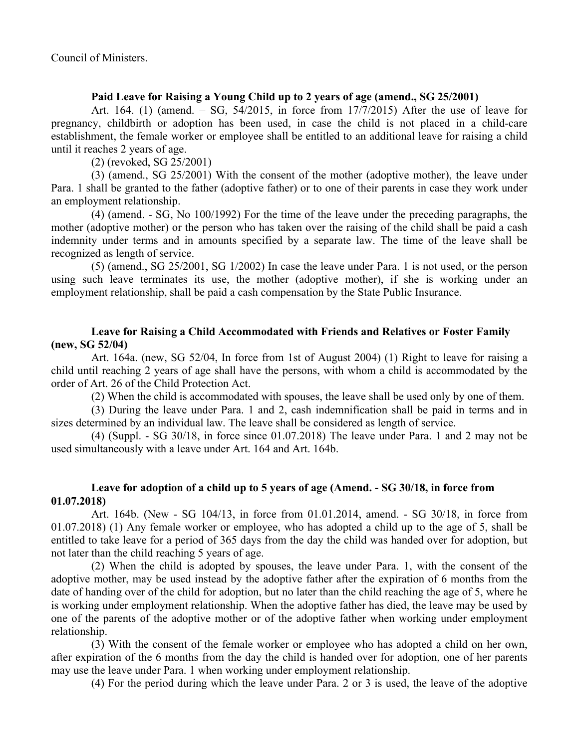Council of Ministers.

**Paid Leave for Raising a Young Child up to 2 years of age (amend., SG 25/2001)**

Art. 164. (1) (amend. – SG, 54/2015, in force from 17/7/2015) After the use of leave for pregnancy, childbirth or adoption has been used, in case the child is not placed in a child-care establishment, the female worker or employee shall be entitled to an additional leave for raising a child until it reaches 2 years of age.

(2) (revoked, SG 25/2001)

(3) (amend., SG 25/2001) With the consent of the mother (adoptive mother), the leave under Para. 1 shall be granted to the father (adoptive father) or to one of their parents in case they work under an employment relationship.

(4) (amend. - SG, No 100/1992) For the time of the leave under the preceding paragraphs, the mother (adoptive mother) or the person who has taken over the raising of the child shall be paid a cash indemnity under terms and in amounts specified by a separate law. The time of the leave shall be recognized as length of service.

(5) (amend., SG 25/2001, SG 1/2002) In case the leave under Para. 1 is not used, or the person using such leave terminates its use, the mother (adoptive mother), if she is working under an employment relationship, shall be paid a cash compensation by the State Public Insurance.

**Leave for Raising a Child Accommodated with Friends and Relatives or Foster Family (new, SG 52/04)**

Art. 164a. (new, SG 52/04, In force from 1st of August 2004) (1) Right to leave for raising a child until reaching 2 years of age shall have the persons, with whom a child is accommodated by the order of Art. 26 of the Child Protection Act.

(2) When the child is accommodated with spouses, the leave shall be used only by one of them.

(3) During the leave under Para. 1 and 2, cash indemnification shall be paid in terms and in sizes determined by an individual law. The leave shall be considered as length of service.

(4) (Suppl. - SG 30/18, in force since 01.07.2018) The leave under Para. 1 and 2 may not be used simultaneously with a leave under Art. 164 and Art. 164b.

**Leave for adoption of a child up to 5 years of age (Amend. - SG 30/18, in force from 01.07.2018)**

Art. 164b. (New - SG 104/13, in force from 01.01.2014, amend. - SG 30/18, in force from 01.07.2018) (1) Any female worker or employee, who has adopted a child up to the age of 5, shall be entitled to take leave for a period of 365 days from the day the child was handed over for adoption, but not later than the child reaching 5 years of age.

(2) When the child is adopted by spouses, the leave under Para. 1, with the consent of the adoptive mother, may be used instead by the adoptive father after the expiration of 6 months from the date of handing over of the child for adoption, but no later than the child reaching the age of 5, where he is working under employment relationship. When the adoptive father has died, the leave may be used by one of the parents of the adoptive mother or of the adoptive father when working under employment relationship.

(3) With the consent of the female worker or employee who has adopted a child on her own, after expiration of the 6 months from the day the child is handed over for adoption, one of her parents may use the leave under Para. 1 when working under employment relationship.

(4) For the period during which the leave under Para. 2 or 3 is used, the leave of the adoptive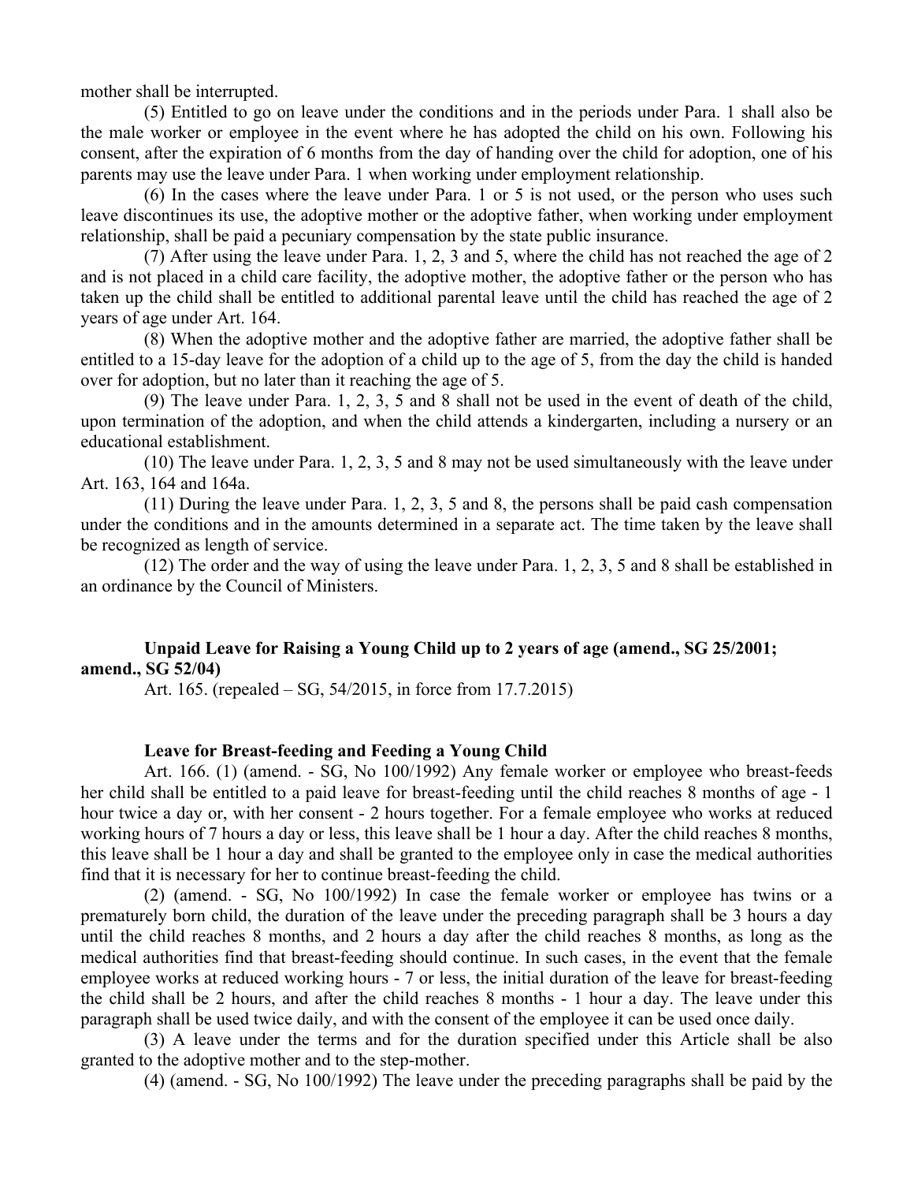mother shall be interrupted.

(5) Entitled to go on leave under the conditions and in the periods under Para. 1 shall also be the male worker or employee in the event where he has adopted the child on his own. Following his consent, after the expiration of 6 months from the day of handing over the child for adoption, one of his parents may use the leave under Para. 1 when working under employment relationship.

(6) In the cases where the leave under Para. 1 or 5 is not used, or the person who uses such leave discontinues its use, the adoptive mother or the adoptive father, when working under employment relationship, shall be paid a pecuniary compensation by the state public insurance.

(7) After using the leave under Para. 1, 2, 3 and 5, where the child has not reached the age of 2 and is not placed in a child care facility, the adoptive mother, the adoptive father or the person who has taken up the child shall be entitled to additional parental leave until the child has reached the age of 2 years of age under Art. 164.

(8) When the adoptive mother and the adoptive father are married, the adoptive father shall be entitled to a 15-day leave for the adoption of a child up to the age of 5, from the day the child is handed over for adoption, but no later than it reaching the age of 5.

(9) The leave under Para. 1, 2, 3, 5 and 8 shall not be used in the event of death of the child, upon termination of the adoption, and when the child attends a kindergarten, including a nursery or an educational establishment.

(10) The leave under Para. 1, 2, 3, 5 and 8 may not be used simultaneously with the leave under Art. 163, 164 and 164a.

(11) During the leave under Para. 1, 2, 3, 5 and 8, the persons shall be paid cash compensation under the conditions and in the amounts determined in a separate act. The time taken by the leave shall be recognized as length of service.

(12) The order and the way of using the leave under Para. 1, 2, 3, 5 and 8 shall be established in an ordinance by the Council of Ministers.

**Unpaid Leave for Raising a Young Child up to 2 years of age (amend., SG 25/2001; amend., SG 52/04)**

Art. 165. (repealed – SG, 54/2015, in force from 17.7.2015)

**Leave for Breast-feeding and Feeding a Young Child**

Art. 166. (1) (amend. - SG, No 100/1992) Any female worker or employee who breast-feeds her child shall be entitled to a paid leave for breast-feeding until the child reaches 8 months of age - 1 hour twice a day or, with her consent - 2 hours together. For a female employee who works at reduced working hours of 7 hours a day or less, this leave shall be 1 hour a day. After the child reaches 8 months, this leave shall be 1 hour a day and shall be granted to the employee only in case the medical authorities find that it is necessary for her to continue breast-feeding the child.

(2) (amend. - SG, No 100/1992) In case the female worker or employee has twins or a prematurely born child, the duration of the leave under the preceding paragraph shall be 3 hours a day until the child reaches 8 months, and 2 hours a day after the child reaches 8 months, as long as the medical authorities find that breast-feeding should continue. In such cases, in the event that the female employee works at reduced working hours - 7 or less, the initial duration of the leave for breast-feeding the child shall be 2 hours, and after the child reaches 8 months - 1 hour a day. The leave under this paragraph shall be used twice daily, and with the consent of the employee it can be used once daily.

(3) A leave under the terms and for the duration specified under this Article shall be also granted to the adoptive mother and to the step-mother.

(4) (amend. - SG, No 100/1992) The leave under the preceding paragraphs shall be paid by the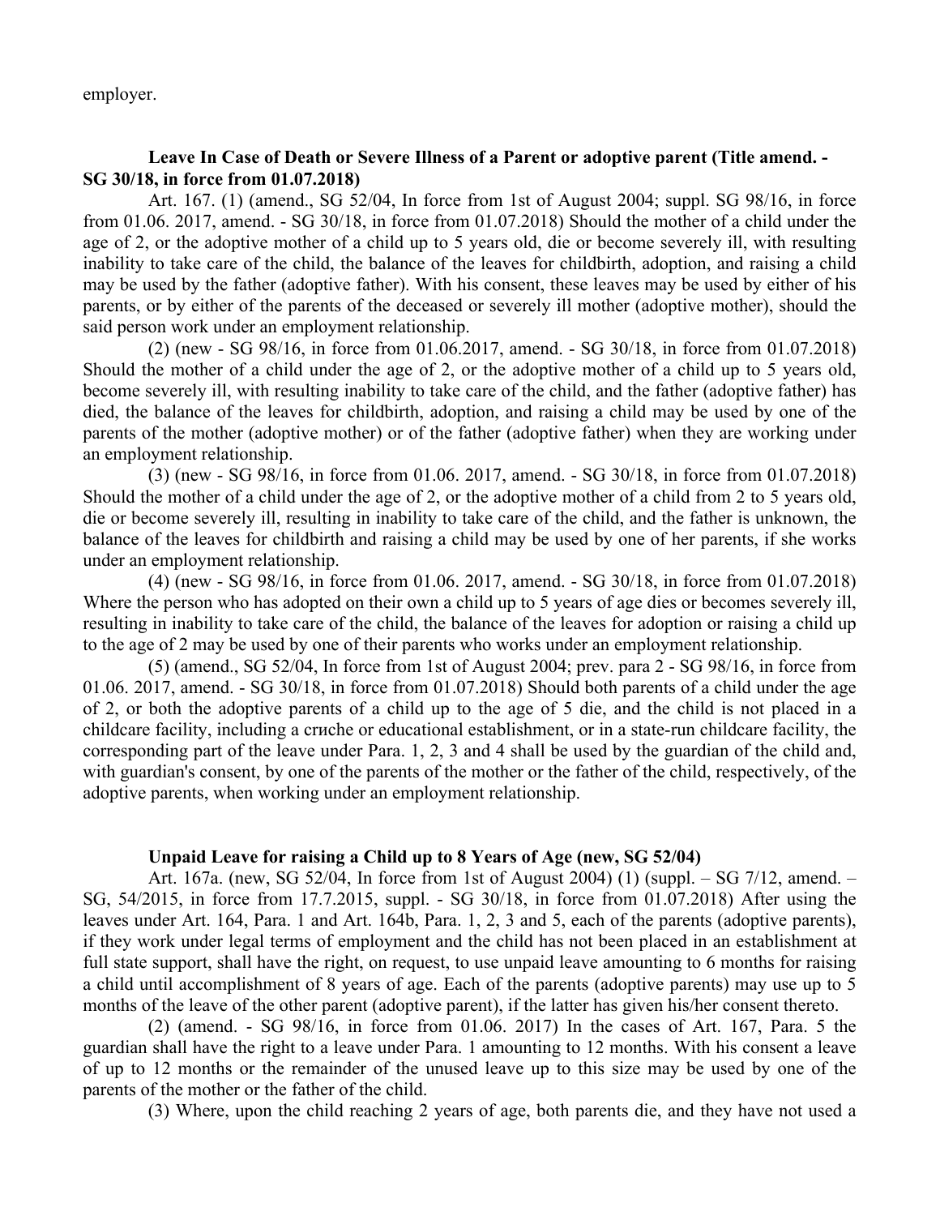employer.

**Leave In Case of Death or Severe Illness of a Parent or adoptive parent (Title amend. - SG 30/18, in force from 01.07.2018)**

Art. 167. (1) (amend., SG 52/04, In force from 1st of August 2004; suppl. SG 98/16, in force from 01.06. 2017, amend. - SG 30/18, in force from 01.07.2018) Should the mother of a child under the age of 2, or the adoptive mother of a child up to 5 years old, die or become severely ill, with resulting inability to take care of the child, the balance of the leaves for childbirth, adoption, and raising a child may be used by the father (adoptive father). With his consent, these leaves may be used by either of his parents, or by either of the parents of the deceased or severely ill mother (adoptive mother), should the said person work under an employment relationship.

(2) (new - SG 98/16, in force from 01.06.2017, amend. - SG 30/18, in force from 01.07.2018) Should the mother of a child under the age of 2, or the adoptive mother of a child up to 5 years old, become severely ill, with resulting inability to take care of the child, and the father (adoptive father) has died, the balance of the leaves for childbirth, adoption, and raising a child may be used by one of the parents of the mother (adoptive mother) or of the father (adoptive father) when they are working under an employment relationship.

(3) (new - SG 98/16, in force from 01.06. 2017, amend. - SG 30/18, in force from 01.07.2018) Should the mother of a child under the age of 2, or the adoptive mother of a child from 2 to 5 years old, die or become severely ill, resulting in inability to take care of the child, and the father is unknown, the balance of the leaves for childbirth and raising a child may be used by one of her parents, if she works under an employment relationship.

(4) (new - SG 98/16, in force from 01.06. 2017, amend. - SG 30/18, in force from 01.07.2018) Where the person who has adopted on their own a child up to 5 years of age dies or becomes severely ill, resulting in inability to take care of the child, the balance of the leaves for adoption or raising a child up to the age of 2 may be used by one of their parents who works under an employment relationship.

(5) (amend., SG 52/04, In force from 1st of August 2004; prev. para 2 - SG 98/16, in force from 01.06. 2017, amend. - SG 30/18, in force from 01.07.2018) Should both parents of a child under the age of 2, or both the adoptive parents of a child up to the age of 5 die, and the child is not placed in a childcare facility, including a crиche or educational establishment, or in a state-run childcare facility, the corresponding part of the leave under Para. 1, 2, 3 and 4 shall be used by the guardian of the child and, with guardian's consent, by one of the parents of the mother or the father of the child, respectively, of the adoptive parents, when working under an employment relationship.

**Unpaid Leave for raising a Child up to 8 Years of Age (new, SG 52/04)**

Art. 167a. (new, SG 52/04, In force from 1st of August 2004) (1) (suppl. – SG 7/12, amend. – SG, 54/2015, in force from 17.7.2015, suppl. - SG 30/18, in force from 01.07.2018) After using the leaves under Art. 164, Para. 1 and Art. 164b, Para. 1, 2, 3 and 5, each of the parents (adoptive parents), if they work under legal terms of employment and the child has not been placed in an establishment at full state support, shall have the right, on request, to use unpaid leave amounting to 6 months for raising a child until accomplishment of 8 years of age. Each of the parents (adoptive parents) may use up to 5 months of the leave of the other parent (adoptive parent), if the latter has given his/her consent thereto.

(2) (amend. - SG 98/16, in force from 01.06. 2017) In the cases of Art. 167, Para. 5 the guardian shall have the right to a leave under Para. 1 amounting to 12 months. With his consent a leave of up to 12 months or the remainder of the unused leave up to this size may be used by one of the parents of the mother or the father of the child.

(3) Where, upon the child reaching 2 years of age, both parents die, and they have not used a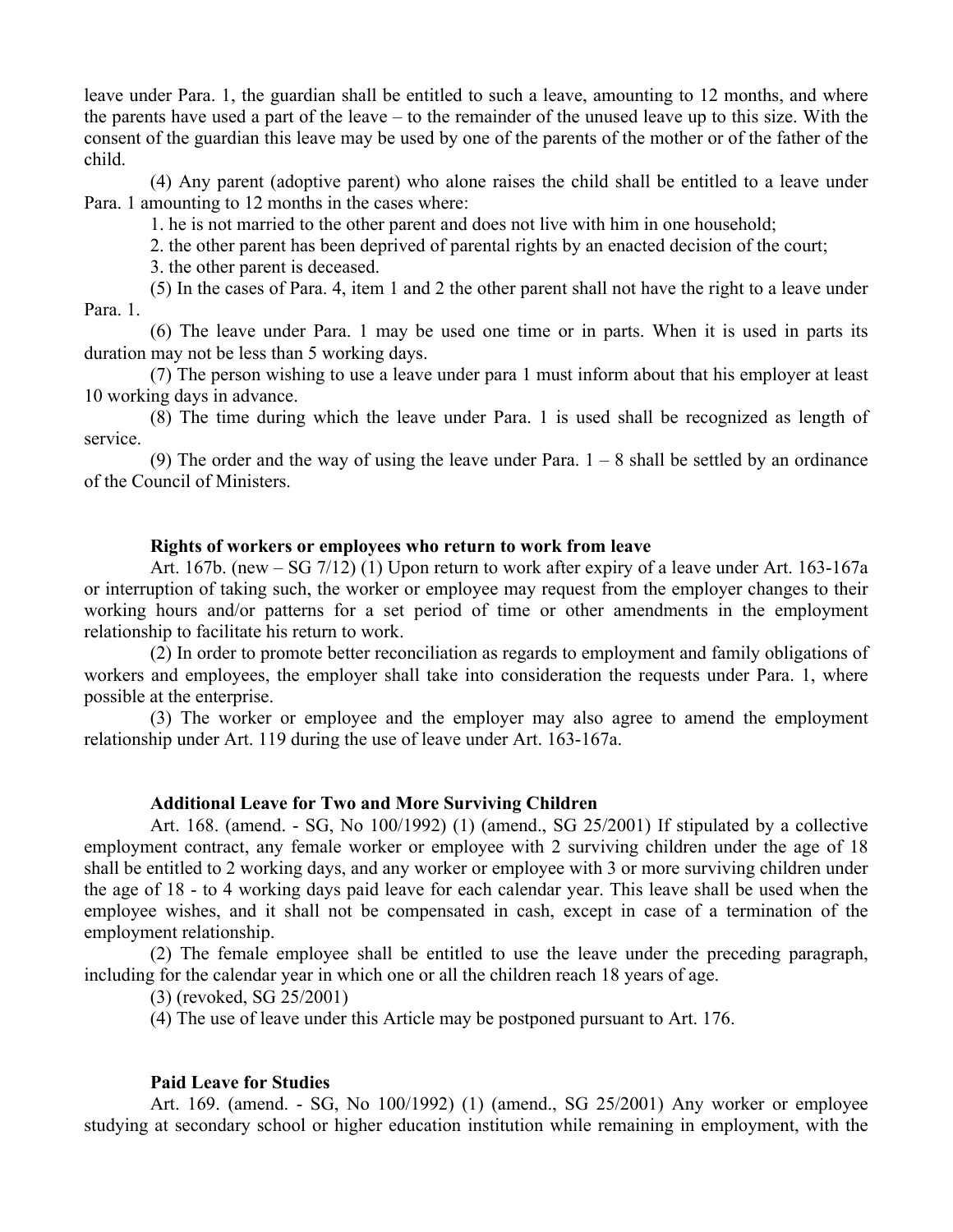leave under Para. 1, the guardian shall be entitled to such a leave, amounting to 12 months, and where the parents have used a part of the leave – to the remainder of the unused leave up to this size. With the consent of the guardian this leave may be used by one of the parents of the mother or of the father of the child.

(4) Any parent (adoptive parent) who alone raises the child shall be entitled to a leave under Para. 1 amounting to 12 months in the cases where:

1. he is not married to the other parent and does not live with him in one household;
2. the other parent has been deprived of parental rights by an enacted decision of the court;
3. the other parent is deceased.

(5) In the cases of Para. 4, item 1 and 2 the other parent shall not have the right to a leave under Para. 1.

(6) The leave under Para. 1 may be used one time or in parts. When it is used in parts its duration may not be less than 5 working days.

(7) The person wishing to use a leave under para 1 must inform about that his employer at least 10 working days in advance.

(8) The time during which the leave under Para. 1 is used shall be recognized as length of service.

(9) The order and the way of using the leave under Para. 1 – 8 shall be settled by an ordinance of the Council of Ministers.

#### Rights of workers or employees who return to work from leave

Art. 167b. (new – SG 7/12) (1) Upon return to work after expiry of a leave under Art. 163-167a or interruption of taking such, the worker or employee may request from the employer changes to their working hours and/or patterns for a set period of time or other amendments in the employment relationship to facilitate his return to work.

(2) In order to promote better reconciliation as regards to employment and family obligations of workers and employees, the employer shall take into consideration the requests under Para. 1, where possible at the enterprise.

(3) The worker or employee and the employer may also agree to amend the employment relationship under Art. 119 during the use of leave under Art. 163-167a.

#### Additional Leave for Two and More Surviving Children

Art. 168. (amend. - SG, No 100/1992) (1) (amend., SG 25/2001) If stipulated by a collective employment contract, any female worker or employee with 2 surviving children under the age of 18 shall be entitled to 2 working days, and any worker or employee with 3 or more surviving children under the age of 18 - to 4 working days paid leave for each calendar year. This leave shall be used when the employee wishes, and it shall not be compensated in cash, except in case of a termination of the employment relationship.

(2) The female employee shall be entitled to use the leave under the preceding paragraph, including for the calendar year in which one or all the children reach 18 years of age.

(3) (revoked, SG 25/2001)

(4) The use of leave under this Article may be postponed pursuant to Art. 176.

#### Paid Leave for Studies

Art. 169. (amend. - SG, No 100/1992) (1) (amend., SG 25/2001) Any worker or employee studying at secondary school or higher education institution while remaining in employment, with the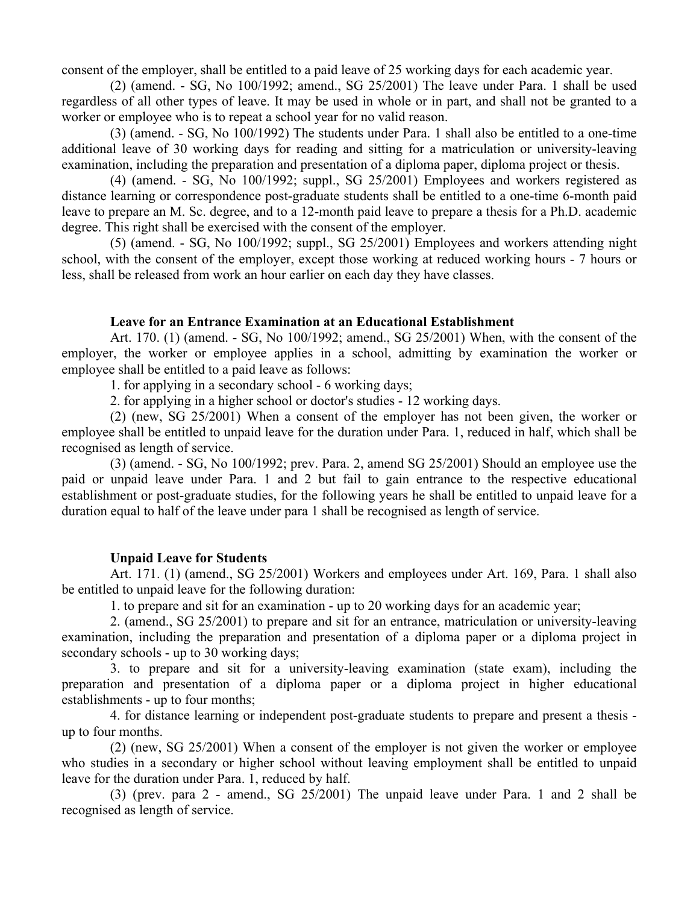consent of the employer, shall be entitled to a paid leave of 25 working days for each academic year.

(2) (amend. - SG, No 100/1992; amend., SG 25/2001) The leave under Para. 1 shall be used regardless of all other types of leave. It may be used in whole or in part, and shall not be granted to a worker or employee who is to repeat a school year for no valid reason.

(3) (amend. - SG, No 100/1992) The students under Para. 1 shall also be entitled to a one-time additional leave of 30 working days for reading and sitting for a matriculation or university-leaving examination, including the preparation and presentation of a diploma paper, diploma project or thesis.

(4) (amend. - SG, No 100/1992; suppl., SG 25/2001) Employees and workers registered as distance learning or correspondence post-graduate students shall be entitled to a one-time 6-month paid leave to prepare an M. Sc. degree, and to a 12-month paid leave to prepare a thesis for a Ph.D. academic degree. This right shall be exercised with the consent of the employer.

(5) (amend. - SG, No 100/1992; suppl., SG 25/2001) Employees and workers attending night school, with the consent of the employer, except those working at reduced working hours - 7 hours or less, shall be released from work an hour earlier on each day they have classes.

**Leave for an Entrance Examination at an Educational Establishment**

Art. 170. (1) (amend. - SG, No 100/1992; amend., SG 25/2001) When, with the consent of the employer, the worker or employee applies in a school, admitting by examination the worker or employee shall be entitled to a paid leave as follows:

1. for applying in a secondary school - 6 working days;

2. for applying in a higher school or doctor's studies - 12 working days.

(2) (new, SG 25/2001) When a consent of the employer has not been given, the worker or employee shall be entitled to unpaid leave for the duration under Para. 1, reduced in half, which shall be recognised as length of service.

(3) (amend. - SG, No 100/1992; prev. Para. 2, amend SG 25/2001) Should an employee use the paid or unpaid leave under Para. 1 and 2 but fail to gain entrance to the respective educational establishment or post-graduate studies, for the following years he shall be entitled to unpaid leave for a duration equal to half of the leave under para 1 shall be recognised as length of service.

**Unpaid Leave for Students**

Art. 171. (1) (amend., SG 25/2001) Workers and employees under Art. 169, Para. 1 shall also be entitled to unpaid leave for the following duration:

1. to prepare and sit for an examination - up to 20 working days for an academic year;

2. (amend., SG 25/2001) to prepare and sit for an entrance, matriculation or university-leaving examination, including the preparation and presentation of a diploma paper or a diploma project in secondary schools - up to 30 working days;

3. to prepare and sit for a university-leaving examination (state exam), including the preparation and presentation of a diploma paper or a diploma project in higher educational establishments - up to four months;

4. for distance learning or independent post-graduate students to prepare and present a thesis - up to four months.

(2) (new, SG 25/2001) When a consent of the employer is not given the worker or employee who studies in a secondary or higher school without leaving employment shall be entitled to unpaid leave for the duration under Para. 1, reduced by half.

(3) (prev. para 2 - amend., SG 25/2001) The unpaid leave under Para. 1 and 2 shall be recognised as length of service.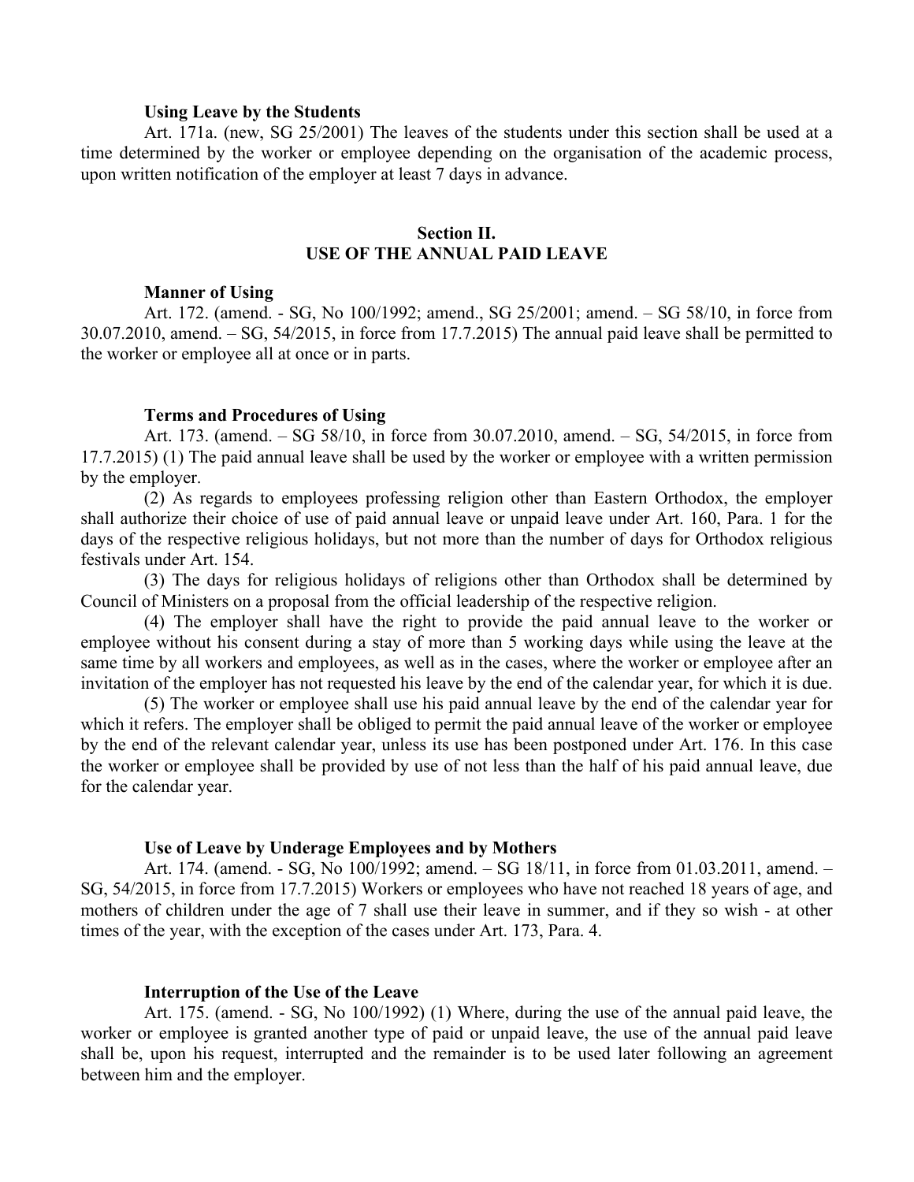**Using Leave by the Students**

Art. 171a. (new, SG 25/2001) The leaves of the students under this section shall be used at a time determined by the worker or employee depending on the organisation of the academic process, upon written notification of the employer at least 7 days in advance.

## Section II.
## USE OF THE ANNUAL PAID LEAVE

**Manner of Using**

Art. 172. (amend. - SG, No 100/1992; amend., SG 25/2001; amend. – SG 58/10, in force from 30.07.2010, amend. – SG, 54/2015, in force from 17.7.2015) The annual paid leave shall be permitted to the worker or employee all at once or in parts.

**Terms and Procedures of Using**

Art. 173. (amend. – SG 58/10, in force from 30.07.2010, amend. – SG, 54/2015, in force from 17.7.2015) (1) The paid annual leave shall be used by the worker or employee with a written permission by the employer.

(2) As regards to employees professing religion other than Eastern Orthodox, the employer shall authorize their choice of use of paid annual leave or unpaid leave under Art. 160, Para. 1 for the days of the respective religious holidays, but not more than the number of days for Orthodox religious festivals under Art. 154.

(3) The days for religious holidays of religions other than Orthodox shall be determined by Council of Ministers on a proposal from the official leadership of the respective religion.

(4) The employer shall have the right to provide the paid annual leave to the worker or employee without his consent during a stay of more than 5 working days while using the leave at the same time by all workers and employees, as well as in the cases, where the worker or employee after an invitation of the employer has not requested his leave by the end of the calendar year, for which it is due.

(5) The worker or employee shall use his paid annual leave by the end of the calendar year for which it refers. The employer shall be obliged to permit the paid annual leave of the worker or employee by the end of the relevant calendar year, unless its use has been postponed under Art. 176. In this case the worker or employee shall be provided by use of not less than the half of his paid annual leave, due for the calendar year.

**Use of Leave by Underage Employees and by Mothers**

Art. 174. (amend. - SG, No 100/1992; amend. – SG 18/11, in force from 01.03.2011, amend. – SG, 54/2015, in force from 17.7.2015) Workers or employees who have not reached 18 years of age, and mothers of children under the age of 7 shall use their leave in summer, and if they so wish - at other times of the year, with the exception of the cases under Art. 173, Para. 4.

**Interruption of the Use of the Leave**

Art. 175. (amend. - SG, No 100/1992) (1) Where, during the use of the annual paid leave, the worker or employee is granted another type of paid or unpaid leave, the use of the annual paid leave shall be, upon his request, interrupted and the remainder is to be used later following an agreement between him and the employer.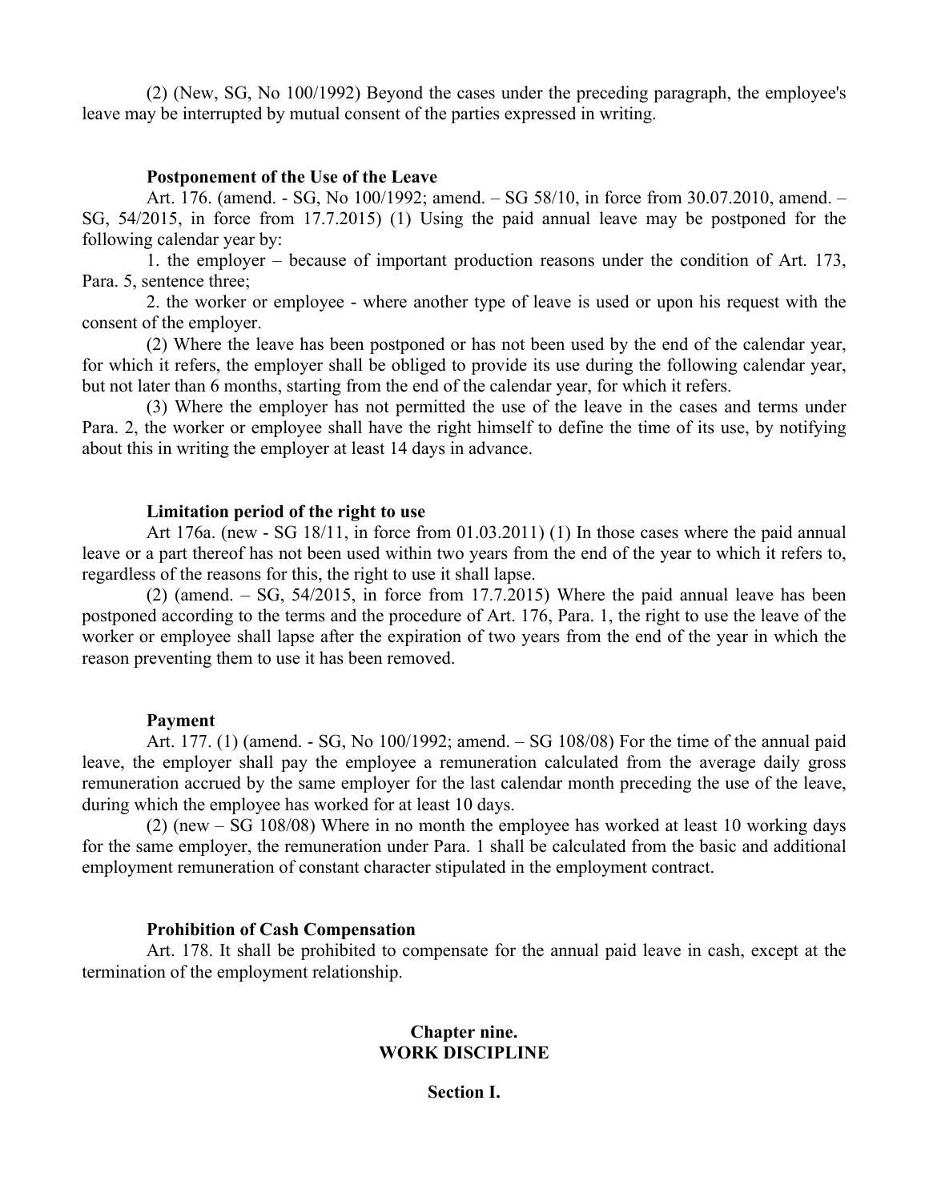(2) (New, SG, No 100/1992) Beyond the cases under the preceding paragraph, the employee's leave may be interrupted by mutual consent of the parties expressed in writing.

**Postponement of the Use of the Leave**

Art. 176. (amend. - SG, No 100/1992; amend. – SG 58/10, in force from 30.07.2010, amend. – SG, 54/2015, in force from 17.7.2015) (1) Using the paid annual leave may be postponed for the following calendar year by:

1. the employer – because of important production reasons under the condition of Art. 173, Para. 5, sentence three;

2. the worker or employee - where another type of leave is used or upon his request with the consent of the employer.

(2) Where the leave has been postponed or has not been used by the end of the calendar year, for which it refers, the employer shall be obliged to provide its use during the following calendar year, but not later than 6 months, starting from the end of the calendar year, for which it refers.

(3) Where the employer has not permitted the use of the leave in the cases and terms under Para. 2, the worker or employee shall have the right himself to define the time of its use, by notifying about this in writing the employer at least 14 days in advance.

**Limitation period of the right to use**

Art 176a. (new - SG 18/11, in force from 01.03.2011) (1) In those cases where the paid annual leave or a part thereof has not been used within two years from the end of the year to which it refers to, regardless of the reasons for this, the right to use it shall lapse.

(2) (amend. – SG, 54/2015, in force from 17.7.2015) Where the paid annual leave has been postponed according to the terms and the procedure of Art. 176, Para. 1, the right to use the leave of the worker or employee shall lapse after the expiration of two years from the end of the year in which the reason preventing them to use it has been removed.

**Payment**

Art. 177. (1) (amend. - SG, No 100/1992; amend. – SG 108/08) For the time of the annual paid leave, the employer shall pay the employee a remuneration calculated from the average daily gross remuneration accrued by the same employer for the last calendar month preceding the use of the leave, during which the employee has worked for at least 10 days.

(2) (new – SG 108/08) Where in no month the employee has worked at least 10 working days for the same employer, the remuneration under Para. 1 shall be calculated from the basic and additional employment remuneration of constant character stipulated in the employment contract.

**Prohibition of Cash Compensation**

Art. 178. It shall be prohibited to compensate for the annual paid leave in cash, except at the termination of the employment relationship.

## Chapter nine.
## WORK DISCIPLINE

### Section I.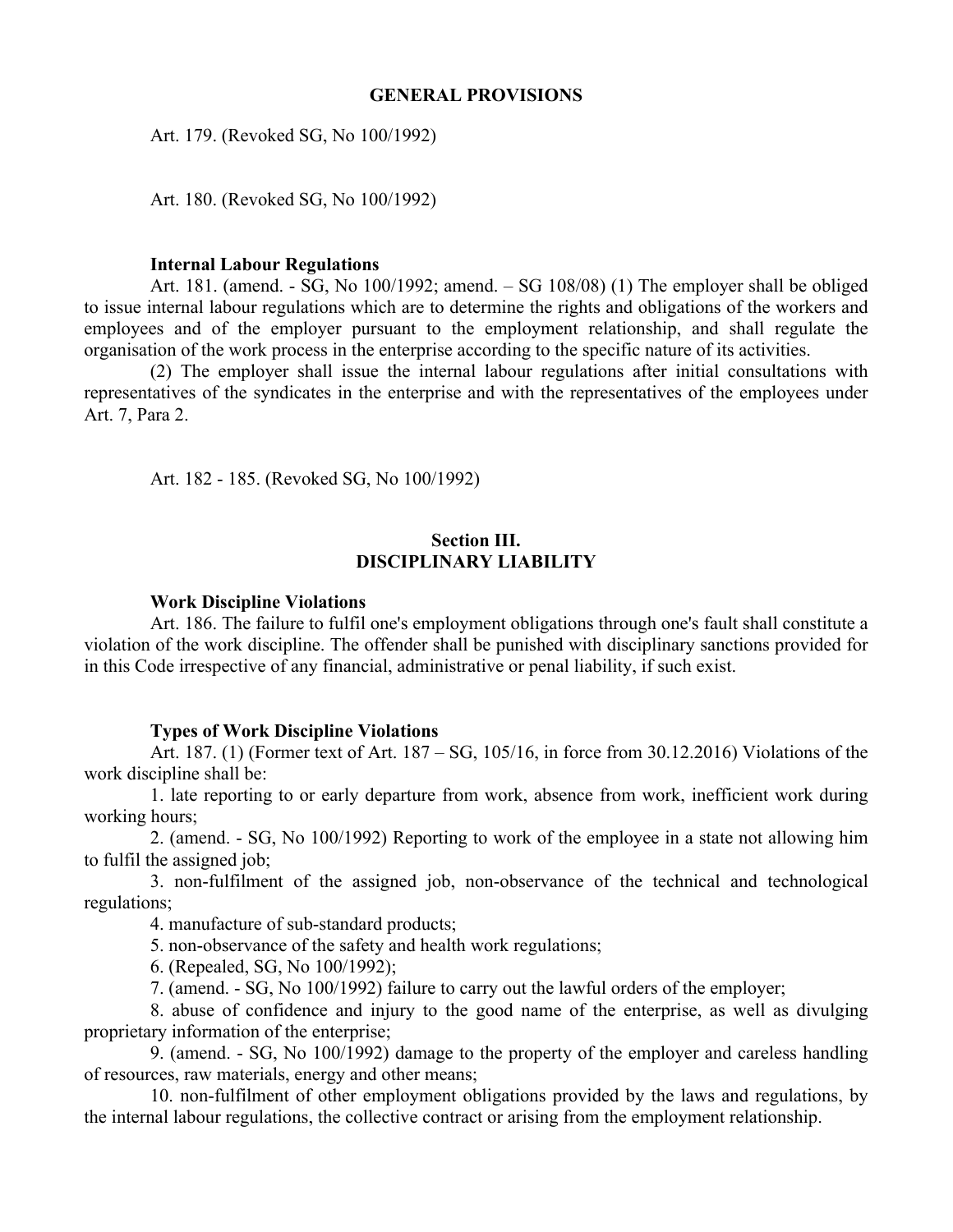### GENERAL PROVISIONS

Art. 179. (Revoked SG, No 100/1992)

Art. 180. (Revoked SG, No 100/1992)

**Internal Labour Regulations**

Art. 181. (amend. - SG, No 100/1992; amend. – SG 108/08) (1) The employer shall be obliged to issue internal labour regulations which are to determine the rights and obligations of the workers and employees and of the employer pursuant to the employment relationship, and shall regulate the organisation of the work process in the enterprise according to the specific nature of its activities.

(2) The employer shall issue the internal labour regulations after initial consultations with representatives of the syndicates in the enterprise and with the representatives of the employees under Art. 7, Para 2.

Art. 182 - 185. (Revoked SG, No 100/1992)

## Section III.
## DISCIPLINARY LIABILITY

**Work Discipline Violations**

Art. 186. The failure to fulfil one's employment obligations through one's fault shall constitute a violation of the work discipline. The offender shall be punished with disciplinary sanctions provided for in this Code irrespective of any financial, administrative or penal liability, if such exist.

**Types of Work Discipline Violations**

Art. 187. (1) (Former text of Art. 187 – SG, 105/16, in force from 30.12.2016) Violations of the work discipline shall be:

1. late reporting to or early departure from work, absence from work, inefficient work during working hours;

2. (amend. - SG, No 100/1992) Reporting to work of the employee in a state not allowing him to fulfil the assigned job;

3. non-fulfilment of the assigned job, non-observance of the technical and technological regulations;

4. manufacture of sub-standard products;

5. non-observance of the safety and health work regulations;

6. (Repealed, SG, No 100/1992);

7. (amend. - SG, No 100/1992) failure to carry out the lawful orders of the employer;

8. abuse of confidence and injury to the good name of the enterprise, as well as divulging proprietary information of the enterprise;

9. (amend. - SG, No 100/1992) damage to the property of the employer and careless handling of resources, raw materials, energy and other means;

10. non-fulfilment of other employment obligations provided by the laws and regulations, by the internal labour regulations, the collective contract or arising from the employment relationship.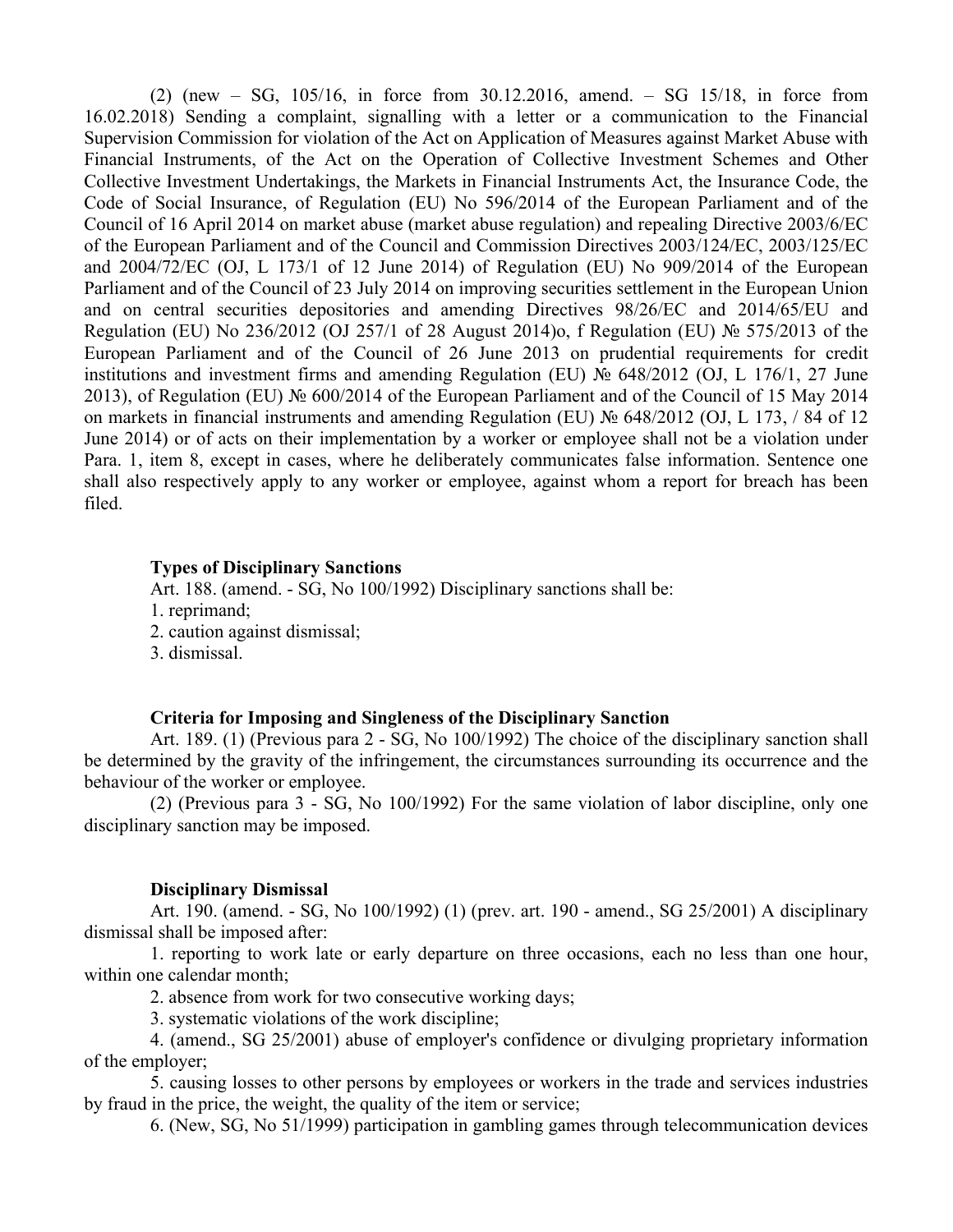(2) (new – SG, 105/16, in force from 30.12.2016, amend. – SG 15/18, in force from 16.02.2018) Sending a complaint, signalling with a letter or a communication to the Financial Supervision Commission for violation of the Act on Application of Measures against Market Abuse with Financial Instruments, of the Act on the Operation of Collective Investment Schemes and Other Collective Investment Undertakings, the Markets in Financial Instruments Act, the Insurance Code, the Code of Social Insurance, of Regulation (EU) No 596/2014 of the European Parliament and of the Council of 16 April 2014 on market abuse (market abuse regulation) and repealing Directive 2003/6/EC of the European Parliament and of the Council and Commission Directives 2003/124/EC, 2003/125/EC and 2004/72/EC (OJ, L 173/1 of 12 June 2014) of Regulation (EU) No 909/2014 of the European Parliament and of the Council of 23 July 2014 on improving securities settlement in the European Union and on central securities depositories and amending Directives 98/26/EC and 2014/65/EU and Regulation (EU) No 236/2012 (OJ 257/1 of 28 August 2014)o, f Regulation (EU) № 575/2013 of the European Parliament and of the Council of 26 June 2013 on prudential requirements for credit institutions and investment firms and amending Regulation (EU) № 648/2012 (OJ, L 176/1, 27 June 2013), of Regulation (EU) № 600/2014 of the European Parliament and of the Council of 15 May 2014 on markets in financial instruments and amending Regulation (EU) № 648/2012 (OJ, L 173, / 84 of 12 June 2014) or of acts on their implementation by a worker or employee shall not be a violation under Para. 1, item 8, except in cases, where he deliberately communicates false information. Sentence one shall also respectively apply to any worker or employee, against whom a report for breach has been filed.

**Types of Disciplinary Sanctions**

Art. 188. (amend. - SG, No 100/1992) Disciplinary sanctions shall be:

1. reprimand;
2. caution against dismissal;
3. dismissal.

**Criteria for Imposing and Singleness of the Disciplinary Sanction**

Art. 189. (1) (Previous para 2 - SG, No 100/1992) The choice of the disciplinary sanction shall be determined by the gravity of the infringement, the circumstances surrounding its occurrence and the behaviour of the worker or employee.

(2) (Previous para 3 - SG, No 100/1992) For the same violation of labor discipline, only one disciplinary sanction may be imposed.

**Disciplinary Dismissal**

Art. 190. (amend. - SG, No 100/1992) (1) (prev. art. 190 - amend., SG 25/2001) A disciplinary dismissal shall be imposed after:

1. reporting to work late or early departure on three occasions, each no less than one hour, within one calendar month;

2. absence from work for two consecutive working days;

3. systematic violations of the work discipline;

4. (amend., SG 25/2001) abuse of employer's confidence or divulging proprietary information of the employer;

5. causing losses to other persons by employees or workers in the trade and services industries by fraud in the price, the weight, the quality of the item or service;

6. (New, SG, No 51/1999) participation in gambling games through telecommunication devices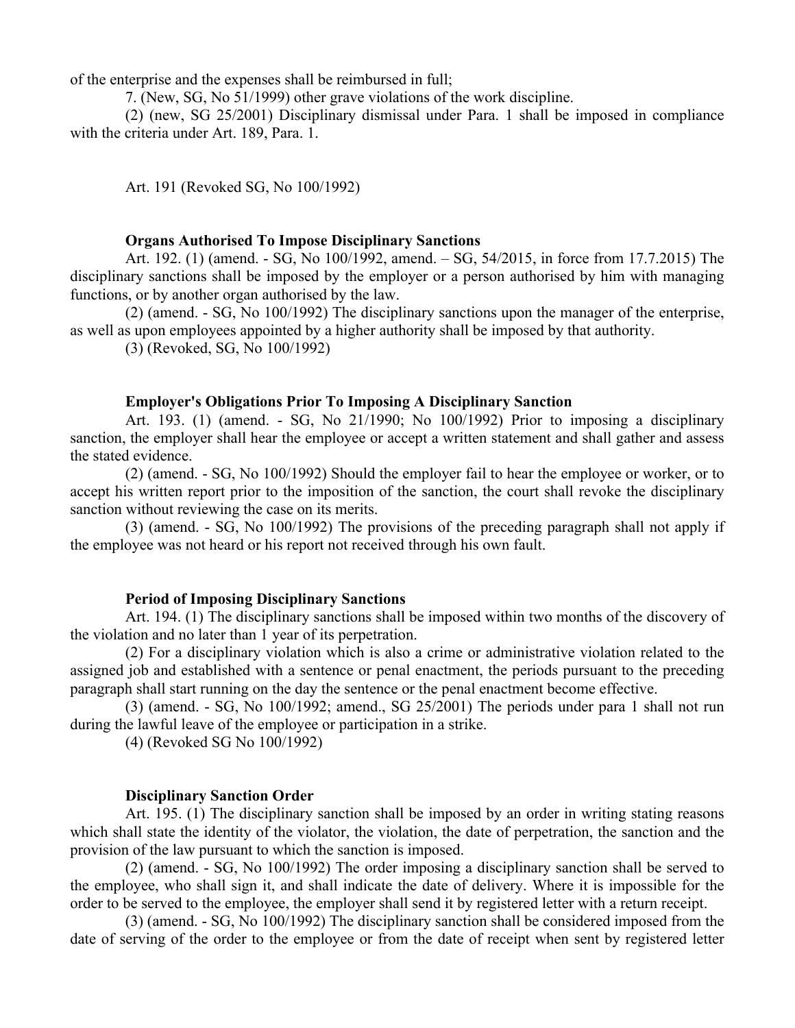of the enterprise and the expenses shall be reimbursed in full;

7. (New, SG, No 51/1999) other grave violations of the work discipline.

(2) (new, SG 25/2001) Disciplinary dismissal under Para. 1 shall be imposed in compliance with the criteria under Art. 189, Para. 1.

Art. 191 (Revoked SG, No 100/1992)

**Organs Authorised To Impose Disciplinary Sanctions**

Art. 192. (1) (amend. - SG, No 100/1992, amend. – SG, 54/2015, in force from 17.7.2015) The disciplinary sanctions shall be imposed by the employer or a person authorised by him with managing functions, or by another organ authorised by the law.

(2) (amend. - SG, No 100/1992) The disciplinary sanctions upon the manager of the enterprise, as well as upon employees appointed by a higher authority shall be imposed by that authority.

(3) (Revoked, SG, No 100/1992)

**Employer's Obligations Prior To Imposing A Disciplinary Sanction**

Art. 193. (1) (amend. - SG, No 21/1990; No 100/1992) Prior to imposing a disciplinary sanction, the employer shall hear the employee or accept a written statement and shall gather and assess the stated evidence.

(2) (amend. - SG, No 100/1992) Should the employer fail to hear the employee or worker, or to accept his written report prior to the imposition of the sanction, the court shall revoke the disciplinary sanction without reviewing the case on its merits.

(3) (amend. - SG, No 100/1992) The provisions of the preceding paragraph shall not apply if the employee was not heard or his report not received through his own fault.

**Period of Imposing Disciplinary Sanctions**

Art. 194. (1) The disciplinary sanctions shall be imposed within two months of the discovery of the violation and no later than 1 year of its perpetration.

(2) For a disciplinary violation which is also a crime or administrative violation related to the assigned job and established with a sentence or penal enactment, the periods pursuant to the preceding paragraph shall start running on the day the sentence or the penal enactment become effective.

(3) (amend. - SG, No 100/1992; amend., SG 25/2001) The periods under para 1 shall not run during the lawful leave of the employee or participation in a strike.

(4) (Revoked SG No 100/1992)

**Disciplinary Sanction Order**

Art. 195. (1) The disciplinary sanction shall be imposed by an order in writing stating reasons which shall state the identity of the violator, the violation, the date of perpetration, the sanction and the provision of the law pursuant to which the sanction is imposed.

(2) (amend. - SG, No 100/1992) The order imposing a disciplinary sanction shall be served to the employee, who shall sign it, and shall indicate the date of delivery. Where it is impossible for the order to be served to the employee, the employer shall send it by registered letter with a return receipt.

(3) (amend. - SG, No 100/1992) The disciplinary sanction shall be considered imposed from the date of serving of the order to the employee or from the date of receipt when sent by registered letter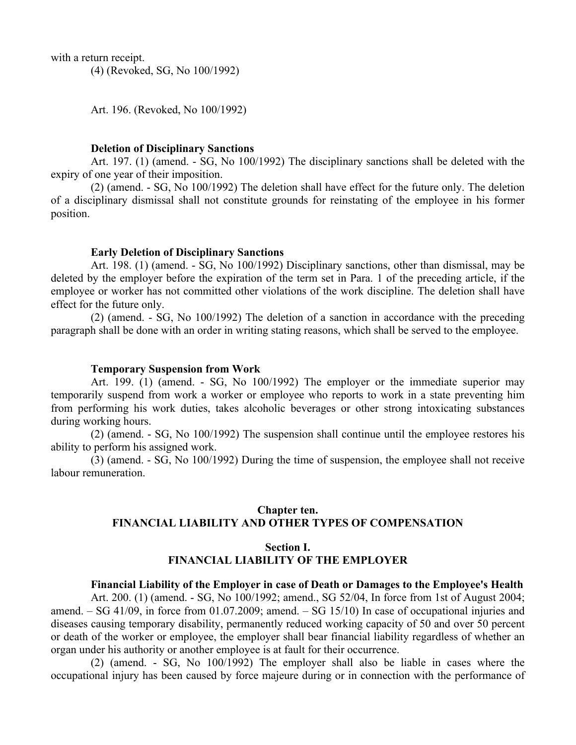with a return receipt.

(4) (Revoked, SG, No 100/1992)

Art. 196. (Revoked, No 100/1992)

**Deletion of Disciplinary Sanctions**

Art. 197. (1) (amend. - SG, No 100/1992) The disciplinary sanctions shall be deleted with the expiry of one year of their imposition.

(2) (amend. - SG, No 100/1992) The deletion shall have effect for the future only. The deletion of a disciplinary dismissal shall not constitute grounds for reinstating of the employee in his former position.

**Early Deletion of Disciplinary Sanctions**

Art. 198. (1) (amend. - SG, No 100/1992) Disciplinary sanctions, other than dismissal, may be deleted by the employer before the expiration of the term set in Para. 1 of the preceding article, if the employee or worker has not committed other violations of the work discipline. The deletion shall have effect for the future only.

(2) (amend. - SG, No 100/1992) The deletion of a sanction in accordance with the preceding paragraph shall be done with an order in writing stating reasons, which shall be served to the employee.

**Temporary Suspension from Work**

Art. 199. (1) (amend. - SG, No 100/1992) The employer or the immediate superior may temporarily suspend from work a worker or employee who reports to work in a state preventing him from performing his work duties, takes alcoholic beverages or other strong intoxicating substances during working hours.

(2) (amend. - SG, No 100/1992) The suspension shall continue until the employee restores his ability to perform his assigned work.

(3) (amend. - SG, No 100/1992) During the time of suspension, the employee shall not receive labour remuneration.

## Chapter ten.
## FINANCIAL LIABILITY AND OTHER TYPES OF COMPENSATION

### Section I.
### FINANCIAL LIABILITY OF THE EMPLOYER

**Financial Liability of the Employer in case of Death or Damages to the Employee's Health**

Art. 200. (1) (amend. - SG, No 100/1992; amend., SG 52/04, In force from 1st of August 2004; amend. – SG 41/09, in force from 01.07.2009; amend. – SG 15/10) In case of occupational injuries and diseases causing temporary disability, permanently reduced working capacity of 50 and over 50 percent or death of the worker or employee, the employer shall bear financial liability regardless of whether an organ under his authority or another employee is at fault for their occurrence.

(2) (amend. - SG, No 100/1992) The employer shall also be liable in cases where the occupational injury has been caused by force majeure during or in connection with the performance of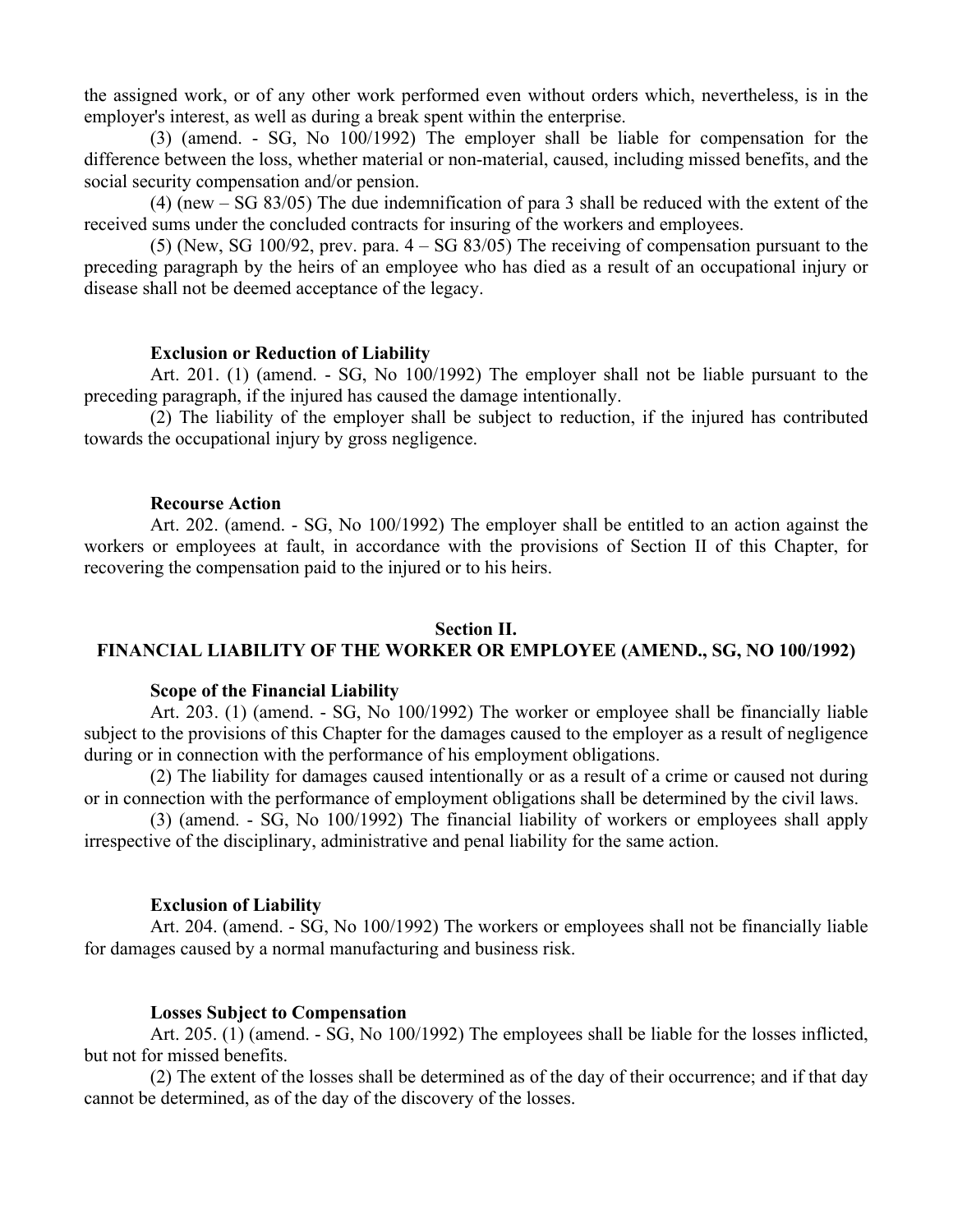the assigned work, or of any other work performed even without orders which, nevertheless, is in the employer's interest, as well as during a break spent within the enterprise.

(3) (amend. - SG, No 100/1992) The employer shall be liable for compensation for the difference between the loss, whether material or non-material, caused, including missed benefits, and the social security compensation and/or pension.

(4) (new – SG 83/05) The due indemnification of para 3 shall be reduced with the extent of the received sums under the concluded contracts for insuring of the workers and employees.

(5) (New, SG 100/92, prev. para. 4 – SG 83/05) The receiving of compensation pursuant to the preceding paragraph by the heirs of an employee who has died as a result of an occupational injury or disease shall not be deemed acceptance of the legacy.

**Exclusion or Reduction of Liability**

Art. 201. (1) (amend. - SG, No 100/1992) The employer shall not be liable pursuant to the preceding paragraph, if the injured has caused the damage intentionally.

(2) The liability of the employer shall be subject to reduction, if the injured has contributed towards the occupational injury by gross negligence.

**Recourse Action**

Art. 202. (amend. - SG, No 100/1992) The employer shall be entitled to an action against the workers or employees at fault, in accordance with the provisions of Section II of this Chapter, for recovering the compensation paid to the injured or to his heirs.

## Section II.
## FINANCIAL LIABILITY OF THE WORKER OR EMPLOYEE (AMEND., SG, NO 100/1992)

**Scope of the Financial Liability**

Art. 203. (1) (amend. - SG, No 100/1992) The worker or employee shall be financially liable subject to the provisions of this Chapter for the damages caused to the employer as a result of negligence during or in connection with the performance of his employment obligations.

(2) The liability for damages caused intentionally or as a result of a crime or caused not during or in connection with the performance of employment obligations shall be determined by the civil laws.

(3) (amend. - SG, No 100/1992) The financial liability of workers or employees shall apply irrespective of the disciplinary, administrative and penal liability for the same action.

**Exclusion of Liability**

Art. 204. (amend. - SG, No 100/1992) The workers or employees shall not be financially liable for damages caused by a normal manufacturing and business risk.

**Losses Subject to Compensation**

Art. 205. (1) (amend. - SG, No 100/1992) The employees shall be liable for the losses inflicted, but not for missed benefits.

(2) The extent of the losses shall be determined as of the day of their occurrence; and if that day cannot be determined, as of the day of the discovery of the losses.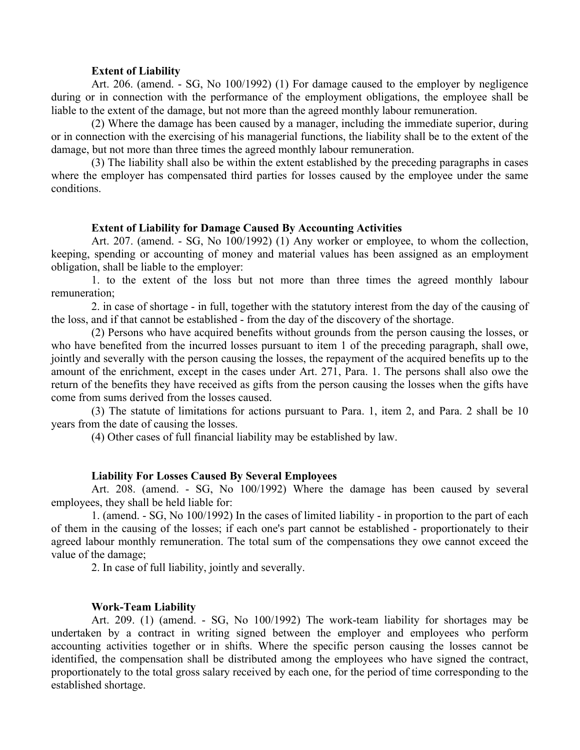**Extent of Liability**

Art. 206. (amend. - SG, No 100/1992) (1) For damage caused to the employer by negligence during or in connection with the performance of the employment obligations, the employee shall be liable to the extent of the damage, but not more than the agreed monthly labour remuneration.

(2) Where the damage has been caused by a manager, including the immediate superior, during or in connection with the exercising of his managerial functions, the liability shall be to the extent of the damage, but not more than three times the agreed monthly labour remuneration.

(3) The liability shall also be within the extent established by the preceding paragraphs in cases where the employer has compensated third parties for losses caused by the employee under the same conditions.

**Extent of Liability for Damage Caused By Accounting Activities**

Art. 207. (amend. - SG, No 100/1992) (1) Any worker or employee, to whom the collection, keeping, spending or accounting of money and material values has been assigned as an employment obligation, shall be liable to the employer:

1. to the extent of the loss but not more than three times the agreed monthly labour remuneration;

2. in case of shortage - in full, together with the statutory interest from the day of the causing of the loss, and if that cannot be established - from the day of the discovery of the shortage.

(2) Persons who have acquired benefits without grounds from the person causing the losses, or who have benefited from the incurred losses pursuant to item 1 of the preceding paragraph, shall owe, jointly and severally with the person causing the losses, the repayment of the acquired benefits up to the amount of the enrichment, except in the cases under Art. 271, Para. 1. The persons shall also owe the return of the benefits they have received as gifts from the person causing the losses when the gifts have come from sums derived from the losses caused.

(3) The statute of limitations for actions pursuant to Para. 1, item 2, and Para. 2 shall be 10 years from the date of causing the losses.

(4) Other cases of full financial liability may be established by law.

**Liability For Losses Caused By Several Employees**

Art. 208. (amend. - SG, No 100/1992) Where the damage has been caused by several employees, they shall be held liable for:

1. (amend. - SG, No 100/1992) In the cases of limited liability - in proportion to the part of each of them in the causing of the losses; if each one's part cannot be established - proportionately to their agreed labour monthly remuneration. The total sum of the compensations they owe cannot exceed the value of the damage;

2. In case of full liability, jointly and severally.

**Work-Team Liability**

Art. 209. (1) (amend. - SG, No 100/1992) The work-team liability for shortages may be undertaken by a contract in writing signed between the employer and employees who perform accounting activities together or in shifts. Where the specific person causing the losses cannot be identified, the compensation shall be distributed among the employees who have signed the contract, proportionately to the total gross salary received by each one, for the period of time corresponding to the established shortage.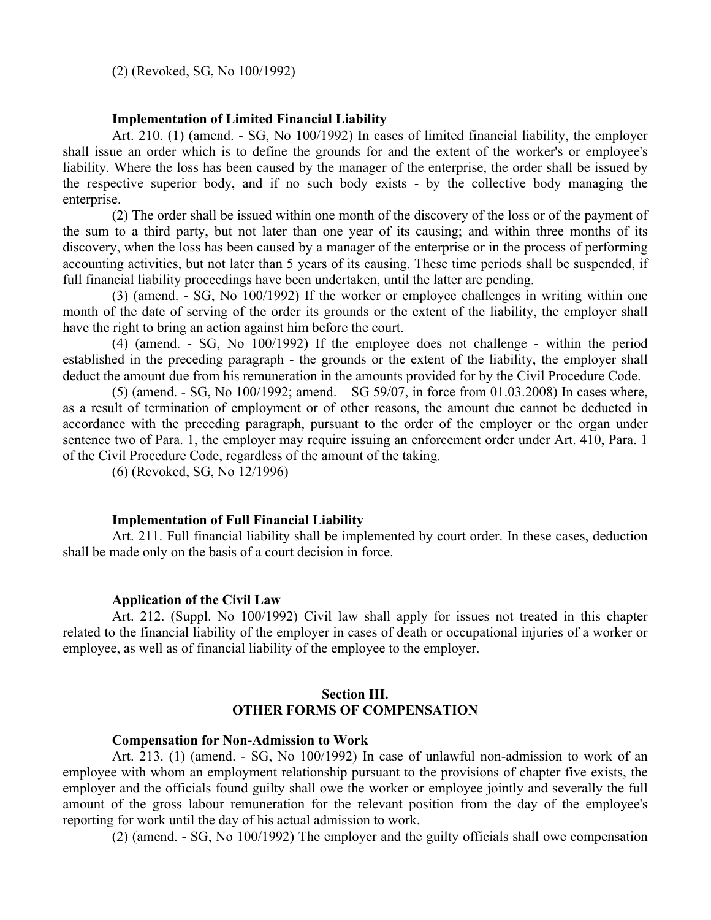(2) (Revoked, SG, No 100/1992)

**Implementation of Limited Financial Liability**

Art. 210. (1) (amend. - SG, No 100/1992) In cases of limited financial liability, the employer shall issue an order which is to define the grounds for and the extent of the worker's or employee's liability. Where the loss has been caused by the manager of the enterprise, the order shall be issued by the respective superior body, and if no such body exists - by the collective body managing the enterprise.

(2) The order shall be issued within one month of the discovery of the loss or of the payment of the sum to a third party, but not later than one year of its causing; and within three months of its discovery, when the loss has been caused by a manager of the enterprise or in the process of performing accounting activities, but not later than 5 years of its causing. These time periods shall be suspended, if full financial liability proceedings have been undertaken, until the latter are pending.

(3) (amend. - SG, No 100/1992) If the worker or employee challenges in writing within one month of the date of serving of the order its grounds or the extent of the liability, the employer shall have the right to bring an action against him before the court.

(4) (amend. - SG, No 100/1992) If the employee does not challenge - within the period established in the preceding paragraph - the grounds or the extent of the liability, the employer shall deduct the amount due from his remuneration in the amounts provided for by the Civil Procedure Code.

(5) (amend. - SG, No 100/1992; amend. – SG 59/07, in force from 01.03.2008) In cases where, as a result of termination of employment or of other reasons, the amount due cannot be deducted in accordance with the preceding paragraph, pursuant to the order of the employer or the organ under sentence two of Para. 1, the employer may require issuing an enforcement order under Art. 410, Para. 1 of the Civil Procedure Code, regardless of the amount of the taking.

(6) (Revoked, SG, No 12/1996)

**Implementation of Full Financial Liability**

Art. 211. Full financial liability shall be implemented by court order. In these cases, deduction shall be made only on the basis of a court decision in force.

**Application of the Civil Law**

Art. 212. (Suppl. No 100/1992) Civil law shall apply for issues not treated in this chapter related to the financial liability of the employer in cases of death or occupational injuries of a worker or employee, as well as of financial liability of the employee to the employer.

## Section III.
## OTHER FORMS OF COMPENSATION

**Compensation for Non-Admission to Work**

Art. 213. (1) (amend. - SG, No 100/1992) In case of unlawful non-admission to work of an employee with whom an employment relationship pursuant to the provisions of chapter five exists, the employer and the officials found guilty shall owe the worker or employee jointly and severally the full amount of the gross labour remuneration for the relevant position from the day of the employee's reporting for work until the day of his actual admission to work.

(2) (amend. - SG, No 100/1992) The employer and the guilty officials shall owe compensation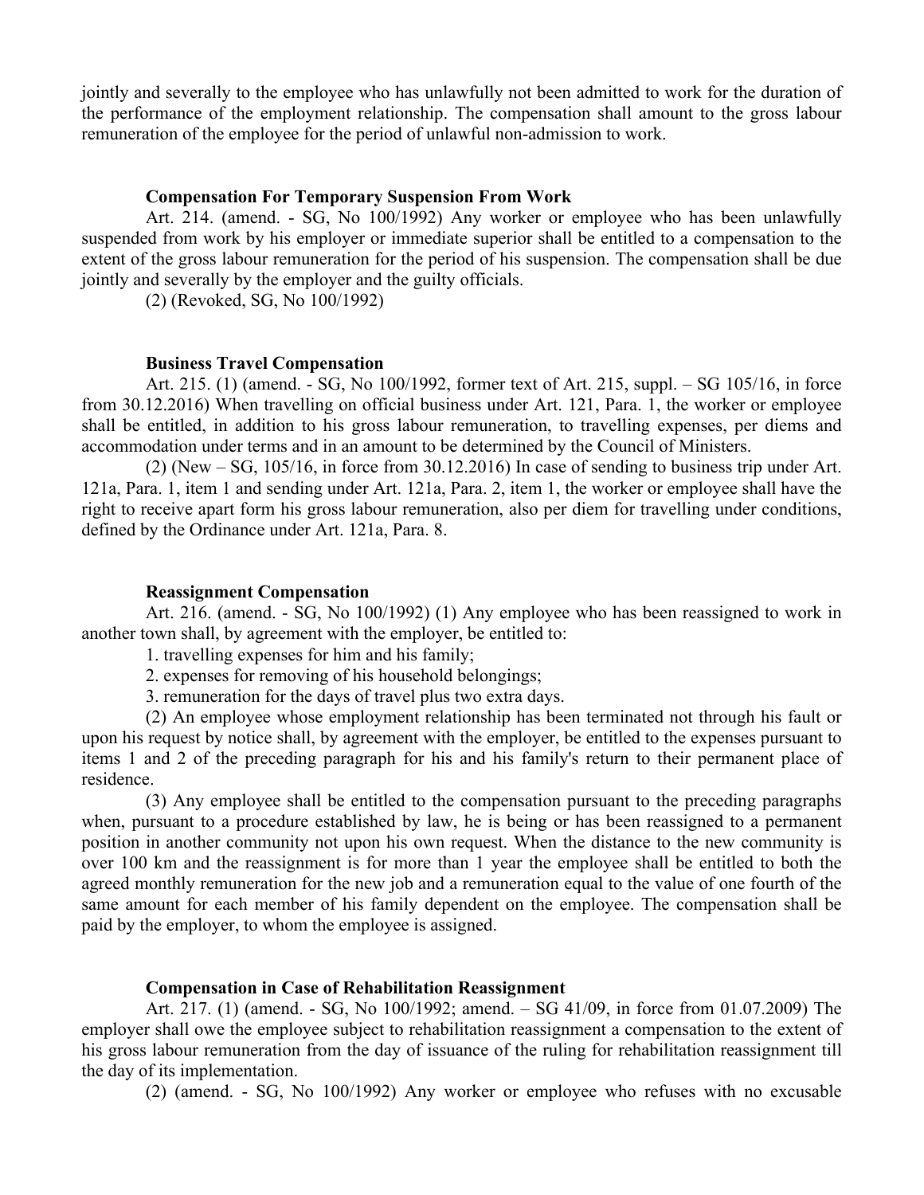jointly and severally to the employee who has unlawfully not been admitted to work for the duration of the performance of the employment relationship. The compensation shall amount to the gross labour remuneration of the employee for the period of unlawful non-admission to work.

**Compensation For Temporary Suspension From Work**

Art. 214. (amend. - SG, No 100/1992) Any worker or employee who has been unlawfully suspended from work by his employer or immediate superior shall be entitled to a compensation to the extent of the gross labour remuneration for the period of his suspension. The compensation shall be due jointly and severally by the employer and the guilty officials.

(2) (Revoked, SG, No 100/1992)

**Business Travel Compensation**

Art. 215. (1) (amend. - SG, No 100/1992, former text of Art. 215, suppl. – SG 105/16, in force from 30.12.2016) When travelling on official business under Art. 121, Para. 1, the worker or employee shall be entitled, in addition to his gross labour remuneration, to travelling expenses, per diems and accommodation under terms and in an amount to be determined by the Council of Ministers.

(2) (New – SG, 105/16, in force from 30.12.2016) In case of sending to business trip under Art. 121a, Para. 1, item 1 and sending under Art. 121a, Para. 2, item 1, the worker or employee shall have the right to receive apart form his gross labour remuneration, also per diem for travelling under conditions, defined by the Ordinance under Art. 121a, Para. 8.

**Reassignment Compensation**

Art. 216. (amend. - SG, No 100/1992) (1) Any employee who has been reassigned to work in another town shall, by agreement with the employer, be entitled to:

1. travelling expenses for him and his family;
2. expenses for removing of his household belongings;
3. remuneration for the days of travel plus two extra days.

(2) An employee whose employment relationship has been terminated not through his fault or upon his request by notice shall, by agreement with the employer, be entitled to the expenses pursuant to items 1 and 2 of the preceding paragraph for his and his family's return to their permanent place of residence.

(3) Any employee shall be entitled to the compensation pursuant to the preceding paragraphs when, pursuant to a procedure established by law, he is being or has been reassigned to a permanent position in another community not upon his own request. When the distance to the new community is over 100 km and the reassignment is for more than 1 year the employee shall be entitled to both the agreed monthly remuneration for the new job and a remuneration equal to the value of one fourth of the same amount for each member of his family dependent on the employee. The compensation shall be paid by the employer, to whom the employee is assigned.

**Compensation in Case of Rehabilitation Reassignment**

Art. 217. (1) (amend. - SG, No 100/1992; amend. – SG 41/09, in force from 01.07.2009) The employer shall owe the employee subject to rehabilitation reassignment a compensation to the extent of his gross labour remuneration from the day of issuance of the ruling for rehabilitation reassignment till the day of its implementation.

(2) (amend. - SG, No 100/1992) Any worker or employee who refuses with no excusable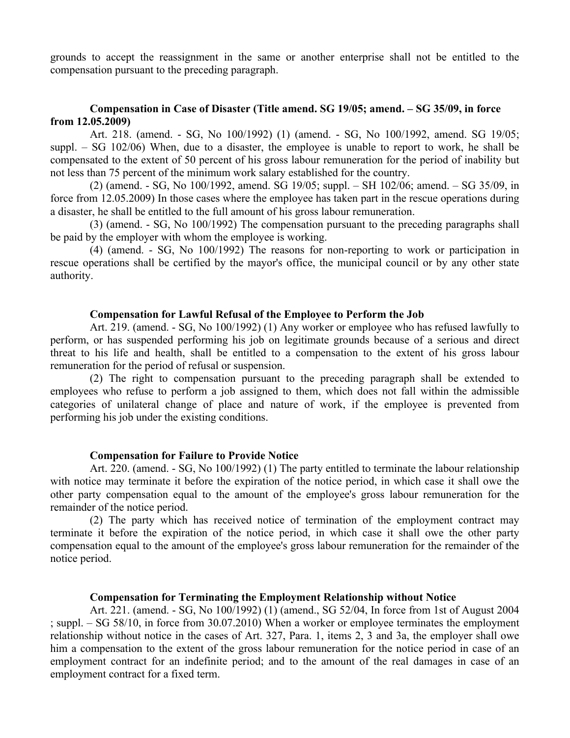grounds to accept the reassignment in the same or another enterprise shall not be entitled to the compensation pursuant to the preceding paragraph.

### Compensation in Case of Disaster (Title amend. SG 19/05; amend. – SG 35/09, in force from 12.05.2009)

Art. 218. (amend. - SG, No 100/1992) (1) (amend. - SG, No 100/1992, amend. SG 19/05; suppl. – SG 102/06) When, due to a disaster, the employee is unable to report to work, he shall be compensated to the extent of 50 percent of his gross labour remuneration for the period of inability but not less than 75 percent of the minimum work salary established for the country.

(2) (amend. - SG, No 100/1992, amend. SG 19/05; suppl. – SH 102/06; amend. – SG 35/09, in force from 12.05.2009) In those cases where the employee has taken part in the rescue operations during a disaster, he shall be entitled to the full amount of his gross labour remuneration.

(3) (amend. - SG, No 100/1992) The compensation pursuant to the preceding paragraphs shall be paid by the employer with whom the employee is working.

(4) (amend. - SG, No 100/1992) The reasons for non-reporting to work or participation in rescue operations shall be certified by the mayor's office, the municipal council or by any other state authority.

### Compensation for Lawful Refusal of the Employee to Perform the Job

Art. 219. (amend. - SG, No 100/1992) (1) Any worker or employee who has refused lawfully to perform, or has suspended performing his job on legitimate grounds because of a serious and direct threat to his life and health, shall be entitled to a compensation to the extent of his gross labour remuneration for the period of refusal or suspension.

(2) The right to compensation pursuant to the preceding paragraph shall be extended to employees who refuse to perform a job assigned to them, which does not fall within the admissible categories of unilateral change of place and nature of work, if the employee is prevented from performing his job under the existing conditions.

### Compensation for Failure to Provide Notice

Art. 220. (amend. - SG, No 100/1992) (1) The party entitled to terminate the labour relationship with notice may terminate it before the expiration of the notice period, in which case it shall owe the other party compensation equal to the amount of the employee's gross labour remuneration for the remainder of the notice period.

(2) The party which has received notice of termination of the employment contract may terminate it before the expiration of the notice period, in which case it shall owe the other party compensation equal to the amount of the employee's gross labour remuneration for the remainder of the notice period.

### Compensation for Terminating the Employment Relationship without Notice

Art. 221. (amend. - SG, No 100/1992) (1) (amend., SG 52/04, In force from 1st of August 2004 ; suppl. – SG 58/10, in force from 30.07.2010) When a worker or employee terminates the employment relationship without notice in the cases of Art. 327, Para. 1, items 2, 3 and 3a, the employer shall owe him a compensation to the extent of the gross labour remuneration for the notice period in case of an employment contract for an indefinite period; and to the amount of the real damages in case of an employment contract for a fixed term.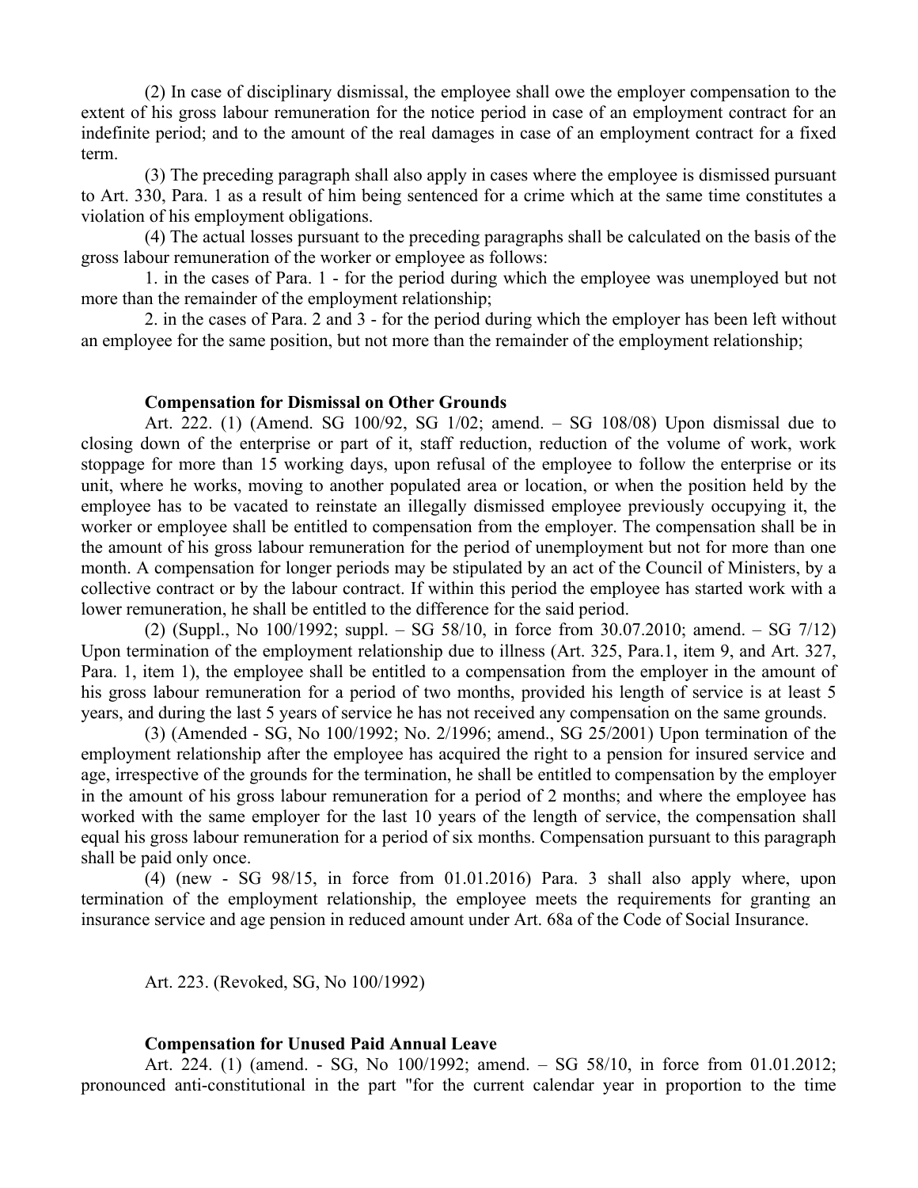(2) In case of disciplinary dismissal, the employee shall owe the employer compensation to the extent of his gross labour remuneration for the notice period in case of an employment contract for an indefinite period; and to the amount of the real damages in case of an employment contract for a fixed term.

(3) The preceding paragraph shall also apply in cases where the employee is dismissed pursuant to Art. 330, Para. 1 as a result of him being sentenced for a crime which at the same time constitutes a violation of his employment obligations.

(4) The actual losses pursuant to the preceding paragraphs shall be calculated on the basis of the gross labour remuneration of the worker or employee as follows:

1. in the cases of Para. 1 - for the period during which the employee was unemployed but not more than the remainder of the employment relationship;

2. in the cases of Para. 2 and 3 - for the period during which the employer has been left without an employee for the same position, but not more than the remainder of the employment relationship;

**Compensation for Dismissal on Other Grounds**

Art. 222. (1) (Amend. SG 100/92, SG 1/02; amend. – SG 108/08) Upon dismissal due to closing down of the enterprise or part of it, staff reduction, reduction of the volume of work, work stoppage for more than 15 working days, upon refusal of the employee to follow the enterprise or its unit, where he works, moving to another populated area or location, or when the position held by the employee has to be vacated to reinstate an illegally dismissed employee previously occupying it, the worker or employee shall be entitled to compensation from the employer. The compensation shall be in the amount of his gross labour remuneration for the period of unemployment but not for more than one month. A compensation for longer periods may be stipulated by an act of the Council of Ministers, by a collective contract or by the labour contract. If within this period the employee has started work with a lower remuneration, he shall be entitled to the difference for the said period.

(2) (Suppl., No 100/1992; suppl. – SG 58/10, in force from 30.07.2010; amend. – SG 7/12) Upon termination of the employment relationship due to illness (Art. 325, Para.1, item 9, and Art. 327, Para. 1, item 1), the employee shall be entitled to a compensation from the employer in the amount of his gross labour remuneration for a period of two months, provided his length of service is at least 5 years, and during the last 5 years of service he has not received any compensation on the same grounds.

(3) (Amended - SG, No 100/1992; No. 2/1996; amend., SG 25/2001) Upon termination of the employment relationship after the employee has acquired the right to a pension for insured service and age, irrespective of the grounds for the termination, he shall be entitled to compensation by the employer in the amount of his gross labour remuneration for a period of 2 months; and where the employee has worked with the same employer for the last 10 years of the length of service, the compensation shall equal his gross labour remuneration for a period of six months. Compensation pursuant to this paragraph shall be paid only once.

(4) (new - SG 98/15, in force from 01.01.2016) Para. 3 shall also apply where, upon termination of the employment relationship, the employee meets the requirements for granting an insurance service and age pension in reduced amount under Art. 68a of the Code of Social Insurance.

Art. 223. (Revoked, SG, No 100/1992)

**Compensation for Unused Paid Annual Leave**

Art. 224. (1) (amend. - SG, No 100/1992; amend. – SG 58/10, in force from 01.01.2012; pronounced anti-constitutional in the part "for the current calendar year in proportion to the time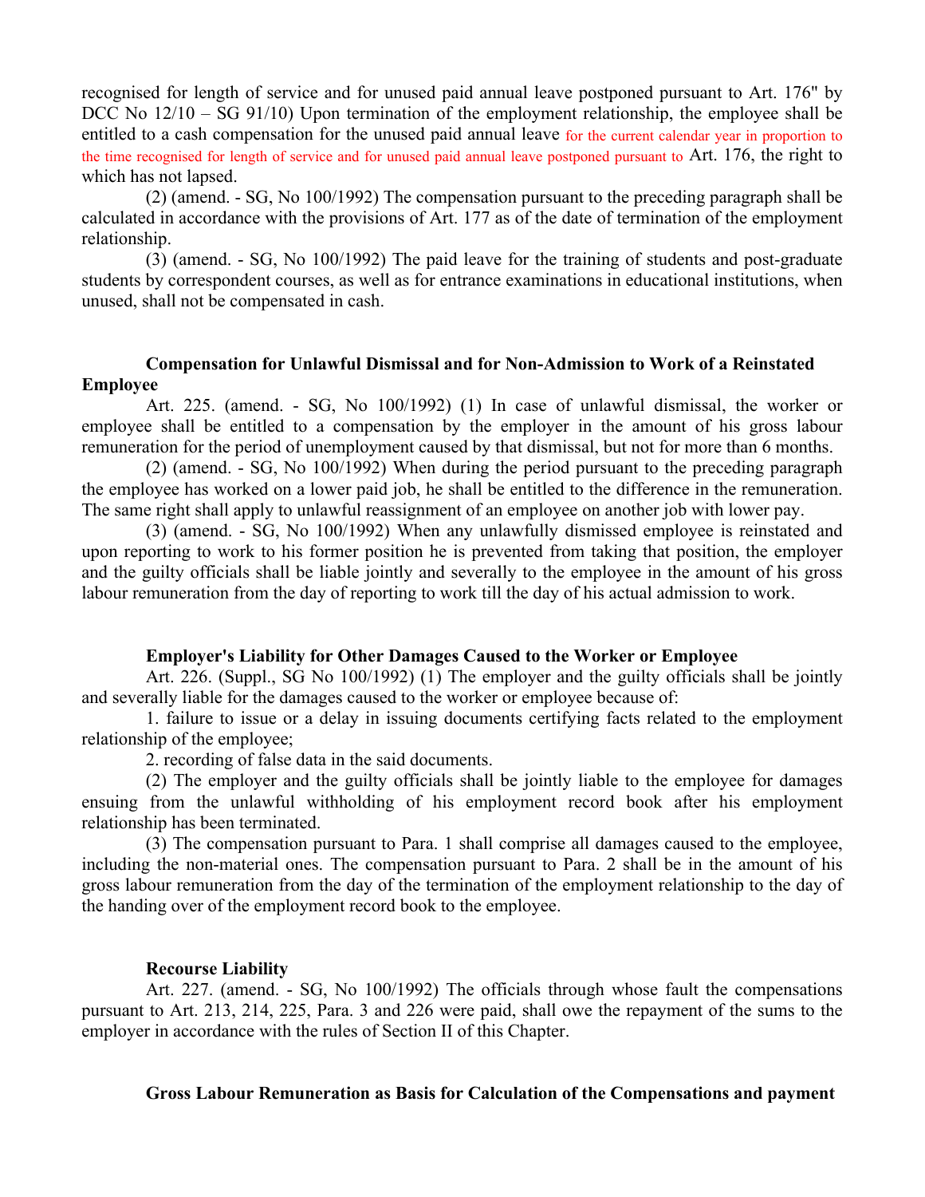recognised for length of service and for unused paid annual leave postponed pursuant to Art. 176" by DCC No 12/10 – SG 91/10) Upon termination of the employment relationship, the employee shall be entitled to a cash compensation for the unused paid annual leave for the current calendar year in proportion to the time recognised for length of service and for unused paid annual leave postponed pursuant to Art. 176, the right to which has not lapsed.

(2) (amend. - SG, No 100/1992) The compensation pursuant to the preceding paragraph shall be calculated in accordance with the provisions of Art. 177 as of the date of termination of the employment relationship.

(3) (amend. - SG, No 100/1992) The paid leave for the training of students and post-graduate students by correspondent courses, as well as for entrance examinations in educational institutions, when unused, shall not be compensated in cash.

**Compensation for Unlawful Dismissal and for Non-Admission to Work of a Reinstated Employee**

Art. 225. (amend. - SG, No 100/1992) (1) In case of unlawful dismissal, the worker or employee shall be entitled to a compensation by the employer in the amount of his gross labour remuneration for the period of unemployment caused by that dismissal, but not for more than 6 months.

(2) (amend. - SG, No 100/1992) When during the period pursuant to the preceding paragraph the employee has worked on a lower paid job, he shall be entitled to the difference in the remuneration. The same right shall apply to unlawful reassignment of an employee on another job with lower pay.

(3) (amend. - SG, No 100/1992) When any unlawfully dismissed employee is reinstated and upon reporting to work to his former position he is prevented from taking that position, the employer and the guilty officials shall be liable jointly and severally to the employee in the amount of his gross labour remuneration from the day of reporting to work till the day of his actual admission to work.

**Employer's Liability for Other Damages Caused to the Worker or Employee**

Art. 226. (Suppl., SG No 100/1992) (1) The employer and the guilty officials shall be jointly and severally liable for the damages caused to the worker or employee because of:

1. failure to issue or a delay in issuing documents certifying facts related to the employment relationship of the employee;

2. recording of false data in the said documents.

(2) The employer and the guilty officials shall be jointly liable to the employee for damages ensuing from the unlawful withholding of his employment record book after his employment relationship has been terminated.

(3) The compensation pursuant to Para. 1 shall comprise all damages caused to the employee, including the non-material ones. The compensation pursuant to Para. 2 shall be in the amount of his gross labour remuneration from the day of the termination of the employment relationship to the day of the handing over of the employment record book to the employee.

**Recourse Liability**

Art. 227. (amend. - SG, No 100/1992) The officials through whose fault the compensations pursuant to Art. 213, 214, 225, Para. 3 and 226 were paid, shall owe the repayment of the sums to the employer in accordance with the rules of Section II of this Chapter.

**Gross Labour Remuneration as Basis for Calculation of the Compensations and payment**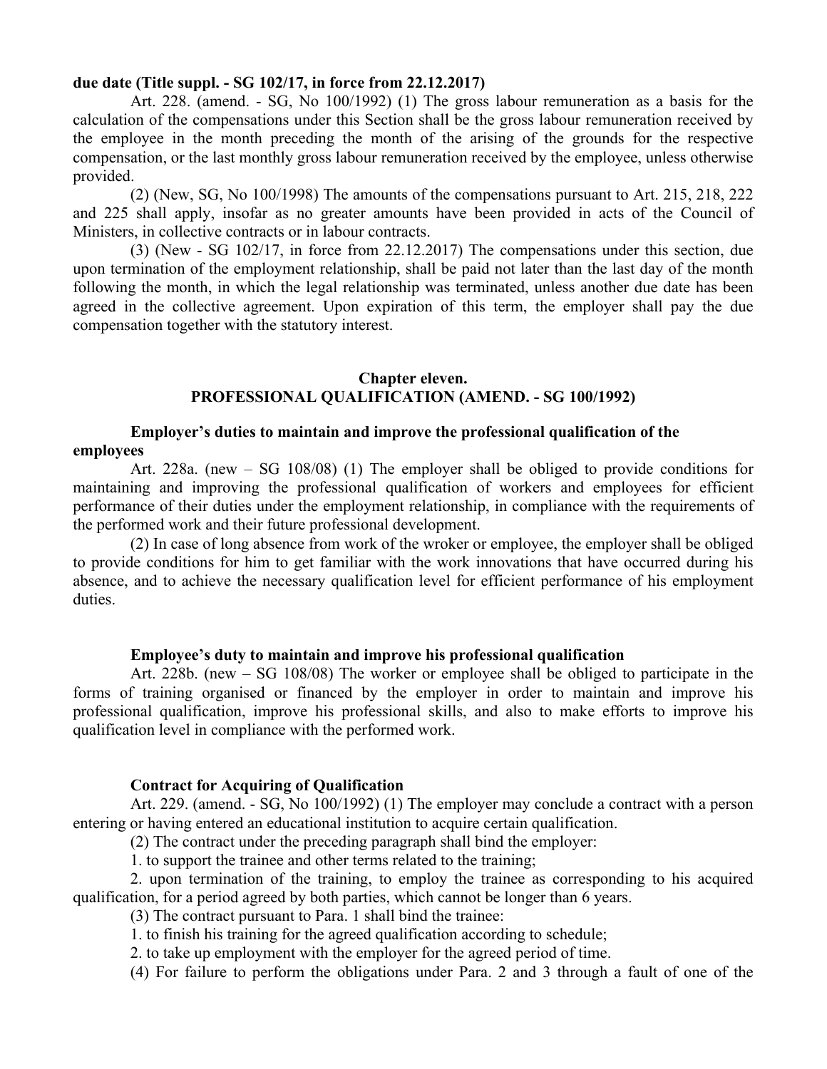**due date (Title suppl. - SG 102/17, in force from 22.12.2017)**

Art. 228. (amend. - SG, No 100/1992) (1) The gross labour remuneration as a basis for the calculation of the compensations under this Section shall be the gross labour remuneration received by the employee in the month preceding the month of the arising of the grounds for the respective compensation, or the last monthly gross labour remuneration received by the employee, unless otherwise provided.

(2) (New, SG, No 100/1998) The amounts of the compensations pursuant to Art. 215, 218, 222 and 225 shall apply, insofar as no greater amounts have been provided in acts of the Council of Ministers, in collective contracts or in labour contracts.

(3) (New - SG 102/17, in force from 22.12.2017) The compensations under this section, due upon termination of the employment relationship, shall be paid not later than the last day of the month following the month, in which the legal relationship was terminated, unless another due date has been agreed in the collective agreement. Upon expiration of this term, the employer shall pay the due compensation together with the statutory interest.

## Chapter eleven.
## PROFESSIONAL QUALIFICATION (AMEND. - SG 100/1992)

**Employer's duties to maintain and improve the professional qualification of the employees**

Art. 228a. (new – SG 108/08) (1) The employer shall be obliged to provide conditions for maintaining and improving the professional qualification of workers and employees for efficient performance of their duties under the employment relationship, in compliance with the requirements of the performed work and their future professional development.

(2) In case of long absence from work of the wroker or employee, the employer shall be obliged to provide conditions for him to get familiar with the work innovations that have occurred during his absence, and to achieve the necessary qualification level for efficient performance of his employment duties.

**Employee's duty to maintain and improve his professional qualification**

Art. 228b. (new – SG 108/08) The worker or employee shall be obliged to participate in the forms of training organised or financed by the employer in order to maintain and improve his professional qualification, improve his professional skills, and also to make efforts to improve his qualification level in compliance with the performed work.

**Contract for Acquiring of Qualification**

Art. 229. (amend. - SG, No 100/1992) (1) The employer may conclude a contract with a person entering or having entered an educational institution to acquire certain qualification.

(2) The contract under the preceding paragraph shall bind the employer:

1. to support the trainee and other terms related to the training;

2. upon termination of the training, to employ the trainee as corresponding to his acquired qualification, for a period agreed by both parties, which cannot be longer than 6 years.

(3) The contract pursuant to Para. 1 shall bind the trainee:

1. to finish his training for the agreed qualification according to schedule;

2. to take up employment with the employer for the agreed period of time.

(4) For failure to perform the obligations under Para. 2 and 3 through a fault of one of the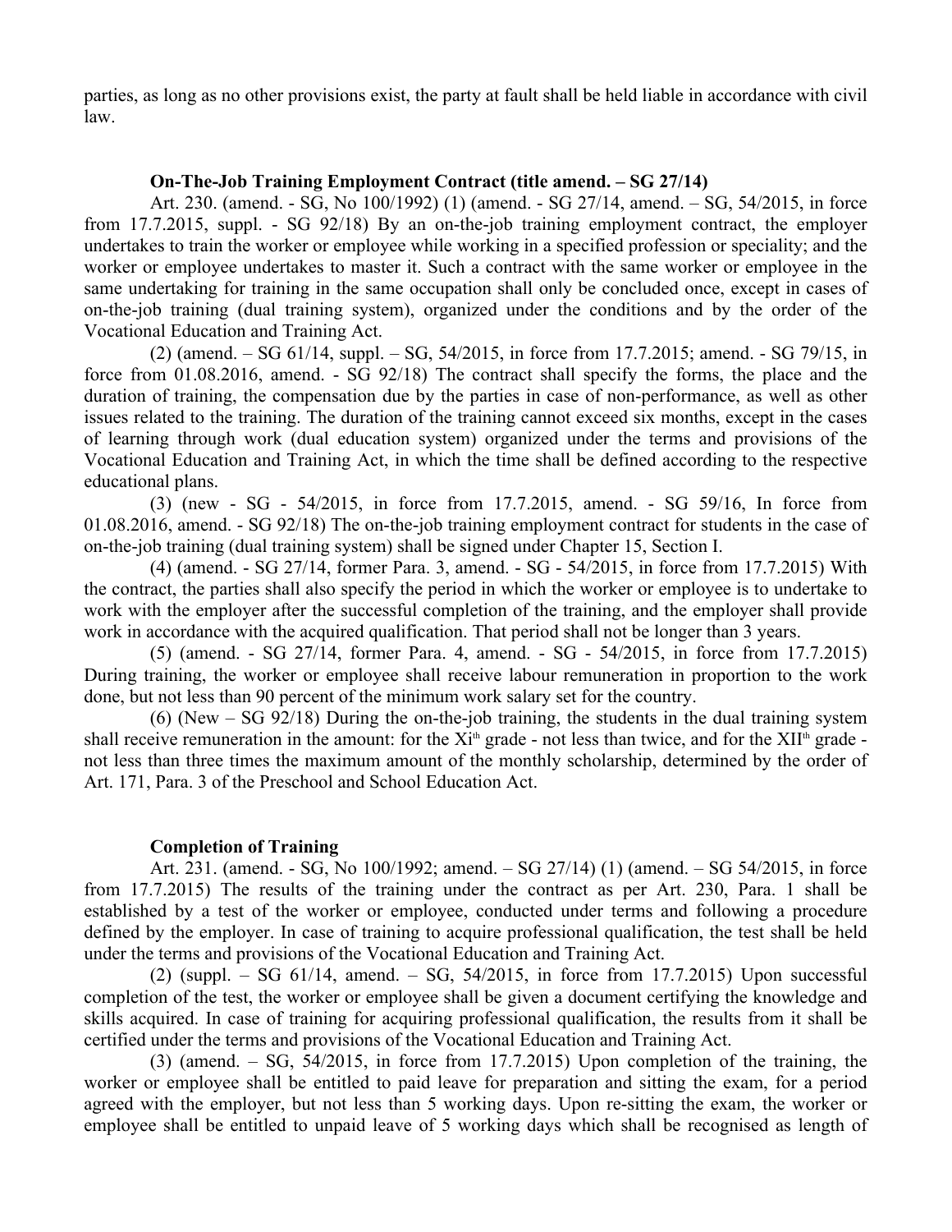parties, as long as no other provisions exist, the party at fault shall be held liable in accordance with civil law.

**On-The-Job Training Employment Contract (title amend. – SG 27/14)**

Art. 230. (amend. - SG, No 100/1992) (1) (amend. - SG 27/14, amend. – SG, 54/2015, in force from 17.7.2015, suppl. - SG 92/18) By an on-the-job training employment contract, the employer undertakes to train the worker or employee while working in a specified profession or speciality; and the worker or employee undertakes to master it. Such a contract with the same worker or employee in the same undertaking for training in the same occupation shall only be concluded once, except in cases of on-the-job training (dual training system), organized under the conditions and by the order of the Vocational Education and Training Act.

(2) (amend. – SG 61/14, suppl. – SG, 54/2015, in force from 17.7.2015; amend. - SG 79/15, in force from 01.08.2016, amend. - SG 92/18) The contract shall specify the forms, the place and the duration of training, the compensation due by the parties in case of non-performance, as well as other issues related to the training. The duration of the training cannot exceed six months, except in the cases of learning through work (dual education system) organized under the terms and provisions of the Vocational Education and Training Act, in which the time shall be defined according to the respective educational plans.

(3) (new - SG - 54/2015, in force from 17.7.2015, amend. - SG 59/16, In force from 01.08.2016, amend. - SG 92/18) The on-the-job training employment contract for students in the case of on-the-job training (dual training system) shall be signed under Chapter 15, Section I.

(4) (amend. - SG 27/14, former Para. 3, amend. - SG - 54/2015, in force from 17.7.2015) With the contract, the parties shall also specify the period in which the worker or employee is to undertake to work with the employer after the successful completion of the training, and the employer shall provide work in accordance with the acquired qualification. That period shall not be longer than 3 years.

(5) (amend. - SG 27/14, former Para. 4, amend. - SG - 54/2015, in force from 17.7.2015) During training, the worker or employee shall receive labour remuneration in proportion to the work done, but not less than 90 percent of the minimum work salary set for the country.

(6) (New – SG 92/18) During the on-the-job training, the students in the dual training system shall receive remuneration in the amount: for the Xi[th] grade - not less than twice, and for the XII[th] grade - not less than three times the maximum amount of the monthly scholarship, determined by the order of Art. 171, Para. 3 of the Preschool and School Education Act.

**Completion of Training**

Art. 231. (amend. - SG, No 100/1992; amend. – SG 27/14) (1) (amend. – SG 54/2015, in force from 17.7.2015) The results of the training under the contract as per Art. 230, Para. 1 shall be established by a test of the worker or employee, conducted under terms and following a procedure defined by the employer. In case of training to acquire professional qualification, the test shall be held under the terms and provisions of the Vocational Education and Training Act.

(2) (suppl. – SG 61/14, amend. – SG, 54/2015, in force from 17.7.2015) Upon successful completion of the test, the worker or employee shall be given a document certifying the knowledge and skills acquired. In case of training for acquiring professional qualification, the results from it shall be certified under the terms and provisions of the Vocational Education and Training Act.

(3) (amend. – SG, 54/2015, in force from 17.7.2015) Upon completion of the training, the worker or employee shall be entitled to paid leave for preparation and sitting the exam, for a period agreed with the employer, but not less than 5 working days. Upon re-sitting the exam, the worker or employee shall be entitled to unpaid leave of 5 working days which shall be recognised as length of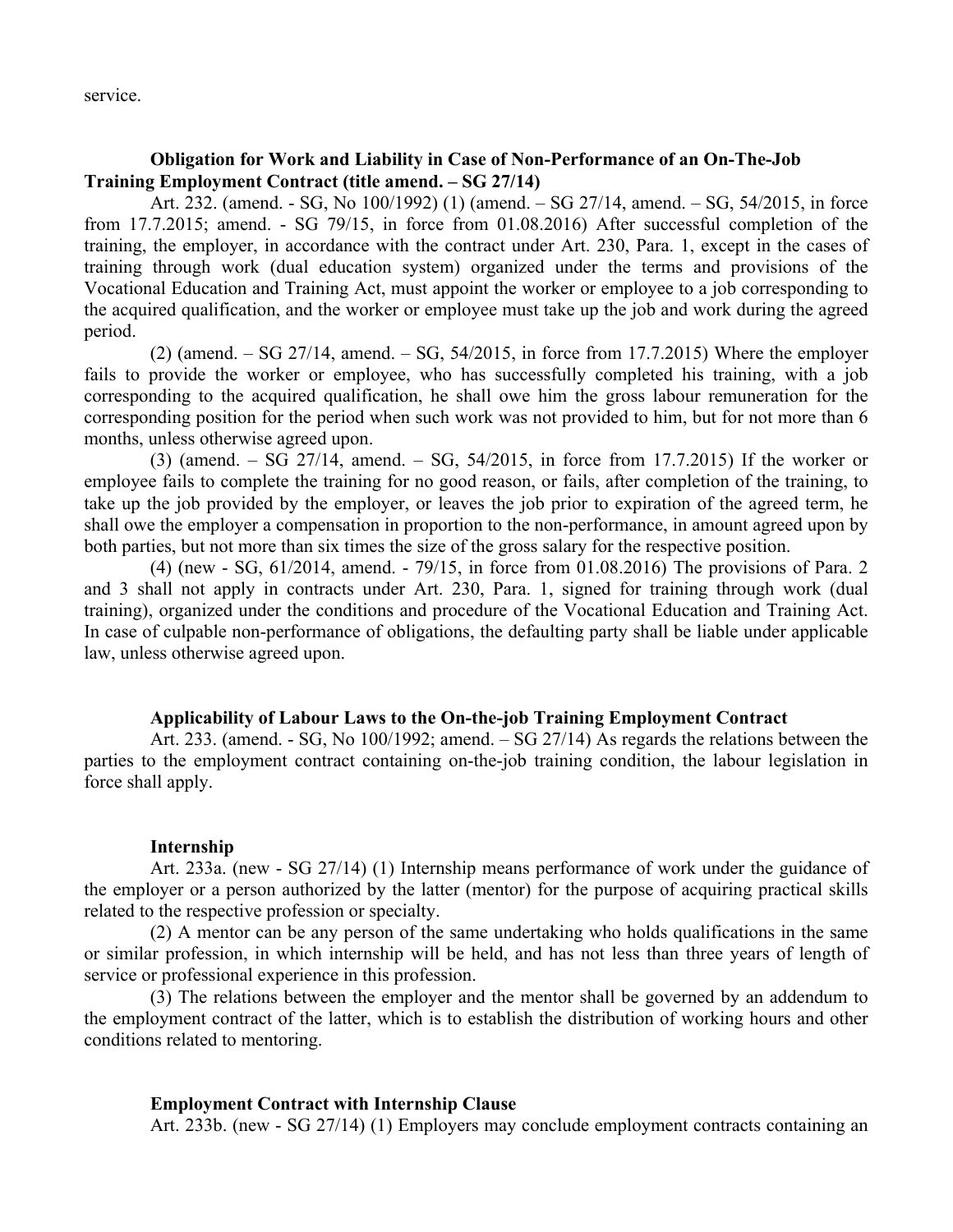service.

**Obligation for Work and Liability in Case of Non-Performance of an On-The-Job Training Employment Contract (title amend. – SG 27/14)**

Art. 232. (amend. - SG, No 100/1992) (1) (amend. – SG 27/14, amend. – SG, 54/2015, in force from 17.7.2015; amend. - SG 79/15, in force from 01.08.2016) After successful completion of the training, the employer, in accordance with the contract under Art. 230, Para. 1, except in the cases of training through work (dual education system) organized under the terms and provisions of the Vocational Education and Training Act, must appoint the worker or employee to a job corresponding to the acquired qualification, and the worker or employee must take up the job and work during the agreed period.

(2) (amend. – SG 27/14, amend. – SG, 54/2015, in force from 17.7.2015) Where the employer fails to provide the worker or employee, who has successfully completed his training, with a job corresponding to the acquired qualification, he shall owe him the gross labour remuneration for the corresponding position for the period when such work was not provided to him, but for not more than 6 months, unless otherwise agreed upon.

(3) (amend. – SG 27/14, amend. – SG, 54/2015, in force from 17.7.2015) If the worker or employee fails to complete the training for no good reason, or fails, after completion of the training, to take up the job provided by the employer, or leaves the job prior to expiration of the agreed term, he shall owe the employer a compensation in proportion to the non-performance, in amount agreed upon by both parties, but not more than six times the size of the gross salary for the respective position.

(4) (new - SG, 61/2014, amend. - 79/15, in force from 01.08.2016) The provisions of Para. 2 and 3 shall not apply in contracts under Art. 230, Para. 1, signed for training through work (dual training), organized under the conditions and procedure of the Vocational Education and Training Act. In case of culpable non-performance of obligations, the defaulting party shall be liable under applicable law, unless otherwise agreed upon.

**Applicability of Labour Laws to the On-the-job Training Employment Contract**

Art. 233. (amend. - SG, No 100/1992; amend. – SG 27/14) As regards the relations between the parties to the employment contract containing on-the-job training condition, the labour legislation in force shall apply.

**Internship**

Art. 233a. (new - SG 27/14) (1) Internship means performance of work under the guidance of the employer or a person authorized by the latter (mentor) for the purpose of acquiring practical skills related to the respective profession or specialty.

(2) A mentor can be any person of the same undertaking who holds qualifications in the same or similar profession, in which internship will be held, and has not less than three years of length of service or professional experience in this profession.

(3) The relations between the employer and the mentor shall be governed by an addendum to the employment contract of the latter, which is to establish the distribution of working hours and other conditions related to mentoring.

**Employment Contract with Internship Clause**

Art. 233b. (new - SG 27/14) (1) Employers may conclude employment contracts containing an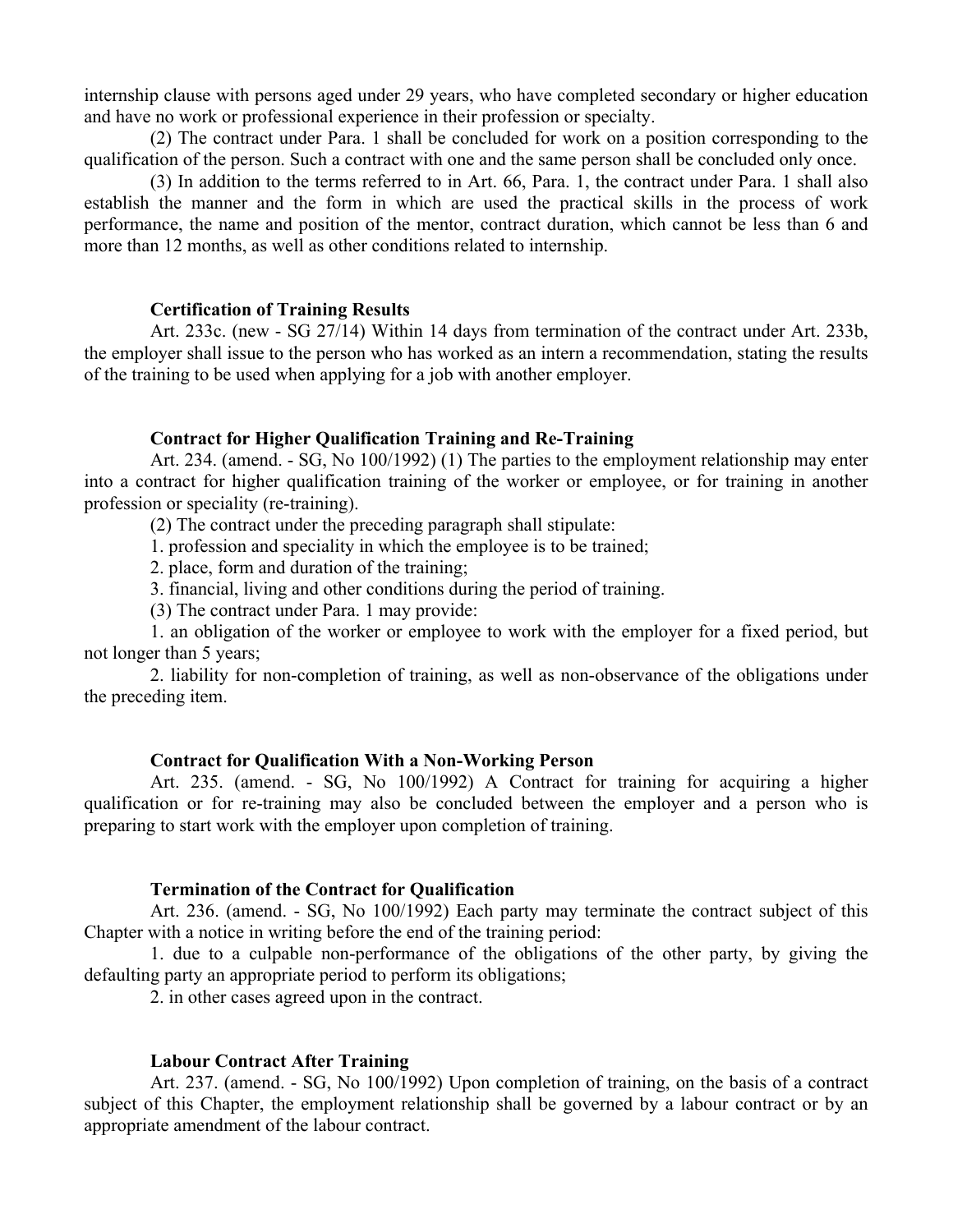internship clause with persons aged under 29 years, who have completed secondary or higher education and have no work or professional experience in their profession or specialty.

(2) The contract under Para. 1 shall be concluded for work on a position corresponding to the qualification of the person. Such a contract with one and the same person shall be concluded only once.

(3) In addition to the terms referred to in Art. 66, Para. 1, the contract under Para. 1 shall also establish the manner and the form in which are used the practical skills in the process of work performance, the name and position of the mentor, contract duration, which cannot be less than 6 and more than 12 months, as well as other conditions related to internship.

**Certification of Training Results**

Art. 233c. (new - SG 27/14) Within 14 days from termination of the contract under Art. 233b, the employer shall issue to the person who has worked as an intern a recommendation, stating the results of the training to be used when applying for a job with another employer.

**Contract for Higher Qualification Training and Re-Training**

Art. 234. (amend. - SG, No 100/1992) (1) The parties to the employment relationship may enter into a contract for higher qualification training of the worker or employee, or for training in another profession or speciality (re-training).

(2) The contract under the preceding paragraph shall stipulate:

1. profession and speciality in which the employee is to be trained;

2. place, form and duration of the training;

3. financial, living and other conditions during the period of training.

(3) The contract under Para. 1 may provide:

1. an obligation of the worker or employee to work with the employer for a fixed period, but not longer than 5 years;

2. liability for non-completion of training, as well as non-observance of the obligations under the preceding item.

**Contract for Qualification With a Non-Working Person**

Art. 235. (amend. - SG, No 100/1992) A Contract for training for acquiring a higher qualification or for re-training may also be concluded between the employer and a person who is preparing to start work with the employer upon completion of training.

**Termination of the Contract for Qualification**

Art. 236. (amend. - SG, No 100/1992) Each party may terminate the contract subject of this Chapter with a notice in writing before the end of the training period:

1. due to a culpable non-performance of the obligations of the other party, by giving the defaulting party an appropriate period to perform its obligations;

2. in other cases agreed upon in the contract.

**Labour Contract After Training**

Art. 237. (amend. - SG, No 100/1992) Upon completion of training, on the basis of a contract subject of this Chapter, the employment relationship shall be governed by a labour contract or by an appropriate amendment of the labour contract.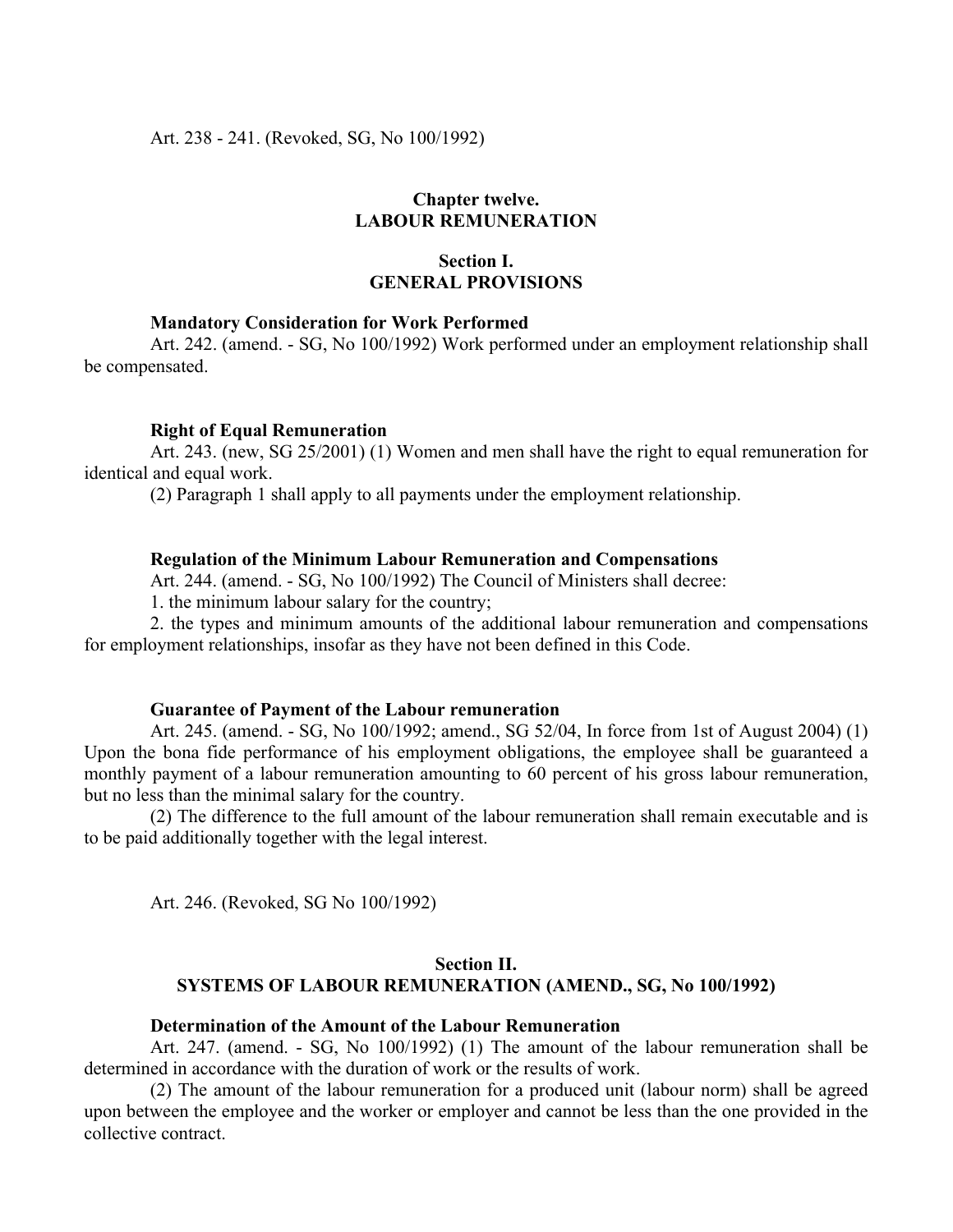Art. 238 - 241. (Revoked, SG, No 100/1992)

## Chapter twelve.
## LABOUR REMUNERATION

### Section I.
### GENERAL PROVISIONS

**Mandatory Consideration for Work Performed**

Art. 242. (amend. - SG, No 100/1992) Work performed under an employment relationship shall be compensated.

**Right of Equal Remuneration**

Art. 243. (new, SG 25/2001) (1) Women and men shall have the right to equal remuneration for identical and equal work.

(2) Paragraph 1 shall apply to all payments under the employment relationship.

**Regulation of the Minimum Labour Remuneration and Compensations**

Art. 244. (amend. - SG, No 100/1992) The Council of Ministers shall decree:

1. the minimum labour salary for the country;

2. the types and minimum amounts of the additional labour remuneration and compensations for employment relationships, insofar as they have not been defined in this Code.

**Guarantee of Payment of the Labour remuneration**

Art. 245. (amend. - SG, No 100/1992; amend., SG 52/04, In force from 1st of August 2004) (1) Upon the bona fide performance of his employment obligations, the employee shall be guaranteed a monthly payment of a labour remuneration amounting to 60 percent of his gross labour remuneration, but no less than the minimal salary for the country.

(2) The difference to the full amount of the labour remuneration shall remain executable and is to be paid additionally together with the legal interest.

Art. 246. (Revoked, SG No 100/1992)

### Section II.
### SYSTEMS OF LABOUR REMUNERATION (AMEND., SG, No 100/1992)

**Determination of the Amount of the Labour Remuneration**

Art. 247. (amend. - SG, No 100/1992) (1) The amount of the labour remuneration shall be determined in accordance with the duration of work or the results of work.

(2) The amount of the labour remuneration for a produced unit (labour norm) shall be agreed upon between the employee and the worker or employer and cannot be less than the one provided in the collective contract.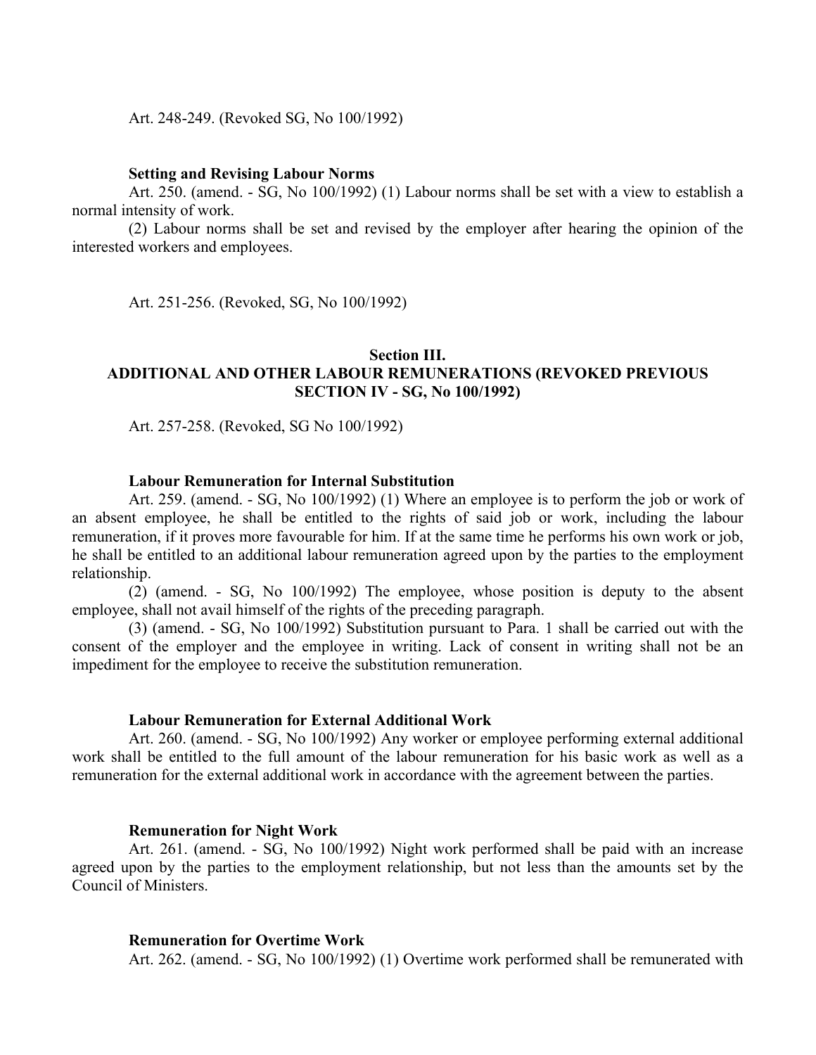Art. 248-249. (Revoked SG, No 100/1992)

**Setting and Revising Labour Norms**

Art. 250. (amend. - SG, No 100/1992) (1) Labour norms shall be set with a view to establish a normal intensity of work.

(2) Labour norms shall be set and revised by the employer after hearing the opinion of the interested workers and employees.

Art. 251-256. (Revoked, SG, No 100/1992)

## Section III. ADDITIONAL AND OTHER LABOUR REMUNERATIONS (REVOKED PREVIOUS SECTION IV - SG, No 100/1992)

Art. 257-258. (Revoked, SG No 100/1992)

**Labour Remuneration for Internal Substitution**

Art. 259. (amend. - SG, No 100/1992) (1) Where an employee is to perform the job or work of an absent employee, he shall be entitled to the rights of said job or work, including the labour remuneration, if it proves more favourable for him. If at the same time he performs his own work or job, he shall be entitled to an additional labour remuneration agreed upon by the parties to the employment relationship.

(2) (amend. - SG, No 100/1992) The employee, whose position is deputy to the absent employee, shall not avail himself of the rights of the preceding paragraph.

(3) (amend. - SG, No 100/1992) Substitution pursuant to Para. 1 shall be carried out with the consent of the employer and the employee in writing. Lack of consent in writing shall not be an impediment for the employee to receive the substitution remuneration.

**Labour Remuneration for External Additional Work**

Art. 260. (amend. - SG, No 100/1992) Any worker or employee performing external additional work shall be entitled to the full amount of the labour remuneration for his basic work as well as a remuneration for the external additional work in accordance with the agreement between the parties.

**Remuneration for Night Work**

Art. 261. (amend. - SG, No 100/1992) Night work performed shall be paid with an increase agreed upon by the parties to the employment relationship, but not less than the amounts set by the Council of Ministers.

**Remuneration for Overtime Work**

Art. 262. (amend. - SG, No 100/1992) (1) Overtime work performed shall be remunerated with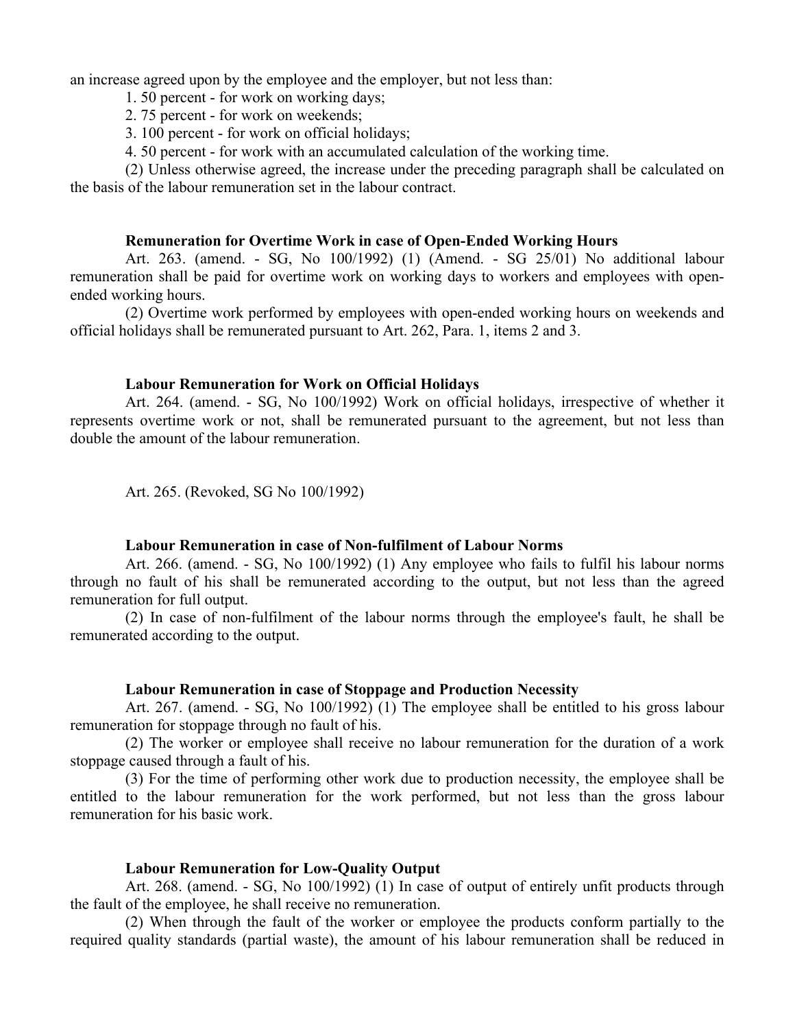an increase agreed upon by the employee and the employer, but not less than:

1. 50 percent - for work on working days;
2. 75 percent - for work on weekends;
3. 100 percent - for work on official holidays;
4. 50 percent - for work with an accumulated calculation of the working time.

(2) Unless otherwise agreed, the increase under the preceding paragraph shall be calculated on the basis of the labour remuneration set in the labour contract.

### Remuneration for Overtime Work in case of Open-Ended Working Hours

Art. 263. (amend. - SG, No 100/1992) (1) (Amend. - SG 25/01) No additional labour remuneration shall be paid for overtime work on working days to workers and employees with open-ended working hours.

(2) Overtime work performed by employees with open-ended working hours on weekends and official holidays shall be remunerated pursuant to Art. 262, Para. 1, items 2 and 3.

### Labour Remuneration for Work on Official Holidays

Art. 264. (amend. - SG, No 100/1992) Work on official holidays, irrespective of whether it represents overtime work or not, shall be remunerated pursuant to the agreement, but not less than double the amount of the labour remuneration.

Art. 265. (Revoked, SG No 100/1992)

### Labour Remuneration in case of Non-fulfilment of Labour Norms

Art. 266. (amend. - SG, No 100/1992) (1) Any employee who fails to fulfil his labour norms through no fault of his shall be remunerated according to the output, but not less than the agreed remuneration for full output.

(2) In case of non-fulfilment of the labour norms through the employee's fault, he shall be remunerated according to the output.

### Labour Remuneration in case of Stoppage and Production Necessity

Art. 267. (amend. - SG, No 100/1992) (1) The employee shall be entitled to his gross labour remuneration for stoppage through no fault of his.

(2) The worker or employee shall receive no labour remuneration for the duration of a work stoppage caused through a fault of his.

(3) For the time of performing other work due to production necessity, the employee shall be entitled to the labour remuneration for the work performed, but not less than the gross labour remuneration for his basic work.

### Labour Remuneration for Low-Quality Output

Art. 268. (amend. - SG, No 100/1992) (1) In case of output of entirely unfit products through the fault of the employee, he shall receive no remuneration.

(2) When through the fault of the worker or employee the products conform partially to the required quality standards (partial waste), the amount of his labour remuneration shall be reduced in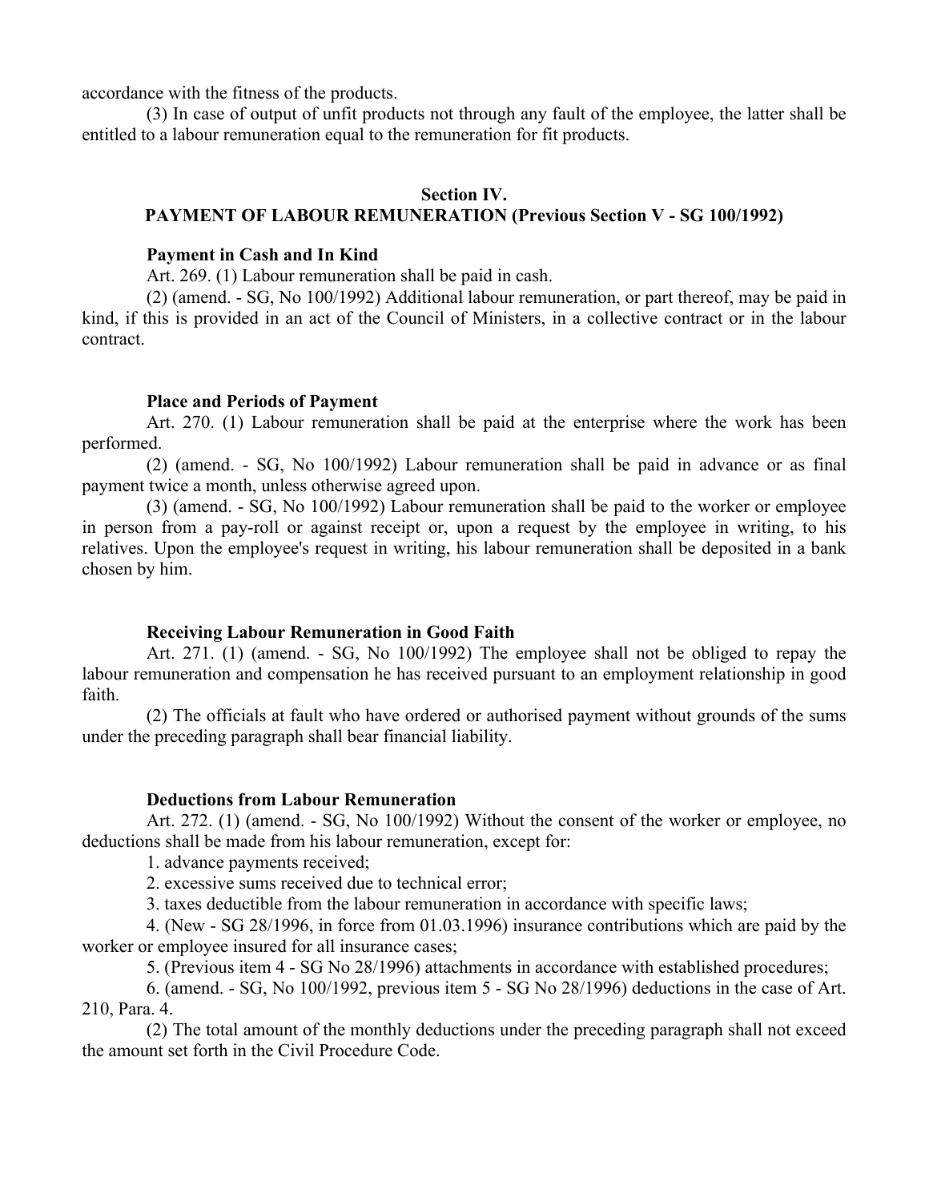accordance with the fitness of the products.

(3) In case of output of unfit products not through any fault of the employee, the latter shall be entitled to a labour remuneration equal to the remuneration for fit products.

## Section IV.
## PAYMENT OF LABOUR REMUNERATION (Previous Section V - SG 100/1992)

**Payment in Cash and In Kind**

Art. 269. (1) Labour remuneration shall be paid in cash.

(2) (amend. - SG, No 100/1992) Additional labour remuneration, or part thereof, may be paid in kind, if this is provided in an act of the Council of Ministers, in a collective contract or in the labour contract.

**Place and Periods of Payment**

Art. 270. (1) Labour remuneration shall be paid at the enterprise where the work has been performed.

(2) (amend. - SG, No 100/1992) Labour remuneration shall be paid in advance or as final payment twice a month, unless otherwise agreed upon.

(3) (amend. - SG, No 100/1992) Labour remuneration shall be paid to the worker or employee in person from a pay-roll or against receipt or, upon a request by the employee in writing, to his relatives. Upon the employee's request in writing, his labour remuneration shall be deposited in a bank chosen by him.

**Receiving Labour Remuneration in Good Faith**

Art. 271. (1) (amend. - SG, No 100/1992) The employee shall not be obliged to repay the labour remuneration and compensation he has received pursuant to an employment relationship in good faith.

(2) The officials at fault who have ordered or authorised payment without grounds of the sums under the preceding paragraph shall bear financial liability.

**Deductions from Labour Remuneration**

Art. 272. (1) (amend. - SG, No 100/1992) Without the consent of the worker or employee, no deductions shall be made from his labour remuneration, except for:

1. advance payments received;

2. excessive sums received due to technical error;

3. taxes deductible from the labour remuneration in accordance with specific laws;

4. (New - SG 28/1996, in force from 01.03.1996) insurance contributions which are paid by the worker or employee insured for all insurance cases;

5. (Previous item 4 - SG No 28/1996) attachments in accordance with established procedures;

6. (amend. - SG, No 100/1992, previous item 5 - SG No 28/1996) deductions in the case of Art. 210, Para. 4.

(2) The total amount of the monthly deductions under the preceding paragraph shall not exceed the amount set forth in the Civil Procedure Code.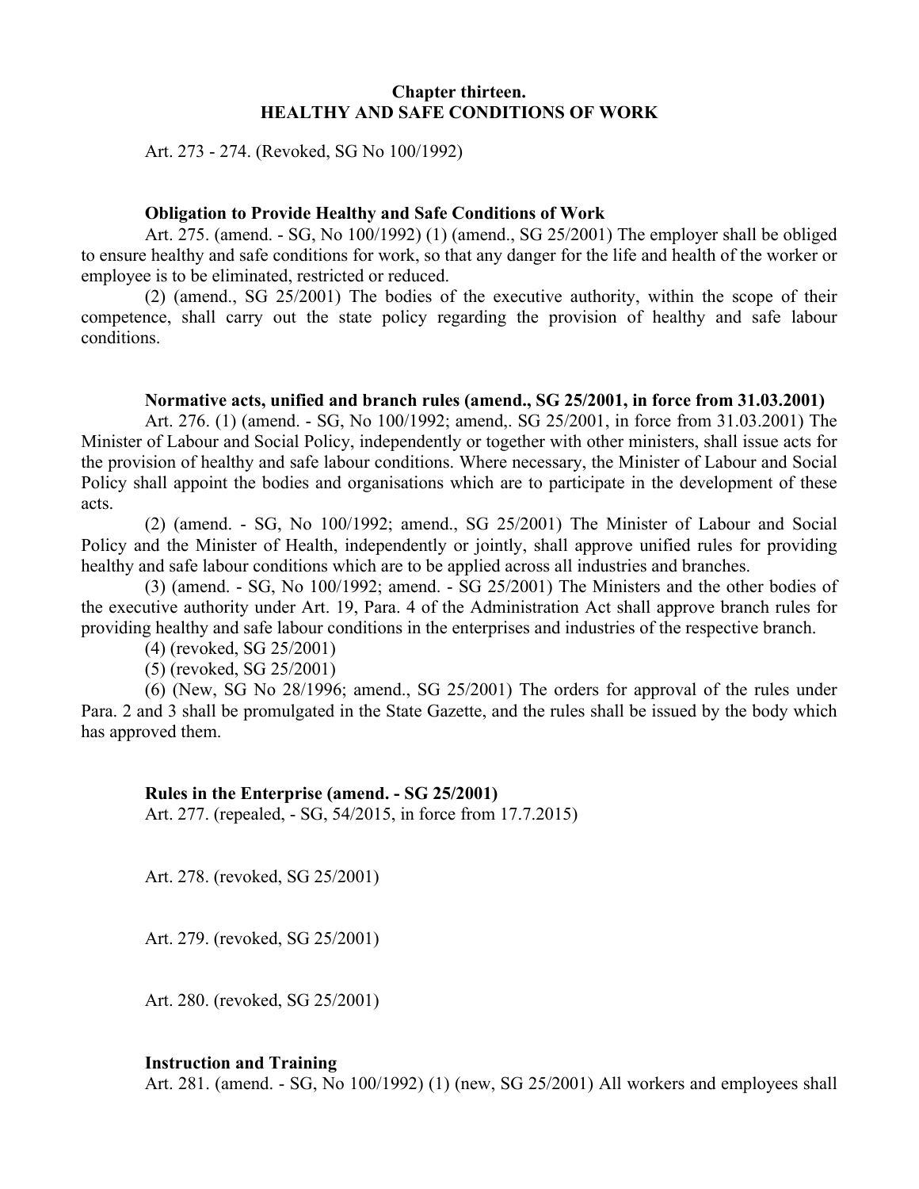## Chapter thirteen.
## HEALTHY AND SAFE CONDITIONS OF WORK

Art. 273 - 274. (Revoked, SG No 100/1992)

**Obligation to Provide Healthy and Safe Conditions of Work**

Art. 275. (amend. - SG, No 100/1992) (1) (amend., SG 25/2001) The employer shall be obliged to ensure healthy and safe conditions for work, so that any danger for the life and health of the worker or employee is to be eliminated, restricted or reduced.

(2) (amend., SG 25/2001) The bodies of the executive authority, within the scope of their competence, shall carry out the state policy regarding the provision of healthy and safe labour conditions.

**Normative acts, unified and branch rules (amend., SG 25/2001, in force from 31.03.2001)**

Art. 276. (1) (amend. - SG, No 100/1992; amend,. SG 25/2001, in force from 31.03.2001) The Minister of Labour and Social Policy, independently or together with other ministers, shall issue acts for the provision of healthy and safe labour conditions. Where necessary, the Minister of Labour and Social Policy shall appoint the bodies and organisations which are to participate in the development of these acts.

(2) (amend. - SG, No 100/1992; amend., SG 25/2001) The Minister of Labour and Social Policy and the Minister of Health, independently or jointly, shall approve unified rules for providing healthy and safe labour conditions which are to be applied across all industries and branches.

(3) (amend. - SG, No 100/1992; amend. - SG 25/2001) The Ministers and the other bodies of the executive authority under Art. 19, Para. 4 of the Administration Act shall approve branch rules for providing healthy and safe labour conditions in the enterprises and industries of the respective branch.

(4) (revoked, SG 25/2001)

(5) (revoked, SG 25/2001)

(6) (New, SG No 28/1996; amend., SG 25/2001) The orders for approval of the rules under Para. 2 and 3 shall be promulgated in the State Gazette, and the rules shall be issued by the body which has approved them.

**Rules in the Enterprise (amend. - SG 25/2001)**

Art. 277. (repealed, - SG, 54/2015, in force from 17.7.2015)

Art. 278. (revoked, SG 25/2001)

Art. 279. (revoked, SG 25/2001)

Art. 280. (revoked, SG 25/2001)

**Instruction and Training**

Art. 281. (amend. - SG, No 100/1992) (1) (new, SG 25/2001) All workers and employees shall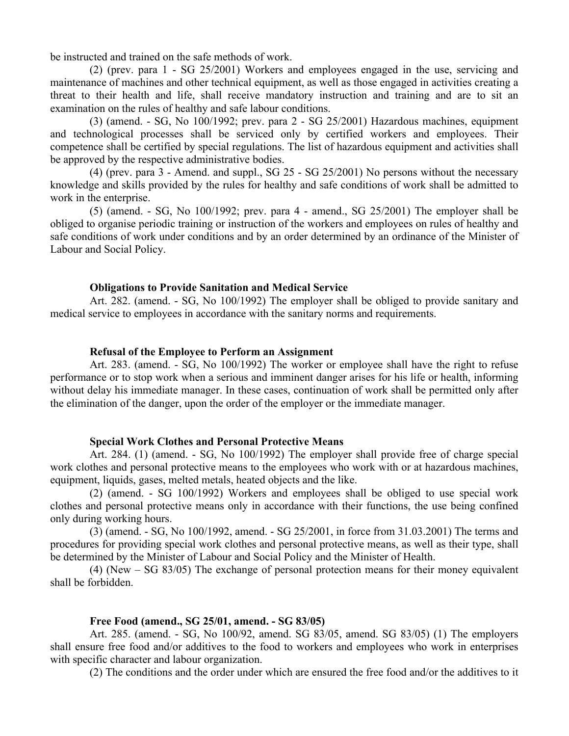be instructed and trained on the safe methods of work.

(2) (prev. para 1 - SG 25/2001) Workers and employees engaged in the use, servicing and maintenance of machines and other technical equipment, as well as those engaged in activities creating a threat to their health and life, shall receive mandatory instruction and training and are to sit an examination on the rules of healthy and safe labour conditions.

(3) (amend. - SG, No 100/1992; prev. para 2 - SG 25/2001) Hazardous machines, equipment and technological processes shall be serviced only by certified workers and employees. Their competence shall be certified by special regulations. The list of hazardous equipment and activities shall be approved by the respective administrative bodies.

(4) (prev. para 3 - Amend. and suppl., SG 25 - SG 25/2001) No persons without the necessary knowledge and skills provided by the rules for healthy and safe conditions of work shall be admitted to work in the enterprise.

(5) (amend. - SG, No 100/1992; prev. para 4 - amend., SG 25/2001) The employer shall be obliged to organise periodic training or instruction of the workers and employees on rules of healthy and safe conditions of work under conditions and by an order determined by an ordinance of the Minister of Labour and Social Policy.

**Obligations to Provide Sanitation and Medical Service**

Art. 282. (amend. - SG, No 100/1992) The employer shall be obliged to provide sanitary and medical service to employees in accordance with the sanitary norms and requirements.

**Refusal of the Employee to Perform an Assignment**

Art. 283. (amend. - SG, No 100/1992) The worker or employee shall have the right to refuse performance or to stop work when a serious and imminent danger arises for his life or health, informing without delay his immediate manager. In these cases, continuation of work shall be permitted only after the elimination of the danger, upon the order of the employer or the immediate manager.

**Special Work Clothes and Personal Protective Means**

Art. 284. (1) (amend. - SG, No 100/1992) The employer shall provide free of charge special work clothes and personal protective means to the employees who work with or at hazardous machines, equipment, liquids, gases, melted metals, heated objects and the like.

(2) (amend. - SG 100/1992) Workers and employees shall be obliged to use special work clothes and personal protective means only in accordance with their functions, the use being confined only during working hours.

(3) (amend. - SG, No 100/1992, amend. - SG 25/2001, in force from 31.03.2001) The terms and procedures for providing special work clothes and personal protective means, as well as their type, shall be determined by the Minister of Labour and Social Policy and the Minister of Health.

(4) (New – SG 83/05) The exchange of personal protection means for their money equivalent shall be forbidden.

**Free Food (amend., SG 25/01, amend. - SG 83/05)**

Art. 285. (amend. - SG, No 100/92, amend. SG 83/05, amend. SG 83/05) (1) The employers shall ensure free food and/or additives to the food to workers and employees who work in enterprises with specific character and labour organization.

(2) The conditions and the order under which are ensured the free food and/or the additives to it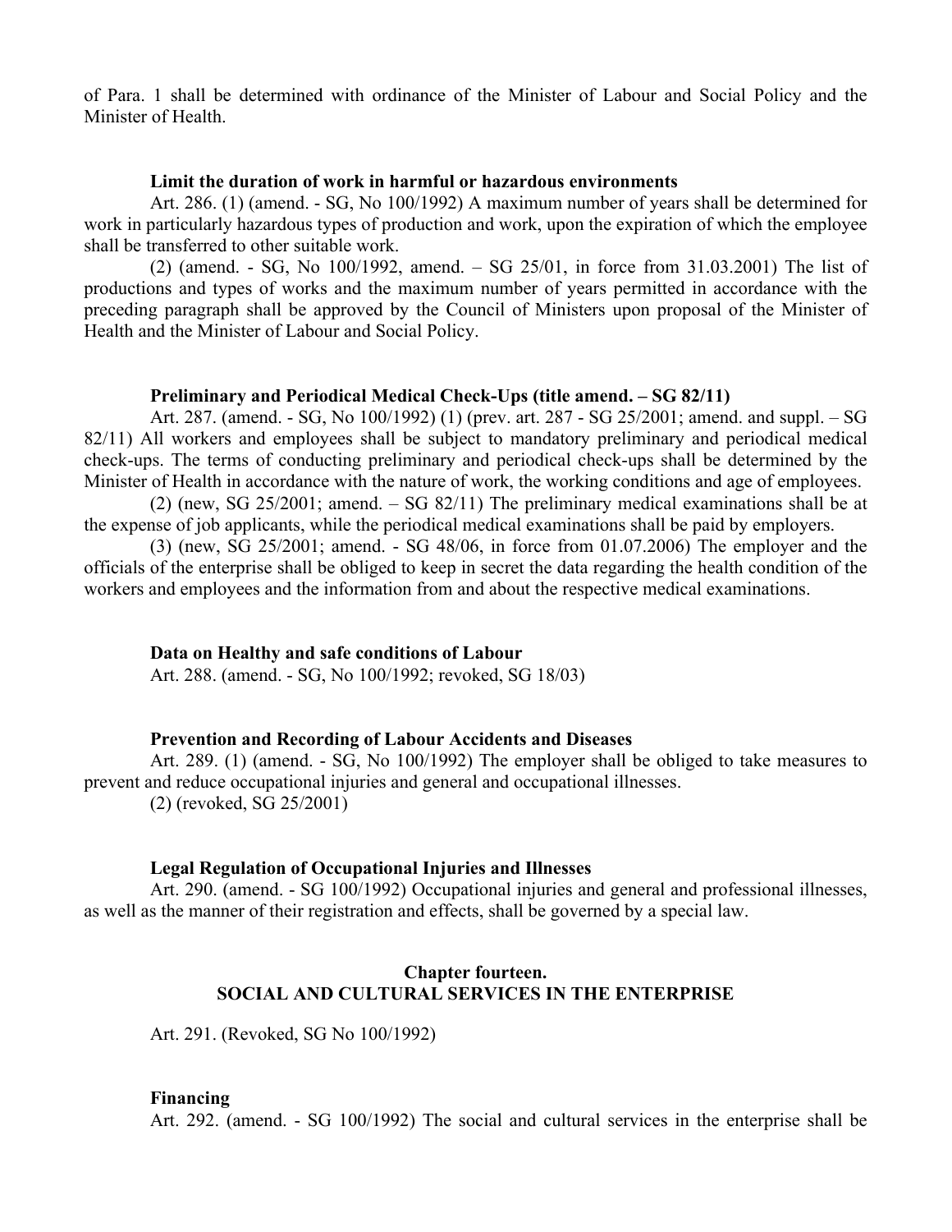of Para. 1 shall be determined with ordinance of the Minister of Labour and Social Policy and the Minister of Health.

**Limit the duration of work in harmful or hazardous environments**

Art. 286. (1) (amend. - SG, No 100/1992) A maximum number of years shall be determined for work in particularly hazardous types of production and work, upon the expiration of which the employee shall be transferred to other suitable work.

(2) (amend. - SG, No 100/1992, amend. – SG 25/01, in force from 31.03.2001) The list of productions and types of works and the maximum number of years permitted in accordance with the preceding paragraph shall be approved by the Council of Ministers upon proposal of the Minister of Health and the Minister of Labour and Social Policy.

**Preliminary and Periodical Medical Check-Ups (title amend. – SG 82/11)**

Art. 287. (amend. - SG, No 100/1992) (1) (prev. art. 287 - SG 25/2001; amend. and suppl. – SG 82/11) All workers and employees shall be subject to mandatory preliminary and periodical medical check-ups. The terms of conducting preliminary and periodical check-ups shall be determined by the Minister of Health in accordance with the nature of work, the working conditions and age of employees.

(2) (new, SG 25/2001; amend. – SG 82/11) The preliminary medical examinations shall be at the expense of job applicants, while the periodical medical examinations shall be paid by employers.

(3) (new, SG 25/2001; amend. - SG 48/06, in force from 01.07.2006) The employer and the officials of the enterprise shall be obliged to keep in secret the data regarding the health condition of the workers and employees and the information from and about the respective medical examinations.

**Data on Healthy and safe conditions of Labour**

Art. 288. (amend. - SG, No 100/1992; revoked, SG 18/03)

**Prevention and Recording of Labour Accidents and Diseases**

Art. 289. (1) (amend. - SG, No 100/1992) The employer shall be obliged to take measures to prevent and reduce occupational injuries and general and occupational illnesses.

(2) (revoked, SG 25/2001)

**Legal Regulation of Occupational Injuries and Illnesses**

Art. 290. (amend. - SG 100/1992) Occupational injuries and general and professional illnesses, as well as the manner of their registration and effects, shall be governed by a special law.

## Chapter fourteen.
## SOCIAL AND CULTURAL SERVICES IN THE ENTERPRISE

Art. 291. (Revoked, SG No 100/1992)

**Financing**

Art. 292. (amend. - SG 100/1992) The social and cultural services in the enterprise shall be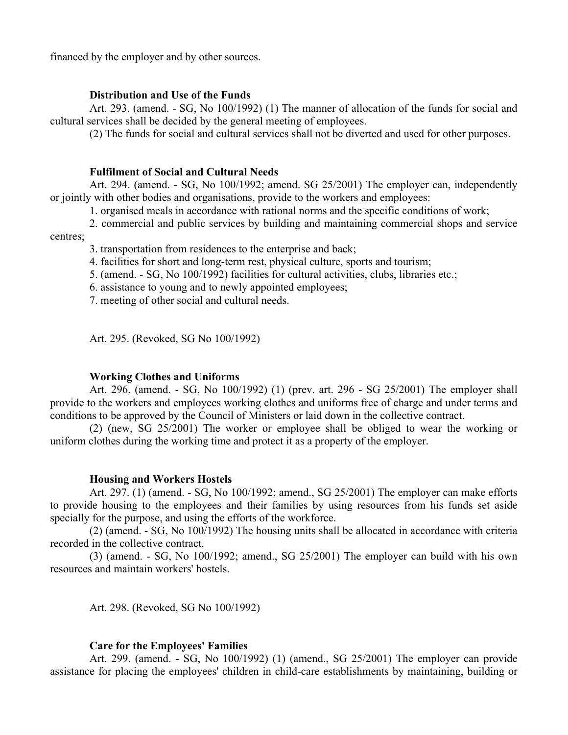financed by the employer and by other sources.

### Distribution and Use of the Funds

Art. 293. (amend. - SG, No 100/1992) (1) The manner of allocation of the funds for social and cultural services shall be decided by the general meeting of employees.

(2) The funds for social and cultural services shall not be diverted and used for other purposes.

### Fulfilment of Social and Cultural Needs

Art. 294. (amend. - SG, No 100/1992; amend. SG 25/2001) The employer can, independently or jointly with other bodies and organisations, provide to the workers and employees:

1. organised meals in accordance with rational norms and the specific conditions of work;
2. commercial and public services by building and maintaining commercial shops and service centres;
3. transportation from residences to the enterprise and back;
4. facilities for short and long-term rest, physical culture, sports and tourism;
5. (amend. - SG, No 100/1992) facilities for cultural activities, clubs, libraries etc.;
6. assistance to young and to newly appointed employees;
7. meeting of other social and cultural needs.

Art. 295. (Revoked, SG No 100/1992)

### Working Clothes and Uniforms

Art. 296. (amend. - SG, No 100/1992) (1) (prev. art. 296 - SG 25/2001) The employer shall provide to the workers and employees working clothes and uniforms free of charge and under terms and conditions to be approved by the Council of Ministers or laid down in the collective contract.

(2) (new, SG 25/2001) The worker or employee shall be obliged to wear the working or uniform clothes during the working time and protect it as a property of the employer.

### Housing and Workers Hostels

Art. 297. (1) (amend. - SG, No 100/1992; amend., SG 25/2001) The employer can make efforts to provide housing to the employees and their families by using resources from his funds set aside specially for the purpose, and using the efforts of the workforce.

(2) (amend. - SG, No 100/1992) The housing units shall be allocated in accordance with criteria recorded in the collective contract.

(3) (amend. - SG, No 100/1992; amend., SG 25/2001) The employer can build with his own resources and maintain workers' hostels.

Art. 298. (Revoked, SG No 100/1992)

### Care for the Employees' Families

Art. 299. (amend. - SG, No 100/1992) (1) (amend., SG 25/2001) The employer can provide assistance for placing the employees' children in child-care establishments by maintaining, building or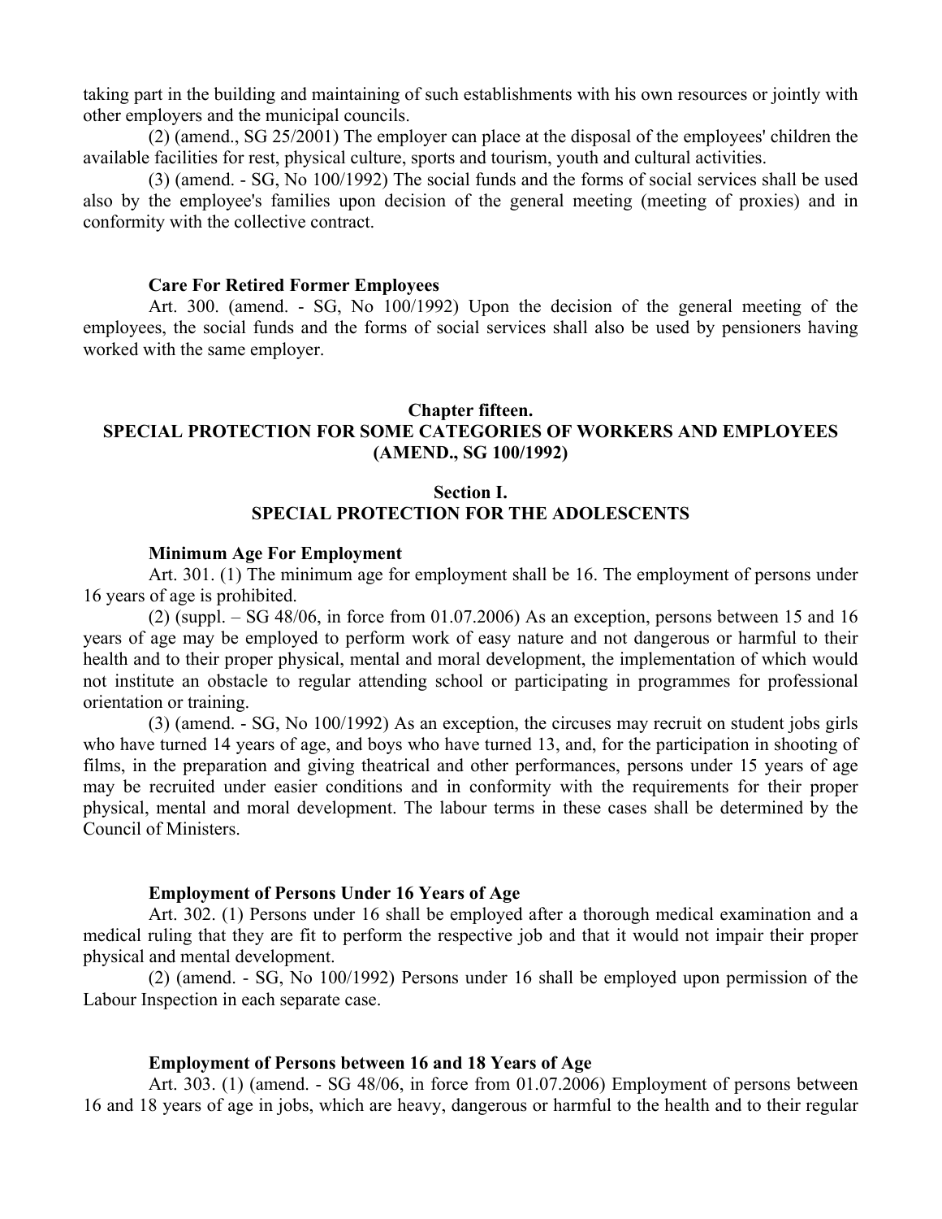taking part in the building and maintaining of such establishments with his own resources or jointly with other employers and the municipal councils.

(2) (amend., SG 25/2001) The employer can place at the disposal of the employees' children the available facilities for rest, physical culture, sports and tourism, youth and cultural activities.

(3) (amend. - SG, No 100/1992) The social funds and the forms of social services shall be used also by the employee's families upon decision of the general meeting (meeting of proxies) and in conformity with the collective contract.

**Care For Retired Former Employees**

Art. 300. (amend. - SG, No 100/1992) Upon the decision of the general meeting of the employees, the social funds and the forms of social services shall also be used by pensioners having worked with the same employer.

## Chapter fifteen.
## SPECIAL PROTECTION FOR SOME CATEGORIES OF WORKERS AND EMPLOYEES (AMEND., SG 100/1992)

### Section I.
### SPECIAL PROTECTION FOR THE ADOLESCENTS

**Minimum Age For Employment**

Art. 301. (1) The minimum age for employment shall be 16. The employment of persons under 16 years of age is prohibited.

(2) (suppl. – SG 48/06, in force from 01.07.2006) As an exception, persons between 15 and 16 years of age may be employed to perform work of easy nature and not dangerous or harmful to their health and to their proper physical, mental and moral development, the implementation of which would not institute an obstacle to regular attending school or participating in programmes for professional orientation or training.

(3) (amend. - SG, No 100/1992) As an exception, the circuses may recruit on student jobs girls who have turned 14 years of age, and boys who have turned 13, and, for the participation in shooting of films, in the preparation and giving theatrical and other performances, persons under 15 years of age may be recruited under easier conditions and in conformity with the requirements for their proper physical, mental and moral development. The labour terms in these cases shall be determined by the Council of Ministers.

**Employment of Persons Under 16 Years of Age**

Art. 302. (1) Persons under 16 shall be employed after a thorough medical examination and a medical ruling that they are fit to perform the respective job and that it would not impair their proper physical and mental development.

(2) (amend. - SG, No 100/1992) Persons under 16 shall be employed upon permission of the Labour Inspection in each separate case.

**Employment of Persons between 16 and 18 Years of Age**

Art. 303. (1) (amend. - SG 48/06, in force from 01.07.2006) Employment of persons between 16 and 18 years of age in jobs, which are heavy, dangerous or harmful to the health and to their regular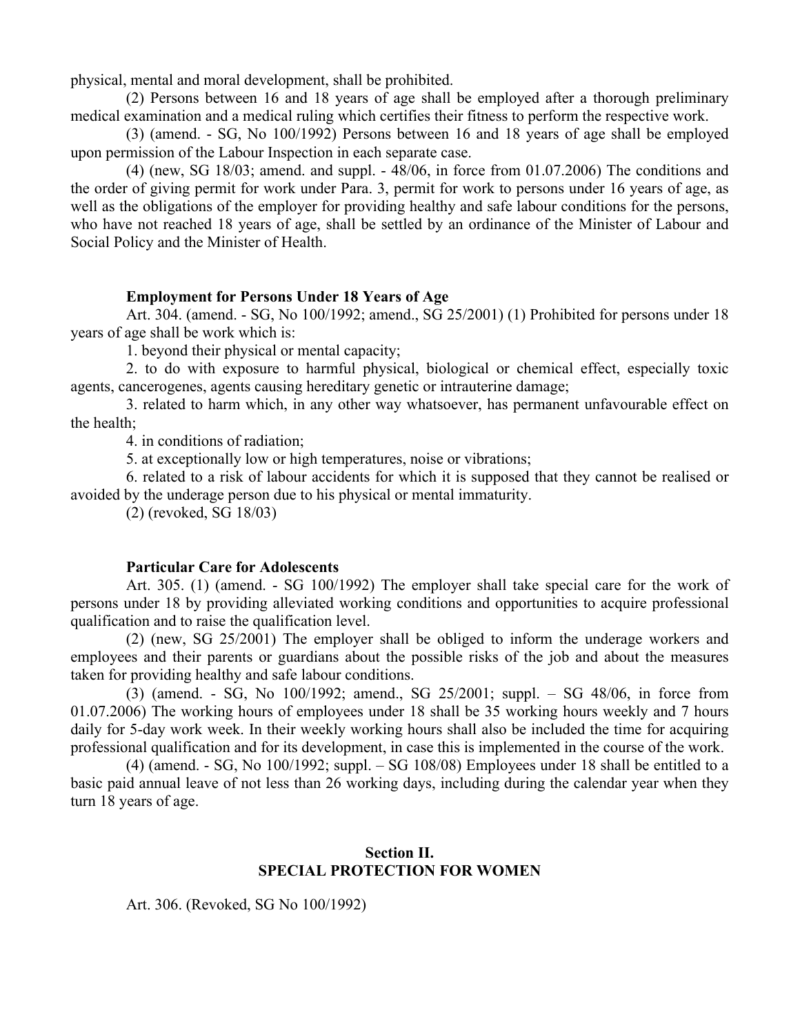physical, mental and moral development, shall be prohibited.

(2) Persons between 16 and 18 years of age shall be employed after a thorough preliminary medical examination and a medical ruling which certifies their fitness to perform the respective work.

(3) (amend. - SG, No 100/1992) Persons between 16 and 18 years of age shall be employed upon permission of the Labour Inspection in each separate case.

(4) (new, SG 18/03; amend. and suppl. - 48/06, in force from 01.07.2006) The conditions and the order of giving permit for work under Para. 3, permit for work to persons under 16 years of age, as well as the obligations of the employer for providing healthy and safe labour conditions for the persons, who have not reached 18 years of age, shall be settled by an ordinance of the Minister of Labour and Social Policy and the Minister of Health.

**Employment for Persons Under 18 Years of Age**

Art. 304. (amend. - SG, No 100/1992; amend., SG 25/2001) (1) Prohibited for persons under 18 years of age shall be work which is:

1. beyond their physical or mental capacity;

2. to do with exposure to harmful physical, biological or chemical effect, especially toxic agents, cancerogenes, agents causing hereditary genetic or intrauterine damage;

3. related to harm which, in any other way whatsoever, has permanent unfavourable effect on the health;

4. in conditions of radiation;

5. at exceptionally low or high temperatures, noise or vibrations;

6. related to a risk of labour accidents for which it is supposed that they cannot be realised or avoided by the underage person due to his physical or mental immaturity.

(2) (revoked, SG 18/03)

**Particular Care for Adolescents**

Art. 305. (1) (amend. - SG 100/1992) The employer shall take special care for the work of persons under 18 by providing alleviated working conditions and opportunities to acquire professional qualification and to raise the qualification level.

(2) (new, SG 25/2001) The employer shall be obliged to inform the underage workers and employees and their parents or guardians about the possible risks of the job and about the measures taken for providing healthy and safe labour conditions.

(3) (amend. - SG, No 100/1992; amend., SG 25/2001; suppl. – SG 48/06, in force from 01.07.2006) The working hours of employees under 18 shall be 35 working hours weekly and 7 hours daily for 5-day work week. In their weekly working hours shall also be included the time for acquiring professional qualification and for its development, in case this is implemented in the course of the work.

(4) (amend. - SG, No 100/1992; suppl. – SG 108/08) Employees under 18 shall be entitled to a basic paid annual leave of not less than 26 working days, including during the calendar year when they turn 18 years of age.

## Section II.
## SPECIAL PROTECTION FOR WOMEN

Art. 306. (Revoked, SG No 100/1992)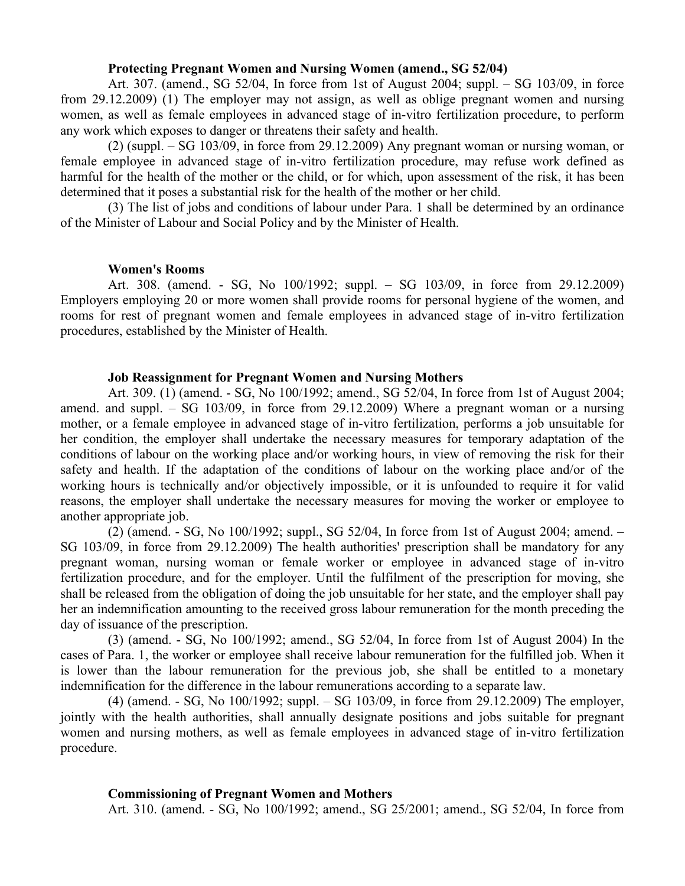**Protecting Pregnant Women and Nursing Women (amend., SG 52/04)**

Art. 307. (amend., SG 52/04, In force from 1st of August 2004; suppl. – SG 103/09, in force from 29.12.2009) (1) The employer may not assign, as well as oblige pregnant women and nursing women, as well as female employees in advanced stage of in-vitro fertilization procedure, to perform any work which exposes to danger or threatens their safety and health.

(2) (suppl. – SG 103/09, in force from 29.12.2009) Any pregnant woman or nursing woman, or female employee in advanced stage of in-vitro fertilization procedure, may refuse work defined as harmful for the health of the mother or the child, or for which, upon assessment of the risk, it has been determined that it poses a substantial risk for the health of the mother or her child.

(3) The list of jobs and conditions of labour under Para. 1 shall be determined by an ordinance of the Minister of Labour and Social Policy and by the Minister of Health.

**Women's Rooms**

Art. 308. (amend. - SG, No 100/1992; suppl. – SG 103/09, in force from 29.12.2009) Employers employing 20 or more women shall provide rooms for personal hygiene of the women, and rooms for rest of pregnant women and female employees in advanced stage of in-vitro fertilization procedures, established by the Minister of Health.

**Job Reassignment for Pregnant Women and Nursing Mothers**

Art. 309. (1) (amend. - SG, No 100/1992; amend., SG 52/04, In force from 1st of August 2004; amend. and suppl. – SG 103/09, in force from 29.12.2009) Where a pregnant woman or a nursing mother, or a female employee in advanced stage of in-vitro fertilization, performs a job unsuitable for her condition, the employer shall undertake the necessary measures for temporary adaptation of the conditions of labour on the working place and/or working hours, in view of removing the risk for their safety and health. If the adaptation of the conditions of labour on the working place and/or of the working hours is technically and/or objectively impossible, or it is unfounded to require it for valid reasons, the employer shall undertake the necessary measures for moving the worker or employee to another appropriate job.

(2) (amend. - SG, No 100/1992; suppl., SG 52/04, In force from 1st of August 2004; amend. – SG 103/09, in force from 29.12.2009) The health authorities' prescription shall be mandatory for any pregnant woman, nursing woman or female worker or employee in advanced stage of in-vitro fertilization procedure, and for the employer. Until the fulfilment of the prescription for moving, she shall be released from the obligation of doing the job unsuitable for her state, and the employer shall pay her an indemnification amounting to the received gross labour remuneration for the month preceding the day of issuance of the prescription.

(3) (amend. - SG, No 100/1992; amend., SG 52/04, In force from 1st of August 2004) In the cases of Para. 1, the worker or employee shall receive labour remuneration for the fulfilled job. When it is lower than the labour remuneration for the previous job, she shall be entitled to a monetary indemnification for the difference in the labour remunerations according to a separate law.

(4) (amend. - SG, No 100/1992; suppl. – SG 103/09, in force from 29.12.2009) The employer, jointly with the health authorities, shall annually designate positions and jobs suitable for pregnant women and nursing mothers, as well as female employees in advanced stage of in-vitro fertilization procedure.

**Commissioning of Pregnant Women and Mothers**

Art. 310. (amend. - SG, No 100/1992; amend., SG 25/2001; amend., SG 52/04, In force from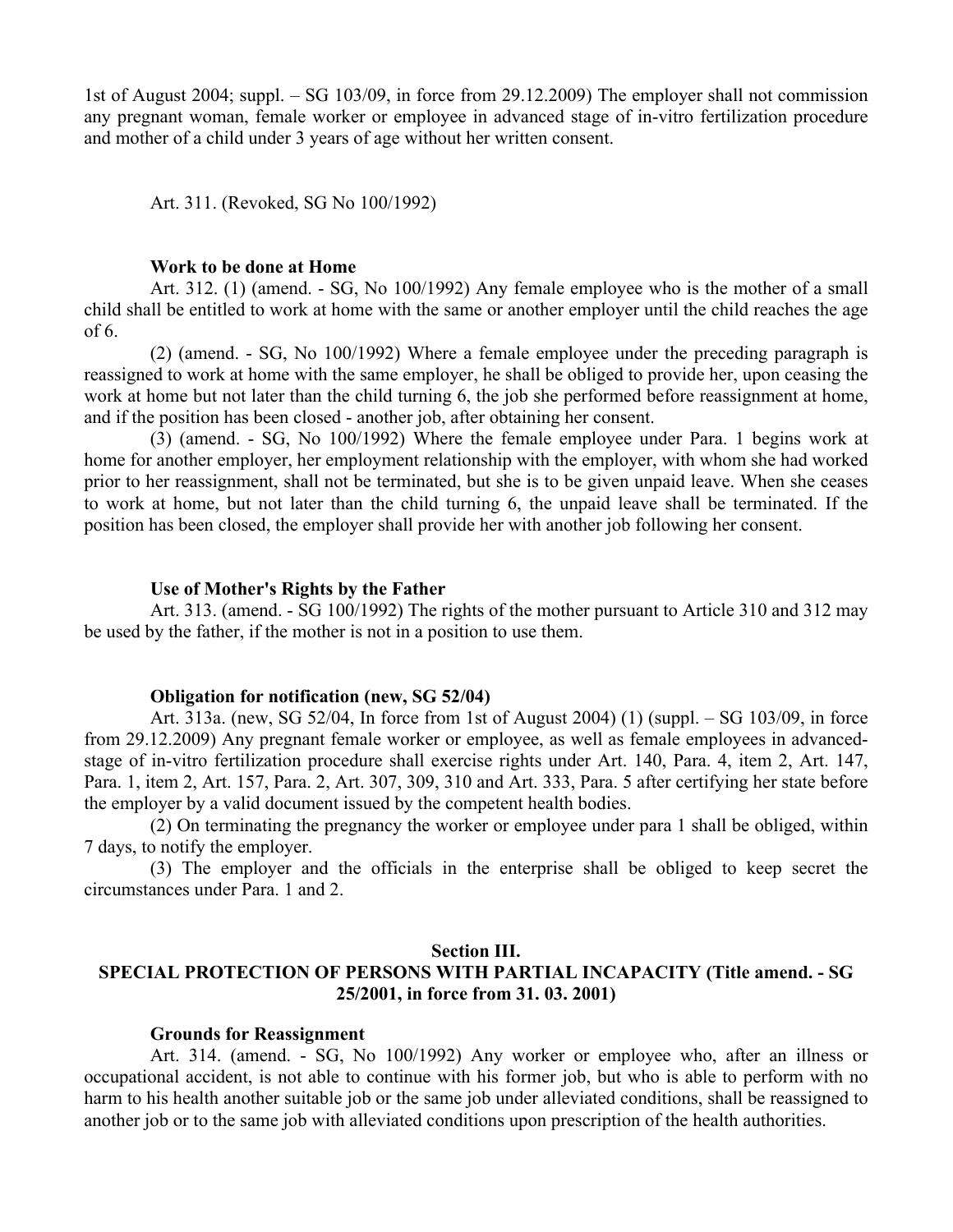1st of August 2004; suppl. – SG 103/09, in force from 29.12.2009) The employer shall not commission any pregnant woman, female worker or employee in advanced stage of in-vitro fertilization procedure and mother of a child under 3 years of age without her written consent.

Art. 311. (Revoked, SG No 100/1992)

**Work to be done at Home**

Art. 312. (1) (amend. - SG, No 100/1992) Any female employee who is the mother of a small child shall be entitled to work at home with the same or another employer until the child reaches the age of 6.

(2) (amend. - SG, No 100/1992) Where a female employee under the preceding paragraph is reassigned to work at home with the same employer, he shall be obliged to provide her, upon ceasing the work at home but not later than the child turning 6, the job she performed before reassignment at home, and if the position has been closed - another job, after obtaining her consent.

(3) (amend. - SG, No 100/1992) Where the female employee under Para. 1 begins work at home for another employer, her employment relationship with the employer, with whom she had worked prior to her reassignment, shall not be terminated, but she is to be given unpaid leave. When she ceases to work at home, but not later than the child turning 6, the unpaid leave shall be terminated. If the position has been closed, the employer shall provide her with another job following her consent.

**Use of Mother's Rights by the Father**

Art. 313. (amend. - SG 100/1992) The rights of the mother pursuant to Article 310 and 312 may be used by the father, if the mother is not in a position to use them.

**Obligation for notification (new, SG 52/04)**

Art. 313a. (new, SG 52/04, In force from 1st of August 2004) (1) (suppl. – SG 103/09, in force from 29.12.2009) Any pregnant female worker or employee, as well as female employees in advanced-stage of in-vitro fertilization procedure shall exercise rights under Art. 140, Para. 4, item 2, Art. 147, Para. 1, item 2, Art. 157, Para. 2, Art. 307, 309, 310 and Art. 333, Para. 5 after certifying her state before the employer by a valid document issued by the competent health bodies.

(2) On terminating the pregnancy the worker or employee under para 1 shall be obliged, within 7 days, to notify the employer.

(3) The employer and the officials in the enterprise shall be obliged to keep secret the circumstances under Para. 1 and 2.

## Section III.
## SPECIAL PROTECTION OF PERSONS WITH PARTIAL INCAPACITY (Title amend. - SG 25/2001, in force from 31. 03. 2001)

**Grounds for Reassignment**

Art. 314. (amend. - SG, No 100/1992) Any worker or employee who, after an illness or occupational accident, is not able to continue with his former job, but who is able to perform with no harm to his health another suitable job or the same job under alleviated conditions, shall be reassigned to another job or to the same job with alleviated conditions upon prescription of the health authorities.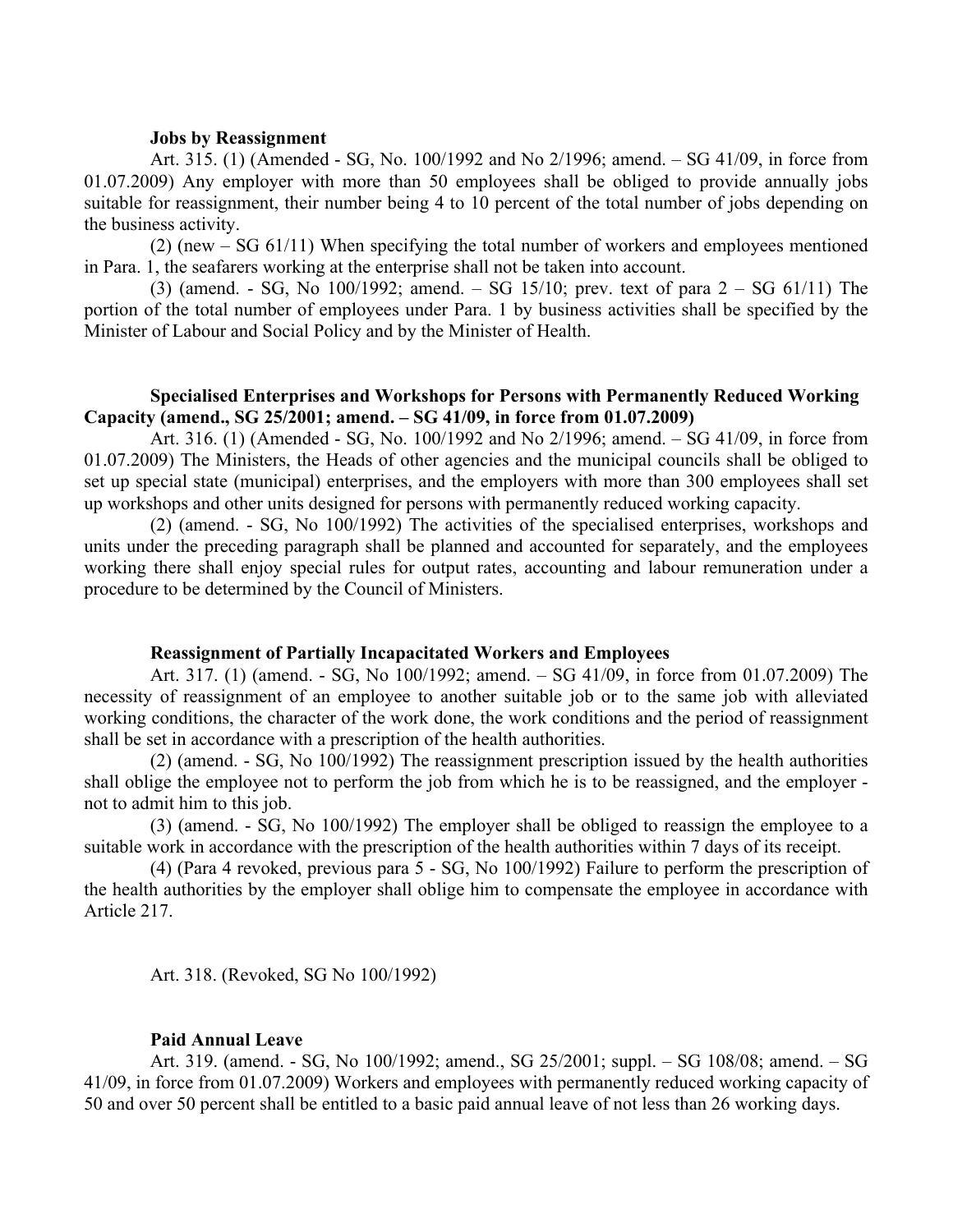**Jobs by Reassignment**

Art. 315. (1) (Amended - SG, No. 100/1992 and No 2/1996; amend. – SG 41/09, in force from 01.07.2009) Any employer with more than 50 employees shall be obliged to provide annually jobs suitable for reassignment, their number being 4 to 10 percent of the total number of jobs depending on the business activity.

(2) (new – SG 61/11) When specifying the total number of workers and employees mentioned in Para. 1, the seafarers working at the enterprise shall not be taken into account.

(3) (amend. - SG, No 100/1992; amend. – SG 15/10; prev. text of para 2 – SG 61/11) The portion of the total number of employees under Para. 1 by business activities shall be specified by the Minister of Labour and Social Policy and by the Minister of Health.

**Specialised Enterprises and Workshops for Persons with Permanently Reduced Working Capacity (amend., SG 25/2001; amend. – SG 41/09, in force from 01.07.2009)**

Art. 316. (1) (Amended - SG, No. 100/1992 and No 2/1996; amend. – SG 41/09, in force from 01.07.2009) The Ministers, the Heads of other agencies and the municipal councils shall be obliged to set up special state (municipal) enterprises, and the employers with more than 300 employees shall set up workshops and other units designed for persons with permanently reduced working capacity.

(2) (amend. - SG, No 100/1992) The activities of the specialised enterprises, workshops and units under the preceding paragraph shall be planned and accounted for separately, and the employees working there shall enjoy special rules for output rates, accounting and labour remuneration under a procedure to be determined by the Council of Ministers.

**Reassignment of Partially Incapacitated Workers and Employees**

Art. 317. (1) (amend. - SG, No 100/1992; amend. – SG 41/09, in force from 01.07.2009) The necessity of reassignment of an employee to another suitable job or to the same job with alleviated working conditions, the character of the work done, the work conditions and the period of reassignment shall be set in accordance with a prescription of the health authorities.

(2) (amend. - SG, No 100/1992) The reassignment prescription issued by the health authorities shall oblige the employee not to perform the job from which he is to be reassigned, and the employer - not to admit him to this job.

(3) (amend. - SG, No 100/1992) The employer shall be obliged to reassign the employee to a suitable work in accordance with the prescription of the health authorities within 7 days of its receipt.

(4) (Para 4 revoked, previous para 5 - SG, No 100/1992) Failure to perform the prescription of the health authorities by the employer shall oblige him to compensate the employee in accordance with Article 217.

Art. 318. (Revoked, SG No 100/1992)

**Paid Annual Leave**

Art. 319. (amend. - SG, No 100/1992; amend., SG 25/2001; suppl. – SG 108/08; amend. – SG 41/09, in force from 01.07.2009) Workers and employees with permanently reduced working capacity of 50 and over 50 percent shall be entitled to a basic paid annual leave of not less than 26 working days.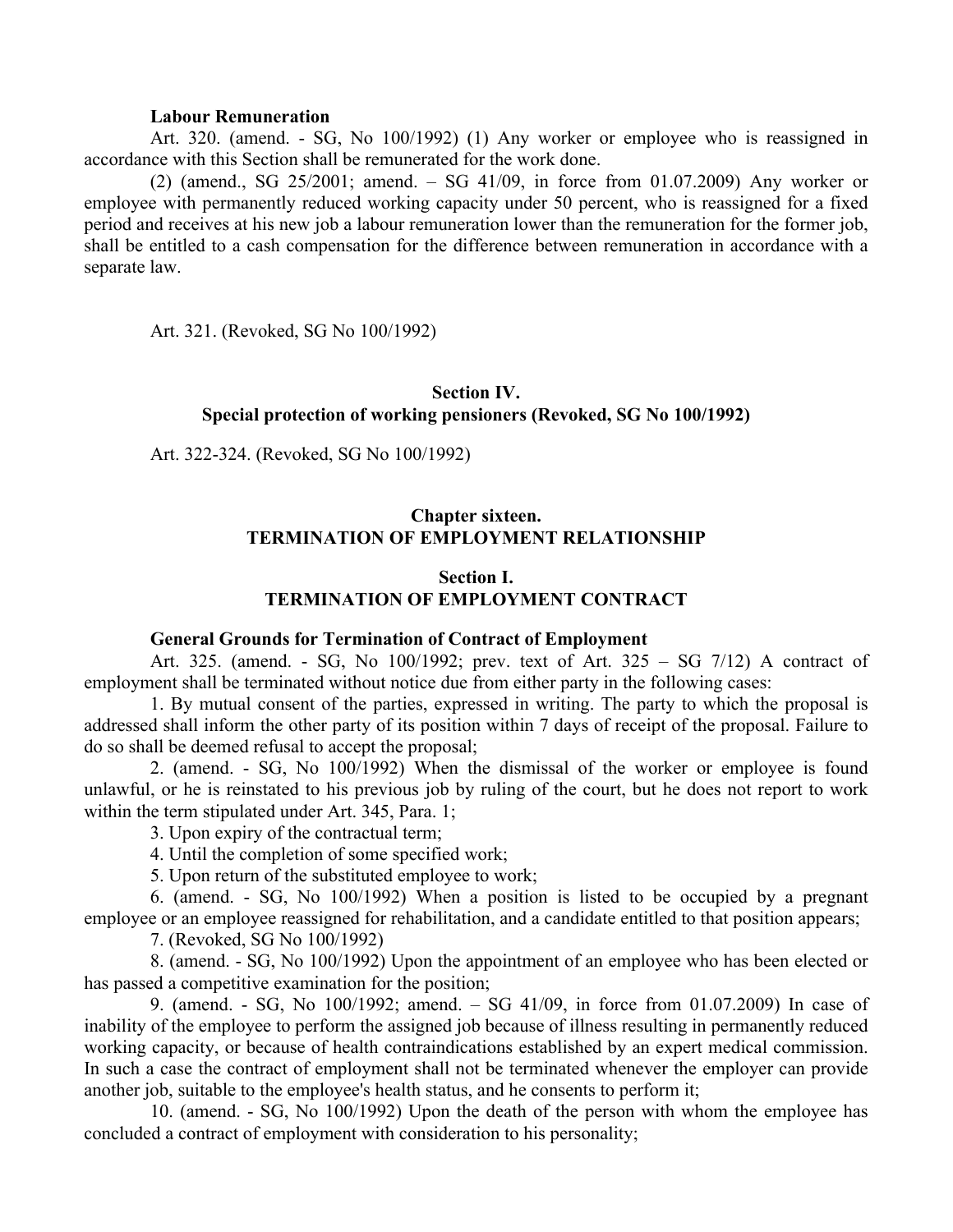**Labour Remuneration**

Art. 320. (amend. - SG, No 100/1992) (1) Any worker or employee who is reassigned in accordance with this Section shall be remunerated for the work done.

(2) (amend., SG 25/2001; amend. – SG 41/09, in force from 01.07.2009) Any worker or employee with permanently reduced working capacity under 50 percent, who is reassigned for a fixed period and receives at his new job a labour remuneration lower than the remuneration for the former job, shall be entitled to a cash compensation for the difference between remuneration in accordance with a separate law.

Art. 321. (Revoked, SG No 100/1992)

### Section IV. Special protection of working pensioners (Revoked, SG No 100/1992)

Art. 322-324. (Revoked, SG No 100/1992)

## Chapter sixteen. TERMINATION OF EMPLOYMENT RELATIONSHIP

### Section I. TERMINATION OF EMPLOYMENT CONTRACT

**General Grounds for Termination of Contract of Employment**

Art. 325. (amend. - SG, No 100/1992; prev. text of Art. 325 – SG 7/12) A contract of employment shall be terminated without notice due from either party in the following cases:

1. By mutual consent of the parties, expressed in writing. The party to which the proposal is addressed shall inform the other party of its position within 7 days of receipt of the proposal. Failure to do so shall be deemed refusal to accept the proposal;

2. (amend. - SG, No 100/1992) When the dismissal of the worker or employee is found unlawful, or he is reinstated to his previous job by ruling of the court, but he does not report to work within the term stipulated under Art. 345, Para. 1;

3. Upon expiry of the contractual term;

4. Until the completion of some specified work;

5. Upon return of the substituted employee to work;

6. (amend. - SG, No 100/1992) When a position is listed to be occupied by a pregnant employee or an employee reassigned for rehabilitation, and a candidate entitled to that position appears;

7. (Revoked, SG No 100/1992)

8. (amend. - SG, No 100/1992) Upon the appointment of an employee who has been elected or has passed a competitive examination for the position;

9. (amend. - SG, No 100/1992; amend. – SG 41/09, in force from 01.07.2009) In case of inability of the employee to perform the assigned job because of illness resulting in permanently reduced working capacity, or because of health contraindications established by an expert medical commission. In such a case the contract of employment shall not be terminated whenever the employer can provide another job, suitable to the employee's health status, and he consents to perform it;

10. (amend. - SG, No 100/1992) Upon the death of the person with whom the employee has concluded a contract of employment with consideration to his personality;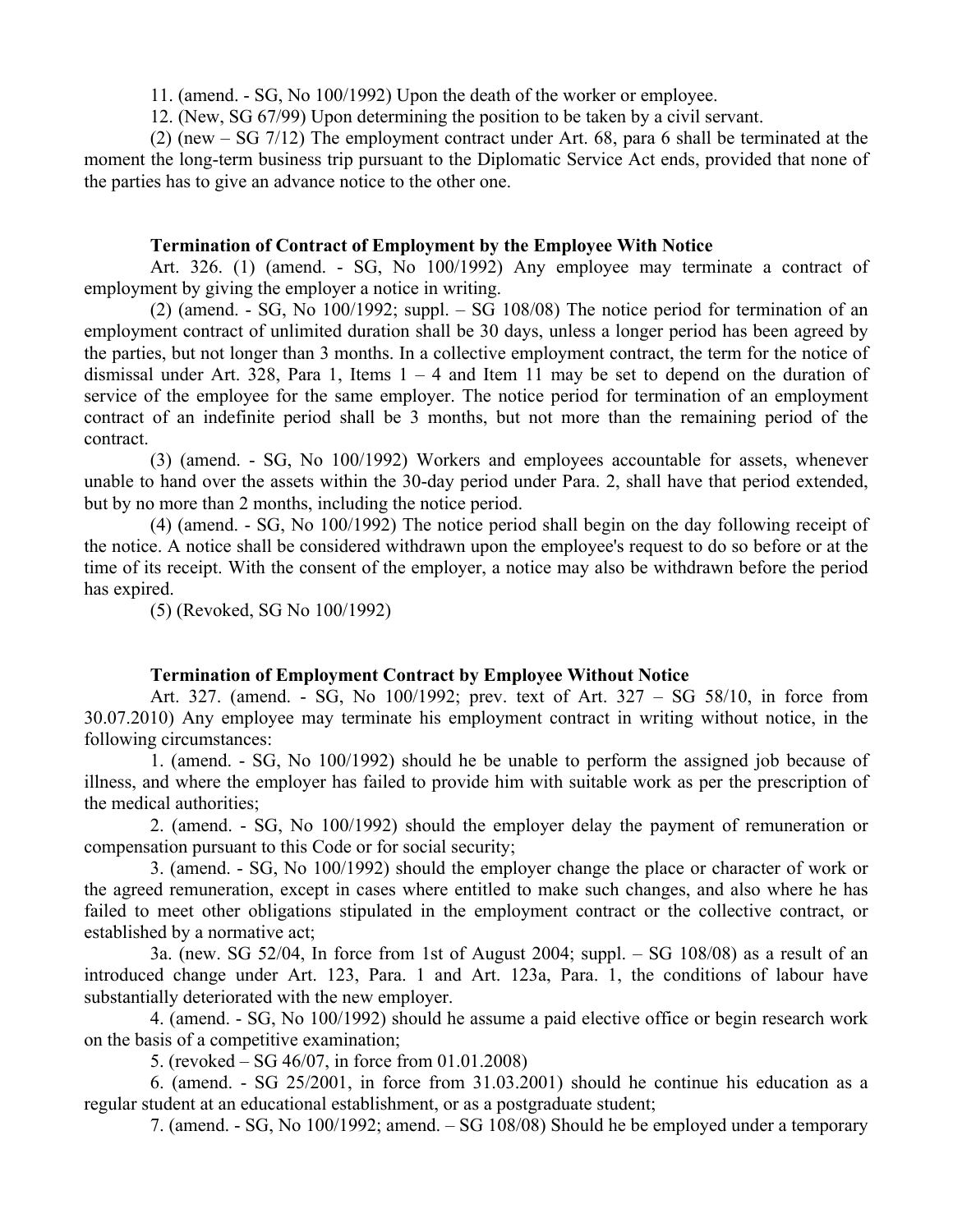11. (amend. - SG, No 100/1992) Upon the death of the worker or employee.

12. (New, SG 67/99) Upon determining the position to be taken by a civil servant.

(2) (new – SG 7/12) The employment contract under Art. 68, para 6 shall be terminated at the moment the long-term business trip pursuant to the Diplomatic Service Act ends, provided that none of the parties has to give an advance notice to the other one.

### Termination of Contract of Employment by the Employee With Notice

Art. 326. (1) (amend. - SG, No 100/1992) Any employee may terminate a contract of employment by giving the employer a notice in writing.

(2) (amend. - SG, No 100/1992; suppl. – SG 108/08) The notice period for termination of an employment contract of unlimited duration shall be 30 days, unless a longer period has been agreed by the parties, but not longer than 3 months. In a collective employment contract, the term for the notice of dismissal under Art. 328, Para 1, Items 1 – 4 and Item 11 may be set to depend on the duration of service of the employee for the same employer. The notice period for termination of an employment contract of an indefinite period shall be 3 months, but not more than the remaining period of the contract.

(3) (amend. - SG, No 100/1992) Workers and employees accountable for assets, whenever unable to hand over the assets within the 30-day period under Para. 2, shall have that period extended, but by no more than 2 months, including the notice period.

(4) (amend. - SG, No 100/1992) The notice period shall begin on the day following receipt of the notice. A notice shall be considered withdrawn upon the employee's request to do so before or at the time of its receipt. With the consent of the employer, a notice may also be withdrawn before the period has expired.

(5) (Revoked, SG No 100/1992)

### Termination of Employment Contract by Employee Without Notice

Art. 327. (amend. - SG, No 100/1992; prev. text of Art. 327 – SG 58/10, in force from 30.07.2010) Any employee may terminate his employment contract in writing without notice, in the following circumstances:

1. (amend. - SG, No 100/1992) should he be unable to perform the assigned job because of illness, and where the employer has failed to provide him with suitable work as per the prescription of the medical authorities;

2. (amend. - SG, No 100/1992) should the employer delay the payment of remuneration or compensation pursuant to this Code or for social security;

3. (amend. - SG, No 100/1992) should the employer change the place or character of work or the agreed remuneration, except in cases where entitled to make such changes, and also where he has failed to meet other obligations stipulated in the employment contract or the collective contract, or established by a normative act;

3a. (new. SG 52/04, In force from 1st of August 2004; suppl. – SG 108/08) as a result of an introduced change under Art. 123, Para. 1 and Art. 123a, Para. 1, the conditions of labour have substantially deteriorated with the new employer.

4. (amend. - SG, No 100/1992) should he assume a paid elective office or begin research work on the basis of a competitive examination;

5. (revoked – SG 46/07, in force from 01.01.2008)

6. (amend. - SG 25/2001, in force from 31.03.2001) should he continue his education as a regular student at an educational establishment, or as a postgraduate student;

7. (amend. - SG, No 100/1992; amend. – SG 108/08) Should he be employed under a temporary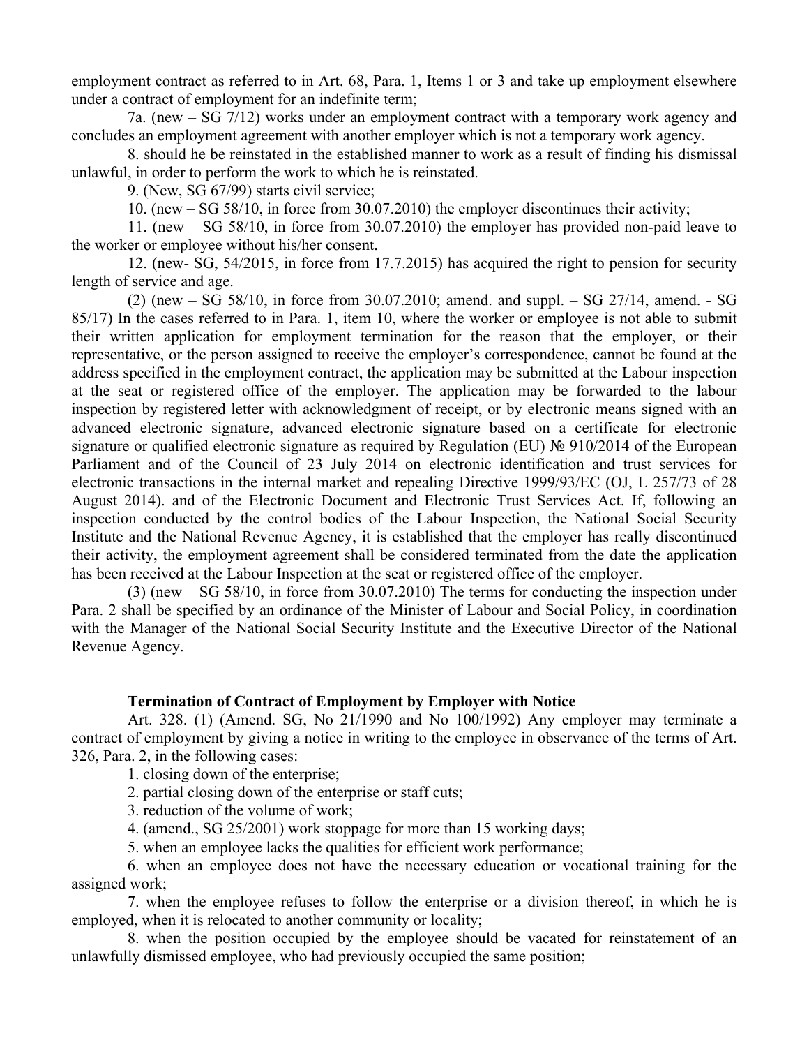employment contract as referred to in Art. 68, Para. 1, Items 1 or 3 and take up employment elsewhere under a contract of employment for an indefinite term;

7a. (new – SG 7/12) works under an employment contract with a temporary work agency and concludes an employment agreement with another employer which is not a temporary work agency.

8. should he be reinstated in the established manner to work as a result of finding his dismissal unlawful, in order to perform the work to which he is reinstated.

9. (New, SG 67/99) starts civil service;

10. (new – SG 58/10, in force from 30.07.2010) the employer discontinues their activity;

11. (new – SG 58/10, in force from 30.07.2010) the employer has provided non-paid leave to the worker or employee without his/her consent.

12. (new- SG, 54/2015, in force from 17.7.2015) has acquired the right to pension for security length of service and age.

(2) (new – SG 58/10, in force from 30.07.2010; amend. and suppl. – SG 27/14, amend. - SG 85/17) In the cases referred to in Para. 1, item 10, where the worker or employee is not able to submit their written application for employment termination for the reason that the employer, or their representative, or the person assigned to receive the employer's correspondence, cannot be found at the address specified in the employment contract, the application may be submitted at the Labour inspection at the seat or registered office of the employer. The application may be forwarded to the labour inspection by registered letter with acknowledgment of receipt, or by electronic means signed with an advanced electronic signature, advanced electronic signature based on a certificate for electronic signature or qualified electronic signature as required by Regulation (EU) № 910/2014 of the European Parliament and of the Council of 23 July 2014 on electronic identification and trust services for electronic transactions in the internal market and repealing Directive 1999/93/EC (OJ, L 257/73 of 28 August 2014). and of the Electronic Document and Electronic Trust Services Act. If, following an inspection conducted by the control bodies of the Labour Inspection, the National Social Security Institute and the National Revenue Agency, it is established that the employer has really discontinued their activity, the employment agreement shall be considered terminated from the date the application has been received at the Labour Inspection at the seat or registered office of the employer.

(3) (new – SG 58/10, in force from 30.07.2010) The terms for conducting the inspection under Para. 2 shall be specified by an ordinance of the Minister of Labour and Social Policy, in coordination with the Manager of the National Social Security Institute and the Executive Director of the National Revenue Agency.

**Termination of Contract of Employment by Employer with Notice**

Art. 328. (1) (Amend. SG, No 21/1990 and No 100/1992) Any employer may terminate a contract of employment by giving a notice in writing to the employee in observance of the terms of Art. 326, Para. 2, in the following cases:

1. closing down of the enterprise;

2. partial closing down of the enterprise or staff cuts;

3. reduction of the volume of work;

4. (amend., SG 25/2001) work stoppage for more than 15 working days;

5. when an employee lacks the qualities for efficient work performance;

6. when an employee does not have the necessary education or vocational training for the assigned work;

7. when the employee refuses to follow the enterprise or a division thereof, in which he is employed, when it is relocated to another community or locality;

8. when the position occupied by the employee should be vacated for reinstatement of an unlawfully dismissed employee, who had previously occupied the same position;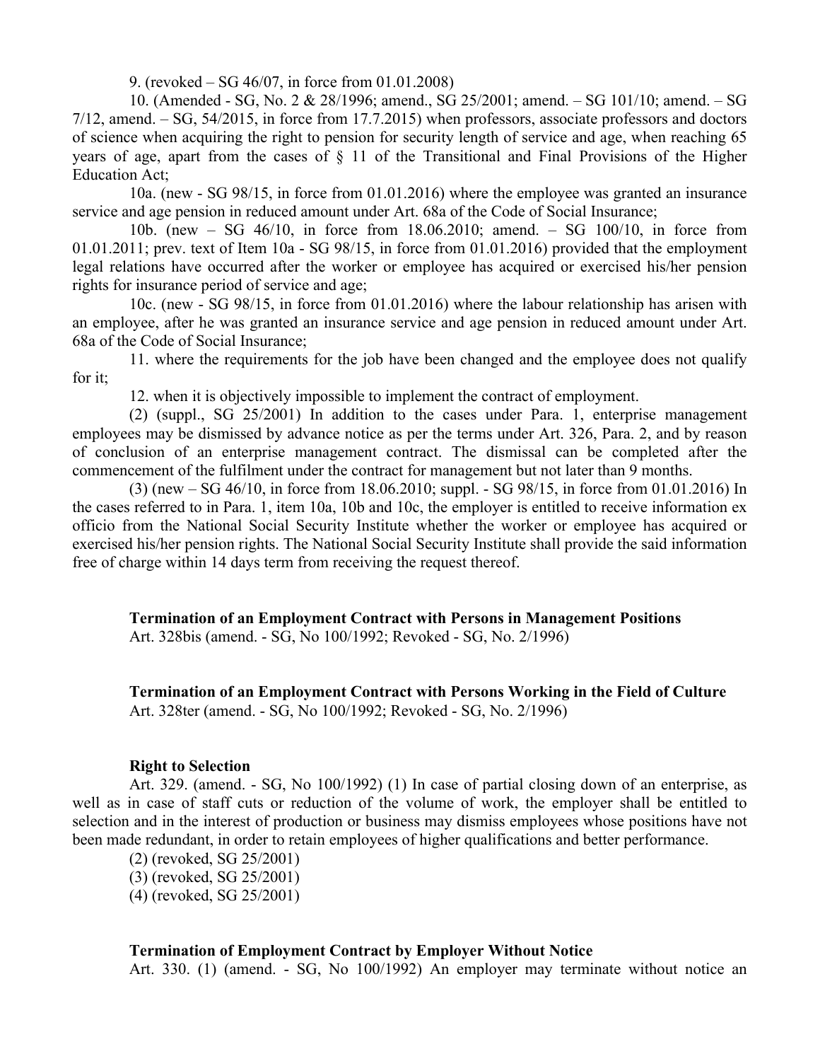9. (revoked – SG 46/07, in force from 01.01.2008)

10. (Amended - SG, No. 2 & 28/1996; amend., SG 25/2001; amend. – SG 101/10; amend. – SG 7/12, amend. – SG, 54/2015, in force from 17.7.2015) when professors, associate professors and doctors of science when acquiring the right to pension for security length of service and age, when reaching 65 years of age, apart from the cases of § 11 of the Transitional and Final Provisions of the Higher Education Act;

10a. (new - SG 98/15, in force from 01.01.2016) where the employee was granted an insurance service and age pension in reduced amount under Art. 68a of the Code of Social Insurance;

10b. (new – SG 46/10, in force from 18.06.2010; amend. – SG 100/10, in force from 01.01.2011; prev. text of Item 10a - SG 98/15, in force from 01.01.2016) provided that the employment legal relations have occurred after the worker or employee has acquired or exercised his/her pension rights for insurance period of service and age;

10c. (new - SG 98/15, in force from 01.01.2016) where the labour relationship has arisen with an employee, after he was granted an insurance service and age pension in reduced amount under Art. 68a of the Code of Social Insurance;

11. where the requirements for the job have been changed and the employee does not qualify for it;

12. when it is objectively impossible to implement the contract of employment.

(2) (suppl., SG 25/2001) In addition to the cases under Para. 1, enterprise management employees may be dismissed by advance notice as per the terms under Art. 326, Para. 2, and by reason of conclusion of an enterprise management contract. The dismissal can be completed after the commencement of the fulfilment under the contract for management but not later than 9 months.

(3) (new – SG 46/10, in force from 18.06.2010; suppl. - SG 98/15, in force from 01.01.2016) In the cases referred to in Para. 1, item 10a, 10b and 10c, the employer is entitled to receive information ex officio from the National Social Security Institute whether the worker or employee has acquired or exercised his/her pension rights. The National Social Security Institute shall provide the said information free of charge within 14 days term from receiving the request thereof.

**Termination of an Employment Contract with Persons in Management Positions**

Art. 328bis (amend. - SG, No 100/1992; Revoked - SG, No. 2/1996)

**Termination of an Employment Contract with Persons Working in the Field of Culture**

Art. 328ter (amend. - SG, No 100/1992; Revoked - SG, No. 2/1996)

**Right to Selection**

Art. 329. (amend. - SG, No 100/1992) (1) In case of partial closing down of an enterprise, as well as in case of staff cuts or reduction of the volume of work, the employer shall be entitled to selection and in the interest of production or business may dismiss employees whose positions have not been made redundant, in order to retain employees of higher qualifications and better performance.

(2) (revoked, SG 25/2001)

(3) (revoked, SG 25/2001)

(4) (revoked, SG 25/2001)

**Termination of Employment Contract by Employer Without Notice**

Art. 330. (1) (amend. - SG, No 100/1992) An employer may terminate without notice an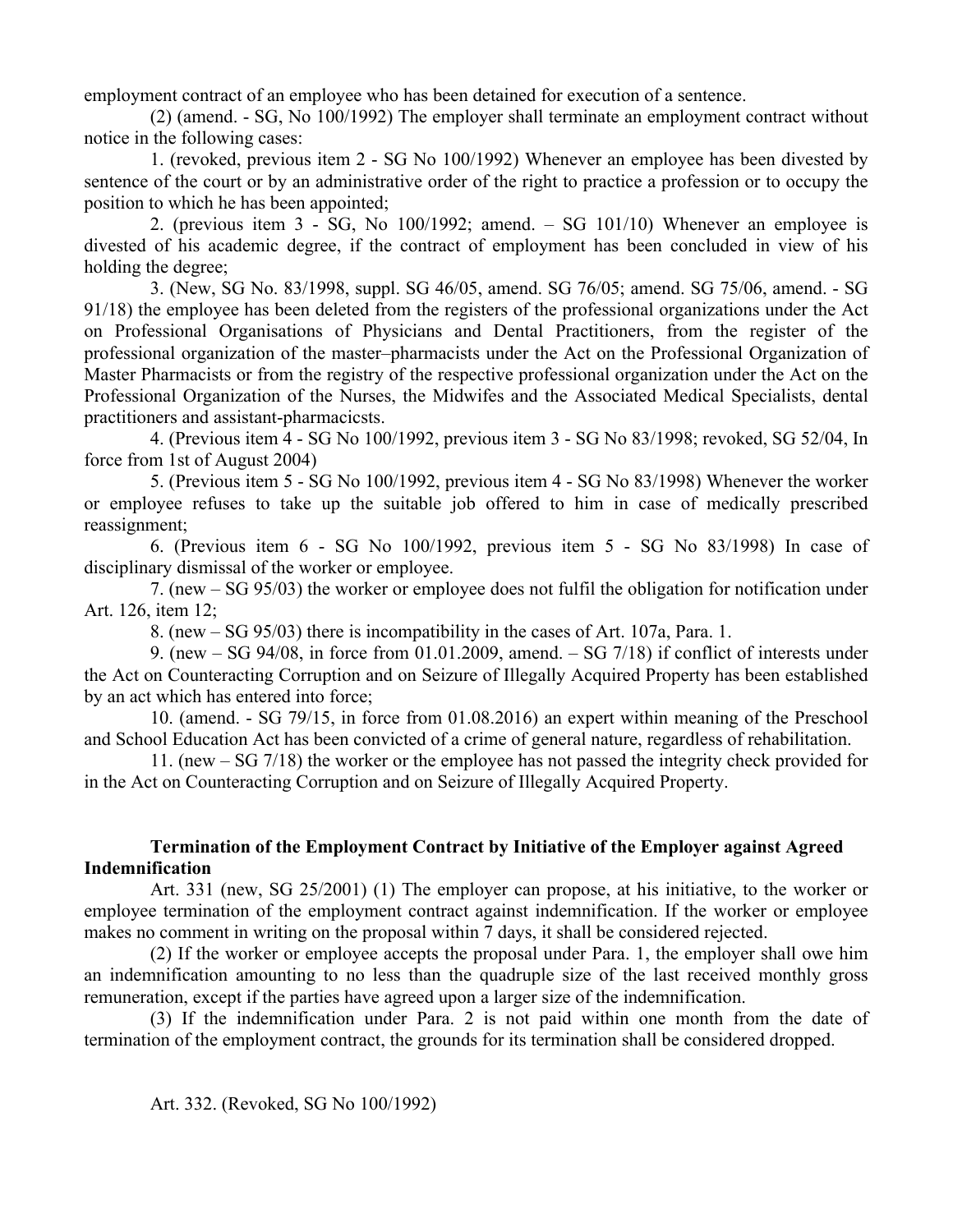employment contract of an employee who has been detained for execution of a sentence.

(2) (amend. - SG, No 100/1992) The employer shall terminate an employment contract without notice in the following cases:

1. (revoked, previous item 2 - SG No 100/1992) Whenever an employee has been divested by sentence of the court or by an administrative order of the right to practice a profession or to occupy the position to which he has been appointed;

2. (previous item 3 - SG, No 100/1992; amend. – SG 101/10) Whenever an employee is divested of his academic degree, if the contract of employment has been concluded in view of his holding the degree;

3. (New, SG No. 83/1998, suppl. SG 46/05, amend. SG 76/05; amend. SG 75/06, amend. - SG 91/18) the employee has been deleted from the registers of the professional organizations under the Act on Professional Organisations of Physicians and Dental Practitioners, from the register of the professional organization of the master–pharmacists under the Act on the Professional Organization of Master Pharmacists or from the registry of the respective professional organization under the Act on the Professional Organization of the Nurses, the Midwifes and the Associated Medical Specialists, dental practitioners and assistant-pharmacicsts.

4. (Previous item 4 - SG No 100/1992, previous item 3 - SG No 83/1998; revoked, SG 52/04, In force from 1st of August 2004)

5. (Previous item 5 - SG No 100/1992, previous item 4 - SG No 83/1998) Whenever the worker or employee refuses to take up the suitable job offered to him in case of medically prescribed reassignment;

6. (Previous item 6 - SG No 100/1992, previous item 5 - SG No 83/1998) In case of disciplinary dismissal of the worker or employee.

7. (new – SG 95/03) the worker or employee does not fulfil the obligation for notification under Art. 126, item 12;

8. (new – SG 95/03) there is incompatibility in the cases of Art. 107a, Para. 1.

9. (new – SG 94/08, in force from 01.01.2009, amend. – SG 7/18) if conflict of interests under the Act on Counteracting Corruption and on Seizure of Illegally Acquired Property has been established by an act which has entered into force;

10. (amend. - SG 79/15, in force from 01.08.2016) an expert within meaning of the Preschool and School Education Act has been convicted of a crime of general nature, regardless of rehabilitation.

11. (new – SG 7/18) the worker or the employee has not passed the integrity check provided for in the Act on Counteracting Corruption and on Seizure of Illegally Acquired Property.

**Termination of the Employment Contract by Initiative of the Employer against Agreed Indemnification**

Art. 331 (new, SG 25/2001) (1) The employer can propose, at his initiative, to the worker or employee termination of the employment contract against indemnification. If the worker or employee makes no comment in writing on the proposal within 7 days, it shall be considered rejected.

(2) If the worker or employee accepts the proposal under Para. 1, the employer shall owe him an indemnification amounting to no less than the quadruple size of the last received monthly gross remuneration, except if the parties have agreed upon a larger size of the indemnification.

(3) If the indemnification under Para. 2 is not paid within one month from the date of termination of the employment contract, the grounds for its termination shall be considered dropped.

Art. 332. (Revoked, SG No 100/1992)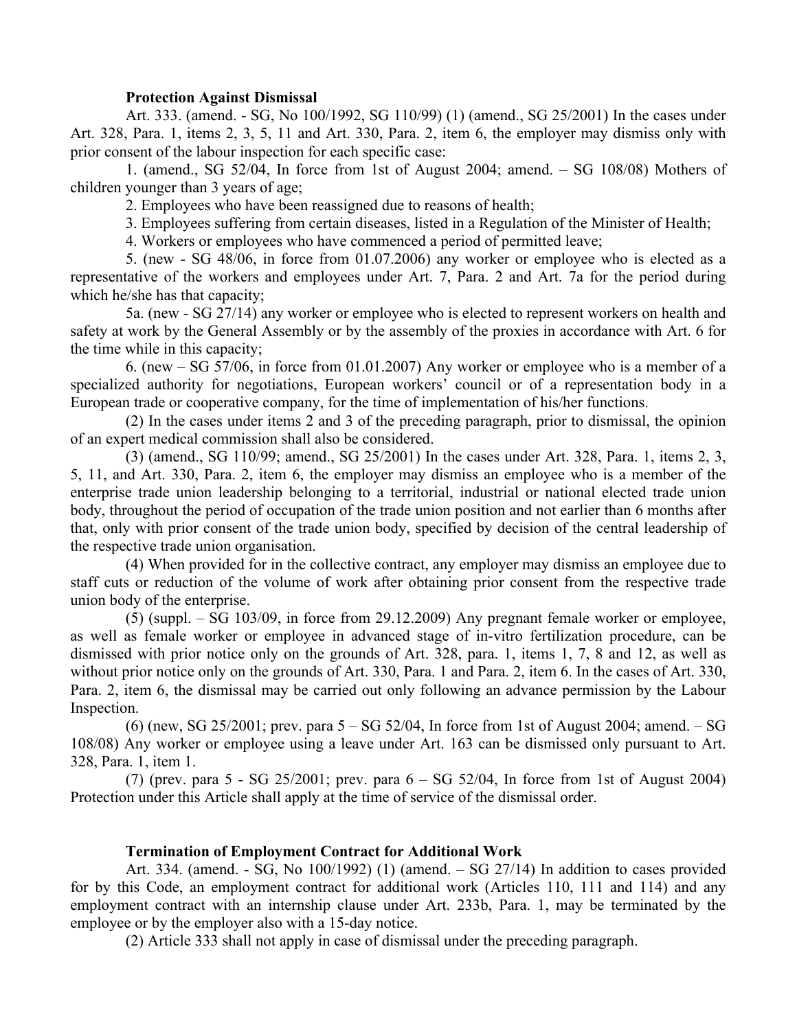**Protection Against Dismissal**

Art. 333. (amend. - SG, No 100/1992, SG 110/99) (1) (amend., SG 25/2001) In the cases under Art. 328, Para. 1, items 2, 3, 5, 11 and Art. 330, Para. 2, item 6, the employer may dismiss only with prior consent of the labour inspection for each specific case:

1. (amend., SG 52/04, In force from 1st of August 2004; amend. – SG 108/08) Mothers of children younger than 3 years of age;

2. Employees who have been reassigned due to reasons of health;

3. Employees suffering from certain diseases, listed in a Regulation of the Minister of Health;

4. Workers or employees who have commenced a period of permitted leave;

5. (new - SG 48/06, in force from 01.07.2006) any worker or employee who is elected as a representative of the workers and employees under Art. 7, Para. 2 and Art. 7a for the period during which he/she has that capacity;

5a. (new - SG 27/14) any worker or employee who is elected to represent workers on health and safety at work by the General Assembly or by the assembly of the proxies in accordance with Art. 6 for the time while in this capacity;

6. (new – SG 57/06, in force from 01.01.2007) Any worker or employee who is a member of a specialized authority for negotiations, European workers' council or of a representation body in a European trade or cooperative company, for the time of implementation of his/her functions.

(2) In the cases under items 2 and 3 of the preceding paragraph, prior to dismissal, the opinion of an expert medical commission shall also be considered.

(3) (amend., SG 110/99; amend., SG 25/2001) In the cases under Art. 328, Para. 1, items 2, 3, 5, 11, and Art. 330, Para. 2, item 6, the employer may dismiss an employee who is a member of the enterprise trade union leadership belonging to a territorial, industrial or national elected trade union body, throughout the period of occupation of the trade union position and not earlier than 6 months after that, only with prior consent of the trade union body, specified by decision of the central leadership of the respective trade union organisation.

(4) When provided for in the collective contract, any employer may dismiss an employee due to staff cuts or reduction of the volume of work after obtaining prior consent from the respective trade union body of the enterprise.

(5) (suppl. – SG 103/09, in force from 29.12.2009) Any pregnant female worker or employee, as well as female worker or employee in advanced stage of in-vitro fertilization procedure, can be dismissed with prior notice only on the grounds of Art. 328, para. 1, items 1, 7, 8 and 12, as well as without prior notice only on the grounds of Art. 330, Para. 1 and Para. 2, item 6. In the cases of Art. 330, Para. 2, item 6, the dismissal may be carried out only following an advance permission by the Labour Inspection.

(6) (new, SG 25/2001; prev. para 5 – SG 52/04, In force from 1st of August 2004; amend. – SG 108/08) Any worker or employee using a leave under Art. 163 can be dismissed only pursuant to Art. 328, Para. 1, item 1.

(7) (prev. para 5 - SG 25/2001; prev. para 6 – SG 52/04, In force from 1st of August 2004) Protection under this Article shall apply at the time of service of the dismissal order.

**Termination of Employment Contract for Additional Work**

Art. 334. (amend. - SG, No 100/1992) (1) (amend. – SG 27/14) In addition to cases provided for by this Code, an employment contract for additional work (Articles 110, 111 and 114) and any employment contract with an internship clause under Art. 233b, Para. 1, may be terminated by the employee or by the employer also with a 15-day notice.

(2) Article 333 shall not apply in case of dismissal under the preceding paragraph.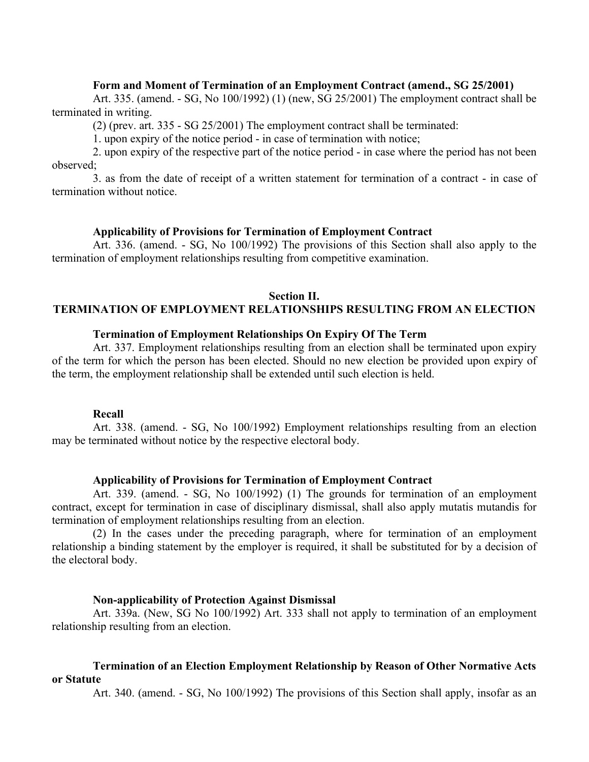**Form and Moment of Termination of an Employment Contract (amend., SG 25/2001)**

Art. 335. (amend. - SG, No 100/1992) (1) (new, SG 25/2001) The employment contract shall be terminated in writing.

(2) (prev. art. 335 - SG 25/2001) The employment contract shall be terminated:

1. upon expiry of the notice period - in case of termination with notice;

2. upon expiry of the respective part of the notice period - in case where the period has not been observed;

3. as from the date of receipt of a written statement for termination of a contract - in case of termination without notice.

**Applicability of Provisions for Termination of Employment Contract**

Art. 336. (amend. - SG, No 100/1992) The provisions of this Section shall also apply to the termination of employment relationships resulting from competitive examination.

## Section II.
## TERMINATION OF EMPLOYMENT RELATIONSHIPS RESULTING FROM AN ELECTION

**Termination of Employment Relationships On Expiry Of The Term**

Art. 337. Employment relationships resulting from an election shall be terminated upon expiry of the term for which the person has been elected. Should no new election be provided upon expiry of the term, the employment relationship shall be extended until such election is held.

**Recall**

Art. 338. (amend. - SG, No 100/1992) Employment relationships resulting from an election may be terminated without notice by the respective electoral body.

**Applicability of Provisions for Termination of Employment Contract**

Art. 339. (amend. - SG, No 100/1992) (1) The grounds for termination of an employment contract, except for termination in case of disciplinary dismissal, shall also apply mutatis mutandis for termination of employment relationships resulting from an election.

(2) In the cases under the preceding paragraph, where for termination of an employment relationship a binding statement by the employer is required, it shall be substituted for by a decision of the electoral body.

**Non-applicability of Protection Against Dismissal**

Art. 339a. (New, SG No 100/1992) Art. 333 shall not apply to termination of an employment relationship resulting from an election.

**Termination of an Election Employment Relationship by Reason of Other Normative Acts or Statute**

Art. 340. (amend. - SG, No 100/1992) The provisions of this Section shall apply, insofar as an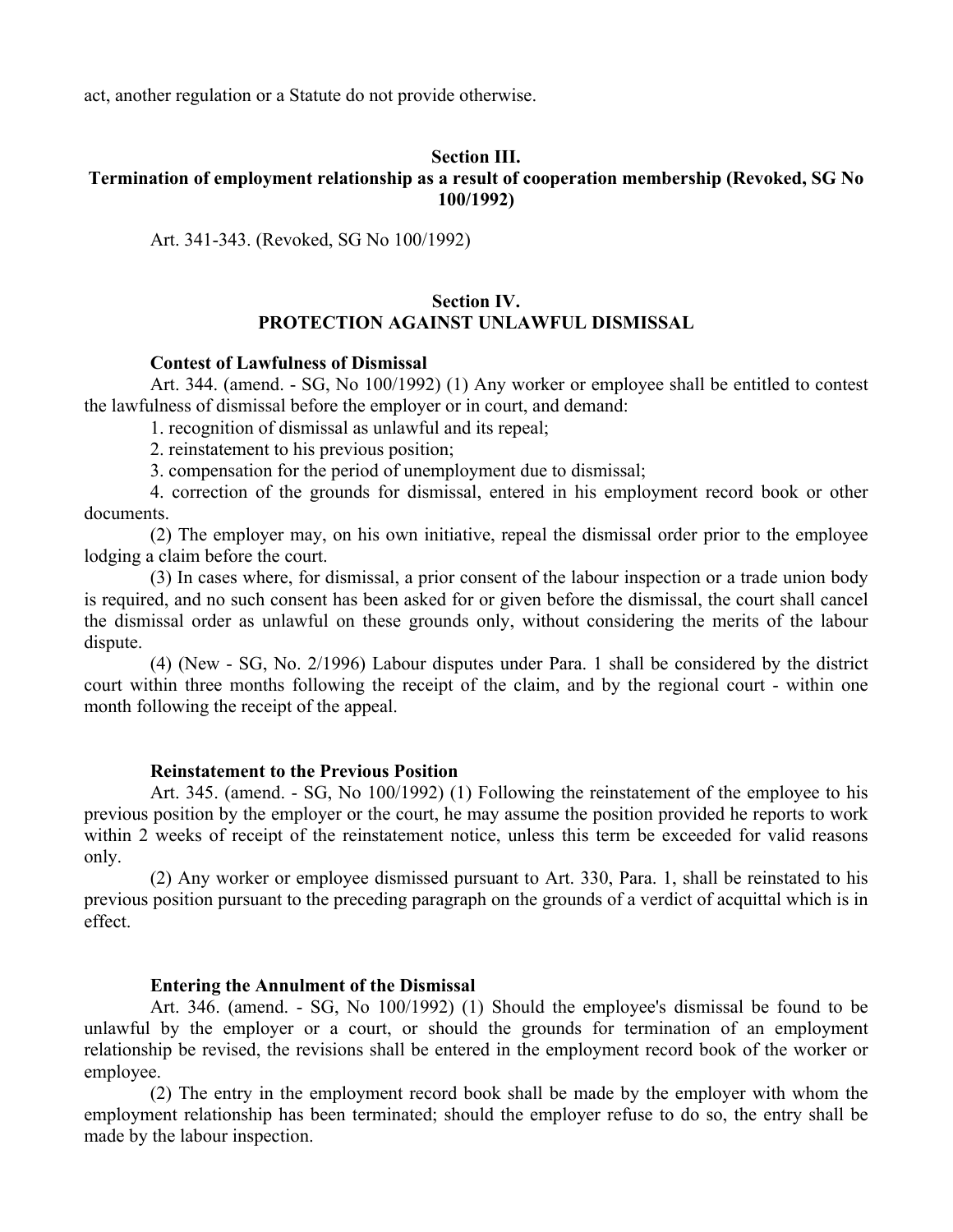act, another regulation or a Statute do not provide otherwise.

## Section III.
## Termination of employment relationship as a result of cooperation membership (Revoked, SG No 100/1992)

Art. 341-343. (Revoked, SG No 100/1992)

## Section IV.
## PROTECTION AGAINST UNLAWFUL DISMISSAL

**Contest of Lawfulness of Dismissal**

Art. 344. (amend. - SG, No 100/1992) (1) Any worker or employee shall be entitled to contest the lawfulness of dismissal before the employer or in court, and demand:

1. recognition of dismissal as unlawful and its repeal;
2. reinstatement to his previous position;
3. compensation for the period of unemployment due to dismissal;
4. correction of the grounds for dismissal, entered in his employment record book or other documents.

(2) The employer may, on his own initiative, repeal the dismissal order prior to the employee lodging a claim before the court.

(3) In cases where, for dismissal, a prior consent of the labour inspection or a trade union body is required, and no such consent has been asked for or given before the dismissal, the court shall cancel the dismissal order as unlawful on these grounds only, without considering the merits of the labour dispute.

(4) (New - SG, No. 2/1996) Labour disputes under Para. 1 shall be considered by the district court within three months following the receipt of the claim, and by the regional court - within one month following the receipt of the appeal.

**Reinstatement to the Previous Position**

Art. 345. (amend. - SG, No 100/1992) (1) Following the reinstatement of the employee to his previous position by the employer or the court, he may assume the position provided he reports to work within 2 weeks of receipt of the reinstatement notice, unless this term be exceeded for valid reasons only.

(2) Any worker or employee dismissed pursuant to Art. 330, Para. 1, shall be reinstated to his previous position pursuant to the preceding paragraph on the grounds of a verdict of acquittal which is in effect.

**Entering the Annulment of the Dismissal**

Art. 346. (amend. - SG, No 100/1992) (1) Should the employee's dismissal be found to be unlawful by the employer or a court, or should the grounds for termination of an employment relationship be revised, the revisions shall be entered in the employment record book of the worker or employee.

(2) The entry in the employment record book shall be made by the employer with whom the employment relationship has been terminated; should the employer refuse to do so, the entry shall be made by the labour inspection.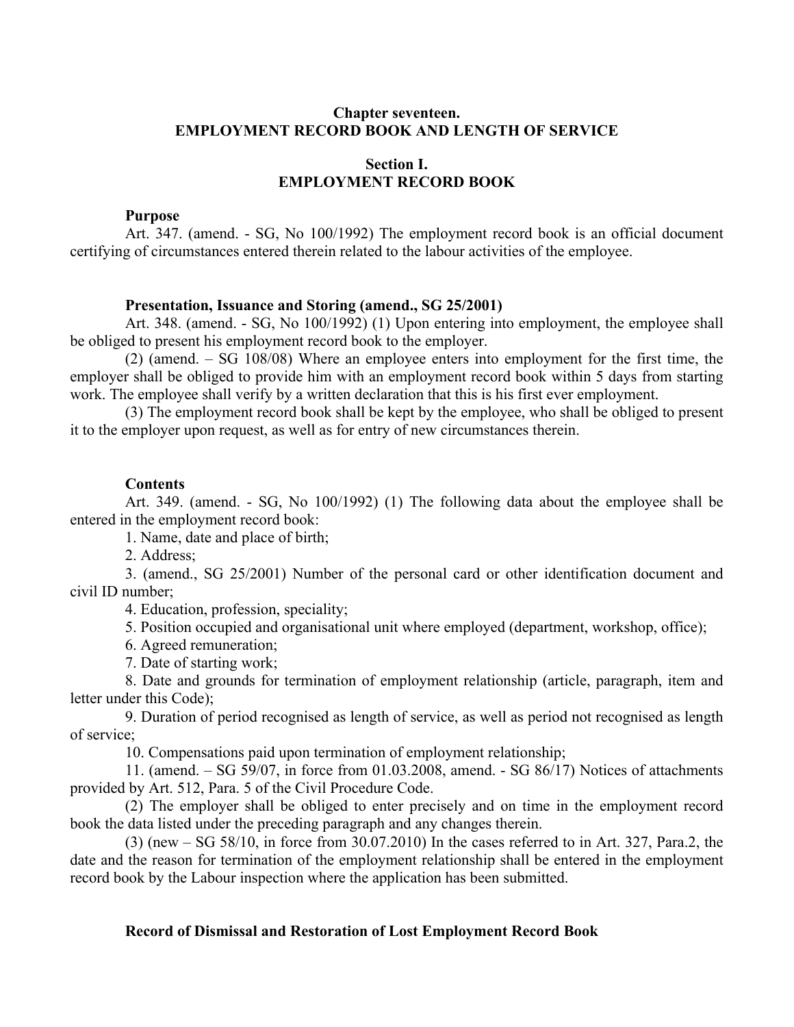## Chapter seventeen.
## EMPLOYMENT RECORD BOOK AND LENGTH OF SERVICE

### Section I.
### EMPLOYMENT RECORD BOOK

**Purpose**

Art. 347. (amend. - SG, No 100/1992) The employment record book is an official document certifying of circumstances entered therein related to the labour activities of the employee.

**Presentation, Issuance and Storing (amend., SG 25/2001)**

Art. 348. (amend. - SG, No 100/1992) (1) Upon entering into employment, the employee shall be obliged to present his employment record book to the employer.

(2) (amend. – SG 108/08) Where an employee enters into employment for the first time, the employer shall be obliged to provide him with an employment record book within 5 days from starting work. The employee shall verify by a written declaration that this is his first ever employment.

(3) The employment record book shall be kept by the employee, who shall be obliged to present it to the employer upon request, as well as for entry of new circumstances therein.

**Contents**

Art. 349. (amend. - SG, No 100/1992) (1) The following data about the employee shall be entered in the employment record book:

1. Name, date and place of birth;

2. Address;

3. (amend., SG 25/2001) Number of the personal card or other identification document and civil ID number;

4. Education, profession, speciality;

5. Position occupied and organisational unit where employed (department, workshop, office);

6. Agreed remuneration;

7. Date of starting work;

8. Date and grounds for termination of employment relationship (article, paragraph, item and letter under this Code);

9. Duration of period recognised as length of service, as well as period not recognised as length of service;

10. Compensations paid upon termination of employment relationship;

11. (amend. – SG 59/07, in force from 01.03.2008, amend. - SG 86/17) Notices of attachments provided by Art. 512, Para. 5 of the Civil Procedure Code.

(2) The employer shall be obliged to enter precisely and on time in the employment record book the data listed under the preceding paragraph and any changes therein.

(3) (new – SG 58/10, in force from 30.07.2010) In the cases referred to in Art. 327, Para.2, the date and the reason for termination of the employment relationship shall be entered in the employment record book by the Labour inspection where the application has been submitted.

**Record of Dismissal and Restoration of Lost Employment Record Book**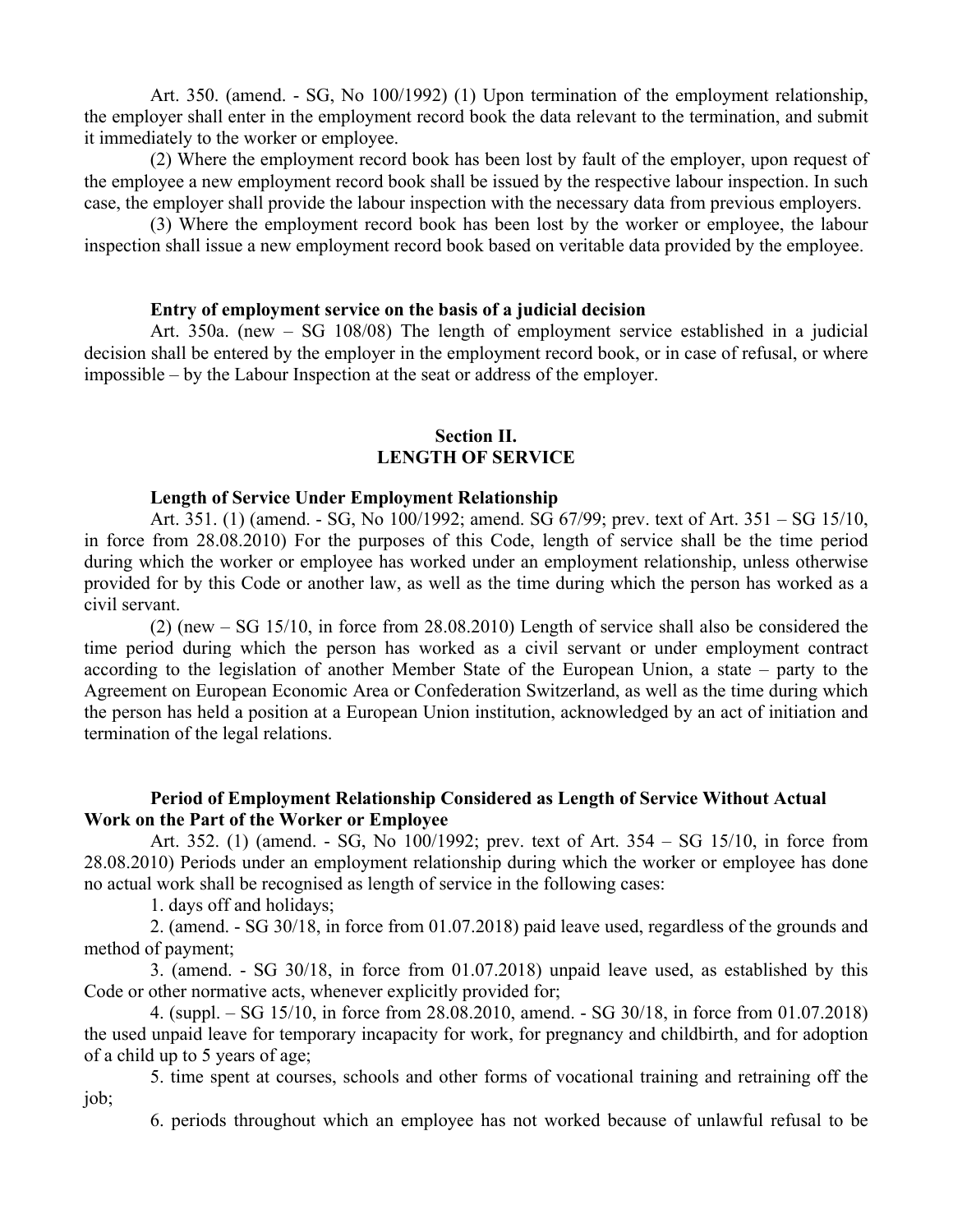Art. 350. (amend. - SG, No 100/1992) (1) Upon termination of the employment relationship, the employer shall enter in the employment record book the data relevant to the termination, and submit it immediately to the worker or employee.

(2) Where the employment record book has been lost by fault of the employer, upon request of the employee a new employment record book shall be issued by the respective labour inspection. In such case, the employer shall provide the labour inspection with the necessary data from previous employers.

(3) Where the employment record book has been lost by the worker or employee, the labour inspection shall issue a new employment record book based on veritable data provided by the employee.

**Entry of employment service on the basis of a judicial decision**

Art. 350a. (new – SG 108/08) The length of employment service established in a judicial decision shall be entered by the employer in the employment record book, or in case of refusal, or where impossible – by the Labour Inspection at the seat or address of the employer.

## Section II.
## LENGTH OF SERVICE

**Length of Service Under Employment Relationship**

Art. 351. (1) (amend. - SG, No 100/1992; amend. SG 67/99; prev. text of Art. 351 – SG 15/10, in force from 28.08.2010) For the purposes of this Code, length of service shall be the time period during which the worker or employee has worked under an employment relationship, unless otherwise provided for by this Code or another law, as well as the time during which the person has worked as a civil servant.

(2) (new – SG 15/10, in force from 28.08.2010) Length of service shall also be considered the time period during which the person has worked as a civil servant or under employment contract according to the legislation of another Member State of the European Union, a state – party to the Agreement on European Economic Area or Confederation Switzerland, as well as the time during which the person has held a position at a European Union institution, acknowledged by an act of initiation and termination of the legal relations.

**Period of Employment Relationship Considered as Length of Service Without Actual Work on the Part of the Worker or Employee**

Art. 352. (1) (amend. - SG, No 100/1992; prev. text of Art. 354 – SG 15/10, in force from 28.08.2010) Periods under an employment relationship during which the worker or employee has done no actual work shall be recognised as length of service in the following cases:

1. days off and holidays;

2. (amend. - SG 30/18, in force from 01.07.2018) paid leave used, regardless of the grounds and method of payment;

3. (amend. - SG 30/18, in force from 01.07.2018) unpaid leave used, as established by this Code or other normative acts, whenever explicitly provided for;

4. (suppl. – SG 15/10, in force from 28.08.2010, amend. - SG 30/18, in force from 01.07.2018) the used unpaid leave for temporary incapacity for work, for pregnancy and childbirth, and for adoption of a child up to 5 years of age;

5. time spent at courses, schools and other forms of vocational training and retraining off the job;

6. periods throughout which an employee has not worked because of unlawful refusal to be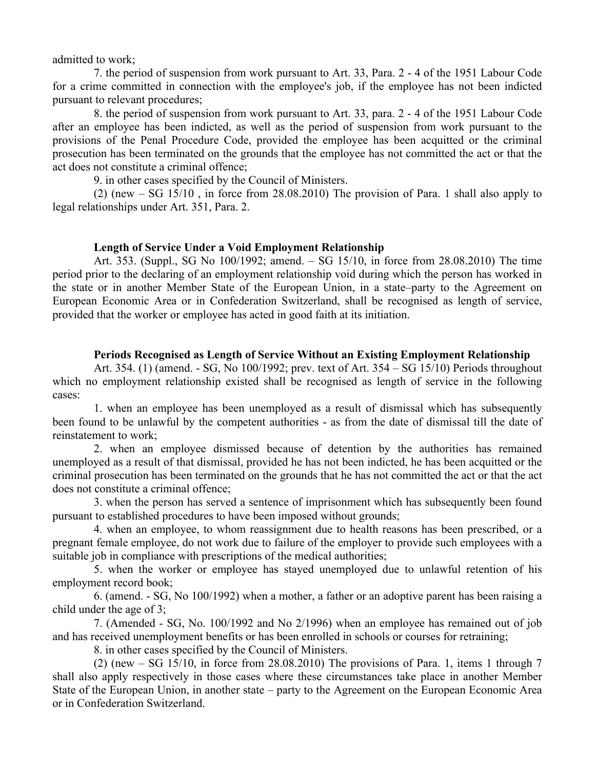admitted to work;

7. the period of suspension from work pursuant to Art. 33, Para. 2 - 4 of the 1951 Labour Code for a crime committed in connection with the employee's job, if the employee has not been indicted pursuant to relevant procedures;

8. the period of suspension from work pursuant to Art. 33, para. 2 - 4 of the 1951 Labour Code after an employee has been indicted, as well as the period of suspension from work pursuant to the provisions of the Penal Procedure Code, provided the employee has been acquitted or the criminal prosecution has been terminated on the grounds that the employee has not committed the act or that the act does not constitute a criminal offence;

9. in other cases specified by the Council of Ministers.

(2) (new – SG 15/10 , in force from 28.08.2010) The provision of Para. 1 shall also apply to legal relationships under Art. 351, Para. 2.

**Length of Service Under a Void Employment Relationship**

Art. 353. (Suppl., SG No 100/1992; amend. – SG 15/10, in force from 28.08.2010) The time period prior to the declaring of an employment relationship void during which the person has worked in the state or in another Member State of the European Union, in a state–party to the Agreement on European Economic Area or in Confederation Switzerland, shall be recognised as length of service, provided that the worker or employee has acted in good faith at its initiation.

**Periods Recognised as Length of Service Without an Existing Employment Relationship**

Art. 354. (1) (amend. - SG, No 100/1992; prev. text of Art. 354 – SG 15/10) Periods throughout which no employment relationship existed shall be recognised as length of service in the following cases:

1. when an employee has been unemployed as a result of dismissal which has subsequently been found to be unlawful by the competent authorities - as from the date of dismissal till the date of reinstatement to work;

2. when an employee dismissed because of detention by the authorities has remained unemployed as a result of that dismissal, provided he has not been indicted, he has been acquitted or the criminal prosecution has been terminated on the grounds that he has not committed the act or that the act does not constitute a criminal offence;

3. when the person has served a sentence of imprisonment which has subsequently been found pursuant to established procedures to have been imposed without grounds;

4. when an employee, to whom reassignment due to health reasons has been prescribed, or a pregnant female employee, do not work due to failure of the employer to provide such employees with a suitable job in compliance with prescriptions of the medical authorities;

5. when the worker or employee has stayed unemployed due to unlawful retention of his employment record book;

6. (amend. - SG, No 100/1992) when a mother, a father or an adoptive parent has been raising a child under the age of 3;

7. (Amended - SG, No. 100/1992 and No 2/1996) when an employee has remained out of job and has received unemployment benefits or has been enrolled in schools or courses for retraining;

8. in other cases specified by the Council of Ministers.

(2) (new – SG 15/10, in force from 28.08.2010) The provisions of Para. 1, items 1 through 7 shall also apply respectively in those cases where these circumstances take place in another Member State of the European Union, in another state – party to the Agreement on the European Economic Area or in Confederation Switzerland.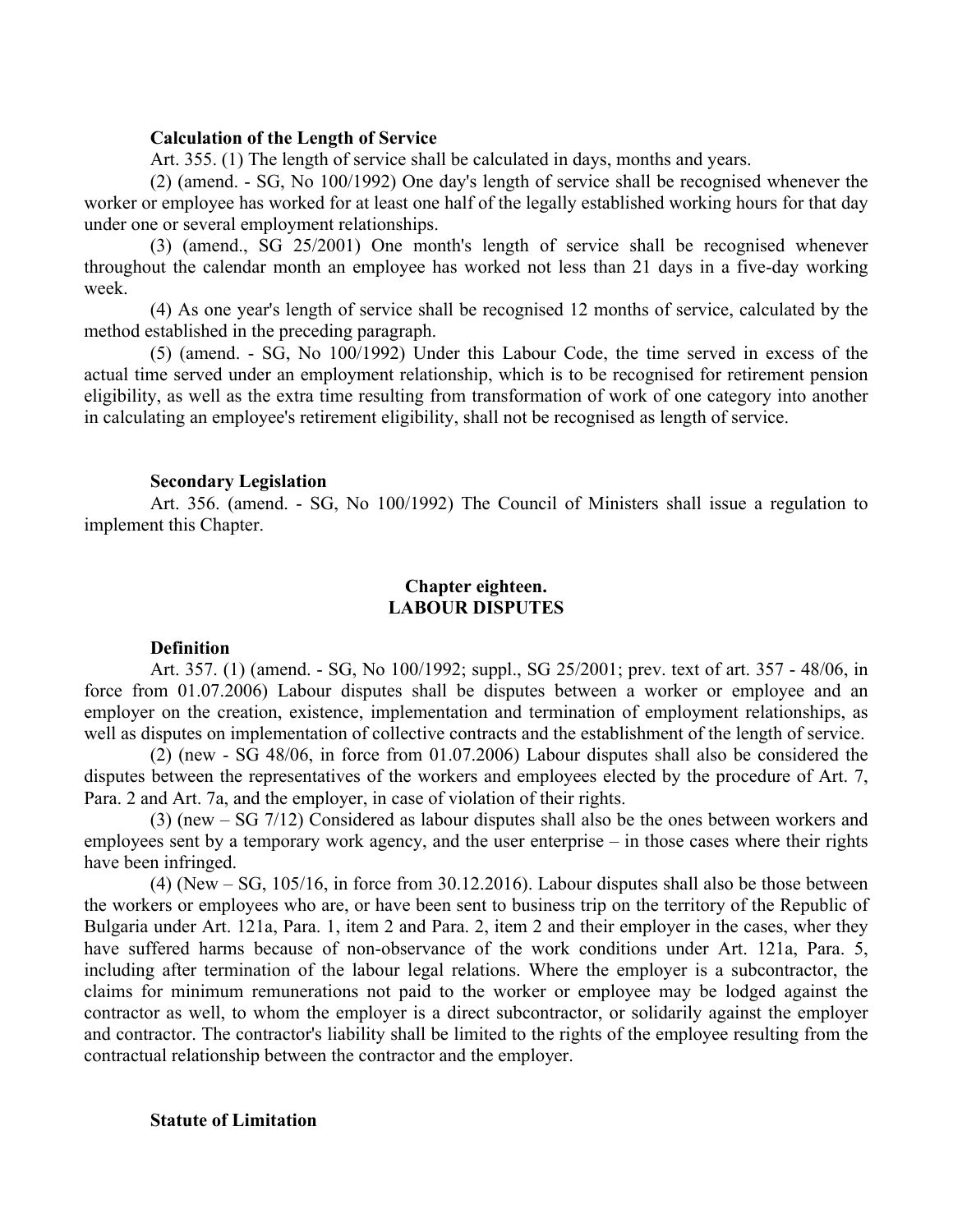**Calculation of the Length of Service**

Art. 355. (1) The length of service shall be calculated in days, months and years.

(2) (amend. - SG, No 100/1992) One day's length of service shall be recognised whenever the worker or employee has worked for at least one half of the legally established working hours for that day under one or several employment relationships.

(3) (amend., SG 25/2001) One month's length of service shall be recognised whenever throughout the calendar month an employee has worked not less than 21 days in a five-day working week.

(4) As one year's length of service shall be recognised 12 months of service, calculated by the method established in the preceding paragraph.

(5) (amend. - SG, No 100/1992) Under this Labour Code, the time served in excess of the actual time served under an employment relationship, which is to be recognised for retirement pension eligibility, as well as the extra time resulting from transformation of work of one category into another in calculating an employee's retirement eligibility, shall not be recognised as length of service.

**Secondary Legislation**

Art. 356. (amend. - SG, No 100/1992) The Council of Ministers shall issue a regulation to implement this Chapter.

## Chapter eighteen.
## LABOUR DISPUTES

**Definition**

Art. 357. (1) (amend. - SG, No 100/1992; suppl., SG 25/2001; prev. text of art. 357 - 48/06, in force from 01.07.2006) Labour disputes shall be disputes between a worker or employee and an employer on the creation, existence, implementation and termination of employment relationships, as well as disputes on implementation of collective contracts and the establishment of the length of service.

(2) (new - SG 48/06, in force from 01.07.2006) Labour disputes shall also be considered the disputes between the representatives of the workers and employees elected by the procedure of Art. 7, Para. 2 and Art. 7a, and the employer, in case of violation of their rights.

(3) (new – SG 7/12) Considered as labour disputes shall also be the ones between workers and employees sent by a temporary work agency, and the user enterprise – in those cases where their rights have been infringed.

(4) (New – SG, 105/16, in force from 30.12.2016). Labour disputes shall also be those between the workers or employees who are, or have been sent to business trip on the territory of the Republic of Bulgaria under Art. 121a, Para. 1, item 2 and Para. 2, item 2 and their employer in the cases, wher they have suffered harms because of non-observance of the work conditions under Art. 121a, Para. 5, including after termination of the labour legal relations. Where the employer is a subcontractor, the claims for minimum remunerations not paid to the worker or employee may be lodged against the contractor as well, to whom the employer is a direct subcontractor, or solidarily against the employer and contractor. The contractor's liability shall be limited to the rights of the employee resulting from the contractual relationship between the contractor and the employer.

**Statute of Limitation**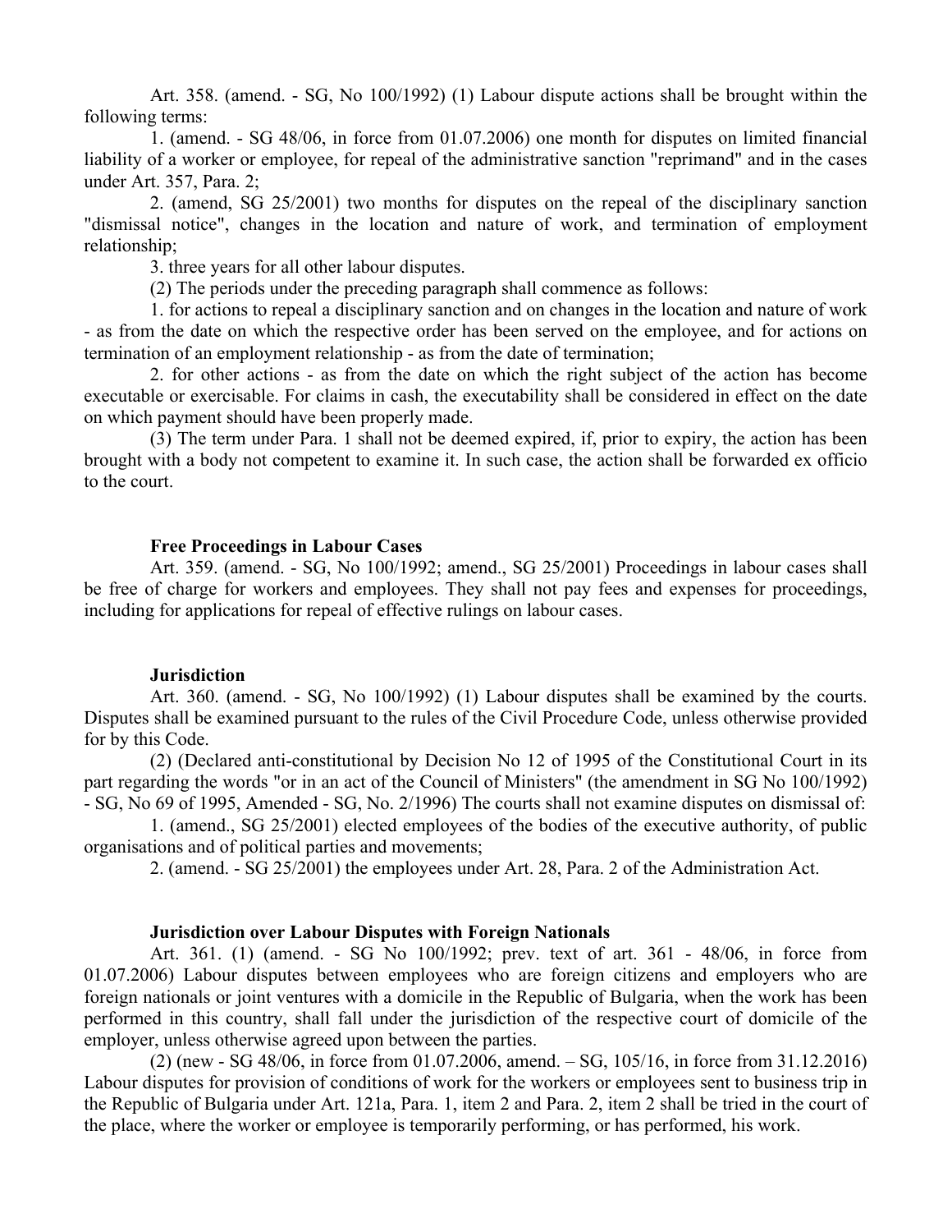Art. 358. (amend. - SG, No 100/1992) (1) Labour dispute actions shall be brought within the following terms:

1. (amend. - SG 48/06, in force from 01.07.2006) one month for disputes on limited financial liability of a worker or employee, for repeal of the administrative sanction "reprimand" and in the cases under Art. 357, Para. 2;

2. (amend, SG 25/2001) two months for disputes on the repeal of the disciplinary sanction "dismissal notice", changes in the location and nature of work, and termination of employment relationship;

3. three years for all other labour disputes.

(2) The periods under the preceding paragraph shall commence as follows:

1. for actions to repeal a disciplinary sanction and on changes in the location and nature of work - as from the date on which the respective order has been served on the employee, and for actions on termination of an employment relationship - as from the date of termination;

2. for other actions - as from the date on which the right subject of the action has become executable or exercisable. For claims in cash, the executability shall be considered in effect on the date on which payment should have been properly made.

(3) The term under Para. 1 shall not be deemed expired, if, prior to expiry, the action has been brought with a body not competent to examine it. In such case, the action shall be forwarded ex officio to the court.

**Free Proceedings in Labour Cases**

Art. 359. (amend. - SG, No 100/1992; amend., SG 25/2001) Proceedings in labour cases shall be free of charge for workers and employees. They shall not pay fees and expenses for proceedings, including for applications for repeal of effective rulings on labour cases.

**Jurisdiction**

Art. 360. (amend. - SG, No 100/1992) (1) Labour disputes shall be examined by the courts. Disputes shall be examined pursuant to the rules of the Civil Procedure Code, unless otherwise provided for by this Code.

(2) (Declared anti-constitutional by Decision No 12 of 1995 of the Constitutional Court in its part regarding the words "or in an act of the Council of Ministers" (the amendment in SG No 100/1992) - SG, No 69 of 1995, Amended - SG, No. 2/1996) The courts shall not examine disputes on dismissal of:

1. (amend., SG 25/2001) elected employees of the bodies of the executive authority, of public organisations and of political parties and movements;

2. (amend. - SG 25/2001) the employees under Art. 28, Para. 2 of the Administration Act.

**Jurisdiction over Labour Disputes with Foreign Nationals**

Art. 361. (1) (amend. - SG No 100/1992; prev. text of art. 361 - 48/06, in force from 01.07.2006) Labour disputes between employees who are foreign citizens and employers who are foreign nationals or joint ventures with a domicile in the Republic of Bulgaria, when the work has been performed in this country, shall fall under the jurisdiction of the respective court of domicile of the employer, unless otherwise agreed upon between the parties.

(2) (new - SG 48/06, in force from 01.07.2006, amend. – SG, 105/16, in force from 31.12.2016) Labour disputes for provision of conditions of work for the workers or employees sent to business trip in the Republic of Bulgaria under Art. 121a, Para. 1, item 2 and Para. 2, item 2 shall be tried in the court of the place, where the worker or employee is temporarily performing, or has performed, his work.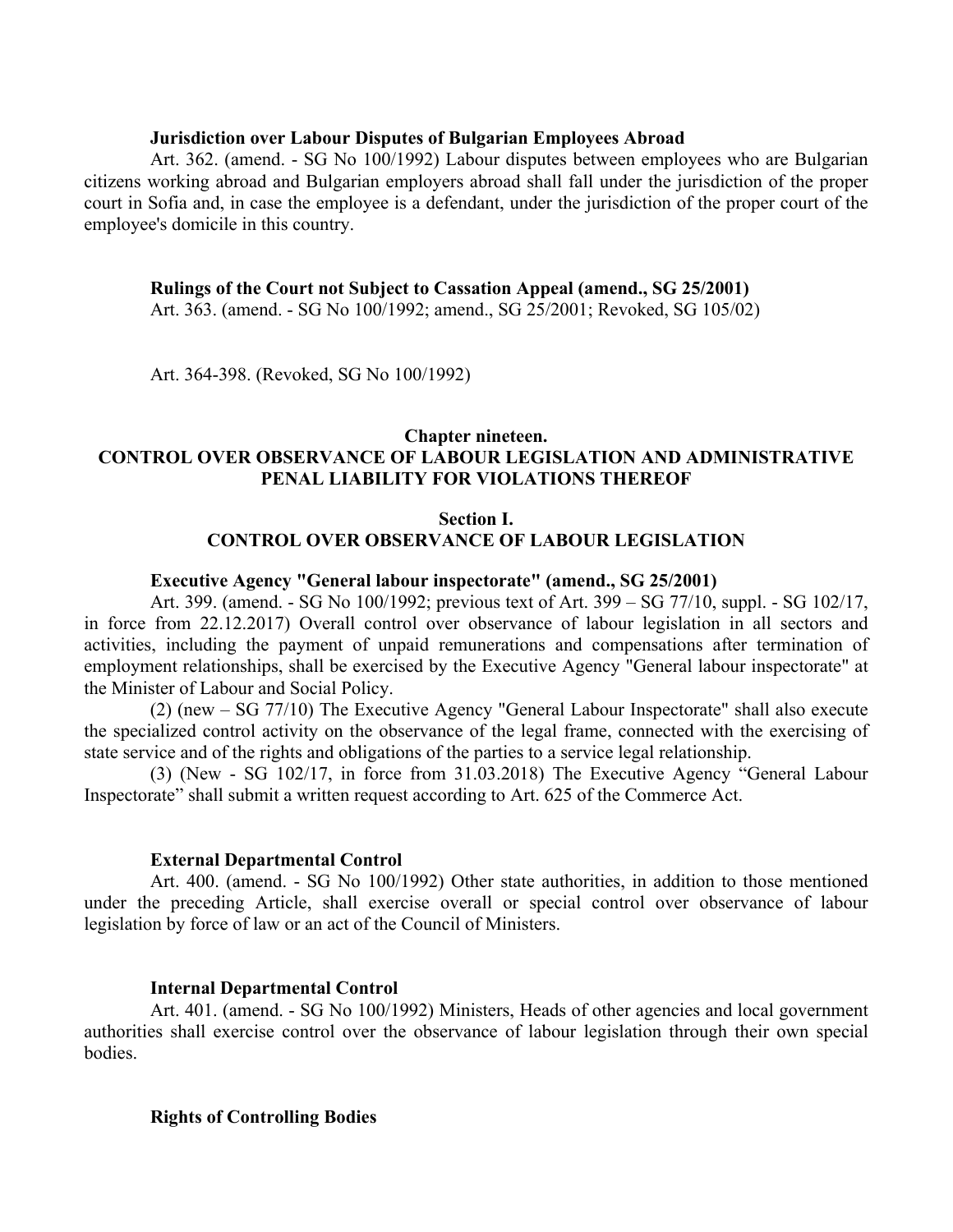**Jurisdiction over Labour Disputes of Bulgarian Employees Abroad**

Art. 362. (amend. - SG No 100/1992) Labour disputes between employees who are Bulgarian citizens working abroad and Bulgarian employers abroad shall fall under the jurisdiction of the proper court in Sofia and, in case the employee is a defendant, under the jurisdiction of the proper court of the employee's domicile in this country.

**Rulings of the Court not Subject to Cassation Appeal (amend., SG 25/2001)**

Art. 363. (amend. - SG No 100/1992; amend., SG 25/2001; Revoked, SG 105/02)

Art. 364-398. (Revoked, SG No 100/1992)

## Chapter nineteen.
## CONTROL OVER OBSERVANCE OF LABOUR LEGISLATION AND ADMINISTRATIVE PENAL LIABILITY FOR VIOLATIONS THEREOF

### Section I.
### CONTROL OVER OBSERVANCE OF LABOUR LEGISLATION

**Executive Agency "General labour inspectorate" (amend., SG 25/2001)**

Art. 399. (amend. - SG No 100/1992; previous text of Art. 399 – SG 77/10, suppl. - SG 102/17, in force from 22.12.2017) Overall control over observance of labour legislation in all sectors and activities, including the payment of unpaid remunerations and compensations after termination of employment relationships, shall be exercised by the Executive Agency "General labour inspectorate" at the Minister of Labour and Social Policy.

(2) (new – SG 77/10) The Executive Agency "General Labour Inspectorate" shall also execute the specialized control activity on the observance of the legal frame, connected with the exercising of state service and of the rights and obligations of the parties to a service legal relationship.

(3) (New - SG 102/17, in force from 31.03.2018) The Executive Agency "General Labour Inspectorate" shall submit a written request according to Art. 625 of the Commerce Act.

**External Departmental Control**

Art. 400. (amend. - SG No 100/1992) Other state authorities, in addition to those mentioned under the preceding Article, shall exercise overall or special control over observance of labour legislation by force of law or an act of the Council of Ministers.

**Internal Departmental Control**

Art. 401. (amend. - SG No 100/1992) Ministers, Heads of other agencies and local government authorities shall exercise control over the observance of labour legislation through their own special bodies.

**Rights of Controlling Bodies**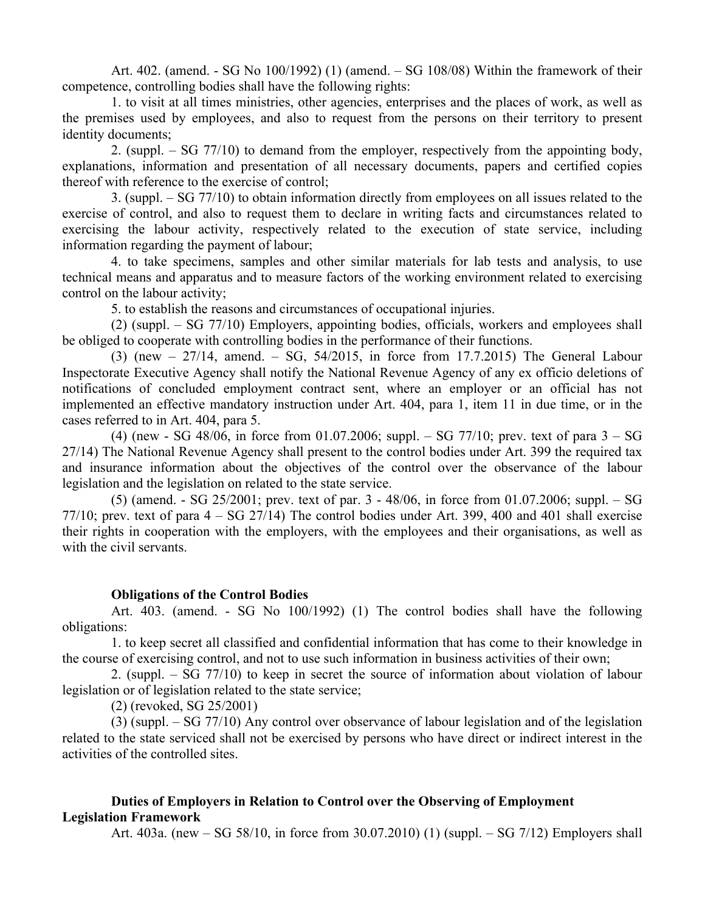Art. 402. (amend. - SG No 100/1992) (1) (amend. – SG 108/08) Within the framework of their competence, controlling bodies shall have the following rights:

1. to visit at all times ministries, other agencies, enterprises and the places of work, as well as the premises used by employees, and also to request from the persons on their territory to present identity documents;

2. (suppl. – SG 77/10) to demand from the employer, respectively from the appointing body, explanations, information and presentation of all necessary documents, papers and certified copies thereof with reference to the exercise of control;

3. (suppl. – SG 77/10) to obtain information directly from employees on all issues related to the exercise of control, and also to request them to declare in writing facts and circumstances related to exercising the labour activity, respectively related to the execution of state service, including information regarding the payment of labour;

4. to take specimens, samples and other similar materials for lab tests and analysis, to use technical means and apparatus and to measure factors of the working environment related to exercising control on the labour activity;

5. to establish the reasons and circumstances of occupational injuries.

(2) (suppl. – SG 77/10) Employers, appointing bodies, officials, workers and employees shall be obliged to cooperate with controlling bodies in the performance of their functions.

(3) (new – 27/14, amend. – SG, 54/2015, in force from 17.7.2015) The General Labour Inspectorate Executive Agency shall notify the National Revenue Agency of any ex officio deletions of notifications of concluded employment contract sent, where an employer or an official has not implemented an effective mandatory instruction under Art. 404, para 1, item 11 in due time, or in the cases referred to in Art. 404, para 5.

(4) (new - SG 48/06, in force from 01.07.2006; suppl. – SG 77/10; prev. text of para 3 – SG 27/14) The National Revenue Agency shall present to the control bodies under Art. 399 the required tax and insurance information about the objectives of the control over the observance of the labour legislation and the legislation on related to the state service.

(5) (amend. - SG 25/2001; prev. text of par. 3 - 48/06, in force from 01.07.2006; suppl. – SG 77/10; prev. text of para 4 – SG 27/14) The control bodies under Art. 399, 400 and 401 shall exercise their rights in cooperation with the employers, with the employees and their organisations, as well as with the civil servants.

**Obligations of the Control Bodies**

Art. 403. (amend. - SG No 100/1992) (1) The control bodies shall have the following obligations:

1. to keep secret all classified and confidential information that has come to their knowledge in the course of exercising control, and not to use such information in business activities of their own;

2. (suppl. – SG 77/10) to keep in secret the source of information about violation of labour legislation or of legislation related to the state service;

(2) (revoked, SG 25/2001)

(3) (suppl. – SG 77/10) Any control over observance of labour legislation and of the legislation related to the state serviced shall not be exercised by persons who have direct or indirect interest in the activities of the controlled sites.

**Duties of Employers in Relation to Control over the Observing of Employment Legislation Framework**

Art. 403a. (new – SG 58/10, in force from 30.07.2010) (1) (suppl. – SG 7/12) Employers shall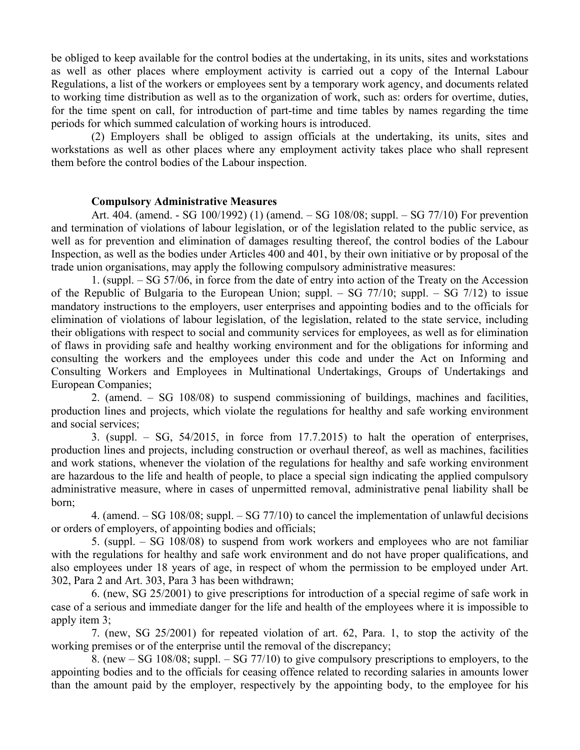be obliged to keep available for the control bodies at the undertaking, in its units, sites and workstations as well as other places where employment activity is carried out a copy of the Internal Labour Regulations, a list of the workers or employees sent by a temporary work agency, and documents related to working time distribution as well as to the organization of work, such as: orders for overtime, duties, for the time spent on call, for introduction of part-time and time tables by names regarding the time periods for which summed calculation of working hours is introduced.

(2) Employers shall be obliged to assign officials at the undertaking, its units, sites and workstations as well as other places where any employment activity takes place who shall represent them before the control bodies of the Labour inspection.

**Compulsory Administrative Measures**

Art. 404. (amend. - SG 100/1992) (1) (amend. – SG 108/08; suppl. – SG 77/10) For prevention and termination of violations of labour legislation, or of the legislation related to the public service, as well as for prevention and elimination of damages resulting thereof, the control bodies of the Labour Inspection, as well as the bodies under Articles 400 and 401, by their own initiative or by proposal of the trade union organisations, may apply the following compulsory administrative measures:

1. (suppl. – SG 57/06, in force from the date of entry into action of the Treaty on the Accession of the Republic of Bulgaria to the European Union; suppl. – SG 77/10; suppl. – SG 7/12) to issue mandatory instructions to the employers, user enterprises and appointing bodies and to the officials for elimination of violations of labour legislation, of the legislation, related to the state service, including their obligations with respect to social and community services for employees, as well as for elimination of flaws in providing safe and healthy working environment and for the obligations for informing and consulting the workers and the employees under this code and under the Act on Informing and Consulting Workers and Employees in Multinational Undertakings, Groups of Undertakings and European Companies;

2. (amend. – SG 108/08) to suspend commissioning of buildings, machines and facilities, production lines and projects, which violate the regulations for healthy and safe working environment and social services;

3. (suppl. – SG, 54/2015, in force from 17.7.2015) to halt the operation of enterprises, production lines and projects, including construction or overhaul thereof, as well as machines, facilities and work stations, whenever the violation of the regulations for healthy and safe working environment are hazardous to the life and health of people, to place a special sign indicating the applied compulsory administrative measure, where in cases of unpermitted removal, administrative penal liability shall be born;

4. (amend. – SG 108/08; suppl. – SG 77/10) to cancel the implementation of unlawful decisions or orders of employers, of appointing bodies and officials;

5. (suppl. – SG 108/08) to suspend from work workers and employees who are not familiar with the regulations for healthy and safe work environment and do not have proper qualifications, and also employees under 18 years of age, in respect of whom the permission to be employed under Art. 302, Para 2 and Art. 303, Para 3 has been withdrawn;

6. (new, SG 25/2001) to give prescriptions for introduction of a special regime of safe work in case of a serious and immediate danger for the life and health of the employees where it is impossible to apply item 3;

7. (new, SG 25/2001) for repeated violation of art. 62, Para. 1, to stop the activity of the working premises or of the enterprise until the removal of the discrepancy;

8. (new – SG 108/08; suppl. – SG 77/10) to give compulsory prescriptions to employers, to the appointing bodies and to the officials for ceasing offence related to recording salaries in amounts lower than the amount paid by the employer, respectively by the appointing body, to the employee for his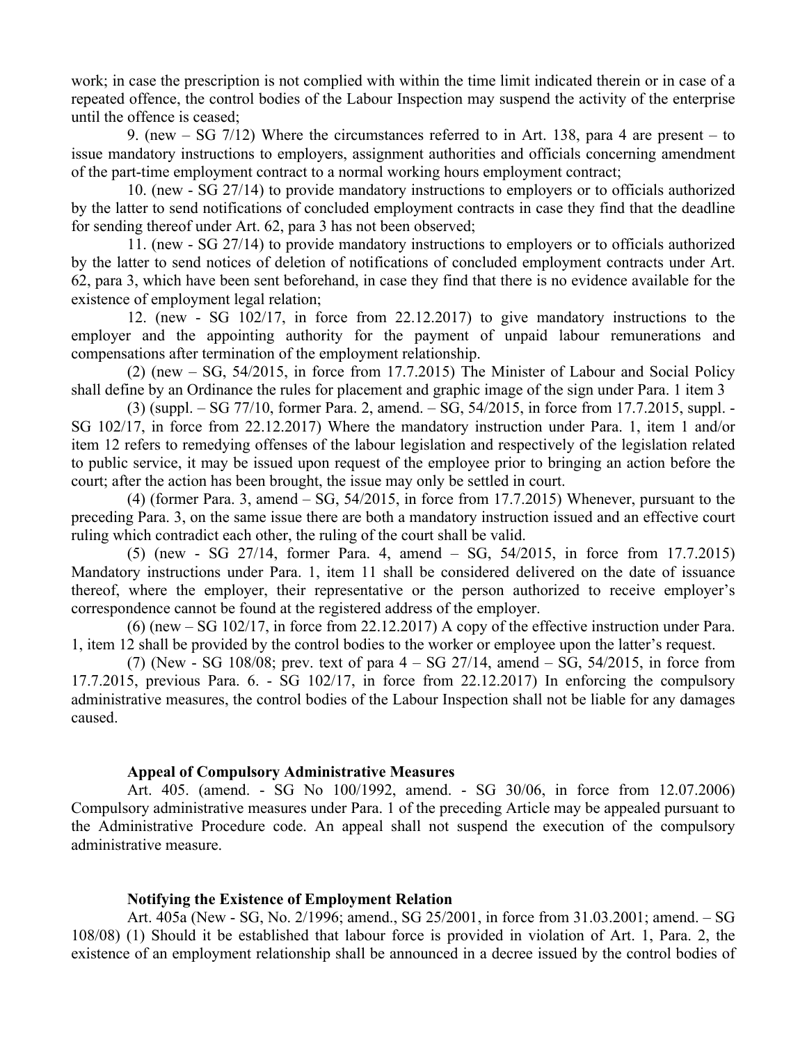work; in case the prescription is not complied with within the time limit indicated therein or in case of a repeated offence, the control bodies of the Labour Inspection may suspend the activity of the enterprise until the offence is ceased;

9. (new – SG 7/12) Where the circumstances referred to in Art. 138, para 4 are present – to issue mandatory instructions to employers, assignment authorities and officials concerning amendment of the part-time employment contract to a normal working hours employment contract;

10. (new - SG 27/14) to provide mandatory instructions to employers or to officials authorized by the latter to send notifications of concluded employment contracts in case they find that the deadline for sending thereof under Art. 62, para 3 has not been observed;

11. (new - SG 27/14) to provide mandatory instructions to employers or to officials authorized by the latter to send notices of deletion of notifications of concluded employment contracts under Art. 62, para 3, which have been sent beforehand, in case they find that there is no evidence available for the existence of employment legal relation;

12. (new - SG 102/17, in force from 22.12.2017) to give mandatory instructions to the employer and the appointing authority for the payment of unpaid labour remunerations and compensations after termination of the employment relationship.

(2) (new – SG, 54/2015, in force from 17.7.2015) The Minister of Labour and Social Policy shall define by an Ordinance the rules for placement and graphic image of the sign under Para. 1 item 3

(3) (suppl. – SG 77/10, former Para. 2, amend. – SG, 54/2015, in force from 17.7.2015, suppl. - SG 102/17, in force from 22.12.2017) Where the mandatory instruction under Para. 1, item 1 and/or item 12 refers to remedying offenses of the labour legislation and respectively of the legislation related to public service, it may be issued upon request of the employee prior to bringing an action before the court; after the action has been brought, the issue may only be settled in court.

(4) (former Para. 3, amend – SG, 54/2015, in force from 17.7.2015) Whenever, pursuant to the preceding Para. 3, on the same issue there are both a mandatory instruction issued and an effective court ruling which contradict each other, the ruling of the court shall be valid.

(5) (new - SG 27/14, former Para. 4, amend – SG, 54/2015, in force from 17.7.2015) Mandatory instructions under Para. 1, item 11 shall be considered delivered on the date of issuance thereof, where the employer, their representative or the person authorized to receive employer's correspondence cannot be found at the registered address of the employer.

(6) (new – SG 102/17, in force from 22.12.2017) A copy of the effective instruction under Para. 1, item 12 shall be provided by the control bodies to the worker or employee upon the latter's request.

(7) (New - SG 108/08; prev. text of para 4 – SG 27/14, amend – SG, 54/2015, in force from 17.7.2015, previous Para. 6. - SG 102/17, in force from 22.12.2017) In enforcing the compulsory administrative measures, the control bodies of the Labour Inspection shall not be liable for any damages caused.

**Appeal of Compulsory Administrative Measures**

Art. 405. (amend. - SG No 100/1992, amend. - SG 30/06, in force from 12.07.2006) Compulsory administrative measures under Para. 1 of the preceding Article may be appealed pursuant to the Administrative Procedure code. An appeal shall not suspend the execution of the compulsory administrative measure.

**Notifying the Existence of Employment Relation**

Art. 405a (New - SG, No. 2/1996; amend., SG 25/2001, in force from 31.03.2001; amend. – SG 108/08) (1) Should it be established that labour force is provided in violation of Art. 1, Para. 2, the existence of an employment relationship shall be announced in a decree issued by the control bodies of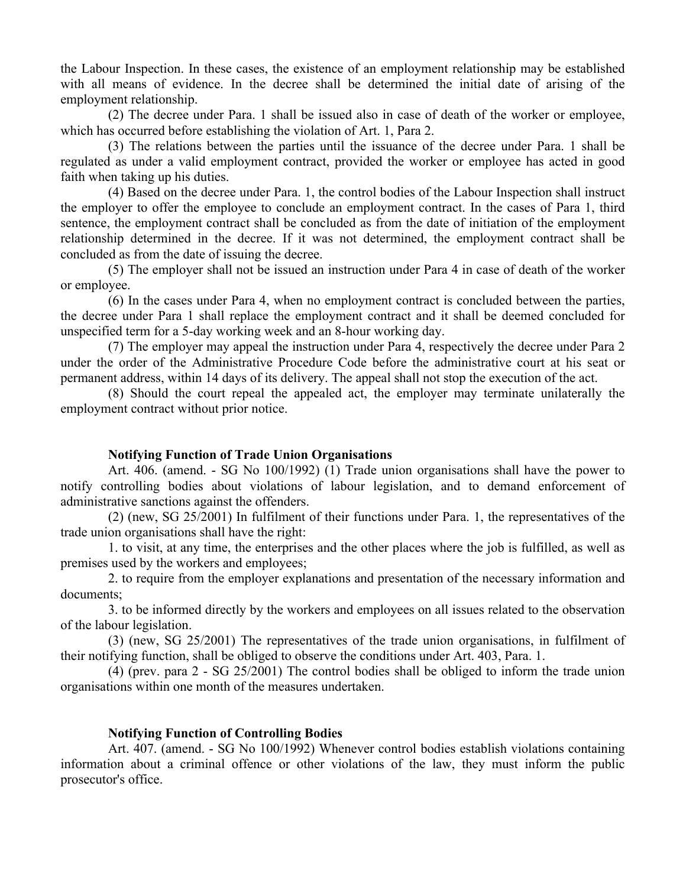the Labour Inspection. In these cases, the existence of an employment relationship may be established with all means of evidence. In the decree shall be determined the initial date of arising of the employment relationship.

(2) The decree under Para. 1 shall be issued also in case of death of the worker or employee, which has occurred before establishing the violation of Art. 1, Para 2.

(3) The relations between the parties until the issuance of the decree under Para. 1 shall be regulated as under a valid employment contract, provided the worker or employee has acted in good faith when taking up his duties.

(4) Based on the decree under Para. 1, the control bodies of the Labour Inspection shall instruct the employer to offer the employee to conclude an employment contract. In the cases of Para 1, third sentence, the employment contract shall be concluded as from the date of initiation of the employment relationship determined in the decree. If it was not determined, the employment contract shall be concluded as from the date of issuing the decree.

(5) The employer shall not be issued an instruction under Para 4 in case of death of the worker or employee.

(6) In the cases under Para 4, when no employment contract is concluded between the parties, the decree under Para 1 shall replace the employment contract and it shall be deemed concluded for unspecified term for a 5-day working week and an 8-hour working day.

(7) The employer may appeal the instruction under Para 4, respectively the decree under Para 2 under the order of the Administrative Procedure Code before the administrative court at his seat or permanent address, within 14 days of its delivery. The appeal shall not stop the execution of the act.

(8) Should the court repeal the appealed act, the employer may terminate unilaterally the employment contract without prior notice.

**Notifying Function of Trade Union Organisations**

Art. 406. (amend. - SG No 100/1992) (1) Trade union organisations shall have the power to notify controlling bodies about violations of labour legislation, and to demand enforcement of administrative sanctions against the offenders.

(2) (new, SG 25/2001) In fulfilment of their functions under Para. 1, the representatives of the trade union organisations shall have the right:

1. to visit, at any time, the enterprises and the other places where the job is fulfilled, as well as premises used by the workers and employees;

2. to require from the employer explanations and presentation of the necessary information and documents;

3. to be informed directly by the workers and employees on all issues related to the observation of the labour legislation.

(3) (new, SG 25/2001) The representatives of the trade union organisations, in fulfilment of their notifying function, shall be obliged to observe the conditions under Art. 403, Para. 1.

(4) (prev. para 2 - SG 25/2001) The control bodies shall be obliged to inform the trade union organisations within one month of the measures undertaken.

**Notifying Function of Controlling Bodies**

Art. 407. (amend. - SG No 100/1992) Whenever control bodies establish violations containing information about a criminal offence or other violations of the law, they must inform the public prosecutor's office.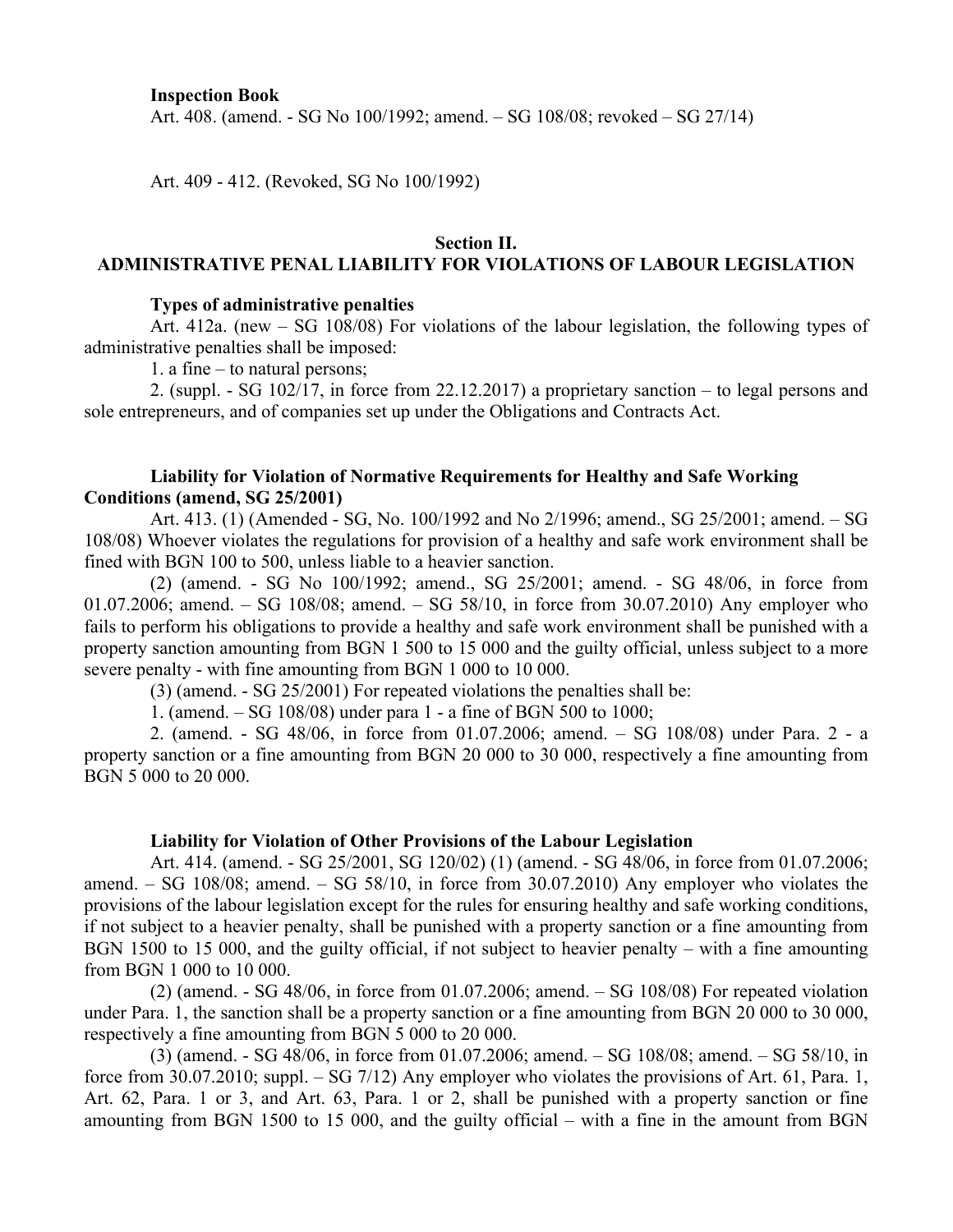**Inspection Book**

Art. 408. (amend. - SG No 100/1992; amend. – SG 108/08; revoked – SG 27/14)

Art. 409 - 412. (Revoked, SG No 100/1992)

## Section II.
## ADMINISTRATIVE PENAL LIABILITY FOR VIOLATIONS OF LABOUR LEGISLATION

**Types of administrative penalties**

Art. 412a. (new – SG 108/08) For violations of the labour legislation, the following types of administrative penalties shall be imposed:

1. a fine – to natural persons;

2. (suppl. - SG 102/17, in force from 22.12.2017) a proprietary sanction – to legal persons and sole entrepreneurs, and of companies set up under the Obligations and Contracts Act.

**Liability for Violation of Normative Requirements for Healthy and Safe Working Conditions (amend, SG 25/2001)**

Art. 413. (1) (Amended - SG, No. 100/1992 and No 2/1996; amend., SG 25/2001; amend. – SG 108/08) Whoever violates the regulations for provision of a healthy and safe work environment shall be fined with BGN 100 to 500, unless liable to a heavier sanction.

(2) (amend. - SG No 100/1992; amend., SG 25/2001; amend. - SG 48/06, in force from 01.07.2006; amend. – SG 108/08; amend. – SG 58/10, in force from 30.07.2010) Any employer who fails to perform his obligations to provide a healthy and safe work environment shall be punished with a property sanction amounting from BGN 1 500 to 15 000 and the guilty official, unless subject to a more severe penalty - with fine amounting from BGN 1 000 to 10 000.

(3) (amend. - SG 25/2001) For repeated violations the penalties shall be:

1. (amend. – SG 108/08) under para 1 - a fine of BGN 500 to 1000;

2. (amend. - SG 48/06, in force from 01.07.2006; amend. – SG 108/08) under Para. 2 - a property sanction or a fine amounting from BGN 20 000 to 30 000, respectively a fine amounting from BGN 5 000 to 20 000.

**Liability for Violation of Other Provisions of the Labour Legislation**

Art. 414. (amend. - SG 25/2001, SG 120/02) (1) (amend. - SG 48/06, in force from 01.07.2006; amend. – SG 108/08; amend. – SG 58/10, in force from 30.07.2010) Any employer who violates the provisions of the labour legislation except for the rules for ensuring healthy and safe working conditions, if not subject to a heavier penalty, shall be punished with a property sanction or a fine amounting from BGN 1500 to 15 000, and the guilty official, if not subject to heavier penalty – with a fine amounting from BGN 1 000 to 10 000.

(2) (amend. - SG 48/06, in force from 01.07.2006; amend. – SG 108/08) For repeated violation under Para. 1, the sanction shall be a property sanction or a fine amounting from BGN 20 000 to 30 000, respectively a fine amounting from BGN 5 000 to 20 000.

(3) (amend. - SG 48/06, in force from 01.07.2006; amend. – SG 108/08; amend. – SG 58/10, in force from 30.07.2010; suppl. – SG 7/12) Any employer who violates the provisions of Art. 61, Para. 1, Art. 62, Para. 1 or 3, and Art. 63, Para. 1 or 2, shall be punished with a property sanction or fine amounting from BGN 1500 to 15 000, and the guilty official – with a fine in the amount from BGN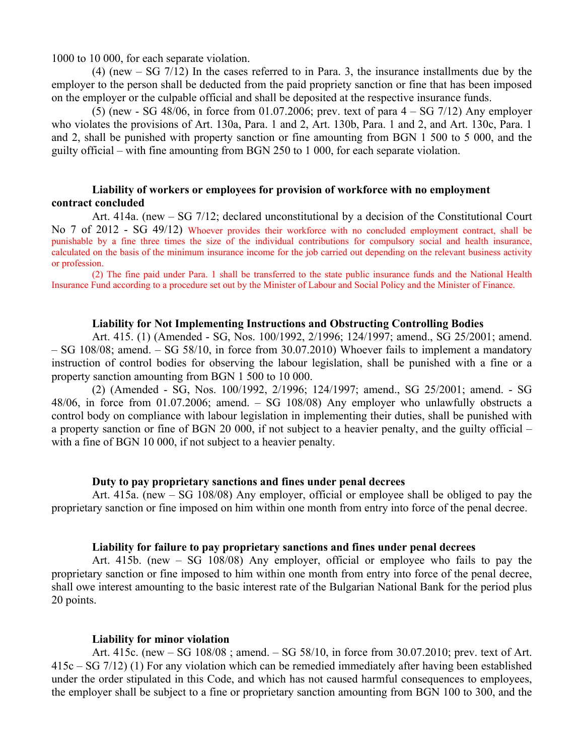1000 to 10 000, for each separate violation.

(4) (new – SG 7/12) In the cases referred to in Para. 3, the insurance installments due by the employer to the person shall be deducted from the paid propriety sanction or fine that has been imposed on the employer or the culpable official and shall be deposited at the respective insurance funds.

(5) (new - SG 48/06, in force from 01.07.2006; prev. text of para 4 – SG 7/12) Any employer who violates the provisions of Art. 130a, Para. 1 and 2, Art. 130b, Para. 1 and 2, and Art. 130c, Para. 1 and 2, shall be punished with property sanction or fine amounting from BGN 1 500 to 5 000, and the guilty official – with fine amounting from BGN 250 to 1 000, for each separate violation.

**Liability of workers or employees for provision of workforce with no employment contract concluded**

Art. 414a. (new – SG 7/12; declared unconstitutional by a decision of the Constitutional Court No 7 of 2012 - SG 49/12) Whoever provides their workforce with no concluded employment contract, shall be punishable by a fine three times the size of the individual contributions for compulsory social and health insurance, calculated on the basis of the minimum insurance income for the job carried out depending on the relevant business activity or profession.

(2) The fine paid under Para. 1 shall be transferred to the state public insurance funds and the National Health Insurance Fund according to a procedure set out by the Minister of Labour and Social Policy and the Minister of Finance.

**Liability for Not Implementing Instructions and Obstructing Controlling Bodies**

Art. 415. (1) (Amended - SG, Nos. 100/1992, 2/1996; 124/1997; amend., SG 25/2001; amend. – SG 108/08; amend. – SG 58/10, in force from 30.07.2010) Whoever fails to implement a mandatory instruction of control bodies for observing the labour legislation, shall be punished with a fine or a property sanction amounting from BGN 1 500 to 10 000.

(2) (Amended - SG, Nos. 100/1992, 2/1996; 124/1997; amend., SG 25/2001; amend. - SG 48/06, in force from 01.07.2006; amend. – SG 108/08) Any employer who unlawfully obstructs a control body on compliance with labour legislation in implementing their duties, shall be punished with a property sanction or fine of BGN 20 000, if not subject to a heavier penalty, and the guilty official – with a fine of BGN 10 000, if not subject to a heavier penalty.

**Duty to pay proprietary sanctions and fines under penal decrees**

Art. 415a. (new – SG 108/08) Any employer, official or employee shall be obliged to pay the proprietary sanction or fine imposed on him within one month from entry into force of the penal decree.

**Liability for failure to pay proprietary sanctions and fines under penal decrees**

Art. 415b. (new – SG 108/08) Any employer, official or employee who fails to pay the proprietary sanction or fine imposed to him within one month from entry into force of the penal decree, shall owe interest amounting to the basic interest rate of the Bulgarian National Bank for the period plus 20 points.

**Liability for minor violation**

Art. 415c. (new – SG 108/08 ; amend. – SG 58/10, in force from 30.07.2010; prev. text of Art. 415c – SG 7/12) (1) For any violation which can be remedied immediately after having been established under the order stipulated in this Code, and which has not caused harmful consequences to employees, the employer shall be subject to a fine or proprietary sanction amounting from BGN 100 to 300, and the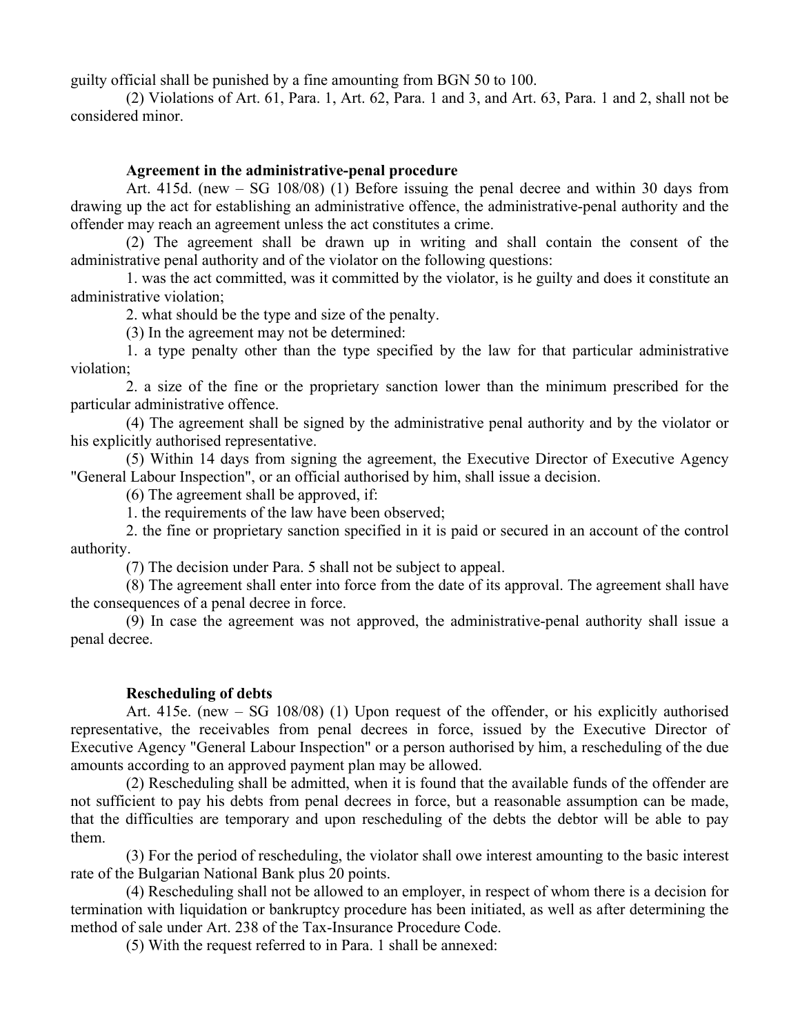guilty official shall be punished by a fine amounting from BGN 50 to 100.

(2) Violations of Art. 61, Para. 1, Art. 62, Para. 1 and 3, and Art. 63, Para. 1 and 2, shall not be considered minor.

**Agreement in the administrative-penal procedure**

Art. 415d. (new – SG 108/08) (1) Before issuing the penal decree and within 30 days from drawing up the act for establishing an administrative offence, the administrative-penal authority and the offender may reach an agreement unless the act constitutes a crime.

(2) The agreement shall be drawn up in writing and shall contain the consent of the administrative penal authority and of the violator on the following questions:

1. was the act committed, was it committed by the violator, is he guilty and does it constitute an administrative violation;

2. what should be the type and size of the penalty.

(3) In the agreement may not be determined:

1. a type penalty other than the type specified by the law for that particular administrative violation;

2. a size of the fine or the proprietary sanction lower than the minimum prescribed for the particular administrative offence.

(4) The agreement shall be signed by the administrative penal authority and by the violator or his explicitly authorised representative.

(5) Within 14 days from signing the agreement, the Executive Director of Executive Agency "General Labour Inspection", or an official authorised by him, shall issue a decision.

(6) The agreement shall be approved, if:

1. the requirements of the law have been observed;

2. the fine or proprietary sanction specified in it is paid or secured in an account of the control authority.

(7) The decision under Para. 5 shall not be subject to appeal.

(8) The agreement shall enter into force from the date of its approval. The agreement shall have the consequences of a penal decree in force.

(9) In case the agreement was not approved, the administrative-penal authority shall issue a penal decree.

**Rescheduling of debts**

Art. 415e. (new – SG 108/08) (1) Upon request of the offender, or his explicitly authorised representative, the receivables from penal decrees in force, issued by the Executive Director of Executive Agency "General Labour Inspection" or a person authorised by him, a rescheduling of the due amounts according to an approved payment plan may be allowed.

(2) Rescheduling shall be admitted, when it is found that the available funds of the offender are not sufficient to pay his debts from penal decrees in force, but a reasonable assumption can be made, that the difficulties are temporary and upon rescheduling of the debts the debtor will be able to pay them.

(3) For the period of rescheduling, the violator shall owe interest amounting to the basic interest rate of the Bulgarian National Bank plus 20 points.

(4) Rescheduling shall not be allowed to an employer, in respect of whom there is a decision for termination with liquidation or bankruptcy procedure has been initiated, as well as after determining the method of sale under Art. 238 of the Tax-Insurance Procedure Code.

(5) With the request referred to in Para. 1 shall be annexed: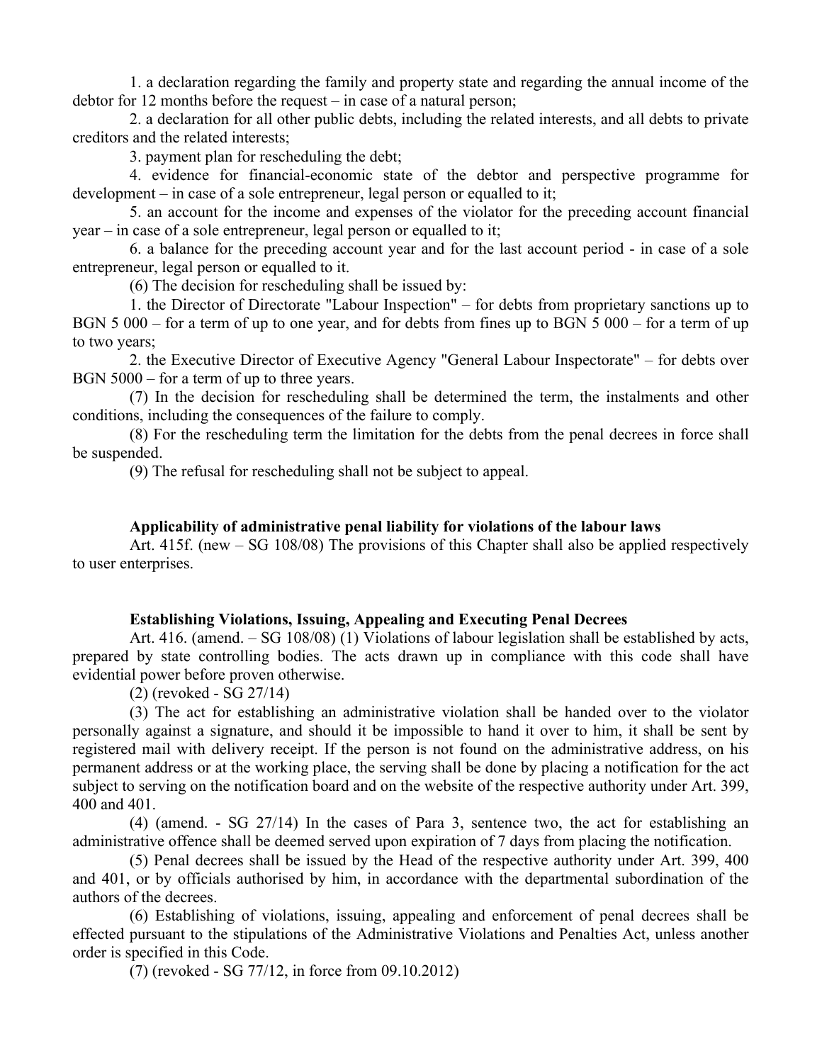1. a declaration regarding the family and property state and regarding the annual income of the debtor for 12 months before the request – in case of a natural person;

2. a declaration for all other public debts, including the related interests, and all debts to private creditors and the related interests;

3. payment plan for rescheduling the debt;

4. evidence for financial-economic state of the debtor and perspective programme for development – in case of a sole entrepreneur, legal person or equalled to it;

5. an account for the income and expenses of the violator for the preceding account financial year – in case of a sole entrepreneur, legal person or equalled to it;

6. a balance for the preceding account year and for the last account period - in case of a sole entrepreneur, legal person or equalled to it.

(6) The decision for rescheduling shall be issued by:

1. the Director of Directorate "Labour Inspection" – for debts from proprietary sanctions up to BGN 5 000 – for a term of up to one year, and for debts from fines up to BGN 5 000 – for a term of up to two years;

2. the Executive Director of Executive Agency "General Labour Inspectorate" – for debts over BGN 5000 – for a term of up to three years.

(7) In the decision for rescheduling shall be determined the term, the instalments and other conditions, including the consequences of the failure to comply.

(8) For the rescheduling term the limitation for the debts from the penal decrees in force shall be suspended.

(9) The refusal for rescheduling shall not be subject to appeal.

**Applicability of administrative penal liability for violations of the labour laws**

Art. 415f. (new – SG 108/08) The provisions of this Chapter shall also be applied respectively to user enterprises.

**Establishing Violations, Issuing, Appealing and Executing Penal Decrees**

Art. 416. (amend. – SG 108/08) (1) Violations of labour legislation shall be established by acts, prepared by state controlling bodies. The acts drawn up in compliance with this code shall have evidential power before proven otherwise.

(2) (revoked - SG 27/14)

(3) The act for establishing an administrative violation shall be handed over to the violator personally against a signature, and should it be impossible to hand it over to him, it shall be sent by registered mail with delivery receipt. If the person is not found on the administrative address, on his permanent address or at the working place, the serving shall be done by placing a notification for the act subject to serving on the notification board and on the website of the respective authority under Art. 399, 400 and 401.

(4) (amend. - SG 27/14) In the cases of Para 3, sentence two, the act for establishing an administrative offence shall be deemed served upon expiration of 7 days from placing the notification.

(5) Penal decrees shall be issued by the Head of the respective authority under Art. 399, 400 and 401, or by officials authorised by him, in accordance with the departmental subordination of the authors of the decrees.

(6) Establishing of violations, issuing, appealing and enforcement of penal decrees shall be effected pursuant to the stipulations of the Administrative Violations and Penalties Act, unless another order is specified in this Code.

(7) (revoked - SG 77/12, in force from 09.10.2012)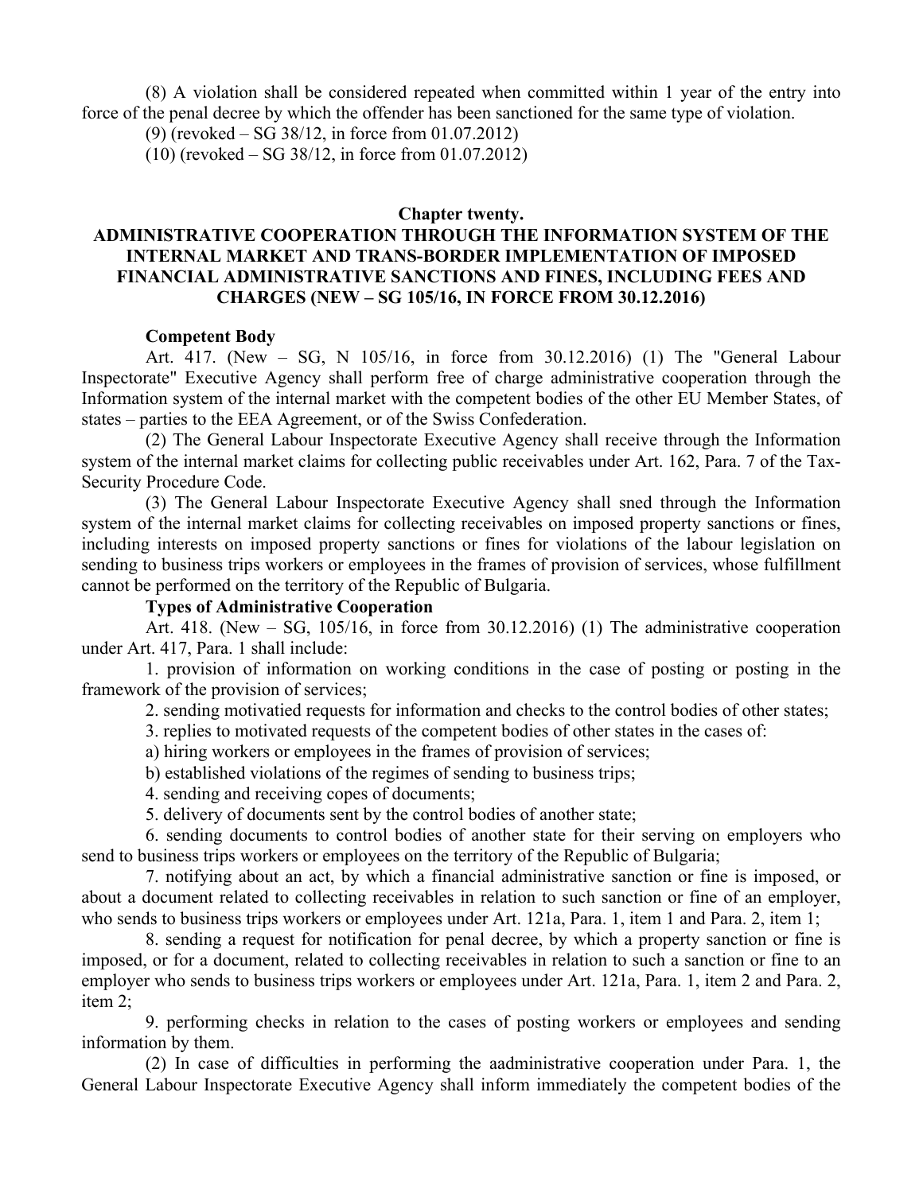(8) A violation shall be considered repeated when committed within 1 year of the entry into force of the penal decree by which the offender has been sanctioned for the same type of violation.

(9) (revoked – SG 38/12, in force from 01.07.2012)

(10) (revoked – SG 38/12, in force from 01.07.2012)

## Chapter twenty.
## ADMINISTRATIVE COOPERATION THROUGH THE INFORMATION SYSTEM OF THE INTERNAL MARKET AND TRANS-BORDER IMPLEMENTATION OF IMPOSED FINANCIAL ADMINISTRATIVE SANCTIONS AND FINES, INCLUDING FEES AND CHARGES (NEW – SG 105/16, IN FORCE FROM 30.12.2016)

**Competent Body**

Art. 417. (New – SG, N 105/16, in force from 30.12.2016) (1) The "General Labour Inspectorate" Executive Agency shall perform free of charge administrative cooperation through the Information system of the internal market with the competent bodies of the other EU Member States, of states – parties to the EEA Agreement, or of the Swiss Confederation.

(2) The General Labour Inspectorate Executive Agency shall receive through the Information system of the internal market claims for collecting public receivables under Art. 162, Para. 7 of the Tax-Security Procedure Code.

(3) The General Labour Inspectorate Executive Agency shall sned through the Information system of the internal market claims for collecting receivables on imposed property sanctions or fines, including interests on imposed property sanctions or fines for violations of the labour legislation on sending to business trips workers or employees in the frames of provision of services, whose fulfillment cannot be performed on the territory of the Republic of Bulgaria.

**Types of Administrative Cooperation**

Art. 418. (New – SG, 105/16, in force from 30.12.2016) (1) The administrative cooperation under Art. 417, Para. 1 shall include:

1. provision of information on working conditions in the case of posting or posting in the framework of the provision of services;

2. sending motivatied requests for information and checks to the control bodies of other states;

3. replies to motivated requests of the competent bodies of other states in the cases of:

a) hiring workers or employees in the frames of provision of services;

b) established violations of the regimes of sending to business trips;

4. sending and receiving copes of documents;

5. delivery of documents sent by the control bodies of another state;

6. sending documents to control bodies of another state for their serving on employers who send to business trips workers or employees on the territory of the Republic of Bulgaria;

7. notifying about an act, by which a financial administrative sanction or fine is imposed, or about a document related to collecting receivables in relation to such sanction or fine of an employer, who sends to business trips workers or employees under Art. 121a, Para. 1, item 1 and Para. 2, item 1;

8. sending a request for notification for penal decree, by which a property sanction or fine is imposed, or for a document, related to collecting receivables in relation to such a sanction or fine to an employer who sends to business trips workers or employees under Art. 121a, Para. 1, item 2 and Para. 2, item 2;

9. performing checks in relation to the cases of posting workers or employees and sending information by them.

(2) In case of difficulties in performing the aadministrative cooperation under Para. 1, the General Labour Inspectorate Executive Agency shall inform immediately the competent bodies of the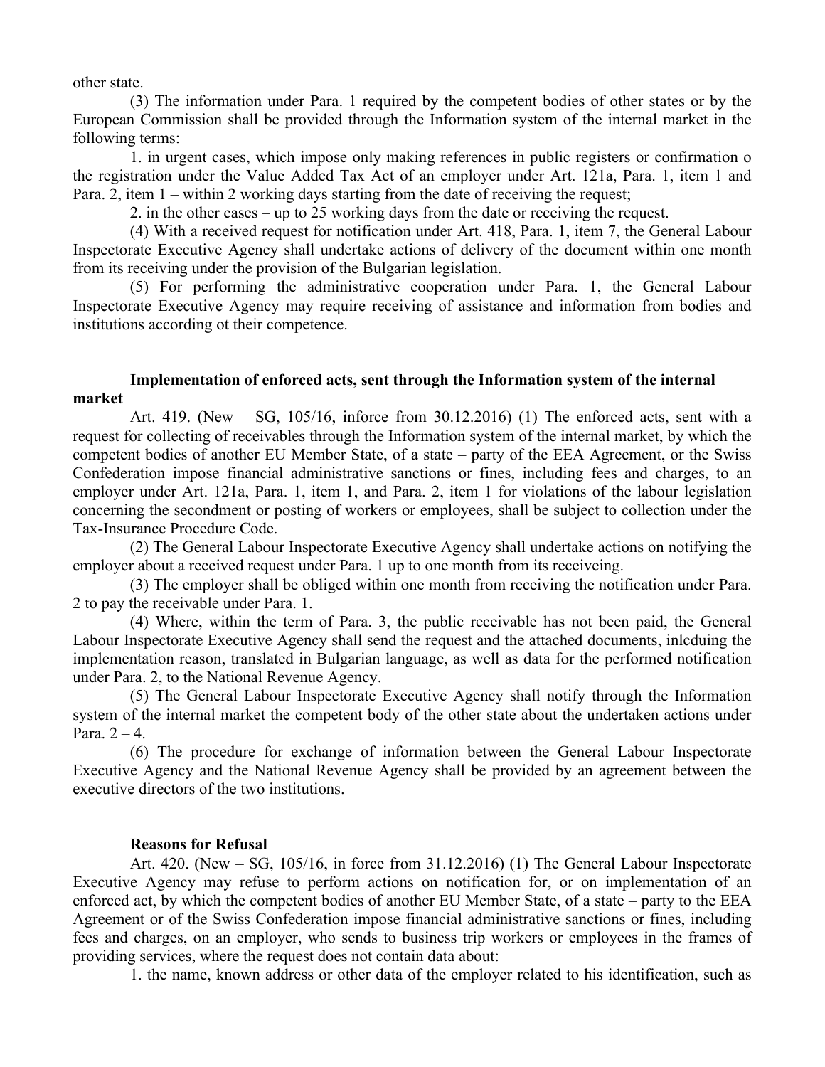other state.

(3) The information under Para. 1 required by the competent bodies of other states or by the European Commission shall be provided through the Information system of the internal market in the following terms:

1. in urgent cases, which impose only making references in public registers or confirmation o the registration under the Value Added Tax Act of an employer under Art. 121a, Para. 1, item 1 and Para. 2, item 1 – within 2 working days starting from the date of receiving the request;

2. in the other cases – up to 25 working days from the date or receiving the request.

(4) With a received request for notification under Art. 418, Para. 1, item 7, the General Labour Inspectorate Executive Agency shall undertake actions of delivery of the document within one month from its receiving under the provision of the Bulgarian legislation.

(5) For performing the administrative cooperation under Para. 1, the General Labour Inspectorate Executive Agency may require receiving of assistance and information from bodies and institutions according ot their competence.

**Implementation of enforced acts, sent through the Information system of the internal market**

Art. 419. (New – SG, 105/16, inforce from 30.12.2016) (1) The enforced acts, sent with a request for collecting of receivables through the Information system of the internal market, by which the competent bodies of another EU Member State, of a state – party of the EEA Agreement, or the Swiss Confederation impose financial administrative sanctions or fines, including fees and charges, to an employer under Art. 121a, Para. 1, item 1, and Para. 2, item 1 for violations of the labour legislation concerning the secondment or posting of workers or employees, shall be subject to collection under the Tax-Insurance Procedure Code.

(2) The General Labour Inspectorate Executive Agency shall undertake actions on notifying the employer about a received request under Para. 1 up to one month from its receiveing.

(3) The employer shall be obliged within one month from receiving the notification under Para. 2 to pay the receivable under Para. 1.

(4) Where, within the term of Para. 3, the public receivable has not been paid, the General Labour Inspectorate Executive Agency shall send the request and the attached documents, inlcduing the implementation reason, translated in Bulgarian language, as well as data for the performed notification under Para. 2, to the National Revenue Agency.

(5) The General Labour Inspectorate Executive Agency shall notify through the Information system of the internal market the competent body of the other state about the undertaken actions under Para. 2 – 4.

(6) The procedure for exchange of information between the General Labour Inspectorate Executive Agency and the National Revenue Agency shall be provided by an agreement between the executive directors of the two institutions.

**Reasons for Refusal**

Art. 420. (New – SG, 105/16, in force from 31.12.2016) (1) The General Labour Inspectorate Executive Agency may refuse to perform actions on notification for, or on implementation of an enforced act, by which the competent bodies of another EU Member State, of a state – party to the EEA Agreement or of the Swiss Confederation impose financial administrative sanctions or fines, including fees and charges, on an employer, who sends to business trip workers or employees in the frames of providing services, where the request does not contain data about:

1. the name, known address or other data of the employer related to his identification, such as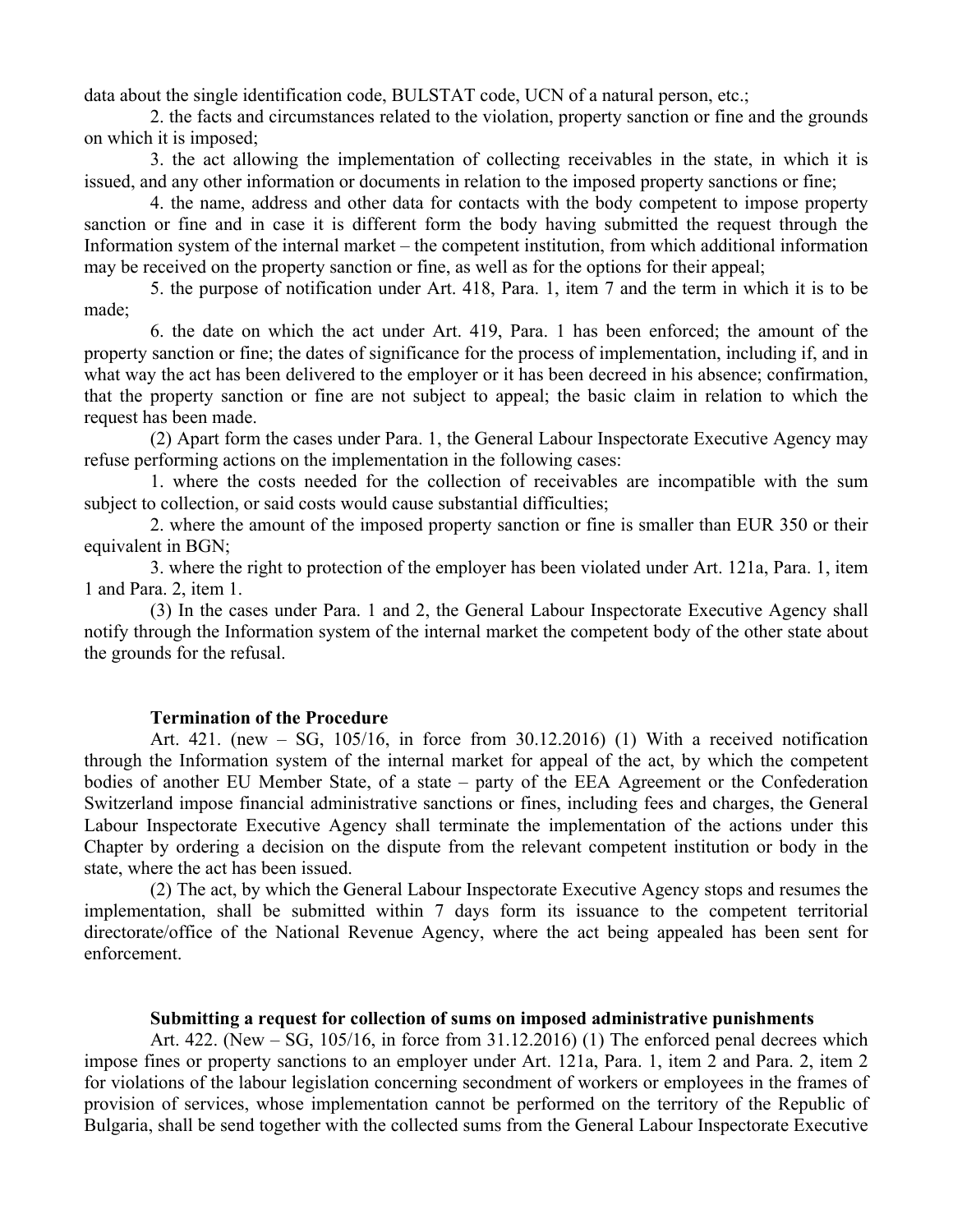data about the single identification code, BULSTAT code, UCN of a natural person, etc.;

2. the facts and circumstances related to the violation, property sanction or fine and the grounds on which it is imposed;

3. the act allowing the implementation of collecting receivables in the state, in which it is issued, and any other information or documents in relation to the imposed property sanctions or fine;

4. the name, address and other data for contacts with the body competent to impose property sanction or fine and in case it is different form the body having submitted the request through the Information system of the internal market – the competent institution, from which additional information may be received on the property sanction or fine, as well as for the options for their appeal;

5. the purpose of notification under Art. 418, Para. 1, item 7 and the term in which it is to be made;

6. the date on which the act under Art. 419, Para. 1 has been enforced; the amount of the property sanction or fine; the dates of significance for the process of implementation, including if, and in what way the act has been delivered to the employer or it has been decreed in his absence; confirmation, that the property sanction or fine are not subject to appeal; the basic claim in relation to which the request has been made.

(2) Apart form the cases under Para. 1, the General Labour Inspectorate Executive Agency may refuse performing actions on the implementation in the following cases:

1. where the costs needed for the collection of receivables are incompatible with the sum subject to collection, or said costs would cause substantial difficulties;

2. where the amount of the imposed property sanction or fine is smaller than EUR 350 or their equivalent in BGN;

3. where the right to protection of the employer has been violated under Art. 121a, Para. 1, item 1 and Para. 2, item 1.

(3) In the cases under Para. 1 and 2, the General Labour Inspectorate Executive Agency shall notify through the Information system of the internal market the competent body of the other state about the grounds for the refusal.

**Termination of the Procedure**

Art. 421. (new – SG, 105/16, in force from 30.12.2016) (1) With a received notification through the Information system of the internal market for appeal of the act, by which the competent bodies of another EU Member State, of a state – party of the EEA Agreement or the Confederation Switzerland impose financial administrative sanctions or fines, including fees and charges, the General Labour Inspectorate Executive Agency shall terminate the implementation of the actions under this Chapter by ordering a decision on the dispute from the relevant competent institution or body in the state, where the act has been issued.

(2) The act, by which the General Labour Inspectorate Executive Agency stops and resumes the implementation, shall be submitted within 7 days form its issuance to the competent territorial directorate/office of the National Revenue Agency, where the act being appealed has been sent for enforcement.

**Submitting a request for collection of sums on imposed administrative punishments**

Art. 422. (New – SG, 105/16, in force from 31.12.2016) (1) The enforced penal decrees which impose fines or property sanctions to an employer under Art. 121a, Para. 1, item 2 and Para. 2, item 2 for violations of the labour legislation concerning secondment of workers or employees in the frames of provision of services, whose implementation cannot be performed on the territory of the Republic of Bulgaria, shall be send together with the collected sums from the General Labour Inspectorate Executive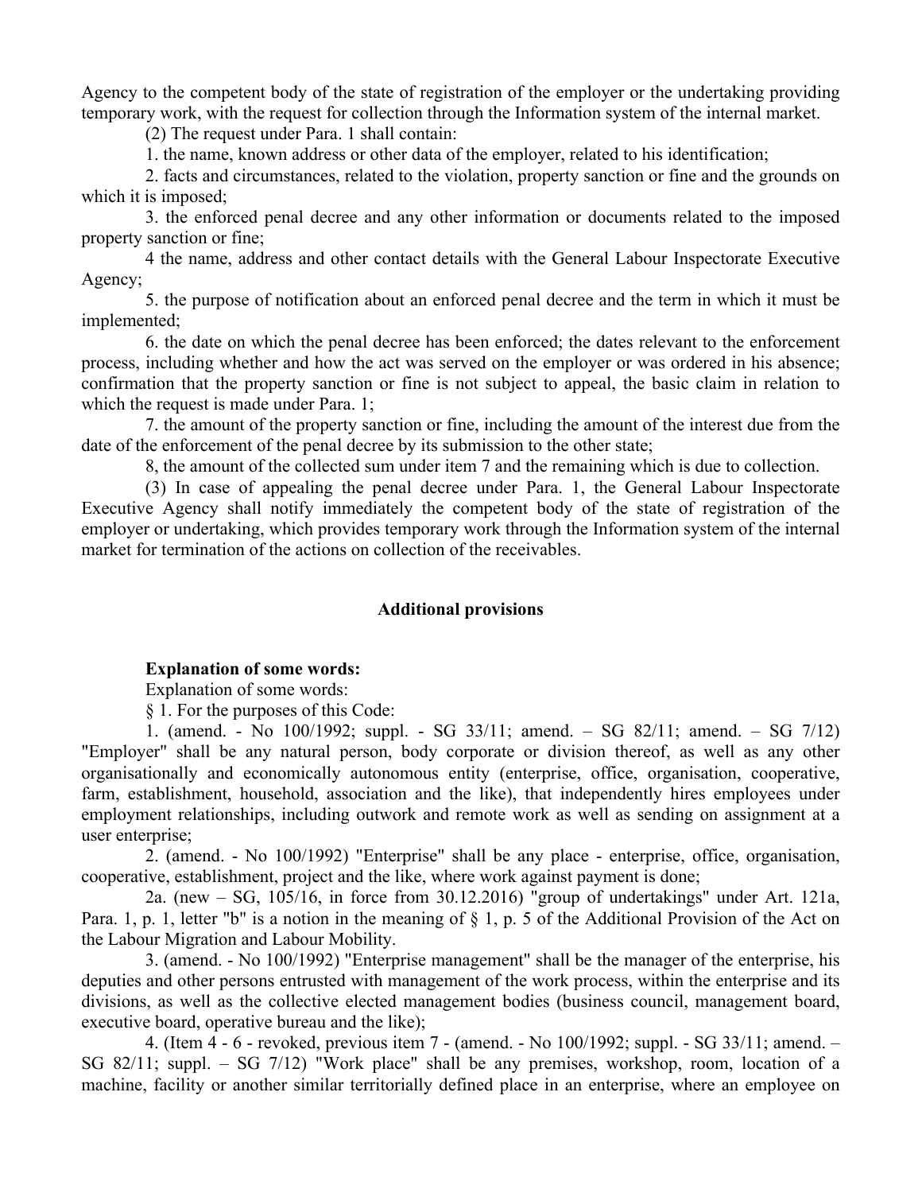Agency to the competent body of the state of registration of the employer or the undertaking providing temporary work, with the request for collection through the Information system of the internal market.

(2) The request under Para. 1 shall contain:

1. the name, known address or other data of the employer, related to his identification;

2. facts and circumstances, related to the violation, property sanction or fine and the grounds on which it is imposed;

3. the enforced penal decree and any other information or documents related to the imposed property sanction or fine;

4 the name, address and other contact details with the General Labour Inspectorate Executive Agency;

5. the purpose of notification about an enforced penal decree and the term in which it must be implemented;

6. the date on which the penal decree has been enforced; the dates relevant to the enforcement process, including whether and how the act was served on the employer or was ordered in his absence; confirmation that the property sanction or fine is not subject to appeal, the basic claim in relation to which the request is made under Para. 1;

7. the amount of the property sanction or fine, including the amount of the interest due from the date of the enforcement of the penal decree by its submission to the other state;

8, the amount of the collected sum under item 7 and the remaining which is due to collection.

(3) In case of appealing the penal decree under Para. 1, the General Labour Inspectorate Executive Agency shall notify immediately the competent body of the state of registration of the employer or undertaking, which provides temporary work through the Information system of the internal market for termination of the actions on collection of the receivables.

## Additional provisions

**Explanation of some words:**

Explanation of some words:

§ 1. For the purposes of this Code:

1. (amend. - No 100/1992; suppl. - SG 33/11; amend. – SG 82/11; amend. – SG 7/12) "Employer" shall be any natural person, body corporate or division thereof, as well as any other organisationally and economically autonomous entity (enterprise, office, organisation, cooperative, farm, establishment, household, association and the like), that independently hires employees under employment relationships, including outwork and remote work as well as sending on assignment at a user enterprise;

2. (amend. - No 100/1992) "Enterprise" shall be any place - enterprise, office, organisation, cooperative, establishment, project and the like, where work against payment is done;

2a. (new – SG, 105/16, in force from 30.12.2016) "group of undertakings" under Art. 121a, Para. 1, p. 1, letter "b" is a notion in the meaning of § 1, p. 5 of the Additional Provision of the Act on the Labour Migration and Labour Mobility.

3. (amend. - No 100/1992) "Enterprise management" shall be the manager of the enterprise, his deputies and other persons entrusted with management of the work process, within the enterprise and its divisions, as well as the collective elected management bodies (business council, management board, executive board, operative bureau and the like);

4. (Item 4 - 6 - revoked, previous item 7 - (amend. - No 100/1992; suppl. - SG 33/11; amend. – SG 82/11; suppl. – SG 7/12) "Work place" shall be any premises, workshop, room, location of a machine, facility or another similar territorially defined place in an enterprise, where an employee on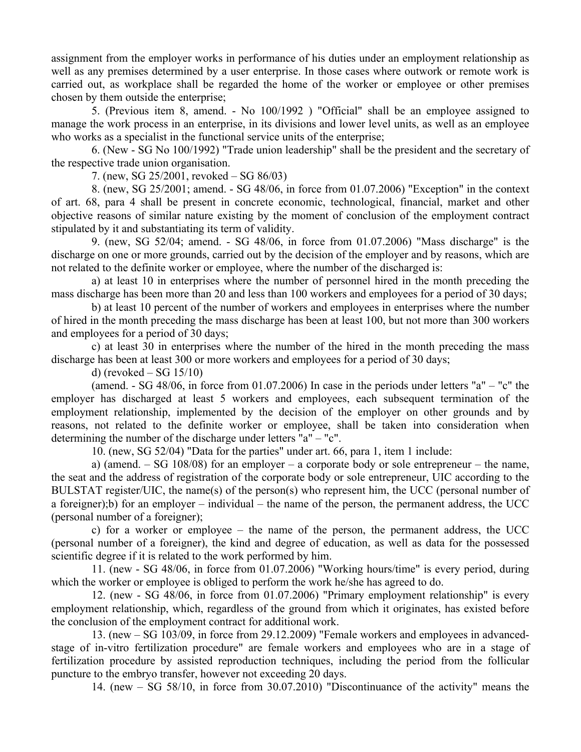assignment from the employer works in performance of his duties under an employment relationship as well as any premises determined by a user enterprise. In those cases where outwork or remote work is carried out, as workplace shall be regarded the home of the worker or employee or other premises chosen by them outside the enterprise;

5. (Previous item 8, amend. - No 100/1992 ) "Official" shall be an employee assigned to manage the work process in an enterprise, in its divisions and lower level units, as well as an employee who works as a specialist in the functional service units of the enterprise;

6. (New - SG No 100/1992) "Trade union leadership" shall be the president and the secretary of the respective trade union organisation.

7. (new, SG 25/2001, revoked – SG 86/03)

8. (new, SG 25/2001; amend. - SG 48/06, in force from 01.07.2006) "Exception" in the context of art. 68, para 4 shall be present in concrete economic, technological, financial, market and other objective reasons of similar nature existing by the moment of conclusion of the employment contract stipulated by it and substantiating its term of validity.

9. (new, SG 52/04; amend. - SG 48/06, in force from 01.07.2006) "Mass discharge" is the discharge on one or more grounds, carried out by the decision of the employer and by reasons, which are not related to the definite worker or employee, where the number of the discharged is:

a) at least 10 in enterprises where the number of personnel hired in the month preceding the mass discharge has been more than 20 and less than 100 workers and employees for a period of 30 days;

b) at least 10 percent of the number of workers and employees in enterprises where the number of hired in the month preceding the mass discharge has been at least 100, but not more than 300 workers and employees for a period of 30 days;

c) at least 30 in enterprises where the number of the hired in the month preceding the mass discharge has been at least 300 or more workers and employees for a period of 30 days;

d) (revoked – SG 15/10)

(amend. - SG 48/06, in force from 01.07.2006) In case in the periods under letters "a" – "c" the employer has discharged at least 5 workers and employees, each subsequent termination of the employment relationship, implemented by the decision of the employer on other grounds and by reasons, not related to the definite worker or employee, shall be taken into consideration when determining the number of the discharge under letters "a" – "c".

10. (new, SG 52/04) "Data for the parties" under art. 66, para 1, item 1 include:

a) (amend. – SG 108/08) for an employer – a corporate body or sole entrepreneur – the name, the seat and the address of registration of the corporate body or sole entrepreneur, UIC according to the BULSTAT register/UIC, the name(s) of the person(s) who represent him, the UCC (personal number of a foreigner);b) for an employer – individual – the name of the person, the permanent address, the UCC (personal number of a foreigner);

c) for a worker or employee – the name of the person, the permanent address, the UCC (personal number of a foreigner), the kind and degree of education, as well as data for the possessed scientific degree if it is related to the work performed by him.

11. (new - SG 48/06, in force from 01.07.2006) "Working hours/time" is every period, during which the worker or employee is obliged to perform the work he/she has agreed to do.

12. (new - SG 48/06, in force from 01.07.2006) "Primary employment relationship" is every employment relationship, which, regardless of the ground from which it originates, has existed before the conclusion of the employment contract for additional work.

13. (new – SG 103/09, in force from 29.12.2009) "Female workers and employees in advanced-stage of in-vitro fertilization procedure" are female workers and employees who are in a stage of fertilization procedure by assisted reproduction techniques, including the period from the follicular puncture to the embryo transfer, however not exceeding 20 days.

14. (new – SG 58/10, in force from 30.07.2010) "Discontinuance of the activity" means the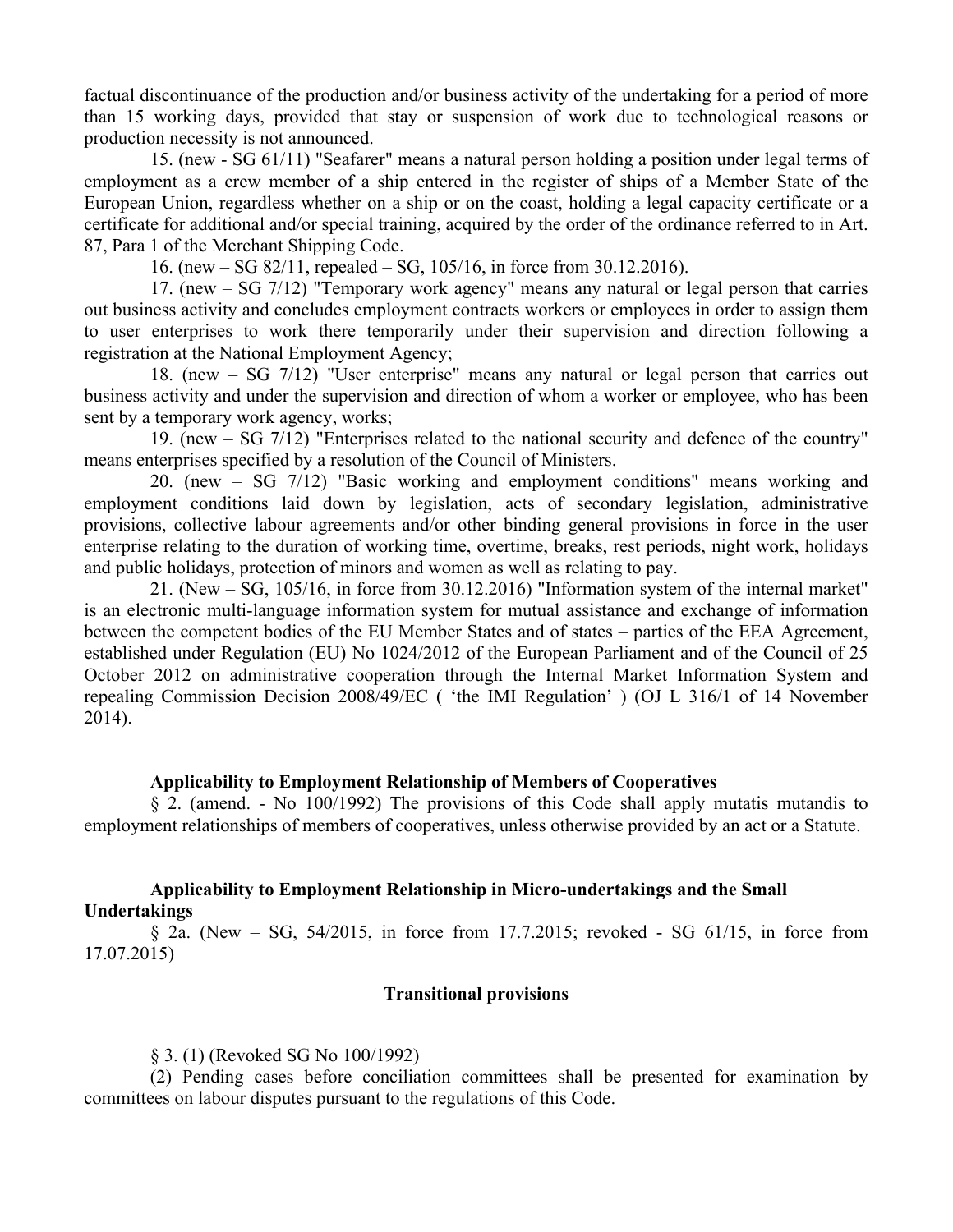factual discontinuance of the production and/or business activity of the undertaking for a period of more than 15 working days, provided that stay or suspension of work due to technological reasons or production necessity is not announced.

15. (new - SG 61/11) "Seafarer" means a natural person holding a position under legal terms of employment as a crew member of a ship entered in the register of ships of a Member State of the European Union, regardless whether on a ship or on the coast, holding a legal capacity certificate or a certificate for additional and/or special training, acquired by the order of the ordinance referred to in Art. 87, Para 1 of the Merchant Shipping Code.

16. (new – SG 82/11, repealed – SG, 105/16, in force from 30.12.2016).

17. (new – SG 7/12) "Temporary work agency" means any natural or legal person that carries out business activity and concludes employment contracts workers or employees in order to assign them to user enterprises to work there temporarily under their supervision and direction following a registration at the National Employment Agency;

18. (new – SG 7/12) "User enterprise" means any natural or legal person that carries out business activity and under the supervision and direction of whom a worker or employee, who has been sent by a temporary work agency, works;

19. (new – SG 7/12) "Enterprises related to the national security and defence of the country" means enterprises specified by a resolution of the Council of Ministers.

20. (new – SG 7/12) "Basic working and employment conditions" means working and employment conditions laid down by legislation, acts of secondary legislation, administrative provisions, collective labour agreements and/or other binding general provisions in force in the user enterprise relating to the duration of working time, overtime, breaks, rest periods, night work, holidays and public holidays, protection of minors and women as well as relating to pay.

21. (New – SG, 105/16, in force from 30.12.2016) "Information system of the internal market" is an electronic multi-language information system for mutual assistance and exchange of information between the competent bodies of the EU Member States and of states – parties of the EEA Agreement, established under Regulation (EU) No 1024/2012 of the European Parliament and of the Council of 25 October 2012 on administrative cooperation through the Internal Market Information System and repealing Commission Decision 2008/49/EC ( 'the IMI Regulation' ) (OJ L 316/1 of 14 November 2014).

**Applicability to Employment Relationship of Members of Cooperatives**

§ 2. (amend. - No 100/1992) The provisions of this Code shall apply mutatis mutandis to employment relationships of members of cooperatives, unless otherwise provided by an act or a Statute.

**Applicability to Employment Relationship in Micro-undertakings and the Small Undertakings**

§ 2a. (New – SG, 54/2015, in force from 17.7.2015; revoked - SG 61/15, in force from 17.07.2015)

**Transitional provisions**

§ 3. (1) (Revoked SG No 100/1992)

(2) Pending cases before conciliation committees shall be presented for examination by committees on labour disputes pursuant to the regulations of this Code.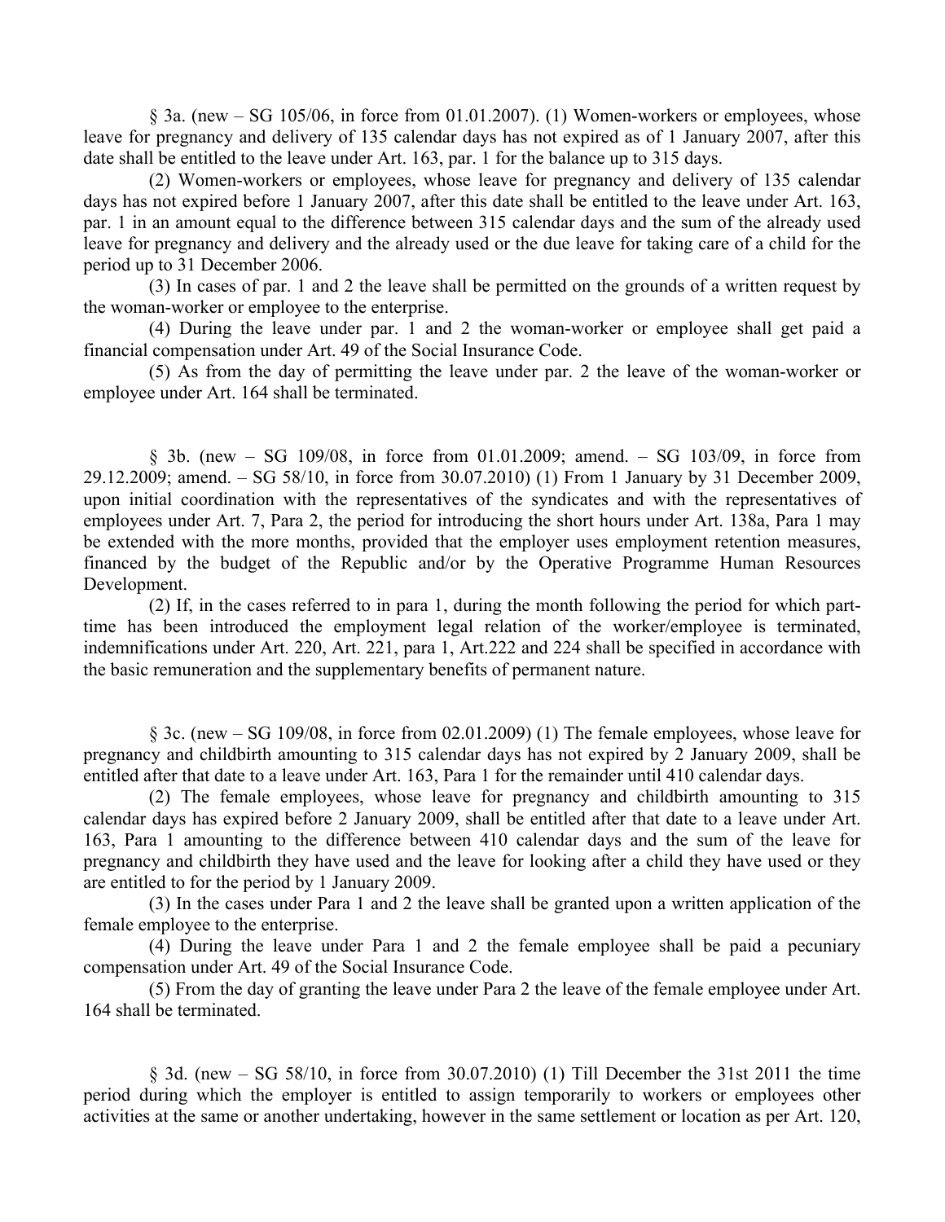§ 3a. (new – SG 105/06, in force from 01.01.2007). (1) Women-workers or employees, whose leave for pregnancy and delivery of 135 calendar days has not expired as of 1 January 2007, after this date shall be entitled to the leave under Art. 163, par. 1 for the balance up to 315 days.

(2) Women-workers or employees, whose leave for pregnancy and delivery of 135 calendar days has not expired before 1 January 2007, after this date shall be entitled to the leave under Art. 163, par. 1 in an amount equal to the difference between 315 calendar days and the sum of the already used leave for pregnancy and delivery and the already used or the due leave for taking care of a child for the period up to 31 December 2006.

(3) In cases of par. 1 and 2 the leave shall be permitted on the grounds of a written request by the woman-worker or employee to the enterprise.

(4) During the leave under par. 1 and 2 the woman-worker or employee shall get paid a financial compensation under Art. 49 of the Social Insurance Code.

(5) As from the day of permitting the leave under par. 2 the leave of the woman-worker or employee under Art. 164 shall be terminated.

§ 3b. (new – SG 109/08, in force from 01.01.2009; amend. – SG 103/09, in force from 29.12.2009; amend. – SG 58/10, in force from 30.07.2010) (1) From 1 January by 31 December 2009, upon initial coordination with the representatives of the syndicates and with the representatives of employees under Art. 7, Para 2, the period for introducing the short hours under Art. 138a, Para 1 may be extended with the more months, provided that the employer uses employment retention measures, financed by the budget of the Republic and/or by the Operative Programme Human Resources Development.

(2) If, in the cases referred to in para 1, during the month following the period for which part-time has been introduced the employment legal relation of the worker/employee is terminated, indemnifications under Art. 220, Art. 221, para 1, Art.222 and 224 shall be specified in accordance with the basic remuneration and the supplementary benefits of permanent nature.

§ 3c. (new – SG 109/08, in force from 02.01.2009) (1) The female employees, whose leave for pregnancy and childbirth amounting to 315 calendar days has not expired by 2 January 2009, shall be entitled after that date to a leave under Art. 163, Para 1 for the remainder until 410 calendar days.

(2) The female employees, whose leave for pregnancy and childbirth amounting to 315 calendar days has expired before 2 January 2009, shall be entitled after that date to a leave under Art. 163, Para 1 amounting to the difference between 410 calendar days and the sum of the leave for pregnancy and childbirth they have used and the leave for looking after a child they have used or they are entitled to for the period by 1 January 2009.

(3) In the cases under Para 1 and 2 the leave shall be granted upon a written application of the female employee to the enterprise.

(4) During the leave under Para 1 and 2 the female employee shall be paid a pecuniary compensation under Art. 49 of the Social Insurance Code.

(5) From the day of granting the leave under Para 2 the leave of the female employee under Art. 164 shall be terminated.

§ 3d. (new – SG 58/10, in force from 30.07.2010) (1) Till December the 31st 2011 the time period during which the employer is entitled to assign temporarily to workers or employees other activities at the same or another undertaking, however in the same settlement or location as per Art. 120,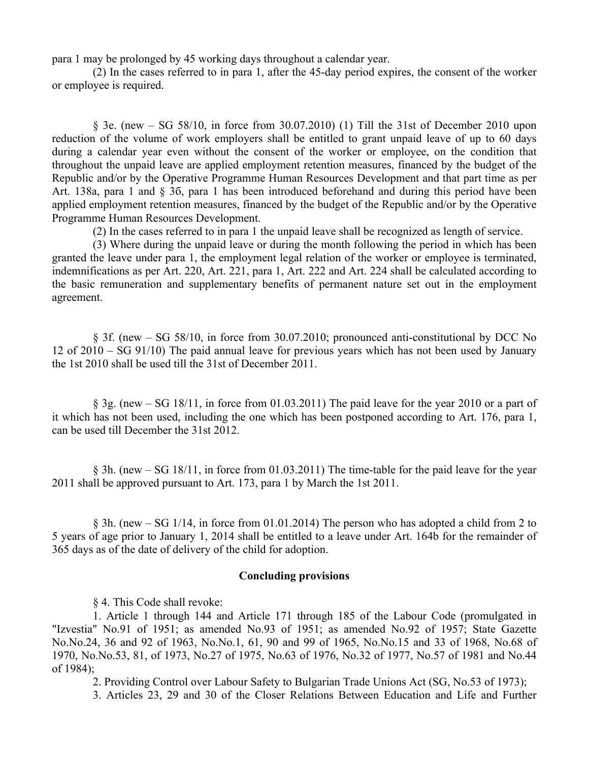para 1 may be prolonged by 45 working days throughout a calendar year.

(2) In the cases referred to in para 1, after the 45-day period expires, the consent of the worker or employee is required.

§ 3e. (new – SG 58/10, in force from 30.07.2010) (1) Till the 31st of December 2010 upon reduction of the volume of work employers shall be entitled to grant unpaid leave of up to 60 days during a calendar year even without the consent of the worker or employee, on the condition that throughout the unpaid leave are applied employment retention measures, financed by the budget of the Republic and/or by the Operative Programme Human Resources Development and that part time as per Art. 138a, para 1 and § 3б, para 1 has been introduced beforehand and during this period have been applied employment retention measures, financed by the budget of the Republic and/or by the Operative Programme Human Resources Development.

(2) In the cases referred to in para 1 the unpaid leave shall be recognized as length of service.

(3) Where during the unpaid leave or during the month following the period in which has been granted the leave under para 1, the employment legal relation of the worker or employee is terminated, indemnifications as per Art. 220, Art. 221, para 1, Art. 222 and Art. 224 shall be calculated according to the basic remuneration and supplementary benefits of permanent nature set out in the employment agreement.

§ 3f. (new – SG 58/10, in force from 30.07.2010; pronounced anti-constitutional by DCC No 12 of 2010 – SG 91/10) The paid annual leave for previous years which has not been used by January the 1st 2010 shall be used till the 31st of December 2011.

§ 3g. (new – SG 18/11, in force from 01.03.2011) The paid leave for the year 2010 or a part of it which has not been used, including the one which has been postponed according to Art. 176, para 1, can be used till December the 31st 2012.

§ 3h. (new – SG 18/11, in force from 01.03.2011) The time-table for the paid leave for the year 2011 shall be approved pursuant to Art. 173, para 1 by March the 1st 2011.

§ 3h. (new – SG 1/14, in force from 01.01.2014) The person who has adopted a child from 2 to 5 years of age prior to January 1, 2014 shall be entitled to a leave under Art. 164b for the remainder of 365 days as of the date of delivery of the child for adoption.

**Concluding provisions**

§ 4. This Code shall revoke:

1. Article 1 through 144 and Article 171 through 185 of the Labour Code (promulgated in "Izvestia" No.91 of 1951; as amended No.93 of 1951; as amended No.92 of 1957; State Gazette No.No.24, 36 and 92 of 1963, No.No.1, 61, 90 and 99 of 1965, No.No.15 and 33 of 1968, No.68 of 1970, No.No.53, 81, of 1973, No.27 of 1975, No.63 of 1976, No.32 of 1977, No.57 of 1981 and No.44 of 1984);

2. Providing Control over Labour Safety to Bulgarian Trade Unions Act (SG, No.53 of 1973);

3. Articles 23, 29 and 30 of the Closer Relations Between Education and Life and Further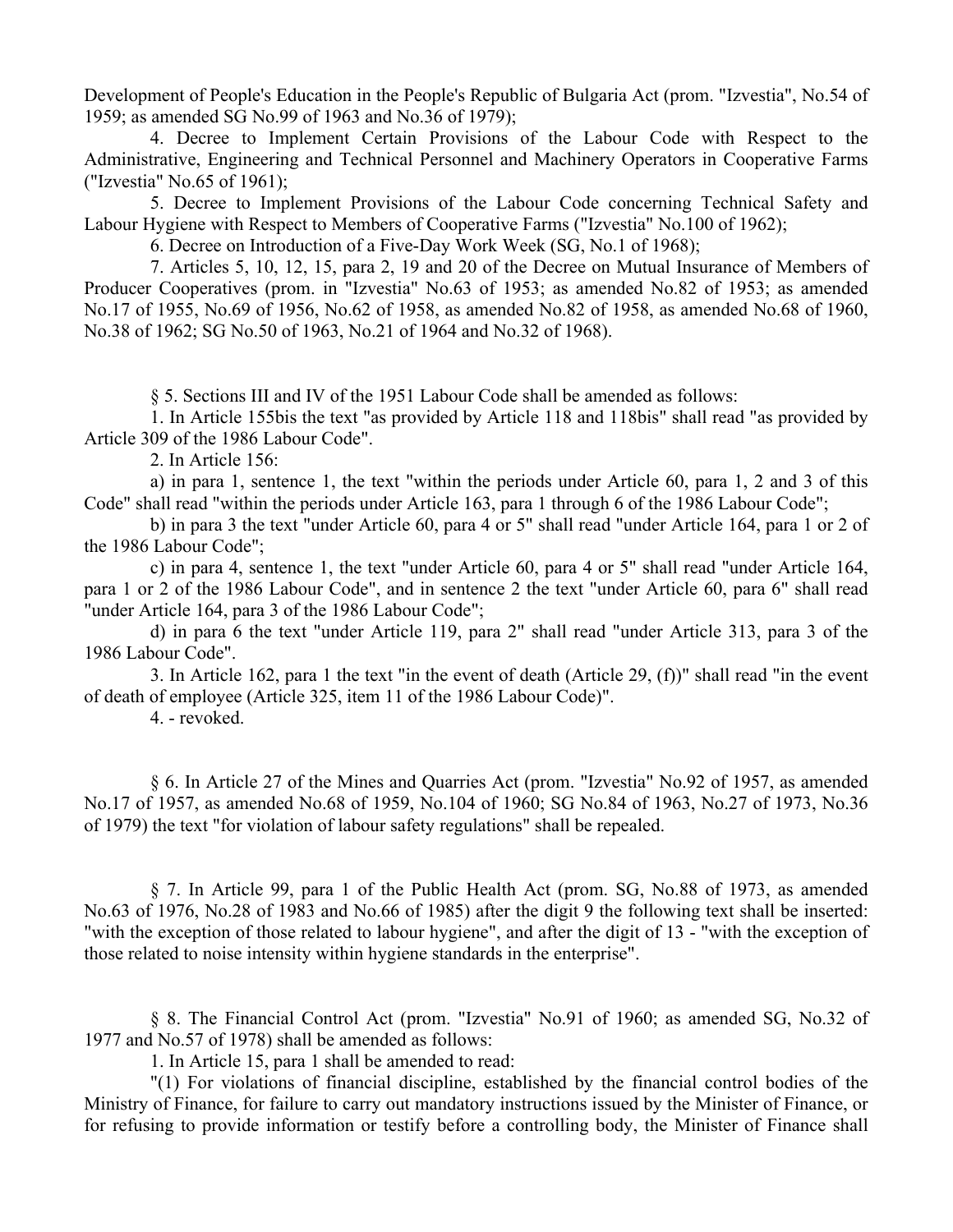Development of People's Education in the People's Republic of Bulgaria Act (prom. "Izvestia", No.54 of 1959; as amended SG No.99 of 1963 and No.36 of 1979);

4. Decree to Implement Certain Provisions of the Labour Code with Respect to the Administrative, Engineering and Technical Personnel and Machinery Operators in Cooperative Farms ("Izvestia" No.65 of 1961);

5. Decree to Implement Provisions of the Labour Code concerning Technical Safety and Labour Hygiene with Respect to Members of Cooperative Farms ("Izvestia" No.100 of 1962);

6. Decree on Introduction of a Five-Day Work Week (SG, No.1 of 1968);

7. Articles 5, 10, 12, 15, para 2, 19 and 20 of the Decree on Mutual Insurance of Members of Producer Cooperatives (prom. in "Izvestia" No.63 of 1953; as amended No.82 of 1953; as amended No.17 of 1955, No.69 of 1956, No.62 of 1958, as amended No.82 of 1958, as amended No.68 of 1960, No.38 of 1962; SG No.50 of 1963, No.21 of 1964 and No.32 of 1968).

§ 5. Sections III and IV of the 1951 Labour Code shall be amended as follows:

1. In Article 155bis the text "as provided by Article 118 and 118bis" shall read "as provided by Article 309 of the 1986 Labour Code".

2. In Article 156:

a) in para 1, sentence 1, the text "within the periods under Article 60, para 1, 2 and 3 of this Code" shall read "within the periods under Article 163, para 1 through 6 of the 1986 Labour Code";

b) in para 3 the text "under Article 60, para 4 or 5" shall read "under Article 164, para 1 or 2 of the 1986 Labour Code";

c) in para 4, sentence 1, the text "under Article 60, para 4 or 5" shall read "under Article 164, para 1 or 2 of the 1986 Labour Code", and in sentence 2 the text "under Article 60, para 6" shall read "under Article 164, para 3 of the 1986 Labour Code";

d) in para 6 the text "under Article 119, para 2" shall read "under Article 313, para 3 of the 1986 Labour Code".

3. In Article 162, para 1 the text "in the event of death (Article 29, (f))" shall read "in the event of death of employee (Article 325, item 11 of the 1986 Labour Code)".

4. - revoked.

§ 6. In Article 27 of the Mines and Quarries Act (prom. "Izvestia" No.92 of 1957, as amended No.17 of 1957, as amended No.68 of 1959, No.104 of 1960; SG No.84 of 1963, No.27 of 1973, No.36 of 1979) the text "for violation of labour safety regulations" shall be repealed.

§ 7. In Article 99, para 1 of the Public Health Act (prom. SG, No.88 of 1973, as amended No.63 of 1976, No.28 of 1983 and No.66 of 1985) after the digit 9 the following text shall be inserted: "with the exception of those related to labour hygiene", and after the digit of 13 - "with the exception of those related to noise intensity within hygiene standards in the enterprise".

§ 8. The Financial Control Act (prom. "Izvestia" No.91 of 1960; as amended SG, No.32 of 1977 and No.57 of 1978) shall be amended as follows:

1. In Article 15, para 1 shall be amended to read:

"(1) For violations of financial discipline, established by the financial control bodies of the Ministry of Finance, for failure to carry out mandatory instructions issued by the Minister of Finance, or for refusing to provide information or testify before a controlling body, the Minister of Finance shall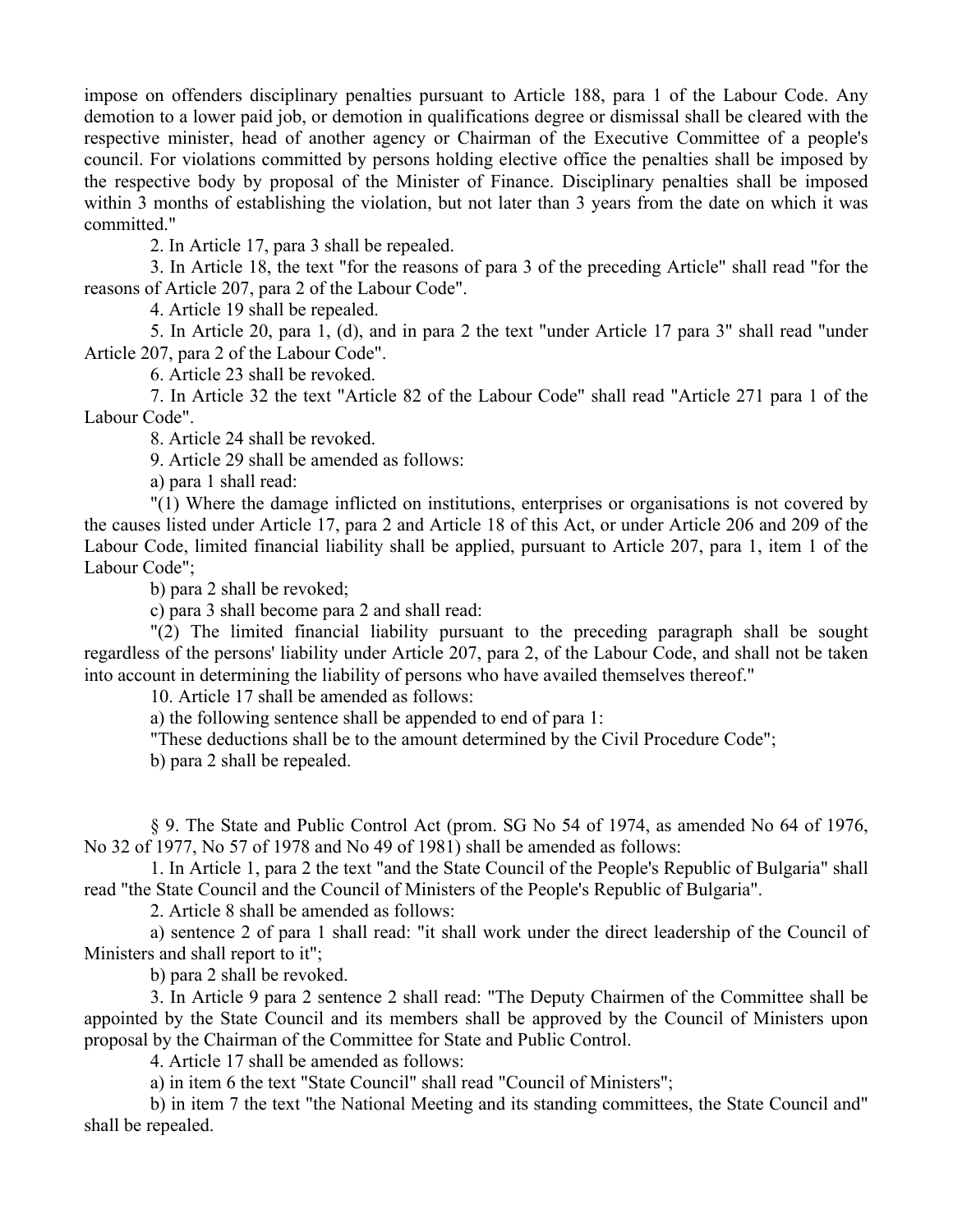impose on offenders disciplinary penalties pursuant to Article 188, para 1 of the Labour Code. Any demotion to a lower paid job, or demotion in qualifications degree or dismissal shall be cleared with the respective minister, head of another agency or Chairman of the Executive Committee of a people's council. For violations committed by persons holding elective office the penalties shall be imposed by the respective body by proposal of the Minister of Finance. Disciplinary penalties shall be imposed within 3 months of establishing the violation, but not later than 3 years from the date on which it was committed."

2. In Article 17, para 3 shall be repealed.

3. In Article 18, the text "for the reasons of para 3 of the preceding Article" shall read "for the reasons of Article 207, para 2 of the Labour Code".

4. Article 19 shall be repealed.

5. In Article 20, para 1, (d), and in para 2 the text "under Article 17 para 3" shall read "under Article 207, para 2 of the Labour Code".

6. Article 23 shall be revoked.

7. In Article 32 the text "Article 82 of the Labour Code" shall read "Article 271 para 1 of the Labour Code".

8. Article 24 shall be revoked.

9. Article 29 shall be amended as follows:

a) para 1 shall read:

"(1) Where the damage inflicted on institutions, enterprises or organisations is not covered by the causes listed under Article 17, para 2 and Article 18 of this Act, or under Article 206 and 209 of the Labour Code, limited financial liability shall be applied, pursuant to Article 207, para 1, item 1 of the Labour Code";

b) para 2 shall be revoked;

c) para 3 shall become para 2 and shall read:

"(2) The limited financial liability pursuant to the preceding paragraph shall be sought regardless of the persons' liability under Article 207, para 2, of the Labour Code, and shall not be taken into account in determining the liability of persons who have availed themselves thereof."

10. Article 17 shall be amended as follows:

a) the following sentence shall be appended to end of para 1:

"These deductions shall be to the amount determined by the Civil Procedure Code";

b) para 2 shall be repealed.

§ 9. The State and Public Control Act (prom. SG No 54 of 1974, as amended No 64 of 1976, No 32 of 1977, No 57 of 1978 and No 49 of 1981) shall be amended as follows:

1. In Article 1, para 2 the text "and the State Council of the People's Republic of Bulgaria" shall read "the State Council and the Council of Ministers of the People's Republic of Bulgaria".

2. Article 8 shall be amended as follows:

a) sentence 2 of para 1 shall read: "it shall work under the direct leadership of the Council of Ministers and shall report to it";

b) para 2 shall be revoked.

3. In Article 9 para 2 sentence 2 shall read: "The Deputy Chairmen of the Committee shall be appointed by the State Council and its members shall be approved by the Council of Ministers upon proposal by the Chairman of the Committee for State and Public Control.

4. Article 17 shall be amended as follows:

a) in item 6 the text "State Council" shall read "Council of Ministers";

b) in item 7 the text "the National Meeting and its standing committees, the State Council and" shall be repealed.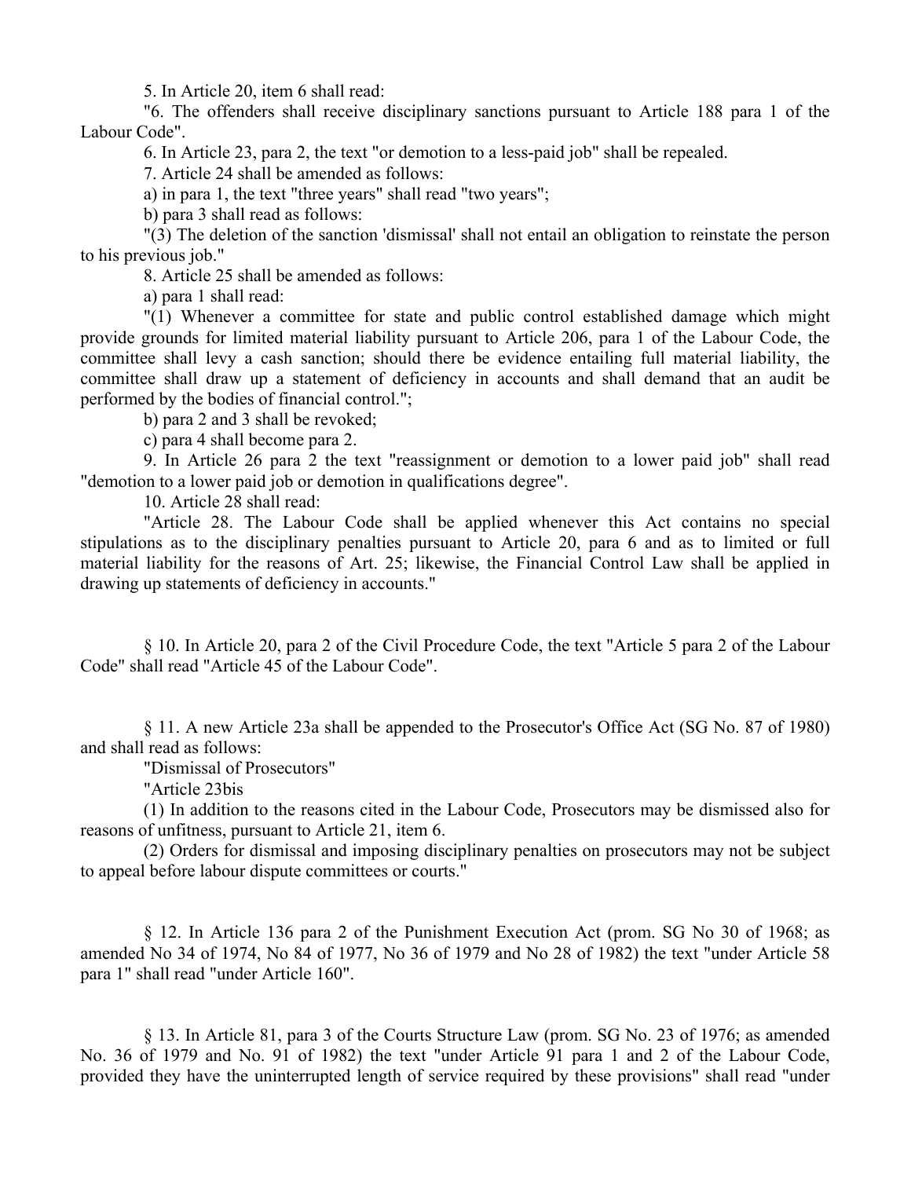5. In Article 20, item 6 shall read:

"6. The offenders shall receive disciplinary sanctions pursuant to Article 188 para 1 of the Labour Code".

6. In Article 23, para 2, the text "or demotion to a less-paid job" shall be repealed.

7. Article 24 shall be amended as follows:

a) in para 1, the text "three years" shall read "two years";

b) para 3 shall read as follows:

"(3) The deletion of the sanction 'dismissal' shall not entail an obligation to reinstate the person to his previous job."

8. Article 25 shall be amended as follows:

a) para 1 shall read:

"(1) Whenever a committee for state and public control established damage which might provide grounds for limited material liability pursuant to Article 206, para 1 of the Labour Code, the committee shall levy a cash sanction; should there be evidence entailing full material liability, the committee shall draw up a statement of deficiency in accounts and shall demand that an audit be performed by the bodies of financial control.";

b) para 2 and 3 shall be revoked;

c) para 4 shall become para 2.

9. In Article 26 para 2 the text "reassignment or demotion to a lower paid job" shall read "demotion to a lower paid job or demotion in qualifications degree".

10. Article 28 shall read:

"Article 28. The Labour Code shall be applied whenever this Act contains no special stipulations as to the disciplinary penalties pursuant to Article 20, para 6 and as to limited or full material liability for the reasons of Art. 25; likewise, the Financial Control Law shall be applied in drawing up statements of deficiency in accounts."

§ 10. In Article 20, para 2 of the Civil Procedure Code, the text "Article 5 para 2 of the Labour Code" shall read "Article 45 of the Labour Code".

§ 11. A new Article 23a shall be appended to the Prosecutor's Office Act (SG No. 87 of 1980) and shall read as follows:

"Dismissal of Prosecutors"

"Article 23bis

(1) In addition to the reasons cited in the Labour Code, Prosecutors may be dismissed also for reasons of unfitness, pursuant to Article 21, item 6.

(2) Orders for dismissal and imposing disciplinary penalties on prosecutors may not be subject to appeal before labour dispute committees or courts."

§ 12. In Article 136 para 2 of the Punishment Execution Act (prom. SG No 30 of 1968; as amended No 34 of 1974, No 84 of 1977, No 36 of 1979 and No 28 of 1982) the text "under Article 58 para 1" shall read "under Article 160".

§ 13. In Article 81, para 3 of the Courts Structure Law (prom. SG No. 23 of 1976; as amended No. 36 of 1979 and No. 91 of 1982) the text "under Article 91 para 1 and 2 of the Labour Code, provided they have the uninterrupted length of service required by these provisions" shall read "under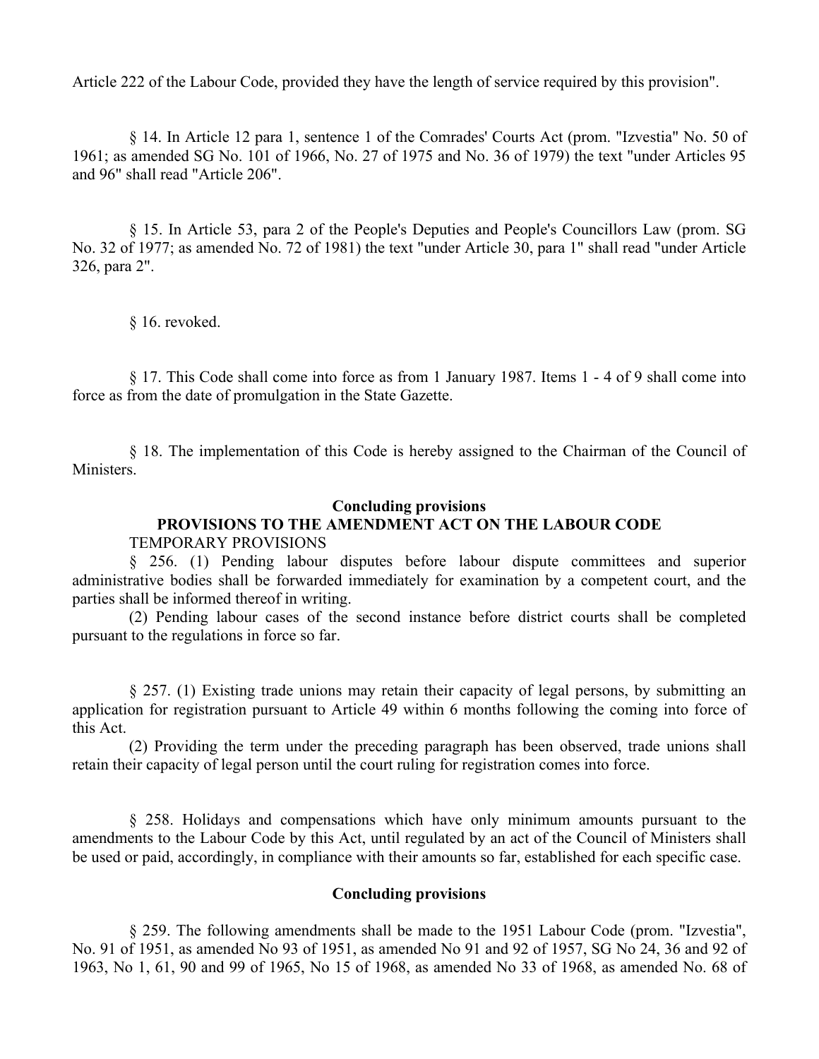Article 222 of the Labour Code, provided they have the length of service required by this provision".

§ 14. In Article 12 para 1, sentence 1 of the Comrades' Courts Act (prom. "Izvestia" No. 50 of 1961; as amended SG No. 101 of 1966, No. 27 of 1975 and No. 36 of 1979) the text "under Articles 95 and 96" shall read "Article 206".

§ 15. In Article 53, para 2 of the People's Deputies and People's Councillors Law (prom. SG No. 32 of 1977; as amended No. 72 of 1981) the text "under Article 30, para 1" shall read "under Article 326, para 2".

§ 16. revoked.

§ 17. This Code shall come into force as from 1 January 1987. Items 1 - 4 of 9 shall come into force as from the date of promulgation in the State Gazette.

§ 18. The implementation of this Code is hereby assigned to the Chairman of the Council of Ministers.

**Concluding provisions**

**PROVISIONS TO THE AMENDMENT ACT ON THE LABOUR CODE**

TEMPORARY PROVISIONS

§ 256. (1) Pending labour disputes before labour dispute committees and superior administrative bodies shall be forwarded immediately for examination by a competent court, and the parties shall be informed thereof in writing.

(2) Pending labour cases of the second instance before district courts shall be completed pursuant to the regulations in force so far.

§ 257. (1) Existing trade unions may retain their capacity of legal persons, by submitting an application for registration pursuant to Article 49 within 6 months following the coming into force of this Act.

(2) Providing the term under the preceding paragraph has been observed, trade unions shall retain their capacity of legal person until the court ruling for registration comes into force.

§ 258. Holidays and compensations which have only minimum amounts pursuant to the amendments to the Labour Code by this Act, until regulated by an act of the Council of Ministers shall be used or paid, accordingly, in compliance with their amounts so far, established for each specific case.

**Concluding provisions**

§ 259. The following amendments shall be made to the 1951 Labour Code (prom. "Izvestia", No. 91 of 1951, as amended No 93 of 1951, as amended No 91 and 92 of 1957, SG No 24, 36 and 92 of 1963, No 1, 61, 90 and 99 of 1965, No 15 of 1968, as amended No 33 of 1968, as amended No. 68 of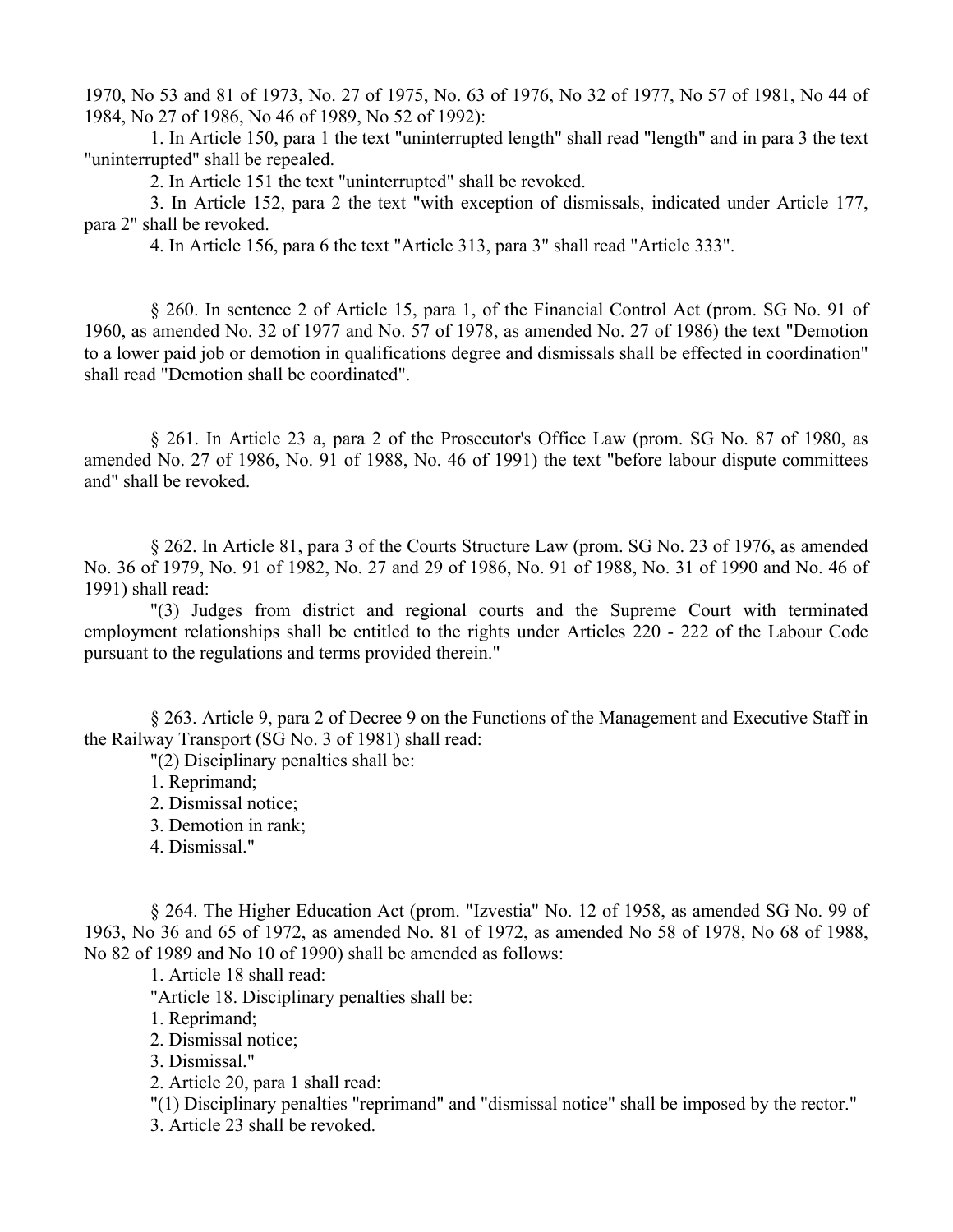1970, No 53 and 81 of 1973, No. 27 of 1975, No. 63 of 1976, No 32 of 1977, No 57 of 1981, No 44 of 1984, No 27 of 1986, No 46 of 1989, No 52 of 1992):

1. In Article 150, para 1 the text "uninterrupted length" shall read "length" and in para 3 the text "uninterrupted" shall be repealed.

2. In Article 151 the text "uninterrupted" shall be revoked.

3. In Article 152, para 2 the text "with exception of dismissals, indicated under Article 177, para 2" shall be revoked.

4. In Article 156, para 6 the text "Article 313, para 3" shall read "Article 333".

§ 260. In sentence 2 of Article 15, para 1, of the Financial Control Act (prom. SG No. 91 of 1960, as amended No. 32 of 1977 and No. 57 of 1978, as amended No. 27 of 1986) the text "Demotion to a lower paid job or demotion in qualifications degree and dismissals shall be effected in coordination" shall read "Demotion shall be coordinated".

§ 261. In Article 23 a, para 2 of the Prosecutor's Office Law (prom. SG No. 87 of 1980, as amended No. 27 of 1986, No. 91 of 1988, No. 46 of 1991) the text "before labour dispute committees and" shall be revoked.

§ 262. In Article 81, para 3 of the Courts Structure Law (prom. SG No. 23 of 1976, as amended No. 36 of 1979, No. 91 of 1982, No. 27 and 29 of 1986, No. 91 of 1988, No. 31 of 1990 and No. 46 of 1991) shall read:

"(3) Judges from district and regional courts and the Supreme Court with terminated employment relationships shall be entitled to the rights under Articles 220 - 222 of the Labour Code pursuant to the regulations and terms provided therein."

§ 263. Article 9, para 2 of Decree 9 on the Functions of the Management and Executive Staff in the Railway Transport (SG No. 3 of 1981) shall read:

"(2) Disciplinary penalties shall be:

1. Reprimand;

2. Dismissal notice;

3. Demotion in rank;

4. Dismissal."

§ 264. The Higher Education Act (prom. "Izvestia" No. 12 of 1958, as amended SG No. 99 of 1963, No 36 and 65 of 1972, as amended No. 81 of 1972, as amended No 58 of 1978, No 68 of 1988, No 82 of 1989 and No 10 of 1990) shall be amended as follows:

1. Article 18 shall read:

"Article 18. Disciplinary penalties shall be:

1. Reprimand;

2. Dismissal notice;

3. Dismissal."

2. Article 20, para 1 shall read:

"(1) Disciplinary penalties "reprimand" and "dismissal notice" shall be imposed by the rector."

3. Article 23 shall be revoked.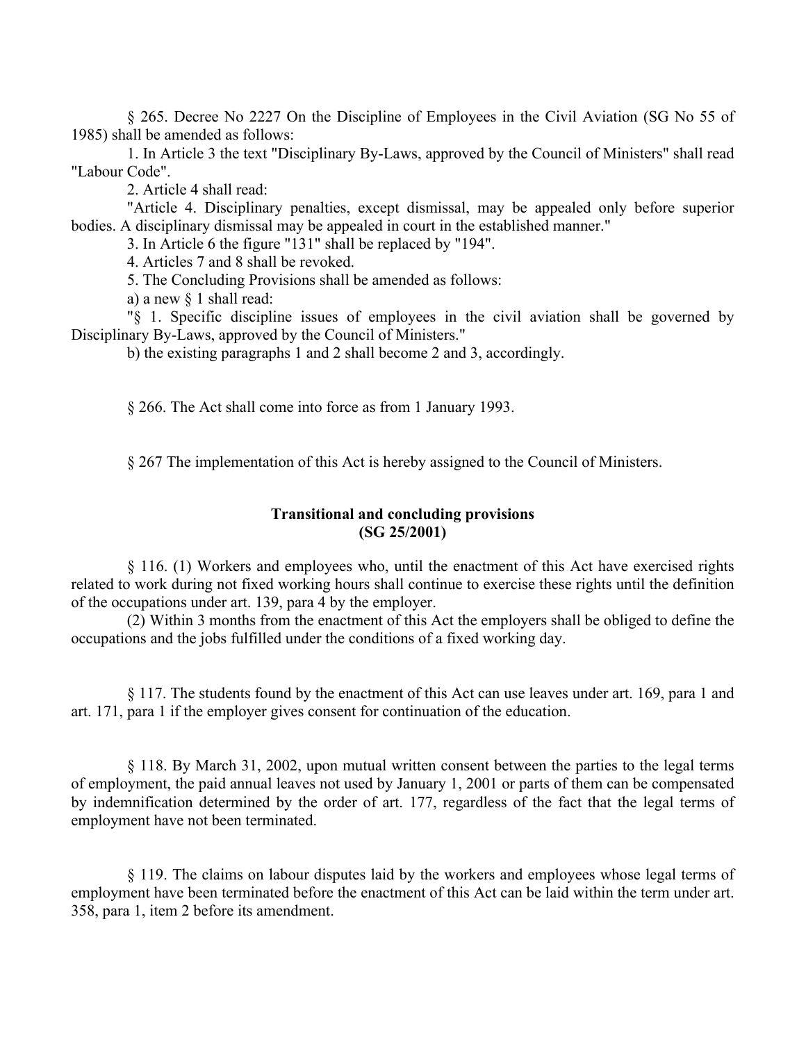§ 265. Decree No 2227 On the Discipline of Employees in the Civil Aviation (SG No 55 of 1985) shall be amended as follows:

1. In Article 3 the text "Disciplinary By-Laws, approved by the Council of Ministers" shall read "Labour Code".

2. Article 4 shall read:

"Article 4. Disciplinary penalties, except dismissal, may be appealed only before superior bodies. A disciplinary dismissal may be appealed in court in the established manner."

3. In Article 6 the figure "131" shall be replaced by "194".

4. Articles 7 and 8 shall be revoked.

5. The Concluding Provisions shall be amended as follows:

a) a new § 1 shall read:

"§ 1. Specific discipline issues of employees in the civil aviation shall be governed by Disciplinary By-Laws, approved by the Council of Ministers."

b) the existing paragraphs 1 and 2 shall become 2 and 3, accordingly.

§ 266. The Act shall come into force as from 1 January 1993.

§ 267 The implementation of this Act is hereby assigned to the Council of Ministers.

**Transitional and concluding provisions**
**(SG 25/2001)**

§ 116. (1) Workers and employees who, until the enactment of this Act have exercised rights related to work during not fixed working hours shall continue to exercise these rights until the definition of the occupations under art. 139, para 4 by the employer.

(2) Within 3 months from the enactment of this Act the employers shall be obliged to define the occupations and the jobs fulfilled under the conditions of a fixed working day.

§ 117. The students found by the enactment of this Act can use leaves under art. 169, para 1 and art. 171, para 1 if the employer gives consent for continuation of the education.

§ 118. By March 31, 2002, upon mutual written consent between the parties to the legal terms of employment, the paid annual leaves not used by January 1, 2001 or parts of them can be compensated by indemnification determined by the order of art. 177, regardless of the fact that the legal terms of employment have not been terminated.

§ 119. The claims on labour disputes laid by the workers and employees whose legal terms of employment have been terminated before the enactment of this Act can be laid within the term under art. 358, para 1, item 2 before its amendment.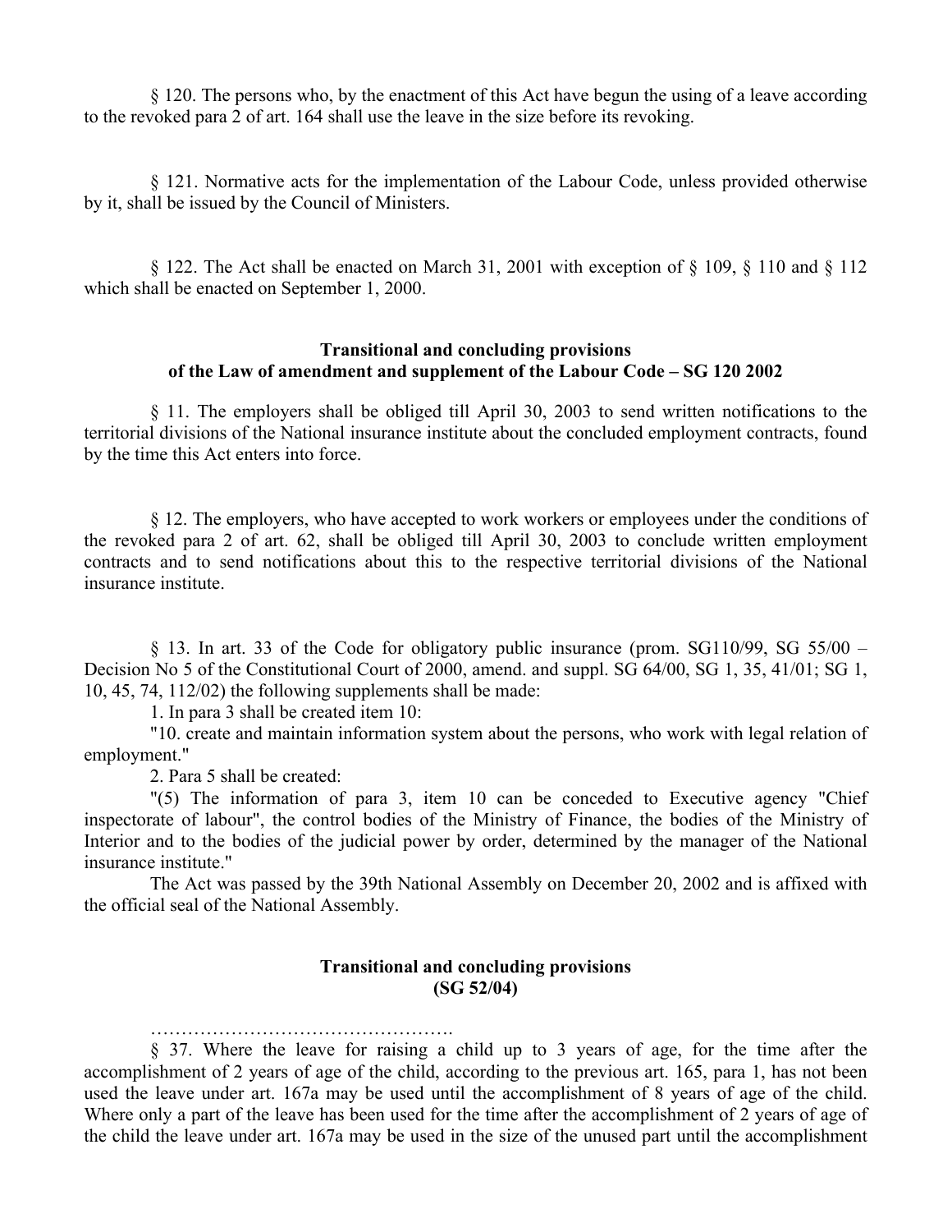§ 120. The persons who, by the enactment of this Act have begun the using of a leave according to the revoked para 2 of art. 164 shall use the leave in the size before its revoking.

§ 121. Normative acts for the implementation of the Labour Code, unless provided otherwise by it, shall be issued by the Council of Ministers.

§ 122. The Act shall be enacted on March 31, 2001 with exception of § 109, § 110 and § 112 which shall be enacted on September 1, 2000.

**Transitional and concluding provisions of the Law of amendment and supplement of the Labour Code – SG 120 2002**

§ 11. The employers shall be obliged till April 30, 2003 to send written notifications to the territorial divisions of the National insurance institute about the concluded employment contracts, found by the time this Act enters into force.

§ 12. The employers, who have accepted to work workers or employees under the conditions of the revoked para 2 of art. 62, shall be obliged till April 30, 2003 to conclude written employment contracts and to send notifications about this to the respective territorial divisions of the National insurance institute.

§ 13. In art. 33 of the Code for obligatory public insurance (prom. SG110/99, SG 55/00 – Decision No 5 of the Constitutional Court of 2000, amend. and suppl. SG 64/00, SG 1, 35, 41/01; SG 1, 10, 45, 74, 112/02) the following supplements shall be made:

1. In para 3 shall be created item 10:

"10. create and maintain information system about the persons, who work with legal relation of employment."

2. Para 5 shall be created:

"(5) The information of para 3, item 10 can be conceded to Executive agency "Chief inspectorate of labour", the control bodies of the Ministry of Finance, the bodies of the Ministry of Interior and to the bodies of the judicial power by order, determined by the manager of the National insurance institute."

The Act was passed by the 39th National Assembly on December 20, 2002 and is affixed with the official seal of the National Assembly.

**Transitional and concluding provisions (SG 52/04)**

………………………………………….

§ 37. Where the leave for raising a child up to 3 years of age, for the time after the accomplishment of 2 years of age of the child, according to the previous art. 165, para 1, has not been used the leave under art. 167a may be used until the accomplishment of 8 years of age of the child. Where only a part of the leave has been used for the time after the accomplishment of 2 years of age of the child the leave under art. 167a may be used in the size of the unused part until the accomplishment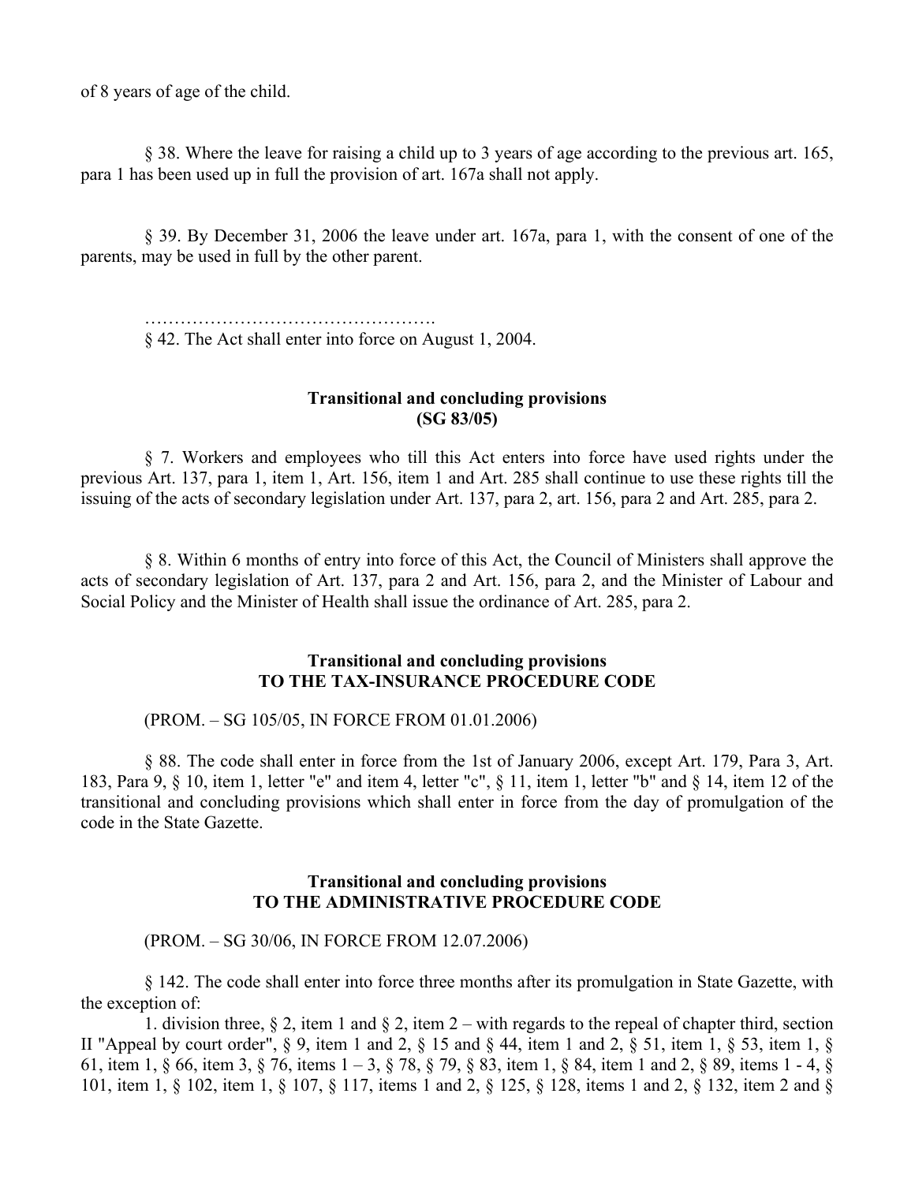of 8 years of age of the child.

§ 38. Where the leave for raising a child up to 3 years of age according to the previous art. 165, para 1 has been used up in full the provision of art. 167a shall not apply.

§ 39. By December 31, 2006 the leave under art. 167a, para 1, with the consent of one of the parents, may be used in full by the other parent.

………………………………………….

§ 42. The Act shall enter into force on August 1, 2004.

**Transitional and concluding provisions**
**(SG 83/05)**

§ 7. Workers and employees who till this Act enters into force have used rights under the previous Art. 137, para 1, item 1, Art. 156, item 1 and Art. 285 shall continue to use these rights till the issuing of the acts of secondary legislation under Art. 137, para 2, art. 156, para 2 and Art. 285, para 2.

§ 8. Within 6 months of entry into force of this Act, the Council of Ministers shall approve the acts of secondary legislation of Art. 137, para 2 and Art. 156, para 2, and the Minister of Labour and Social Policy and the Minister of Health shall issue the ordinance of Art. 285, para 2.

**Transitional and concluding provisions**
**TO THE TAX-INSURANCE PROCEDURE CODE**

(PROM. – SG 105/05, IN FORCE FROM 01.01.2006)

§ 88. The code shall enter in force from the 1st of January 2006, except Art. 179, Para 3, Art. 183, Para 9, § 10, item 1, letter "e" and item 4, letter "c", § 11, item 1, letter "b" and § 14, item 12 of the transitional and concluding provisions which shall enter in force from the day of promulgation of the code in the State Gazette.

**Transitional and concluding provisions**
**TO THE ADMINISTRATIVE PROCEDURE CODE**

(PROM. – SG 30/06, IN FORCE FROM 12.07.2006)

§ 142. The code shall enter into force three months after its promulgation in State Gazette, with the exception of:

1. division three, § 2, item 1 and § 2, item 2 – with regards to the repeal of chapter third, section II "Appeal by court order", § 9, item 1 and 2, § 15 and § 44, item 1 and 2, § 51, item 1, § 53, item 1, § 61, item 1, § 66, item 3, § 76, items 1 – 3, § 78, § 79, § 83, item 1, § 84, item 1 and 2, § 89, items 1 - 4, § 101, item 1, § 102, item 1, § 107, § 117, items 1 and 2, § 125, § 128, items 1 and 2, § 132, item 2 and §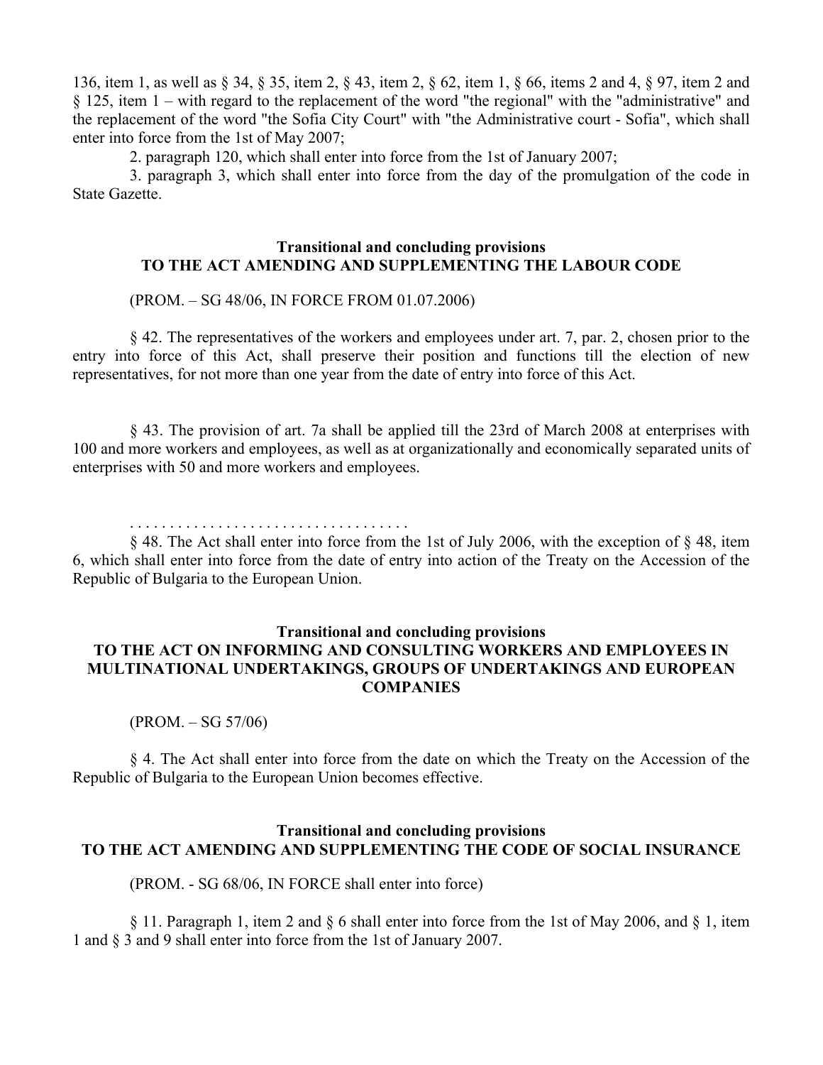136, item 1, as well as § 34, § 35, item 2, § 43, item 2, § 62, item 1, § 66, items 2 and 4, § 97, item 2 and § 125, item 1 – with regard to the replacement of the word "the regional" with the "administrative" and the replacement of the word "the Sofia City Court" with "the Administrative court - Sofia", which shall enter into force from the 1st of May 2007;

2. paragraph 120, which shall enter into force from the 1st of January 2007;

3. paragraph 3, which shall enter into force from the day of the promulgation of the code in State Gazette.

**Transitional and concluding provisions**
**TO THE ACT AMENDING AND SUPPLEMENTING THE LABOUR CODE**

(PROM. – SG 48/06, IN FORCE FROM 01.07.2006)

§ 42. The representatives of the workers and employees under art. 7, par. 2, chosen prior to the entry into force of this Act, shall preserve their position and functions till the election of new representatives, for not more than one year from the date of entry into force of this Act.

§ 43. The provision of art. 7a shall be applied till the 23rd of March 2008 at enterprises with 100 and more workers and employees, as well as at organizationally and economically separated units of enterprises with 50 and more workers and employees.

. . . . . . . . . . . . . . . . . . . . . . . . . . . . . . . . . . .

§ 48. The Act shall enter into force from the 1st of July 2006, with the exception of § 48, item 6, which shall enter into force from the date of entry into action of the Treaty on the Accession of the Republic of Bulgaria to the European Union.

**Transitional and concluding provisions**
**TO THE ACT ON INFORMING AND CONSULTING WORKERS AND EMPLOYEES IN MULTINATIONAL UNDERTAKINGS, GROUPS OF UNDERTAKINGS AND EUROPEAN COMPANIES**

(PROM. – SG 57/06)

§ 4. The Act shall enter into force from the date on which the Treaty on the Accession of the Republic of Bulgaria to the European Union becomes effective.

**Transitional and concluding provisions**
**TO THE ACT AMENDING AND SUPPLEMENTING THE CODE OF SOCIAL INSURANCE**

(PROM. - SG 68/06, IN FORCE shall enter into force)

§ 11. Paragraph 1, item 2 and § 6 shall enter into force from the 1st of May 2006, and § 1, item 1 and § 3 and 9 shall enter into force from the 1st of January 2007.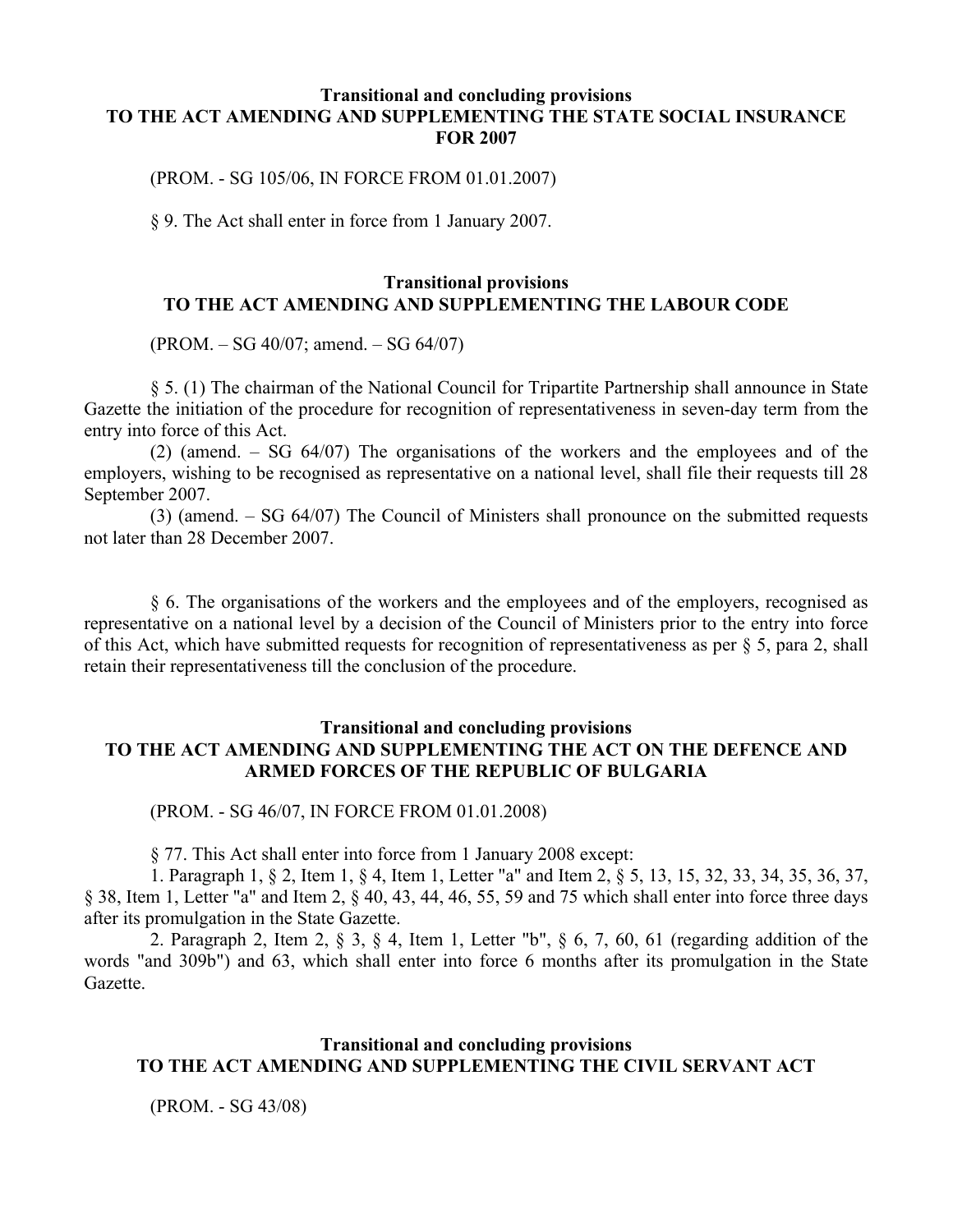### Transitional and concluding provisions
### TO THE ACT AMENDING AND SUPPLEMENTING THE STATE SOCIAL INSURANCE FOR 2007

(PROM. - SG 105/06, IN FORCE FROM 01.01.2007)

§ 9. The Act shall enter in force from 1 January 2007.

### Transitional provisions
### TO THE ACT AMENDING AND SUPPLEMENTING THE LABOUR CODE

(PROM. – SG 40/07; amend. – SG 64/07)

§ 5. (1) The chairman of the National Council for Tripartite Partnership shall announce in State Gazette the initiation of the procedure for recognition of representativeness in seven-day term from the entry into force of this Act.

(2) (amend. – SG 64/07) The organisations of the workers and the employees and of the employers, wishing to be recognised as representative on a national level, shall file their requests till 28 September 2007.

(3) (amend. – SG 64/07) The Council of Ministers shall pronounce on the submitted requests not later than 28 December 2007.

§ 6. The organisations of the workers and the employees and of the employers, recognised as representative on a national level by a decision of the Council of Ministers prior to the entry into force of this Act, which have submitted requests for recognition of representativeness as per § 5, para 2, shall retain their representativeness till the conclusion of the procedure.

### Transitional and concluding provisions
### TO THE ACT AMENDING AND SUPPLEMENTING THE ACT ON THE DEFENCE AND ARMED FORCES OF THE REPUBLIC OF BULGARIA

(PROM. - SG 46/07, IN FORCE FROM 01.01.2008)

§ 77. This Act shall enter into force from 1 January 2008 except:

1. Paragraph 1, § 2, Item 1, § 4, Item 1, Letter "a" and Item 2, § 5, 13, 15, 32, 33, 34, 35, 36, 37, § 38, Item 1, Letter "a" and Item 2, § 40, 43, 44, 46, 55, 59 and 75 which shall enter into force three days after its promulgation in the State Gazette.

2. Paragraph 2, Item 2, § 3, § 4, Item 1, Letter "b", § 6, 7, 60, 61 (regarding addition of the words "and 309b") and 63, which shall enter into force 6 months after its promulgation in the State Gazette.

### Transitional and concluding provisions
### TO THE ACT AMENDING AND SUPPLEMENTING THE CIVIL SERVANT ACT

(PROM. - SG 43/08)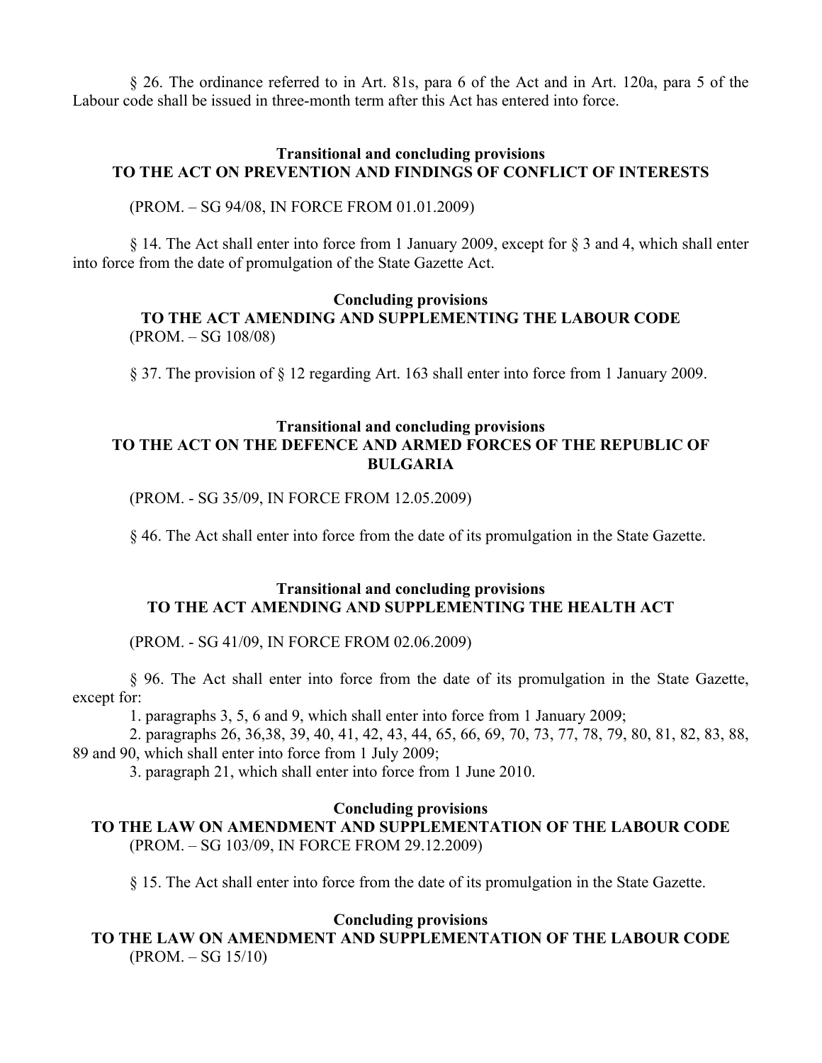§ 26. The ordinance referred to in Art. 81s, para 6 of the Act and in Art. 120a, para 5 of the Labour code shall be issued in three-month term after this Act has entered into force.

**Transitional and concluding provisions**
**TO THE ACT ON PREVENTION AND FINDINGS OF CONFLICT OF INTERESTS**

(PROM. – SG 94/08, IN FORCE FROM 01.01.2009)

§ 14. The Act shall enter into force from 1 January 2009, except for § 3 and 4, which shall enter into force from the date of promulgation of the State Gazette Act.

**Concluding provisions**
**TO THE ACT AMENDING AND SUPPLEMENTING THE LABOUR CODE**
(PROM. – SG 108/08)

§ 37. The provision of § 12 regarding Art. 163 shall enter into force from 1 January 2009.

**Transitional and concluding provisions**
**TO THE ACT ON THE DEFENCE AND ARMED FORCES OF THE REPUBLIC OF BULGARIA**

(PROM. - SG 35/09, IN FORCE FROM 12.05.2009)

§ 46. The Act shall enter into force from the date of its promulgation in the State Gazette.

**Transitional and concluding provisions**
**TO THE ACT AMENDING AND SUPPLEMENTING THE HEALTH ACT**

(PROM. - SG 41/09, IN FORCE FROM 02.06.2009)

§ 96. The Act shall enter into force from the date of its promulgation in the State Gazette, except for:

1. paragraphs 3, 5, 6 and 9, which shall enter into force from 1 January 2009;
2. paragraphs 26, 36,38, 39, 40, 41, 42, 43, 44, 65, 66, 69, 70, 73, 77, 78, 79, 80, 81, 82, 83, 88, 89 and 90, which shall enter into force from 1 July 2009;
3. paragraph 21, which shall enter into force from 1 June 2010.

**Concluding provisions**
**TO THE LAW ON AMENDMENT AND SUPPLEMENTATION OF THE LABOUR CODE**
(PROM. – SG 103/09, IN FORCE FROM 29.12.2009)

§ 15. The Act shall enter into force from the date of its promulgation in the State Gazette.

**Concluding provisions**
**TO THE LAW ON AMENDMENT AND SUPPLEMENTATION OF THE LABOUR CODE**
(PROM. – SG 15/10)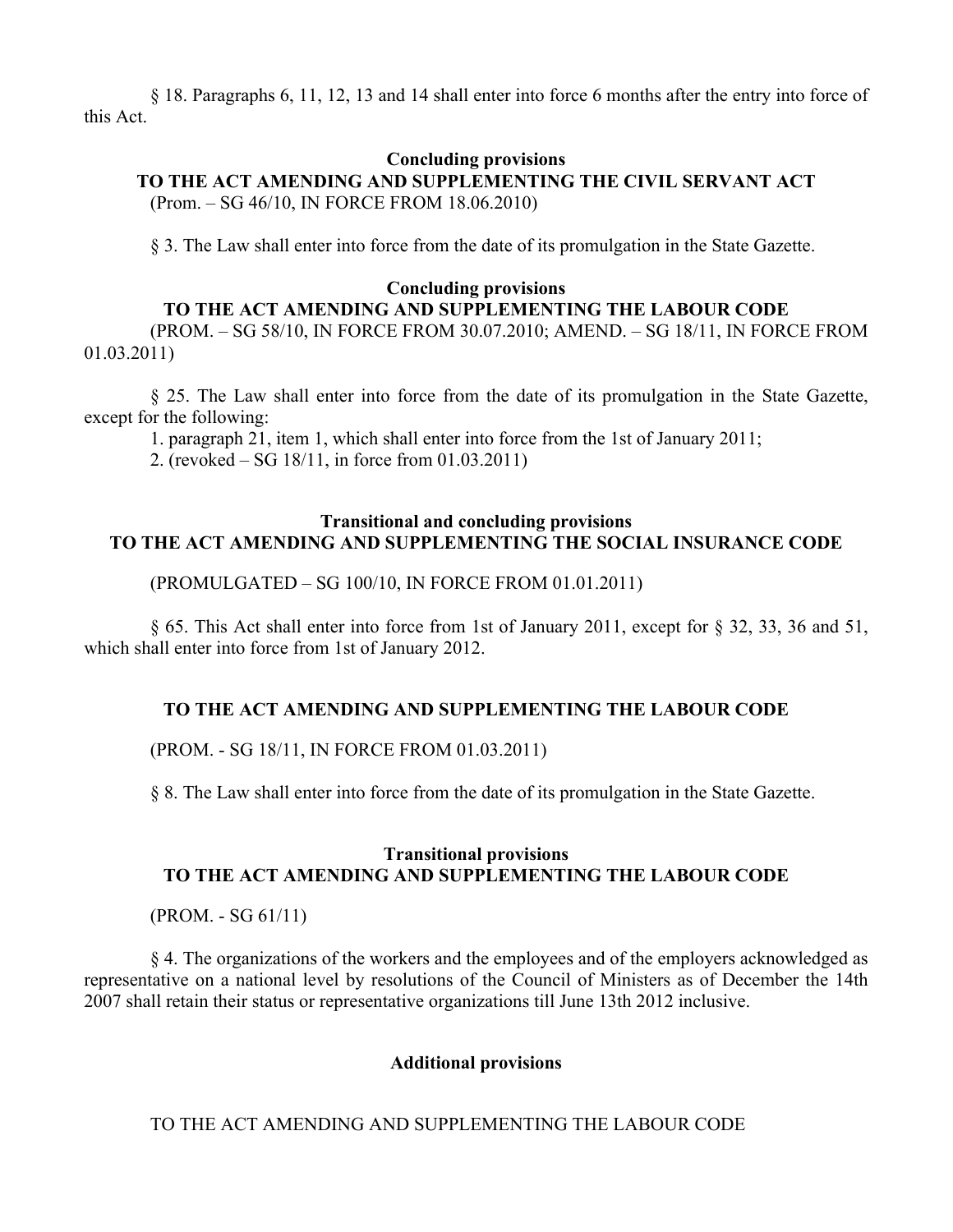§ 18. Paragraphs 6, 11, 12, 13 and 14 shall enter into force 6 months after the entry into force of this Act.

**Concluding provisions**
**TO THE ACT AMENDING AND SUPPLEMENTING THE CIVIL SERVANT ACT**
(Prom. – SG 46/10, IN FORCE FROM 18.06.2010)

§ 3. The Law shall enter into force from the date of its promulgation in the State Gazette.

**Concluding provisions**
**TO THE ACT AMENDING AND SUPPLEMENTING THE LABOUR CODE**
(PROM. – SG 58/10, IN FORCE FROM 30.07.2010; AMEND. – SG 18/11, IN FORCE FROM 01.03.2011)

§ 25. The Law shall enter into force from the date of its promulgation in the State Gazette, except for the following:

1. paragraph 21, item 1, which shall enter into force from the 1st of January 2011;
2. (revoked – SG 18/11, in force from 01.03.2011)

**Transitional and concluding provisions**
**TO THE ACT AMENDING AND SUPPLEMENTING THE SOCIAL INSURANCE CODE**

(PROMULGATED – SG 100/10, IN FORCE FROM 01.01.2011)

§ 65. This Act shall enter into force from 1st of January 2011, except for § 32, 33, 36 and 51, which shall enter into force from 1st of January 2012.

**TO THE ACT AMENDING AND SUPPLEMENTING THE LABOUR CODE**

(PROM. - SG 18/11, IN FORCE FROM 01.03.2011)

§ 8. The Law shall enter into force from the date of its promulgation in the State Gazette.

**Transitional provisions**
**TO THE ACT AMENDING AND SUPPLEMENTING THE LABOUR CODE**

(PROM. - SG 61/11)

§ 4. The organizations of the workers and the employees and of the employers acknowledged as representative on a national level by resolutions of the Council of Ministers as of December the 14th 2007 shall retain their status or representative organizations till June 13th 2012 inclusive.

**Additional provisions**

TO THE ACT AMENDING AND SUPPLEMENTING THE LABOUR CODE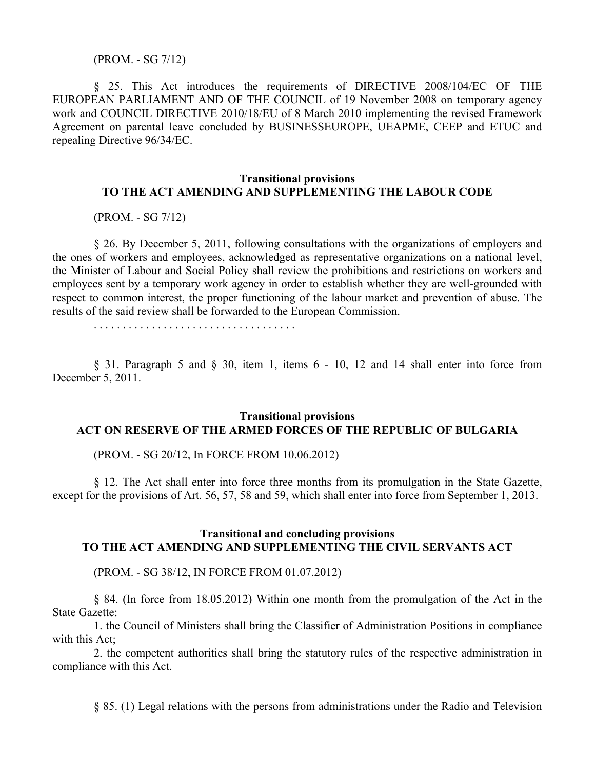(PROM. - SG 7/12)

§ 25. This Act introduces the requirements of DIRECTIVE 2008/104/EC OF THE EUROPEAN PARLIAMENT AND OF THE COUNCIL of 19 November 2008 on temporary agency work and COUNCIL DIRECTIVE 2010/18/EU of 8 March 2010 implementing the revised Framework Agreement on parental leave concluded by BUSINESSEUROPE, UEAPME, CEEP and ETUC and repealing Directive 96/34/EC.

## Transitional provisions
## TO THE ACT AMENDING AND SUPPLEMENTING THE LABOUR CODE

(PROM. - SG 7/12)

§ 26. By December 5, 2011, following consultations with the organizations of employers and the ones of workers and employees, acknowledged as representative organizations on a national level, the Minister of Labour and Social Policy shall review the prohibitions and restrictions on workers and employees sent by a temporary work agency in order to establish whether they are well-grounded with respect to common interest, the proper functioning of the labour market and prevention of abuse. The results of the said review shall be forwarded to the European Commission.

. . . . . . . . . . . . . . . . . . . . . . . . . . . . . . . . . .

§ 31. Paragraph 5 and § 30, item 1, items 6 - 10, 12 and 14 shall enter into force from December 5, 2011.

## Transitional provisions
## ACT ON RESERVE OF THE ARMED FORCES OF THE REPUBLIC OF BULGARIA

(PROM. - SG 20/12, In FORCE FROM 10.06.2012)

§ 12. The Act shall enter into force three months from its promulgation in the State Gazette, except for the provisions of Art. 56, 57, 58 and 59, which shall enter into force from September 1, 2013.

## Transitional and concluding provisions
## TO THE ACT AMENDING AND SUPPLEMENTING THE CIVIL SERVANTS ACT

(PROM. - SG 38/12, IN FORCE FROM 01.07.2012)

§ 84. (In force from 18.05.2012) Within one month from the promulgation of the Act in the State Gazette:

1. the Council of Ministers shall bring the Classifier of Administration Positions in compliance with this Act;

2. the competent authorities shall bring the statutory rules of the respective administration in compliance with this Act.

§ 85. (1) Legal relations with the persons from administrations under the Radio and Television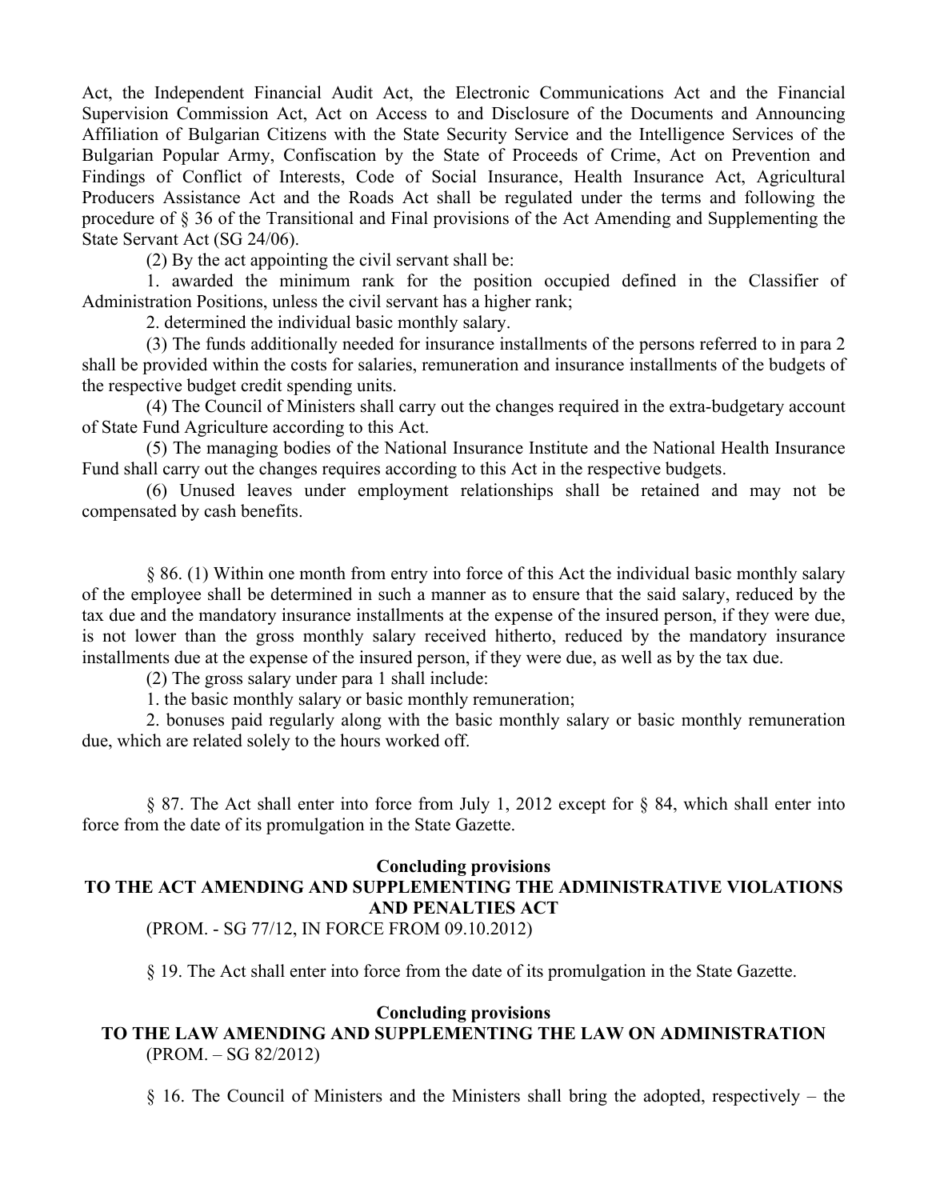Act, the Independent Financial Audit Act, the Electronic Communications Act and the Financial Supervision Commission Act, Act on Access to and Disclosure of the Documents and Announcing Affiliation of Bulgarian Citizens with the State Security Service and the Intelligence Services of the Bulgarian Popular Army, Confiscation by the State of Proceeds of Crime, Act on Prevention and Findings of Conflict of Interests, Code of Social Insurance, Health Insurance Act, Agricultural Producers Assistance Act and the Roads Act shall be regulated under the terms and following the procedure of § 36 of the Transitional and Final provisions of the Act Amending and Supplementing the State Servant Act (SG 24/06).

(2) By the act appointing the civil servant shall be:

1. awarded the minimum rank for the position occupied defined in the Classifier of Administration Positions, unless the civil servant has a higher rank;

2. determined the individual basic monthly salary.

(3) The funds additionally needed for insurance installments of the persons referred to in para 2 shall be provided within the costs for salaries, remuneration and insurance installments of the budgets of the respective budget credit spending units.

(4) The Council of Ministers shall carry out the changes required in the extra-budgetary account of State Fund Agriculture according to this Act.

(5) The managing bodies of the National Insurance Institute and the National Health Insurance Fund shall carry out the changes requires according to this Act in the respective budgets.

(6) Unused leaves under employment relationships shall be retained and may not be compensated by cash benefits.

§ 86. (1) Within one month from entry into force of this Act the individual basic monthly salary of the employee shall be determined in such a manner as to ensure that the said salary, reduced by the tax due and the mandatory insurance installments at the expense of the insured person, if they were due, is not lower than the gross monthly salary received hitherto, reduced by the mandatory insurance installments due at the expense of the insured person, if they were due, as well as by the tax due.

(2) The gross salary under para 1 shall include:

1. the basic monthly salary or basic monthly remuneration;

2. bonuses paid regularly along with the basic monthly salary or basic monthly remuneration due, which are related solely to the hours worked off.

§ 87. The Act shall enter into force from July 1, 2012 except for § 84, which shall enter into force from the date of its promulgation in the State Gazette.

**Concluding provisions**
**TO THE ACT AMENDING AND SUPPLEMENTING THE ADMINISTRATIVE VIOLATIONS AND PENALTIES ACT**
(PROM. - SG 77/12, IN FORCE FROM 09.10.2012)

§ 19. The Act shall enter into force from the date of its promulgation in the State Gazette.

**Concluding provisions**
**TO THE LAW AMENDING AND SUPPLEMENTING THE LAW ON ADMINISTRATION**
(PROM. – SG 82/2012)

§ 16. The Council of Ministers and the Ministers shall bring the adopted, respectively – the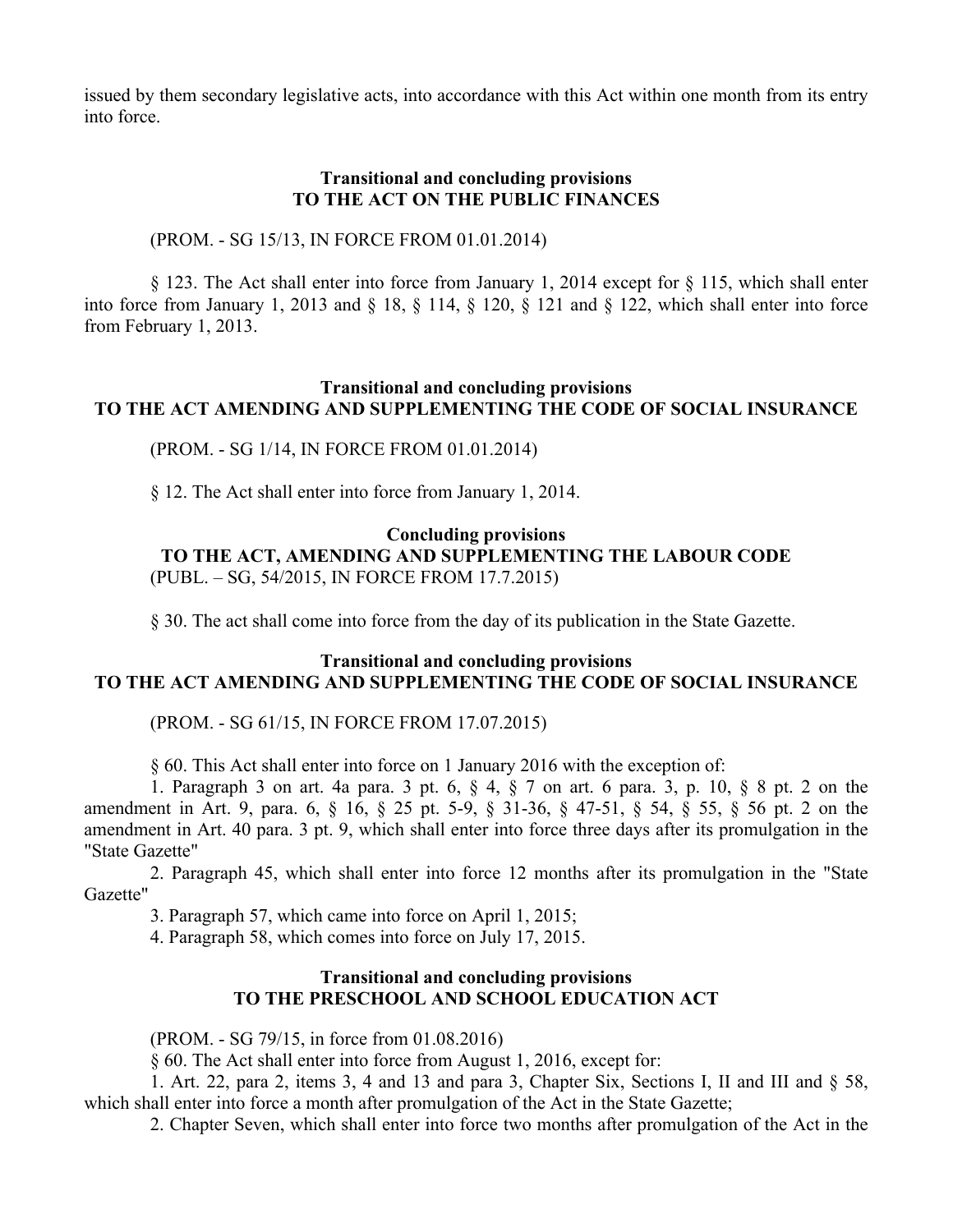issued by them secondary legislative acts, into accordance with this Act within one month from its entry into force.

**Transitional and concluding provisions**
**TO THE ACT ON THE PUBLIC FINANCES**

(PROM. - SG 15/13, IN FORCE FROM 01.01.2014)

§ 123. The Act shall enter into force from January 1, 2014 except for § 115, which shall enter into force from January 1, 2013 and § 18, § 114, § 120, § 121 and § 122, which shall enter into force from February 1, 2013.

**Transitional and concluding provisions**
**TO THE ACT AMENDING AND SUPPLEMENTING THE CODE OF SOCIAL INSURANCE**

(PROM. - SG 1/14, IN FORCE FROM 01.01.2014)

§ 12. The Act shall enter into force from January 1, 2014.

**Concluding provisions**
**TO THE ACT, AMENDING AND SUPPLEMENTING THE LABOUR CODE**
(PUBL. – SG, 54/2015, IN FORCE FROM 17.7.2015)

§ 30. The act shall come into force from the day of its publication in the State Gazette.

**Transitional and concluding provisions**
**TO THE ACT AMENDING AND SUPPLEMENTING THE CODE OF SOCIAL INSURANCE**

(PROM. - SG 61/15, IN FORCE FROM 17.07.2015)

§ 60. This Act shall enter into force on 1 January 2016 with the exception of:

1. Paragraph 3 on art. 4a para. 3 pt. 6, § 4, § 7 on art. 6 para. 3, p. 10, § 8 pt. 2 on the amendment in Art. 9, para. 6, § 16, § 25 pt. 5-9, § 31-36, § 47-51, § 54, § 55, § 56 pt. 2 on the amendment in Art. 40 para. 3 pt. 9, which shall enter into force three days after its promulgation in the "State Gazette"

2. Paragraph 45, which shall enter into force 12 months after its promulgation in the "State Gazette"

3. Paragraph 57, which came into force on April 1, 2015;

4. Paragraph 58, which comes into force on July 17, 2015.

**Transitional and concluding provisions**
**TO THE PRESCHOOL AND SCHOOL EDUCATION ACT**

(PROM. - SG 79/15, in force from 01.08.2016)

§ 60. The Act shall enter into force from August 1, 2016, except for:

1. Art. 22, para 2, items 3, 4 and 13 and para 3, Chapter Six, Sections I, II and III and § 58, which shall enter into force a month after promulgation of the Act in the State Gazette;

2. Chapter Seven, which shall enter into force two months after promulgation of the Act in the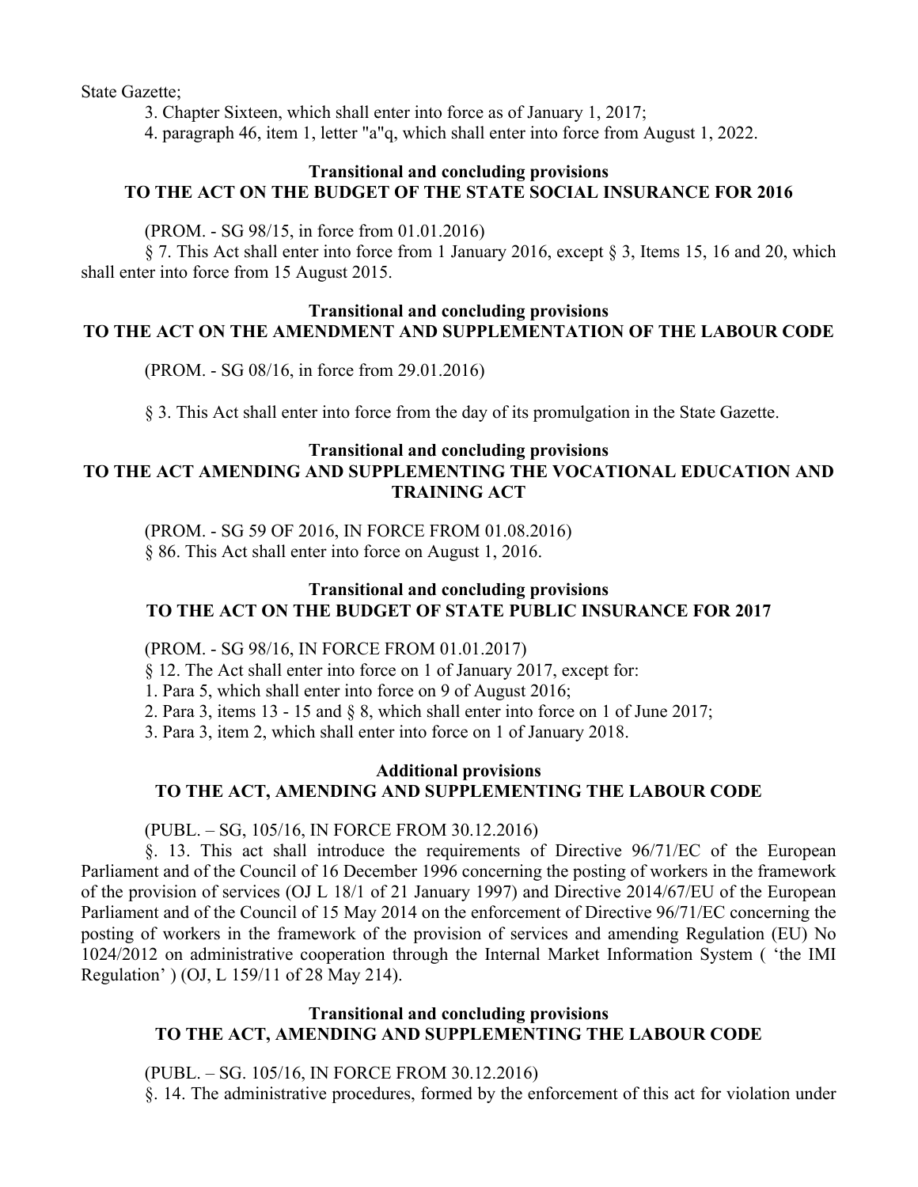State Gazette;

3. Chapter Sixteen, which shall enter into force as of January 1, 2017;

4. paragraph 46, item 1, letter "a"q, which shall enter into force from August 1, 2022.

**Transitional and concluding provisions**
**TO THE ACT ON THE BUDGET OF THE STATE SOCIAL INSURANCE FOR 2016**

(PROM. - SG 98/15, in force from 01.01.2016)

§ 7. This Act shall enter into force from 1 January 2016, except § 3, Items 15, 16 and 20, which shall enter into force from 15 August 2015.

**Transitional and concluding provisions**
**TO THE ACT ON THE AMENDMENT AND SUPPLEMENTATION OF THE LABOUR CODE**

(PROM. - SG 08/16, in force from 29.01.2016)

§ 3. This Act shall enter into force from the day of its promulgation in the State Gazette.

**Transitional and concluding provisions**
**TO THE ACT AMENDING AND SUPPLEMENTING THE VOCATIONAL EDUCATION AND TRAINING ACT**

(PROM. - SG 59 OF 2016, IN FORCE FROM 01.08.2016)

§ 86. This Act shall enter into force on August 1, 2016.

**Transitional and concluding provisions**
**TO THE ACT ON THE BUDGET OF STATE PUBLIC INSURANCE FOR 2017**

(PROM. - SG 98/16, IN FORCE FROM 01.01.2017)

§ 12. The Act shall enter into force on 1 of January 2017, except for:

1. Para 5, which shall enter into force on 9 of August 2016;
2. Para 3, items 13 - 15 and § 8, which shall enter into force on 1 of June 2017;
3. Para 3, item 2, which shall enter into force on 1 of January 2018.

**Additional provisions**
**TO THE ACT, AMENDING AND SUPPLEMENTING THE LABOUR CODE**

(PUBL. – SG, 105/16, IN FORCE FROM 30.12.2016)

§. 13. This act shall introduce the requirements of Directive 96/71/EC of the European Parliament and of the Council of 16 December 1996 concerning the posting of workers in the framework of the provision of services (OJ L 18/1 of 21 January 1997) and Directive 2014/67/EU of the European Parliament and of the Council of 15 May 2014 on the enforcement of Directive 96/71/EC concerning the posting of workers in the framework of the provision of services and amending Regulation (EU) No 1024/2012 on administrative cooperation through the Internal Market Information System ( 'the IMI Regulation' ) (OJ, L 159/11 of 28 May 214).

**Transitional and concluding provisions**
**TO THE ACT, AMENDING AND SUPPLEMENTING THE LABOUR CODE**

(PUBL. – SG. 105/16, IN FORCE FROM 30.12.2016)

§. 14. The administrative procedures, formed by the enforcement of this act for violation under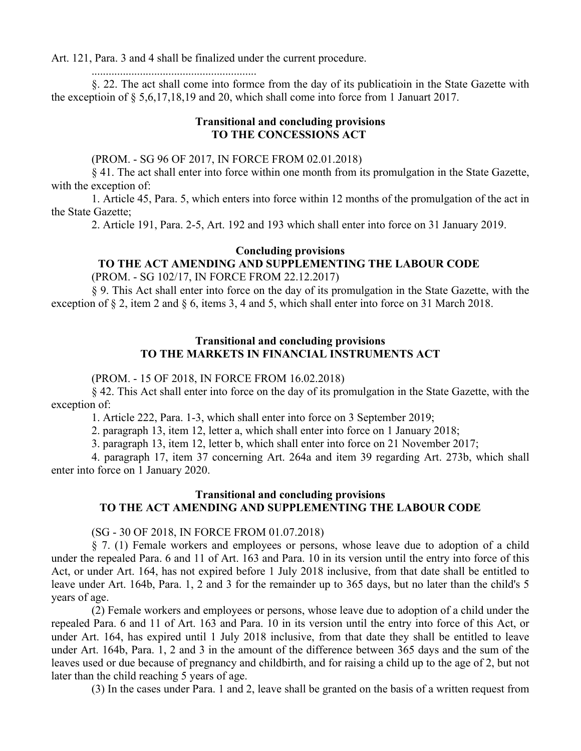Art. 121, Para. 3 and 4 shall be finalized under the current procedure.

..........................................................

§. 22. The act shall come into formce from the day of its publicatioin in the State Gazette with the exceptioin of § 5,6,17,18,19 and 20, which shall come into force from 1 Januart 2017.

**Transitional and concluding provisions**
**TO THE CONCESSIONS ACT**

(PROM. - SG 96 OF 2017, IN FORCE FROM 02.01.2018)

§ 41. The act shall enter into force within one month from its promulgation in the State Gazette, with the exception of:

1. Article 45, Para. 5, which enters into force within 12 months of the promulgation of the act in the State Gazette;

2. Article 191, Para. 2-5, Art. 192 and 193 which shall enter into force on 31 January 2019.

**Concluding provisions**
**TO THE ACT AMENDING AND SUPPLEMENTING THE LABOUR CODE**

(PROM. - SG 102/17, IN FORCE FROM 22.12.2017)

§ 9. This Act shall enter into force on the day of its promulgation in the State Gazette, with the exception of § 2, item 2 and § 6, items 3, 4 and 5, which shall enter into force on 31 March 2018.

**Transitional and concluding provisions**
**TO THE MARKETS IN FINANCIAL INSTRUMENTS ACT**

(PROM. - 15 OF 2018, IN FORCE FROM 16.02.2018)

§ 42. This Act shall enter into force on the day of its promulgation in the State Gazette, with the exception of:

1. Article 222, Para. 1-3, which shall enter into force on 3 September 2019;

2. paragraph 13, item 12, letter a, which shall enter into force on 1 January 2018;

3. paragraph 13, item 12, letter b, which shall enter into force on 21 November 2017;

4. paragraph 17, item 37 concerning Art. 264a and item 39 regarding Art. 273b, which shall enter into force on 1 January 2020.

**Transitional and concluding provisions**
**TO THE ACT AMENDING AND SUPPLEMENTING THE LABOUR CODE**

(SG - 30 OF 2018, IN FORCE FROM 01.07.2018)

§ 7. (1) Female workers and employees or persons, whose leave due to adoption of a child under the repealed Para. 6 and 11 of Art. 163 and Para. 10 in its version until the entry into force of this Act, or under Art. 164, has not expired before 1 July 2018 inclusive, from that date shall be entitled to leave under Art. 164b, Para. 1, 2 and 3 for the remainder up to 365 days, but no later than the child's 5 years of age.

(2) Female workers and employees or persons, whose leave due to adoption of a child under the repealed Para. 6 and 11 of Art. 163 and Para. 10 in its version until the entry into force of this Act, or under Art. 164, has expired until 1 July 2018 inclusive, from that date they shall be entitled to leave under Art. 164b, Para. 1, 2 and 3 in the amount of the difference between 365 days and the sum of the leaves used or due because of pregnancy and childbirth, and for raising a child up to the age of 2, but not later than the child reaching 5 years of age.

(3) In the cases under Para. 1 and 2, leave shall be granted on the basis of a written request from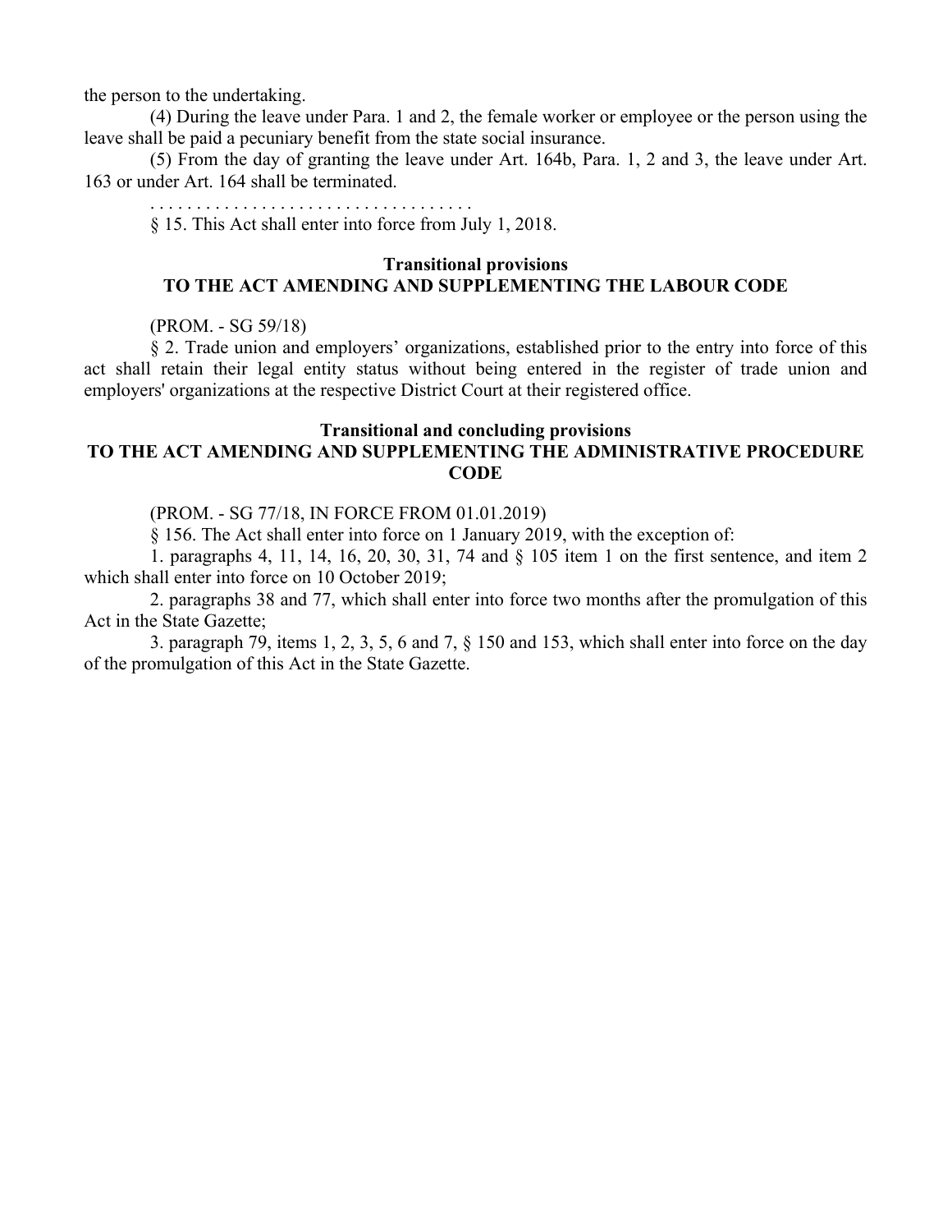the person to the undertaking.

(4) During the leave under Para. 1 and 2, the female worker or employee or the person using the leave shall be paid a pecuniary benefit from the state social insurance.

(5) From the day of granting the leave under Art. 164b, Para. 1, 2 and 3, the leave under Art. 163 or under Art. 164 shall be terminated.

. . . . . . . . . . . . . . . . . . . . . . . . . . . . . . . . . . .

§ 15. This Act shall enter into force from July 1, 2018.

**Transitional provisions**
**TO THE ACT AMENDING AND SUPPLEMENTING THE LABOUR CODE**

(PROM. - SG 59/18)

§ 2. Trade union and employers' organizations, established prior to the entry into force of this act shall retain their legal entity status without being entered in the register of trade union and employers' organizations at the respective District Court at their registered office.

**Transitional and concluding provisions**
**TO THE ACT AMENDING AND SUPPLEMENTING THE ADMINISTRATIVE PROCEDURE CODE**

(PROM. - SG 77/18, IN FORCE FROM 01.01.2019)

§ 156. The Act shall enter into force on 1 January 2019, with the exception of:

1. paragraphs 4, 11, 14, 16, 20, 30, 31, 74 and § 105 item 1 on the first sentence, and item 2 which shall enter into force on 10 October 2019;

2. paragraphs 38 and 77, which shall enter into force two months after the promulgation of this Act in the State Gazette;

3. paragraph 79, items 1, 2, 3, 5, 6 and 7, § 150 and 153, which shall enter into force on the day of the promulgation of this Act in the State Gazette.